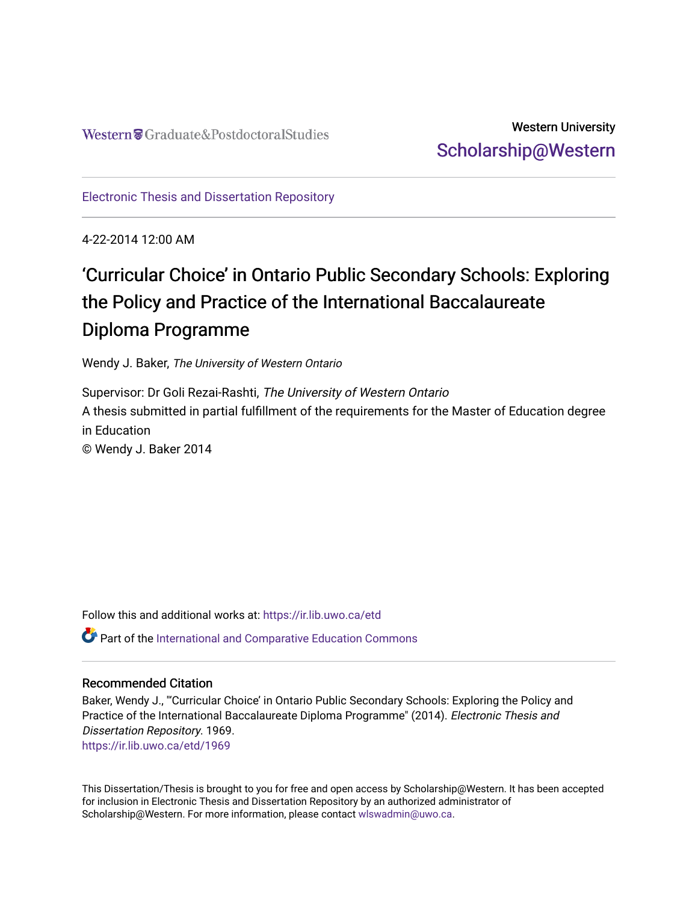Western Graduate&PostdoctoralStudies

Western University
Scholarship@Western

Electronic Thesis and Dissertation Repository

4-22-2014 12:00 AM

# 'Curricular Choice' in Ontario Public Secondary Schools: Exploring the Policy and Practice of the International Baccalaureate Diploma Programme

Wendy J. Baker, *The University of Western Ontario*

Supervisor: Dr Goli Rezai-Rashti, *The University of Western Ontario*
A thesis submitted in partial fulfillment of the requirements for the Master of Education degree in Education
© Wendy J. Baker 2014

Follow this and additional works at: https://ir.lib.uwo.ca/etd

Part of the International and Comparative Education Commons

## Recommended Citation

Baker, Wendy J., "'Curricular Choice' in Ontario Public Secondary Schools: Exploring the Policy and Practice of the International Baccalaureate Diploma Programme" (2014). *Electronic Thesis and Dissertation Repository*. 1969.
https://ir.lib.uwo.ca/etd/1969

This Dissertation/Thesis is brought to you for free and open access by Scholarship@Western. It has been accepted for inclusion in Electronic Thesis and Dissertation Repository by an authorized administrator of Scholarship@Western. For more information, please contact wlswadmin@uwo.ca.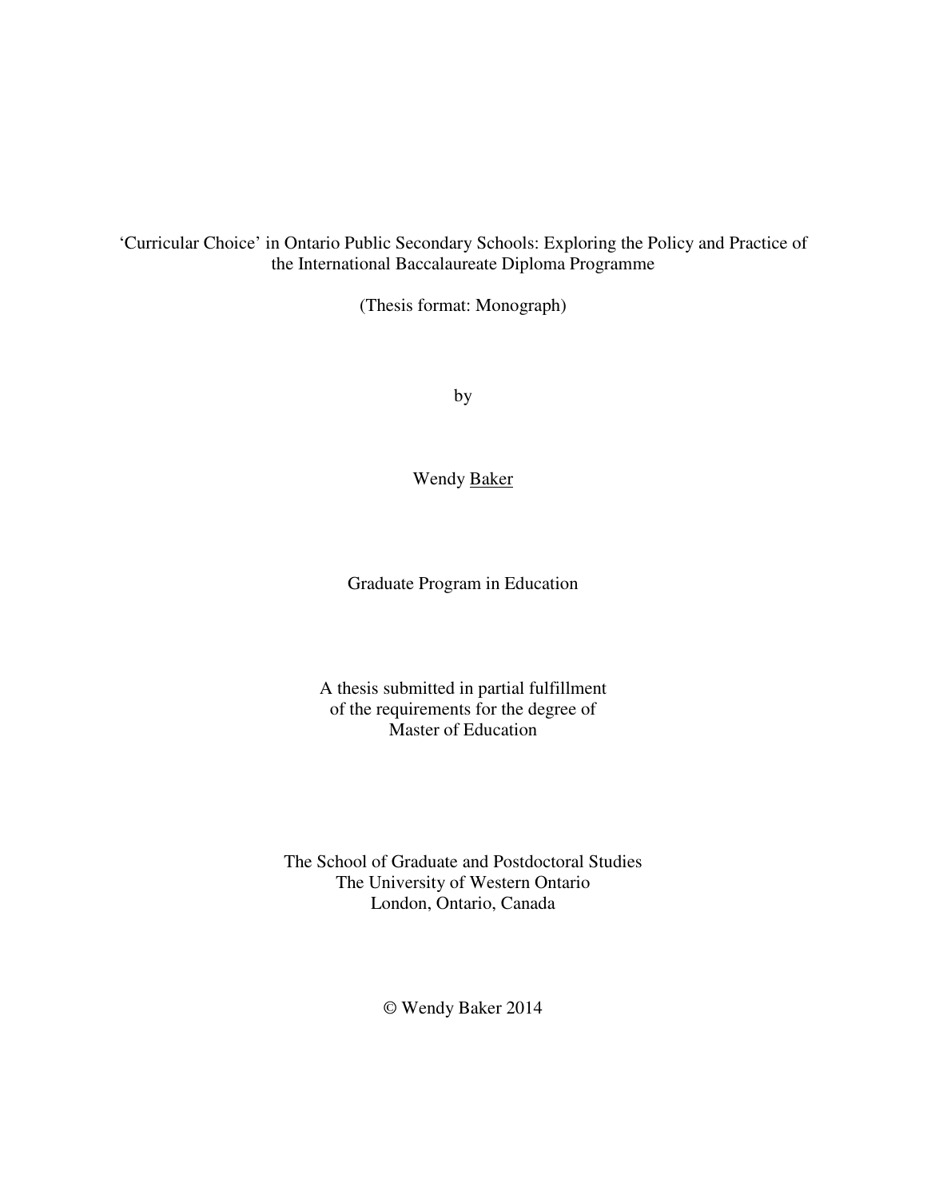'Curricular Choice' in Ontario Public Secondary Schools: Exploring the Policy and Practice of the International Baccalaureate Diploma Programme

(Thesis format: Monograph)

by

Wendy Baker

Graduate Program in Education

A thesis submitted in partial fulfillment
of the requirements for the degree of
Master of Education

The School of Graduate and Postdoctoral Studies
The University of Western Ontario
London, Ontario, Canada

© Wendy Baker 2014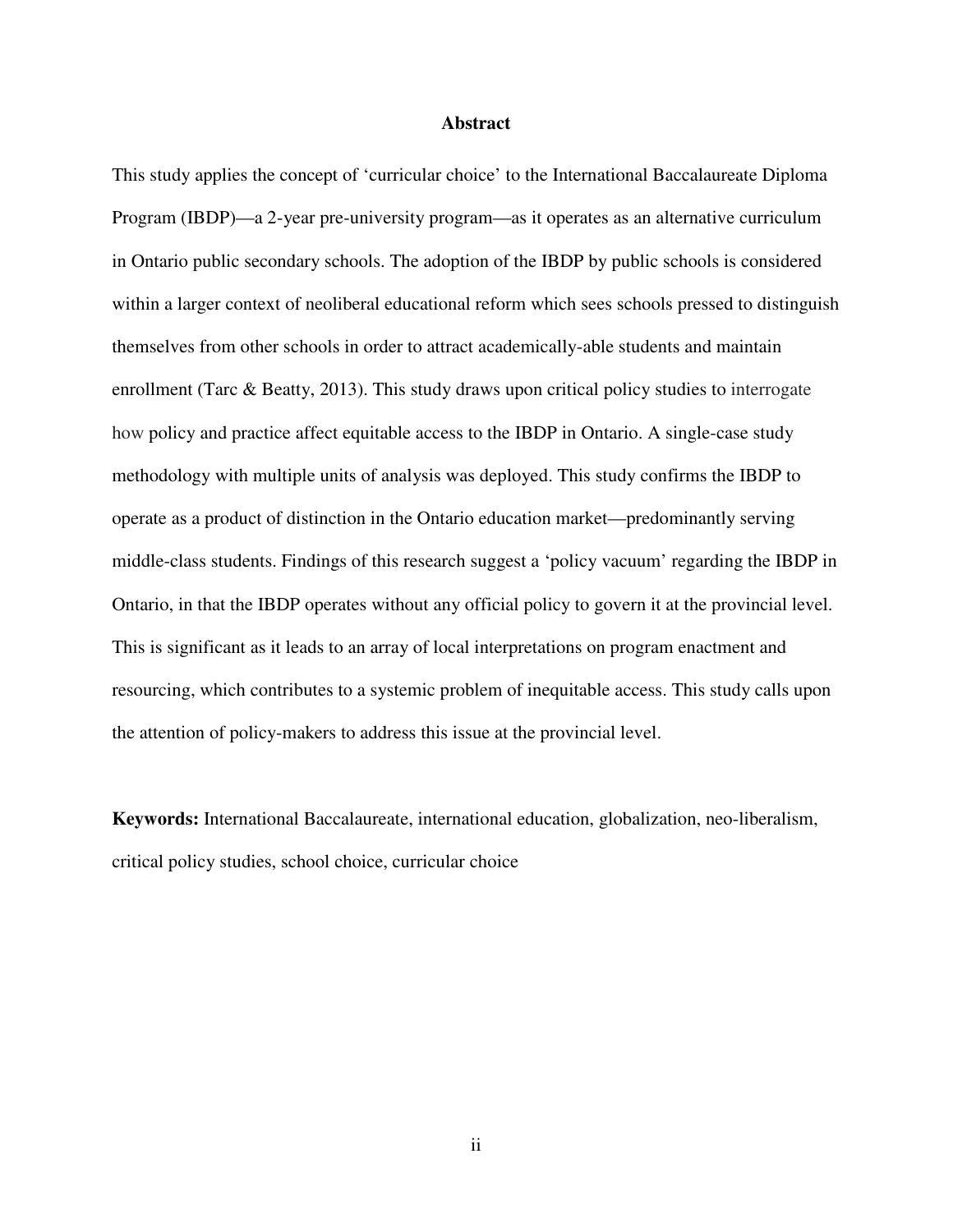## Abstract

This study applies the concept of 'curricular choice' to the International Baccalaureate Diploma Program (IBDP)—a 2-year pre-university program—as it operates as an alternative curriculum in Ontario public secondary schools. The adoption of the IBDP by public schools is considered within a larger context of neoliberal educational reform which sees schools pressed to distinguish themselves from other schools in order to attract academically-able students and maintain enrollment (Tarc & Beatty, 2013). This study draws upon critical policy studies to interrogate how policy and practice affect equitable access to the IBDP in Ontario. A single-case study methodology with multiple units of analysis was deployed. This study confirms the IBDP to operate as a product of distinction in the Ontario education market—predominantly serving middle-class students. Findings of this research suggest a 'policy vacuum' regarding the IBDP in Ontario, in that the IBDP operates without any official policy to govern it at the provincial level. This is significant as it leads to an array of local interpretations on program enactment and resourcing, which contributes to a systemic problem of inequitable access. This study calls upon the attention of policy-makers to address this issue at the provincial level.

**Keywords:** International Baccalaureate, international education, globalization, neo-liberalism, critical policy studies, school choice, curricular choice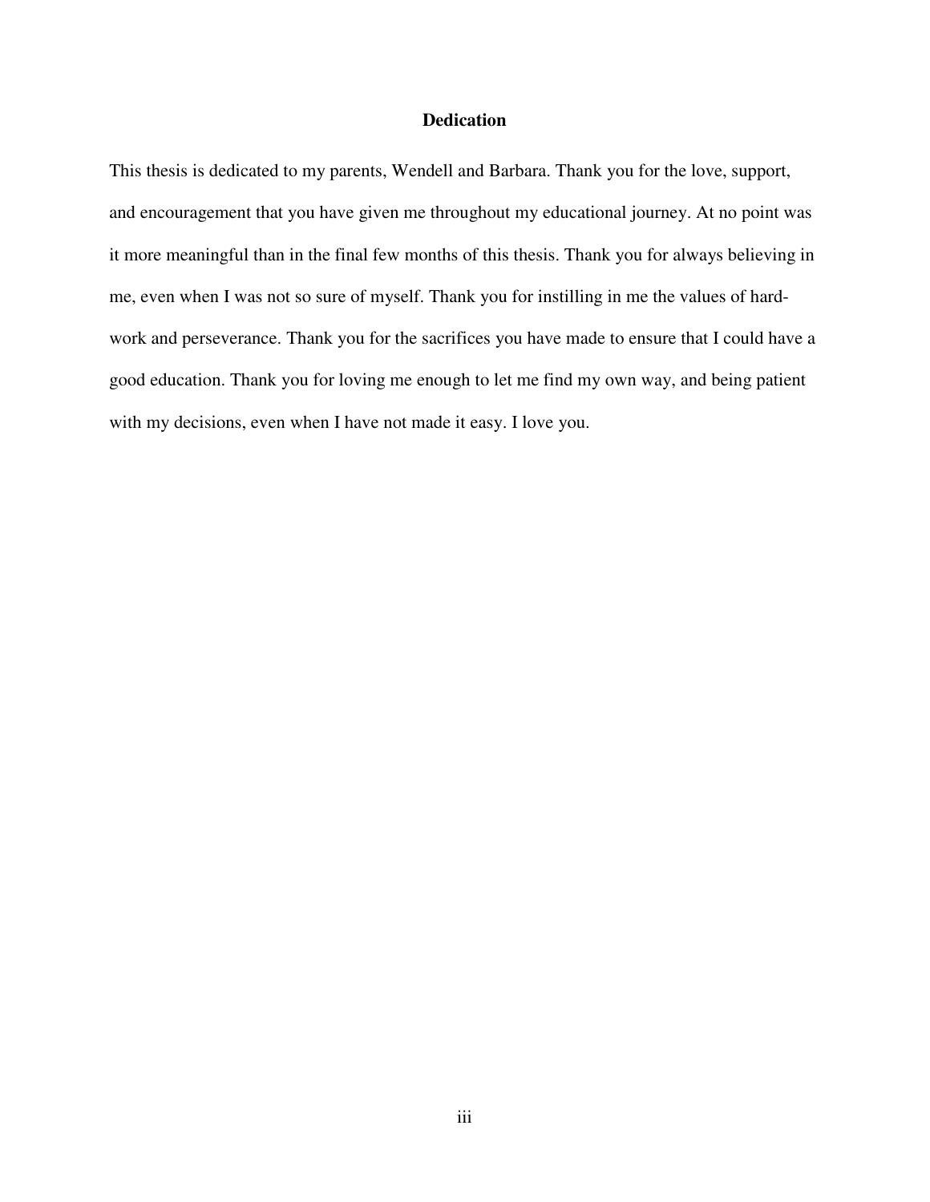# Dedication

This thesis is dedicated to my parents, Wendell and Barbara. Thank you for the love, support, and encouragement that you have given me throughout my educational journey. At no point was it more meaningful than in the final few months of this thesis. Thank you for always believing in me, even when I was not so sure of myself. Thank you for instilling in me the values of hard-work and perseverance. Thank you for the sacrifices you have made to ensure that I could have a good education. Thank you for loving me enough to let me find my own way, and being patient with my decisions, even when I have not made it easy. I love you.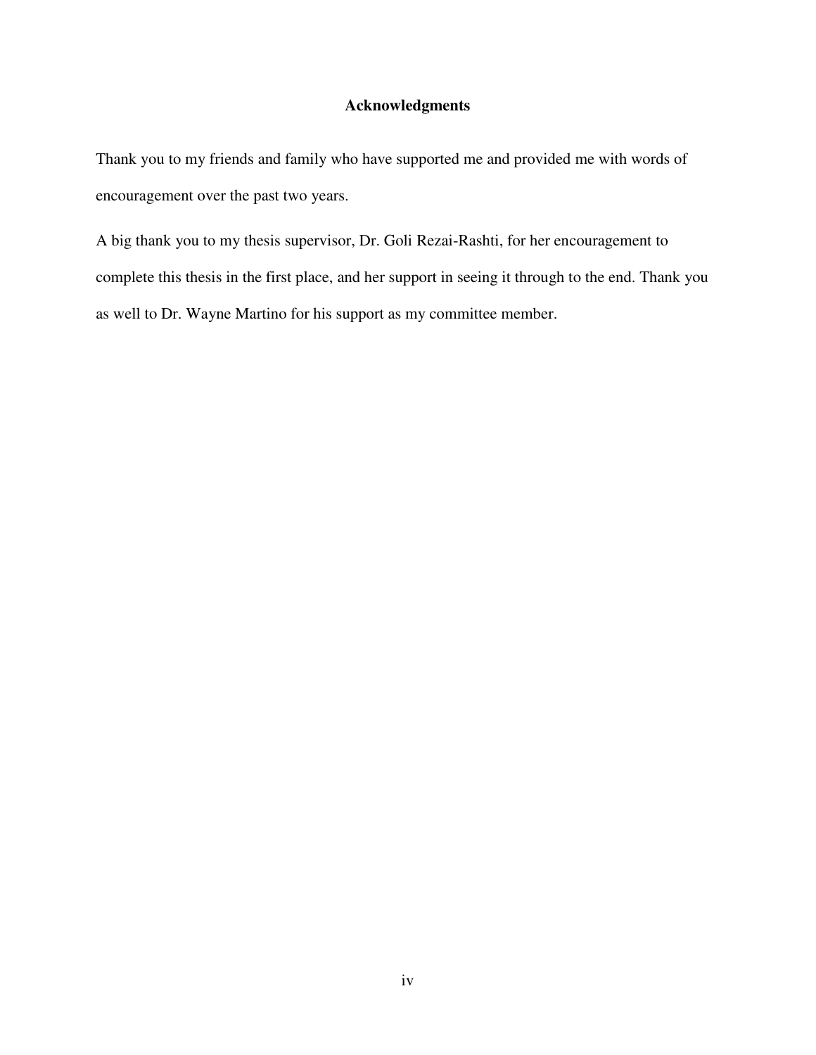## Acknowledgments

Thank you to my friends and family who have supported me and provided me with words of encouragement over the past two years.

A big thank you to my thesis supervisor, Dr. Goli Rezai-Rashti, for her encouragement to complete this thesis in the first place, and her support in seeing it through to the end. Thank you as well to Dr. Wayne Martino for his support as my committee member.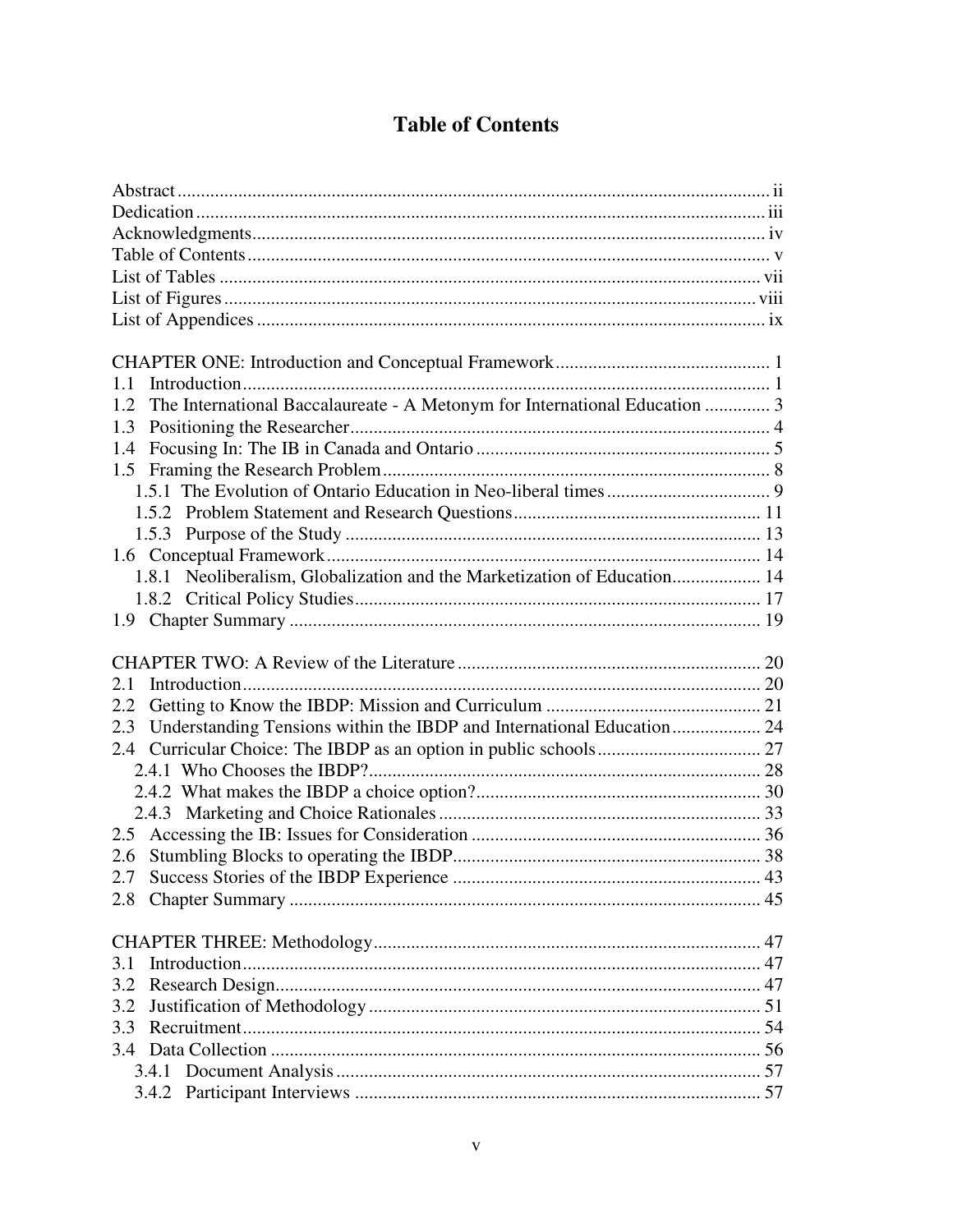# Table of Contents

Abstract ..... ii
Dedication ..... iii
Acknowledgments ..... iv
Table of Contents ..... v
List of Tables ..... vii
List of Figures ..... viii
List of Appendices ..... ix

CHAPTER ONE: Introduction and Conceptual Framework ..... 1
1.1 Introduction ..... 1
1.2 The International Baccalaureate - A Metonym for International Education ..... 3
1.3 Positioning the Researcher ..... 4
1.4 Focusing In: The IB in Canada and Ontario ..... 5
1.5 Framing the Research Problem ..... 8
  1.5.1 The Evolution of Ontario Education in Neo-liberal times ..... 9
  1.5.2 Problem Statement and Research Questions ..... 11
  1.5.3 Purpose of the Study ..... 13
1.6 Conceptual Framework ..... 14
  1.8.1 Neoliberalism, Globalization and the Marketization of Education ..... 14
  1.8.2 Critical Policy Studies ..... 17
1.9 Chapter Summary ..... 19

CHAPTER TWO: A Review of the Literature ..... 20
2.1 Introduction ..... 20
2.2 Getting to Know the IBDP: Mission and Curriculum ..... 21
2.3 Understanding Tensions within the IBDP and International Education ..... 24
2.4 Curricular Choice: The IBDP as an option in public schools ..... 27
  2.4.1 Who Chooses the IBDP? ..... 28
  2.4.2 What makes the IBDP a choice option? ..... 30
  2.4.3 Marketing and Choice Rationales ..... 33
2.5 Accessing the IB: Issues for Consideration ..... 36
2.6 Stumbling Blocks to operating the IBDP ..... 38
2.7 Success Stories of the IBDP Experience ..... 43
2.8 Chapter Summary ..... 45

CHAPTER THREE: Methodology ..... 47
3.1 Introduction ..... 47
3.2 Research Design ..... 47
3.2 Justification of Methodology ..... 51
3.3 Recruitment ..... 54
3.4 Data Collection ..... 56
  3.4.1 Document Analysis ..... 57
  3.4.2 Participant Interviews ..... 57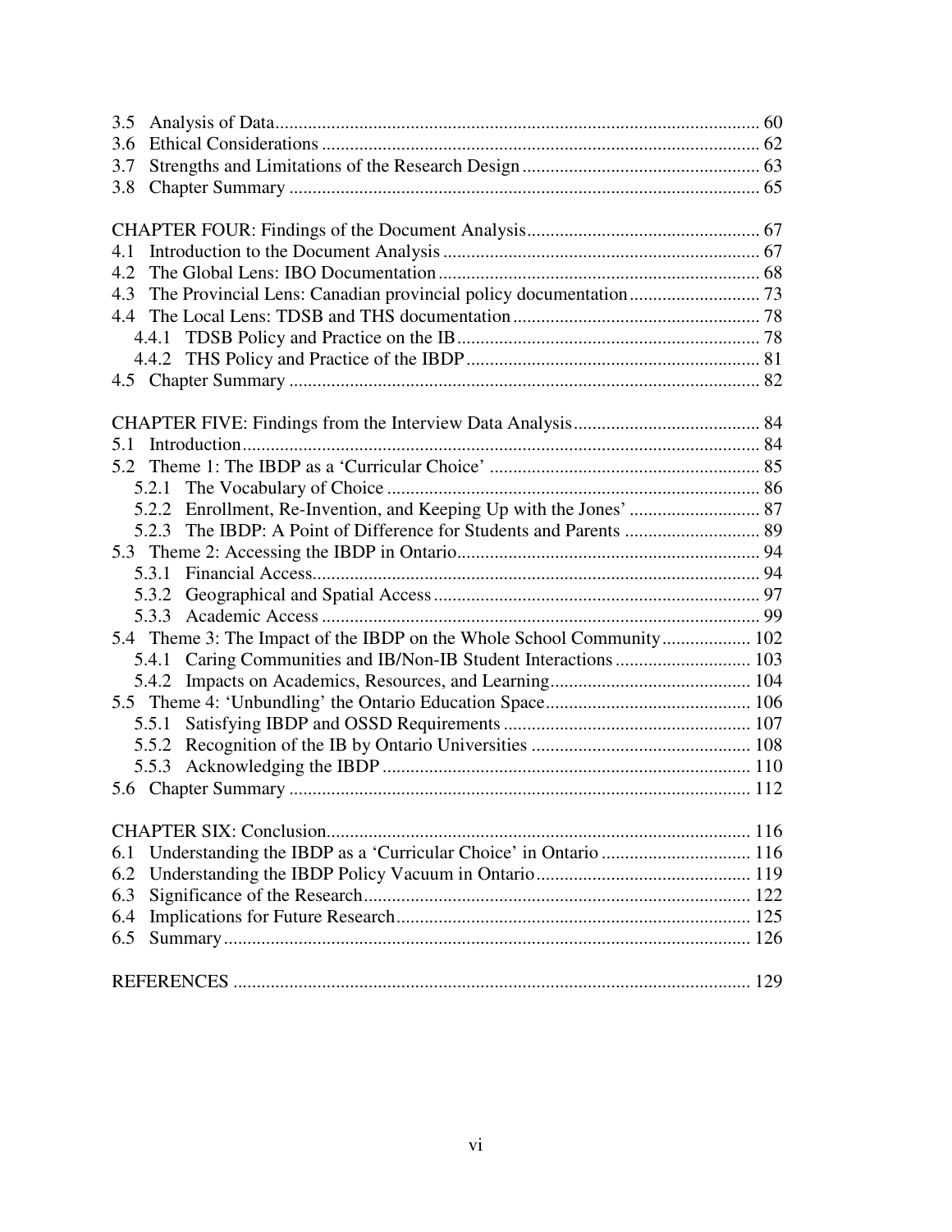3.5 Analysis of Data ........................................................................................................ 60
3.6 Ethical Considerations ................................................................................................ 62
3.7 Strengths and Limitations of the Research Design ................................................... 63
3.8 Chapter Summary ...................................................................................................... 65

CHAPTER FOUR: Findings of the Document Analysis .................................................. 67
4.1 Introduction to the Document Analysis .................................................................... 67
4.2 The Global Lens: IBO Documentation ..................................................................... 68
4.3 The Provincial Lens: Canadian provincial policy documentation ............................ 73
4.4 The Local Lens: TDSB and THS documentation ..................................................... 78
4.4.1 TDSB Policy and Practice on the IB ................................................................. 78
4.4.2 THS Policy and Practice of the IBDP ............................................................... 81
4.5 Chapter Summary ...................................................................................................... 82

CHAPTER FIVE: Findings from the Interview Data Analysis ........................................ 84
5.1 Introduction ............................................................................................................... 84
5.2 Theme 1: The IBDP as a 'Curricular Choice' ........................................................... 85
5.2.1 The Vocabulary of Choice ................................................................................. 86
5.2.2 Enrollment, Re-Invention, and Keeping Up with the Jones' ............................ 87
5.2.3 The IBDP: A Point of Difference for Students and Parents ............................. 89
5.3 Theme 2: Accessing the IBDP in Ontario ................................................................. 94
5.3.1 Financial Access ................................................................................................ 94
5.3.2 Geographical and Spatial Access ...................................................................... 97
5.3.3 Academic Access ............................................................................................... 99
5.4 Theme 3: The Impact of the IBDP on the Whole School Community ................... 102
5.4.1 Caring Communities and IB/Non-IB Student Interactions ............................. 103
5.4.2 Impacts on Academics, Resources, and Learning ........................................... 104
5.5 Theme 4: 'Unbundling' the Ontario Education Space ............................................ 106
5.5.1 Satisfying IBDP and OSSD Requirements ..................................................... 107
5.5.2 Recognition of the IB by Ontario Universities ............................................... 108
5.5.3 Acknowledging the IBDP ............................................................................... 110
5.6 Chapter Summary .................................................................................................... 112

CHAPTER SIX: Conclusion ............................................................................................ 116
6.1 Understanding the IBDP as a 'Curricular Choice' in Ontario ................................ 116
6.2 Understanding the IBDP Policy Vacuum in Ontario .............................................. 119
6.3 Significance of the Research .................................................................................... 122
6.4 Implications for Future Research ............................................................................ 125
6.5 Summary .................................................................................................................. 126

REFERENCES ............................................................................................................... 129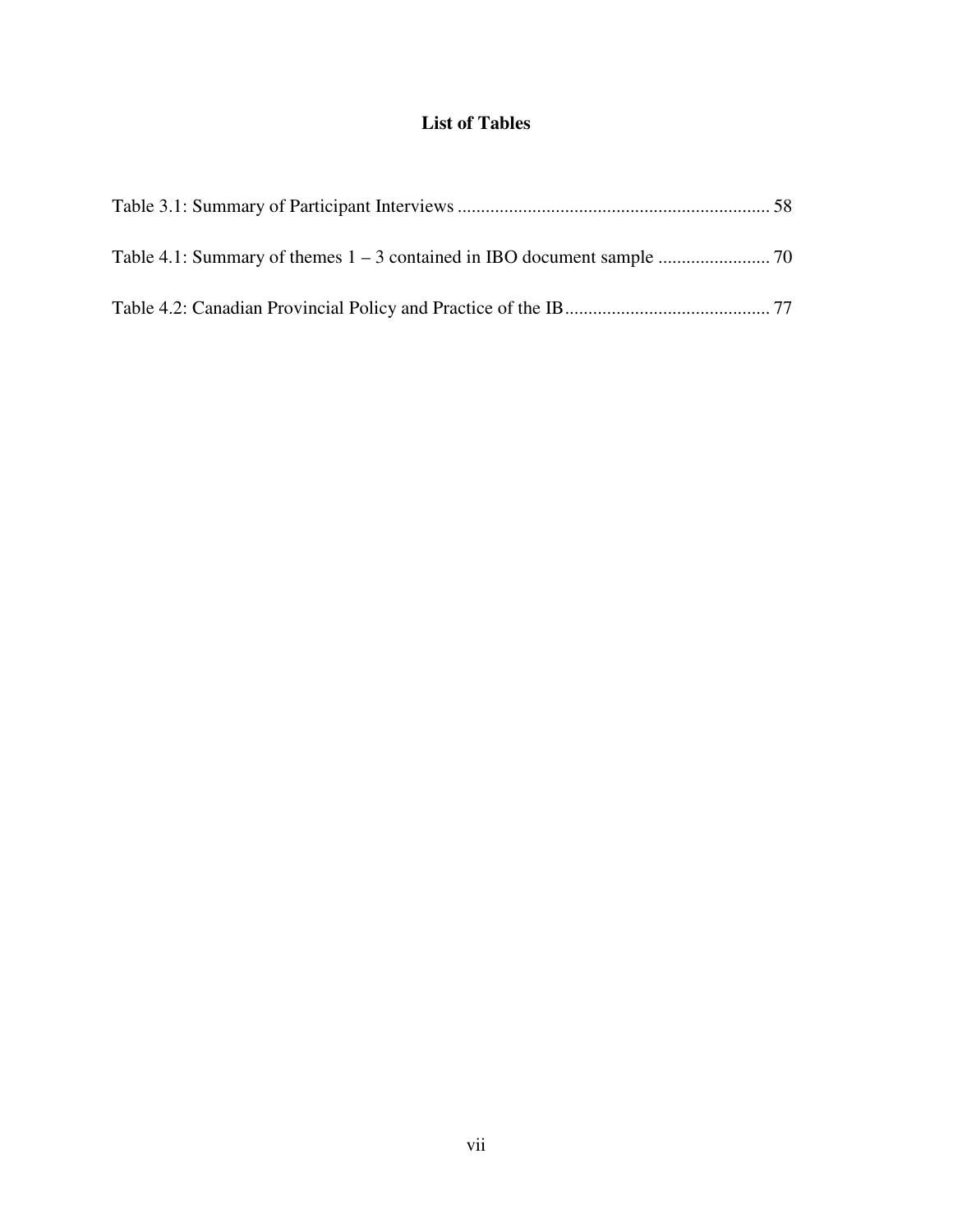# List of Tables

Table 3.1: Summary of Participant Interviews .................................................................. 58

Table 4.1: Summary of themes 1 – 3 contained in IBO document sample ........................ 70

Table 4.2: Canadian Provincial Policy and Practice of the IB ........................................... 77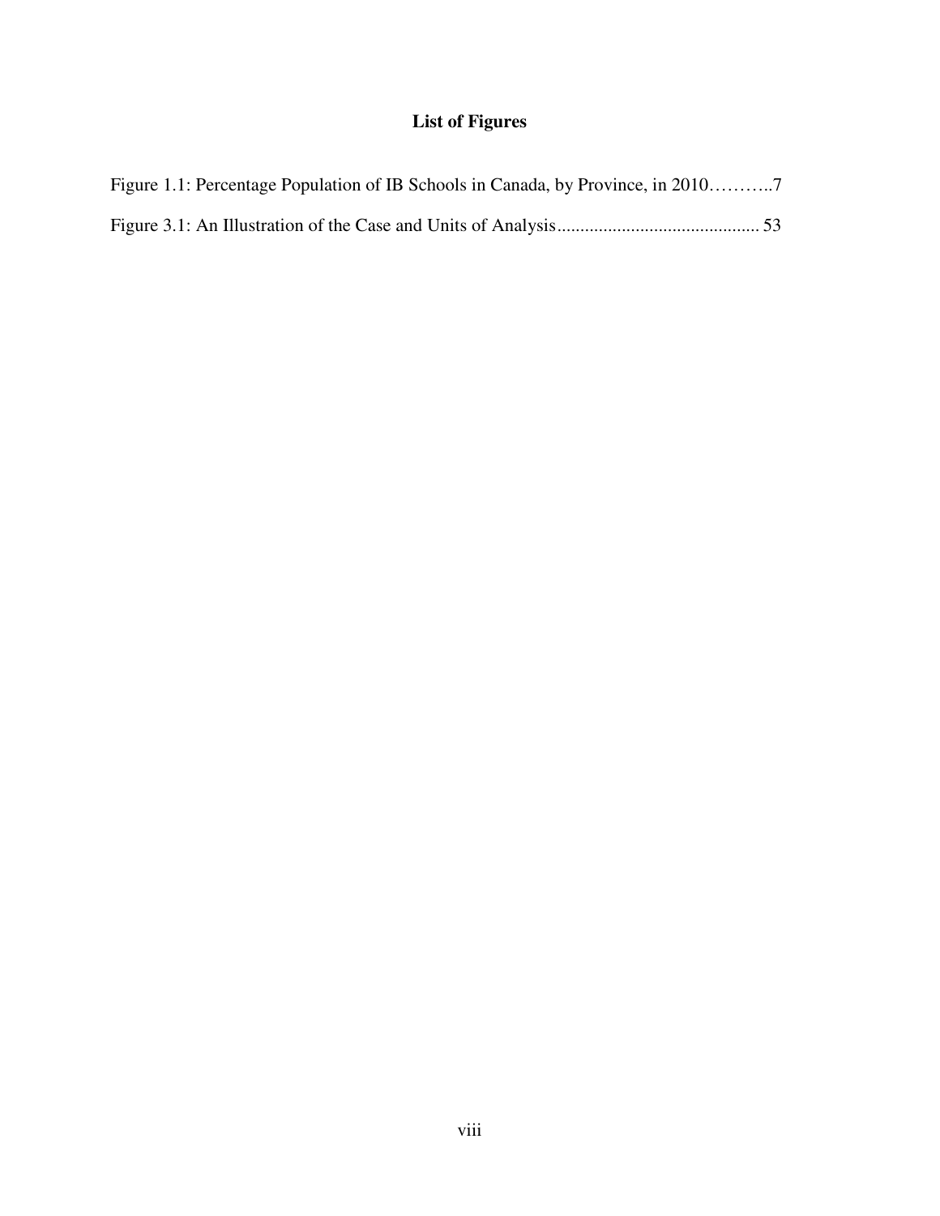## List of Figures

Figure 1.1: Percentage Population of IB Schools in Canada, by Province, in 2010………..7

Figure 3.1: An Illustration of the Case and Units of Analysis............................................ 53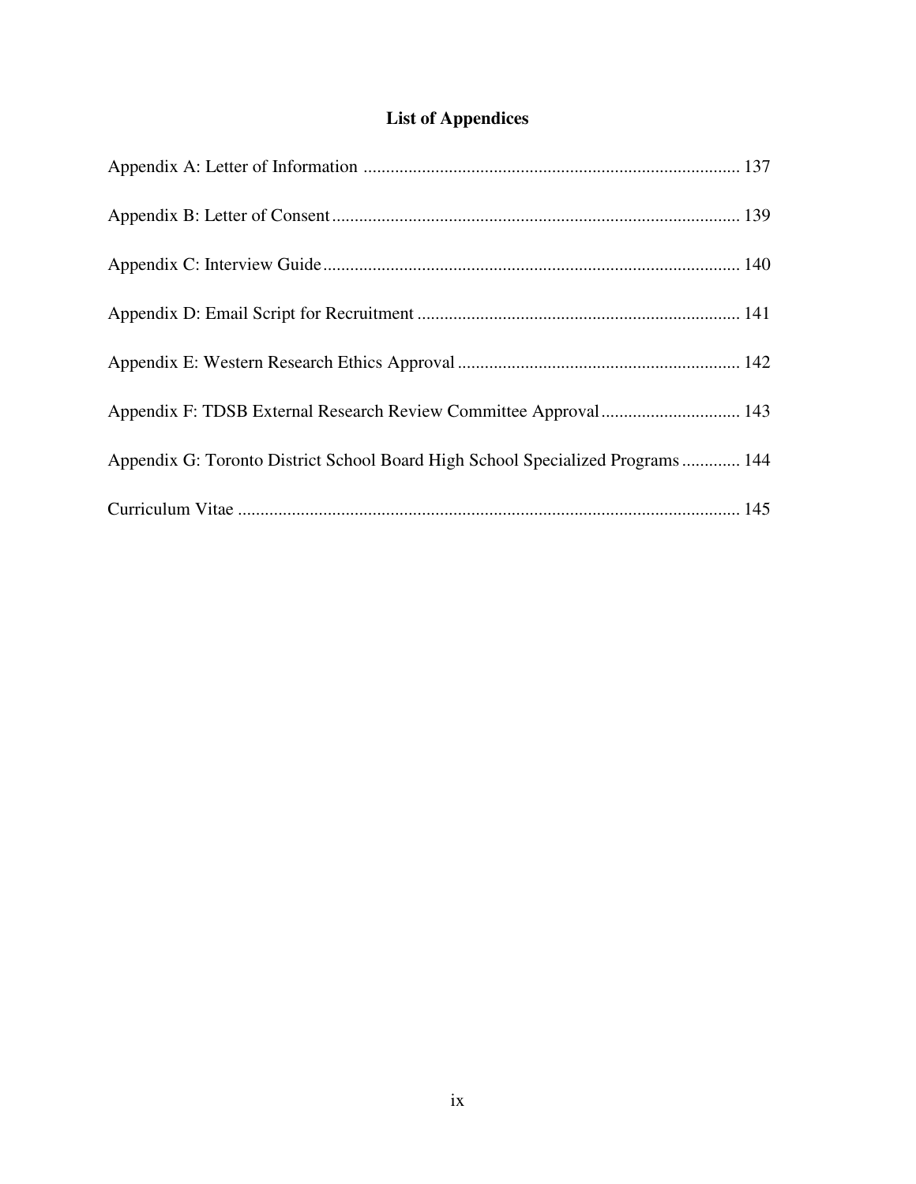# List of Appendices

Appendix A: Letter of Information ................................................................................... 137

Appendix B: Letter of Consent .......................................................................................... 139

Appendix C: Interview Guide ............................................................................................ 140

Appendix D: Email Script for Recruitment ....................................................................... 141

Appendix E: Western Research Ethics Approval .............................................................. 142

Appendix F: TDSB External Research Review Committee Approval ............................... 143

Appendix G: Toronto District School Board High School Specialized Programs ............. 144

Curriculum Vitae ............................................................................................................... 145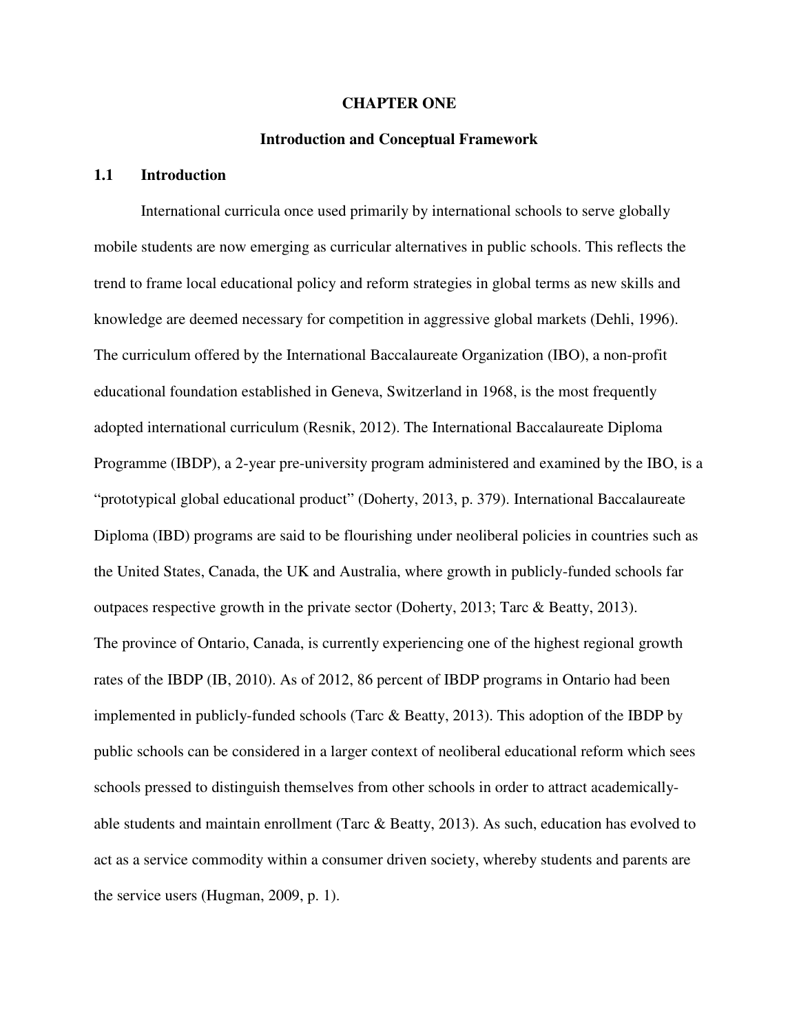# CHAPTER ONE

## Introduction and Conceptual Framework

### 1.1 Introduction

International curricula once used primarily by international schools to serve globally mobile students are now emerging as curricular alternatives in public schools. This reflects the trend to frame local educational policy and reform strategies in global terms as new skills and knowledge are deemed necessary for competition in aggressive global markets (Dehli, 1996). The curriculum offered by the International Baccalaureate Organization (IBO), a non-profit educational foundation established in Geneva, Switzerland in 1968, is the most frequently adopted international curriculum (Resnik, 2012). The International Baccalaureate Diploma Programme (IBDP), a 2-year pre-university program administered and examined by the IBO, is a "prototypical global educational product" (Doherty, 2013, p. 379). International Baccalaureate Diploma (IBD) programs are said to be flourishing under neoliberal policies in countries such as the United States, Canada, the UK and Australia, where growth in publicly-funded schools far outpaces respective growth in the private sector (Doherty, 2013; Tarc & Beatty, 2013).

The province of Ontario, Canada, is currently experiencing one of the highest regional growth rates of the IBDP (IB, 2010). As of 2012, 86 percent of IBDP programs in Ontario had been implemented in publicly-funded schools (Tarc & Beatty, 2013). This adoption of the IBDP by public schools can be considered in a larger context of neoliberal educational reform which sees schools pressed to distinguish themselves from other schools in order to attract academically-able students and maintain enrollment (Tarc & Beatty, 2013). As such, education has evolved to act as a service commodity within a consumer driven society, whereby students and parents are the service users (Hugman, 2009, p. 1).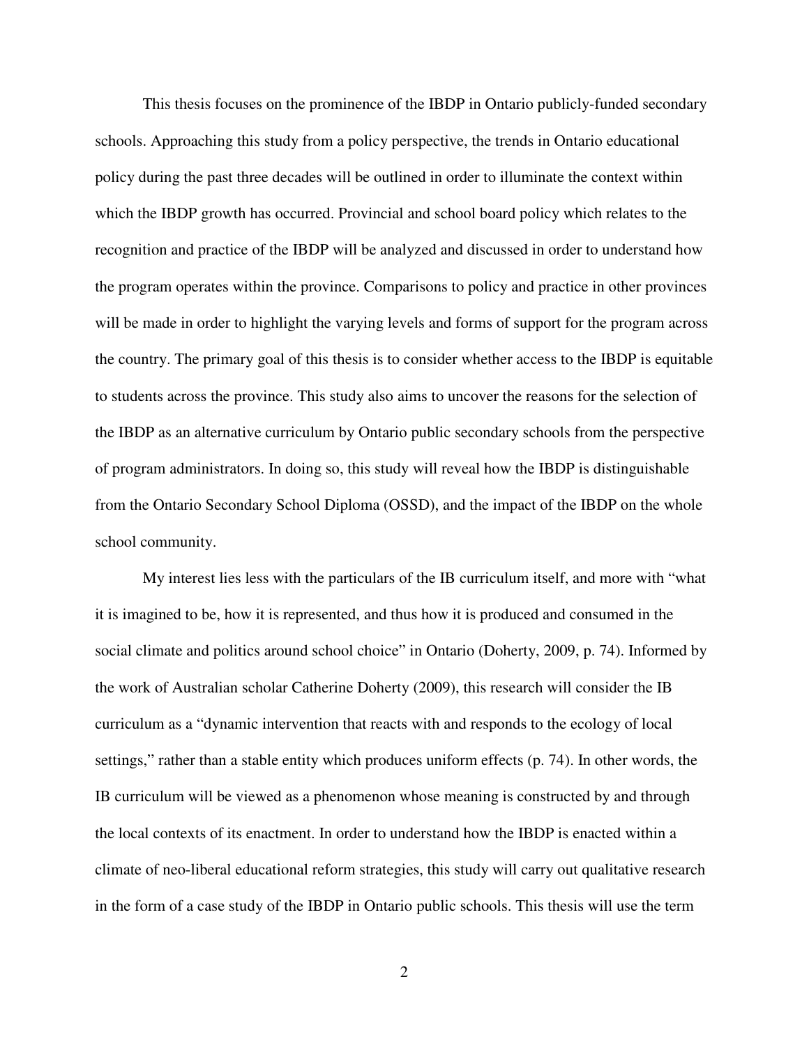This thesis focuses on the prominence of the IBDP in Ontario publicly-funded secondary schools. Approaching this study from a policy perspective, the trends in Ontario educational policy during the past three decades will be outlined in order to illuminate the context within which the IBDP growth has occurred. Provincial and school board policy which relates to the recognition and practice of the IBDP will be analyzed and discussed in order to understand how the program operates within the province. Comparisons to policy and practice in other provinces will be made in order to highlight the varying levels and forms of support for the program across the country. The primary goal of this thesis is to consider whether access to the IBDP is equitable to students across the province. This study also aims to uncover the reasons for the selection of the IBDP as an alternative curriculum by Ontario public secondary schools from the perspective of program administrators. In doing so, this study will reveal how the IBDP is distinguishable from the Ontario Secondary School Diploma (OSSD), and the impact of the IBDP on the whole school community.

My interest lies less with the particulars of the IB curriculum itself, and more with "what it is imagined to be, how it is represented, and thus how it is produced and consumed in the social climate and politics around school choice" in Ontario (Doherty, 2009, p. 74). Informed by the work of Australian scholar Catherine Doherty (2009), this research will consider the IB curriculum as a "dynamic intervention that reacts with and responds to the ecology of local settings," rather than a stable entity which produces uniform effects (p. 74). In other words, the IB curriculum will be viewed as a phenomenon whose meaning is constructed by and through the local contexts of its enactment. In order to understand how the IBDP is enacted within a climate of neo-liberal educational reform strategies, this study will carry out qualitative research in the form of a case study of the IBDP in Ontario public schools. This thesis will use the term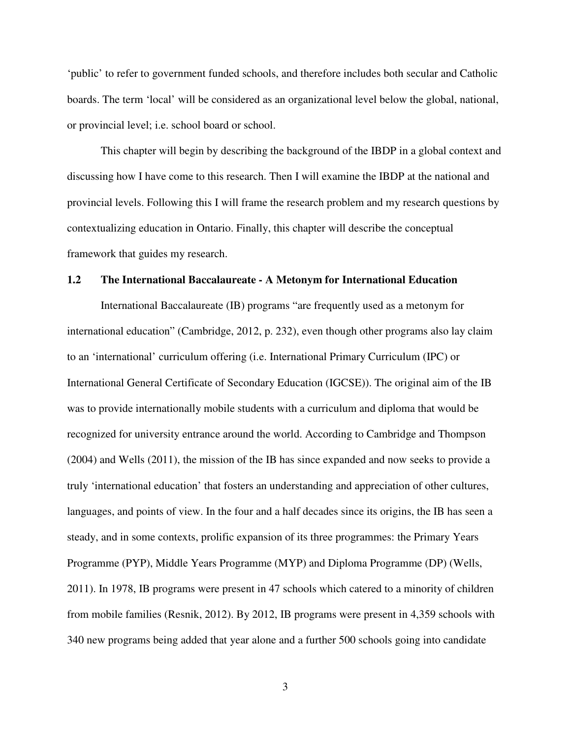'public' to refer to government funded schools, and therefore includes both secular and Catholic boards. The term 'local' will be considered as an organizational level below the global, national, or provincial level; i.e. school board or school.

This chapter will begin by describing the background of the IBDP in a global context and discussing how I have come to this research. Then I will examine the IBDP at the national and provincial levels. Following this I will frame the research problem and my research questions by contextualizing education in Ontario. Finally, this chapter will describe the conceptual framework that guides my research.

### 1.2 The International Baccalaureate - A Metonym for International Education

International Baccalaureate (IB) programs "are frequently used as a metonym for international education" (Cambridge, 2012, p. 232), even though other programs also lay claim to an 'international' curriculum offering (i.e. International Primary Curriculum (IPC) or International General Certificate of Secondary Education (IGCSE)). The original aim of the IB was to provide internationally mobile students with a curriculum and diploma that would be recognized for university entrance around the world. According to Cambridge and Thompson (2004) and Wells (2011), the mission of the IB has since expanded and now seeks to provide a truly 'international education' that fosters an understanding and appreciation of other cultures, languages, and points of view. In the four and a half decades since its origins, the IB has seen a steady, and in some contexts, prolific expansion of its three programmes: the Primary Years Programme (PYP), Middle Years Programme (MYP) and Diploma Programme (DP) (Wells, 2011). In 1978, IB programs were present in 47 schools which catered to a minority of children from mobile families (Resnik, 2012). By 2012, IB programs were present in 4,359 schools with 340 new programs being added that year alone and a further 500 schools going into candidate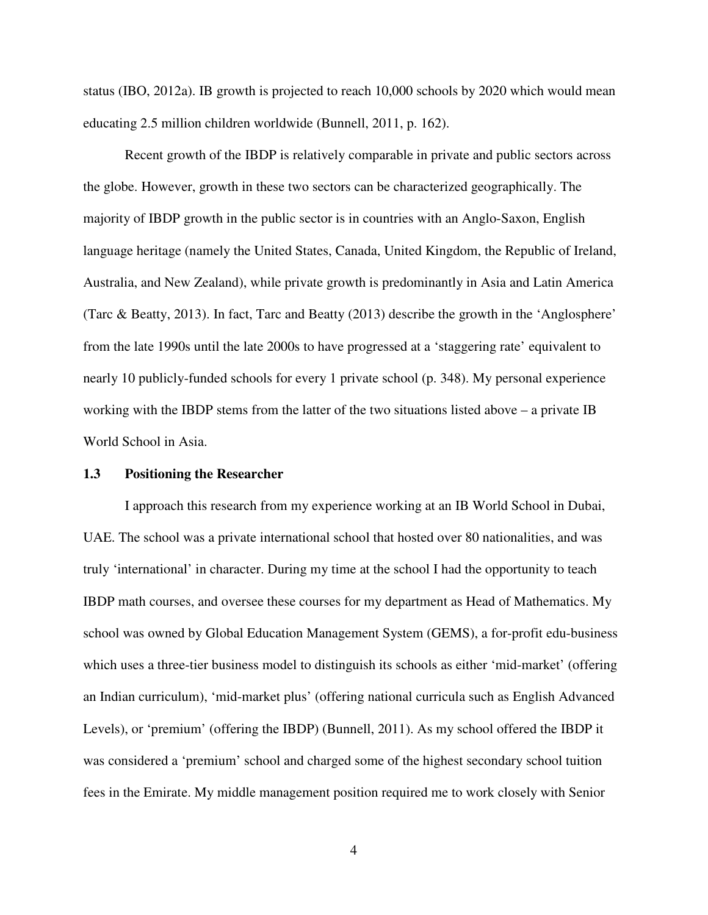status (IBO, 2012a). IB growth is projected to reach 10,000 schools by 2020 which would mean educating 2.5 million children worldwide (Bunnell, 2011, p. 162).

Recent growth of the IBDP is relatively comparable in private and public sectors across the globe. However, growth in these two sectors can be characterized geographically. The majority of IBDP growth in the public sector is in countries with an Anglo-Saxon, English language heritage (namely the United States, Canada, United Kingdom, the Republic of Ireland, Australia, and New Zealand), while private growth is predominantly in Asia and Latin America (Tarc & Beatty, 2013). In fact, Tarc and Beatty (2013) describe the growth in the 'Anglosphere' from the late 1990s until the late 2000s to have progressed at a 'staggering rate' equivalent to nearly 10 publicly-funded schools for every 1 private school (p. 348). My personal experience working with the IBDP stems from the latter of the two situations listed above – a private IB World School in Asia.

### 1.3 Positioning the Researcher

I approach this research from my experience working at an IB World School in Dubai, UAE. The school was a private international school that hosted over 80 nationalities, and was truly 'international' in character. During my time at the school I had the opportunity to teach IBDP math courses, and oversee these courses for my department as Head of Mathematics. My school was owned by Global Education Management System (GEMS), a for-profit edu-business which uses a three-tier business model to distinguish its schools as either 'mid-market' (offering an Indian curriculum), 'mid-market plus' (offering national curricula such as English Advanced Levels), or 'premium' (offering the IBDP) (Bunnell, 2011). As my school offered the IBDP it was considered a 'premium' school and charged some of the highest secondary school tuition fees in the Emirate. My middle management position required me to work closely with Senior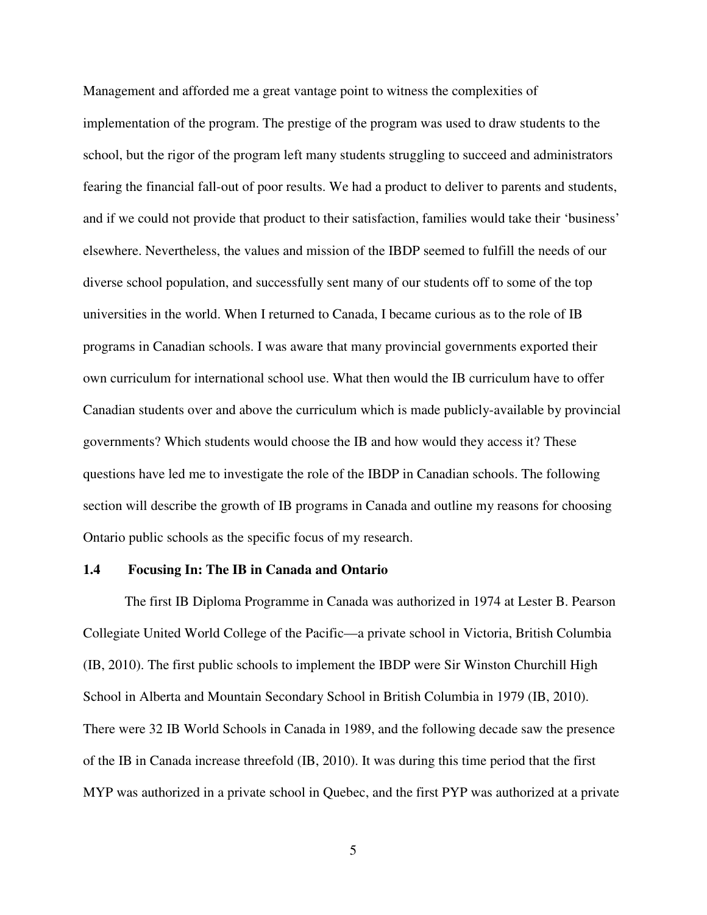Management and afforded me a great vantage point to witness the complexities of implementation of the program. The prestige of the program was used to draw students to the school, but the rigor of the program left many students struggling to succeed and administrators fearing the financial fall-out of poor results. We had a product to deliver to parents and students, and if we could not provide that product to their satisfaction, families would take their 'business' elsewhere. Nevertheless, the values and mission of the IBDP seemed to fulfill the needs of our diverse school population, and successfully sent many of our students off to some of the top universities in the world. When I returned to Canada, I became curious as to the role of IB programs in Canadian schools. I was aware that many provincial governments exported their own curriculum for international school use. What then would the IB curriculum have to offer Canadian students over and above the curriculum which is made publicly-available by provincial governments? Which students would choose the IB and how would they access it? These questions have led me to investigate the role of the IBDP in Canadian schools. The following section will describe the growth of IB programs in Canada and outline my reasons for choosing Ontario public schools as the specific focus of my research.

### 1.4 Focusing In: The IB in Canada and Ontario

The first IB Diploma Programme in Canada was authorized in 1974 at Lester B. Pearson Collegiate United World College of the Pacific—a private school in Victoria, British Columbia (IB, 2010). The first public schools to implement the IBDP were Sir Winston Churchill High School in Alberta and Mountain Secondary School in British Columbia in 1979 (IB, 2010). There were 32 IB World Schools in Canada in 1989, and the following decade saw the presence of the IB in Canada increase threefold (IB, 2010). It was during this time period that the first MYP was authorized in a private school in Quebec, and the first PYP was authorized at a private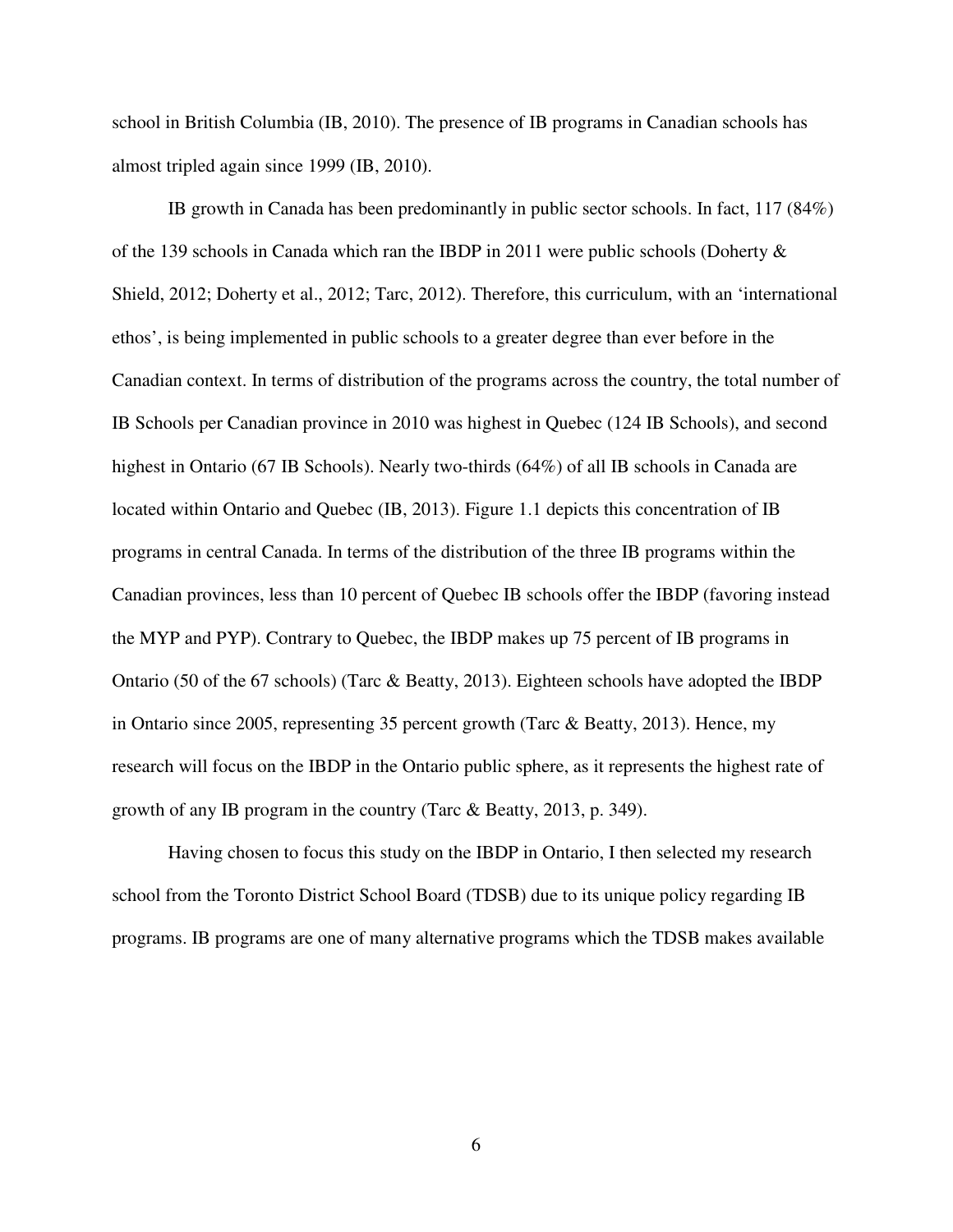school in British Columbia (IB, 2010). The presence of IB programs in Canadian schools has almost tripled again since 1999 (IB, 2010).

IB growth in Canada has been predominantly in public sector schools. In fact, 117 (84%) of the 139 schools in Canada which ran the IBDP in 2011 were public schools (Doherty & Shield, 2012; Doherty et al., 2012; Tarc, 2012). Therefore, this curriculum, with an 'international ethos', is being implemented in public schools to a greater degree than ever before in the Canadian context. In terms of distribution of the programs across the country, the total number of IB Schools per Canadian province in 2010 was highest in Quebec (124 IB Schools), and second highest in Ontario (67 IB Schools). Nearly two-thirds (64%) of all IB schools in Canada are located within Ontario and Quebec (IB, 2013). Figure 1.1 depicts this concentration of IB programs in central Canada. In terms of the distribution of the three IB programs within the Canadian provinces, less than 10 percent of Quebec IB schools offer the IBDP (favoring instead the MYP and PYP). Contrary to Quebec, the IBDP makes up 75 percent of IB programs in Ontario (50 of the 67 schools) (Tarc & Beatty, 2013). Eighteen schools have adopted the IBDP in Ontario since 2005, representing 35 percent growth (Tarc & Beatty, 2013). Hence, my research will focus on the IBDP in the Ontario public sphere, as it represents the highest rate of growth of any IB program in the country (Tarc & Beatty, 2013, p. 349).

Having chosen to focus this study on the IBDP in Ontario, I then selected my research school from the Toronto District School Board (TDSB) due to its unique policy regarding IB programs. IB programs are one of many alternative programs which the TDSB makes available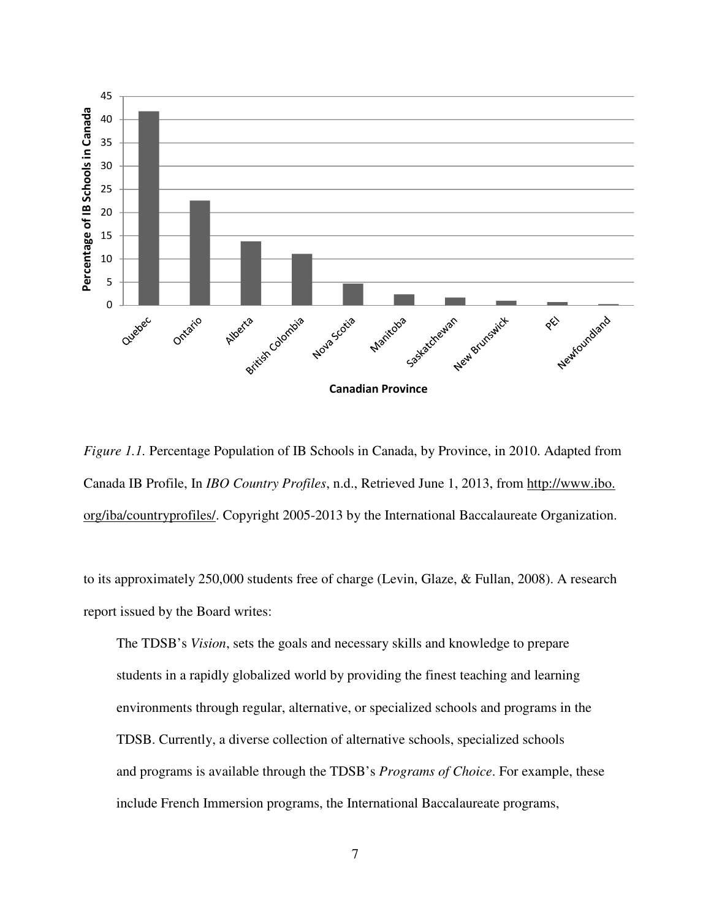*Figure 1.1.* Percentage Population of IB Schools in Canada, by Province, in 2010. Adapted from Canada IB Profile, In *IBO Country Profiles*, n.d., Retrieved June 1, 2013, from http://www.ibo.org/iba/countryprofiles/. Copyright 2005-2013 by the International Baccalaureate Organization.

to its approximately 250,000 students free of charge (Levin, Glaze, & Fullan, 2008). A research report issued by the Board writes:

> The TDSB's *Vision*, sets the goals and necessary skills and knowledge to prepare students in a rapidly globalized world by providing the finest teaching and learning environments through regular, alternative, or specialized schools and programs in the TDSB. Currently, a diverse collection of alternative schools, specialized schools and programs is available through the TDSB's *Programs of Choice*. For example, these include French Immersion programs, the International Baccalaureate programs,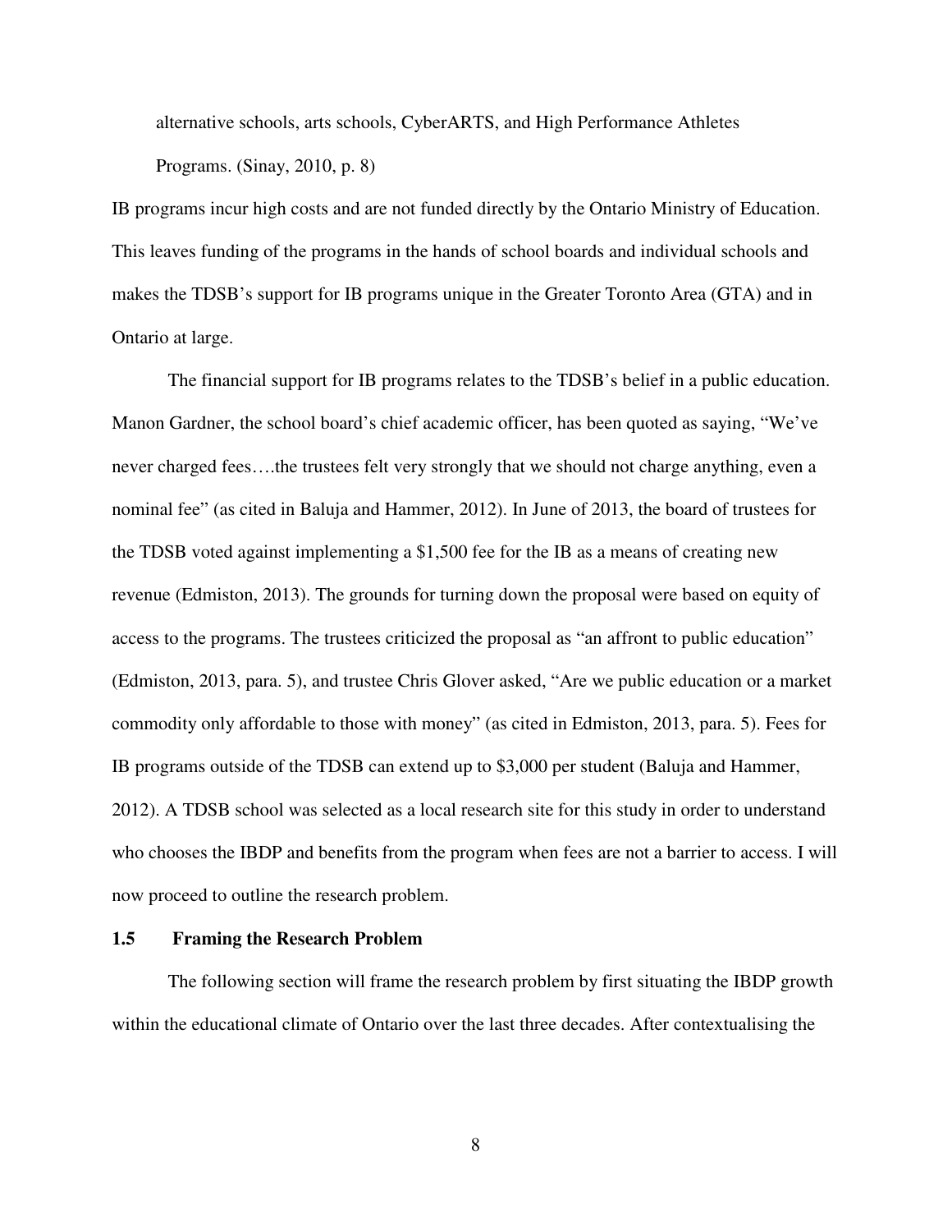alternative schools, arts schools, CyberARTS, and High Performance Athletes Programs. (Sinay, 2010, p. 8)

IB programs incur high costs and are not funded directly by the Ontario Ministry of Education. This leaves funding of the programs in the hands of school boards and individual schools and makes the TDSB's support for IB programs unique in the Greater Toronto Area (GTA) and in Ontario at large.

The financial support for IB programs relates to the TDSB's belief in a public education. Manon Gardner, the school board's chief academic officer, has been quoted as saying, "We've never charged fees….the trustees felt very strongly that we should not charge anything, even a nominal fee" (as cited in Baluja and Hammer, 2012). In June of 2013, the board of trustees for the TDSB voted against implementing a $1,500 fee for the IB as a means of creating new revenue (Edmiston, 2013). The grounds for turning down the proposal were based on equity of access to the programs. The trustees criticized the proposal as "an affront to public education" (Edmiston, 2013, para. 5), and trustee Chris Glover asked, "Are we public education or a market commodity only affordable to those with money" (as cited in Edmiston, 2013, para. 5). Fees for IB programs outside of the TDSB can extend up to $3,000 per student (Baluja and Hammer, 2012). A TDSB school was selected as a local research site for this study in order to understand who chooses the IBDP and benefits from the program when fees are not a barrier to access. I will now proceed to outline the research problem.

## 1.5 Framing the Research Problem

The following section will frame the research problem by first situating the IBDP growth within the educational climate of Ontario over the last three decades. After contextualising the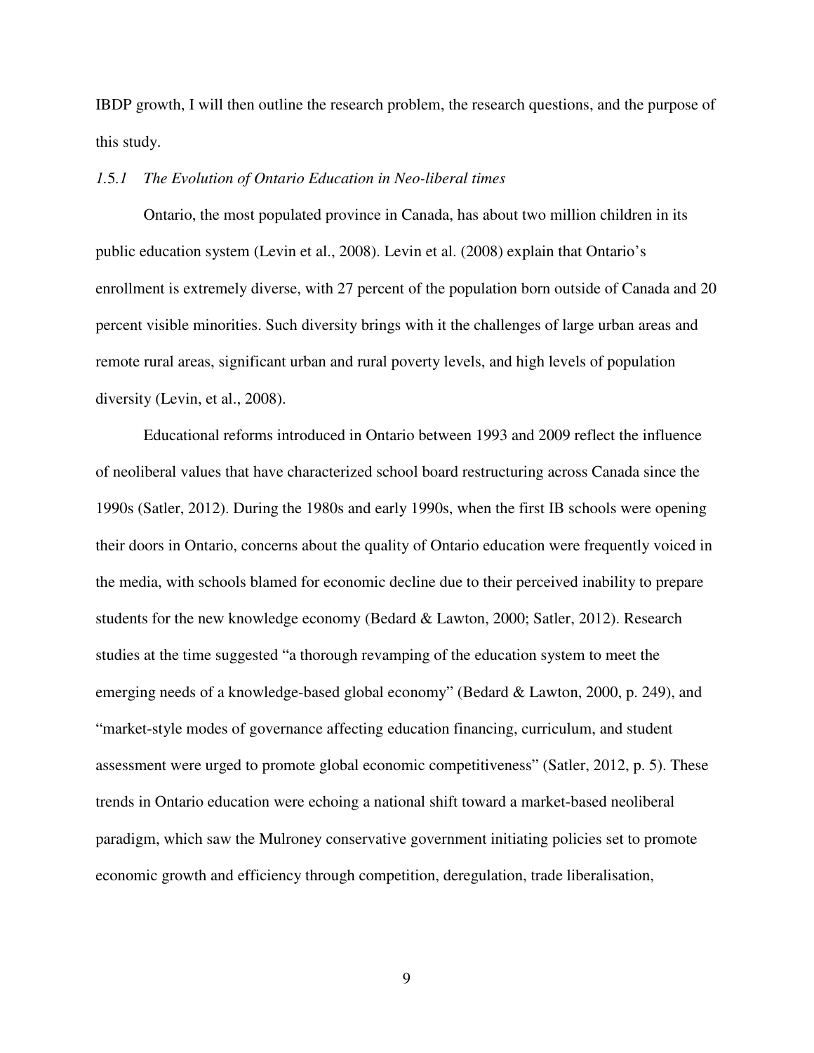IBDP growth, I will then outline the research problem, the research questions, and the purpose of this study.

### *1.5.1 The Evolution of Ontario Education in Neo-liberal times*

Ontario, the most populated province in Canada, has about two million children in its public education system (Levin et al., 2008). Levin et al. (2008) explain that Ontario's enrollment is extremely diverse, with 27 percent of the population born outside of Canada and 20 percent visible minorities. Such diversity brings with it the challenges of large urban areas and remote rural areas, significant urban and rural poverty levels, and high levels of population diversity (Levin, et al., 2008).

Educational reforms introduced in Ontario between 1993 and 2009 reflect the influence of neoliberal values that have characterized school board restructuring across Canada since the 1990s (Satler, 2012). During the 1980s and early 1990s, when the first IB schools were opening their doors in Ontario, concerns about the quality of Ontario education were frequently voiced in the media, with schools blamed for economic decline due to their perceived inability to prepare students for the new knowledge economy (Bedard & Lawton, 2000; Satler, 2012). Research studies at the time suggested "a thorough revamping of the education system to meet the emerging needs of a knowledge-based global economy" (Bedard & Lawton, 2000, p. 249), and "market-style modes of governance affecting education financing, curriculum, and student assessment were urged to promote global economic competitiveness" (Satler, 2012, p. 5). These trends in Ontario education were echoing a national shift toward a market-based neoliberal paradigm, which saw the Mulroney conservative government initiating policies set to promote economic growth and efficiency through competition, deregulation, trade liberalisation,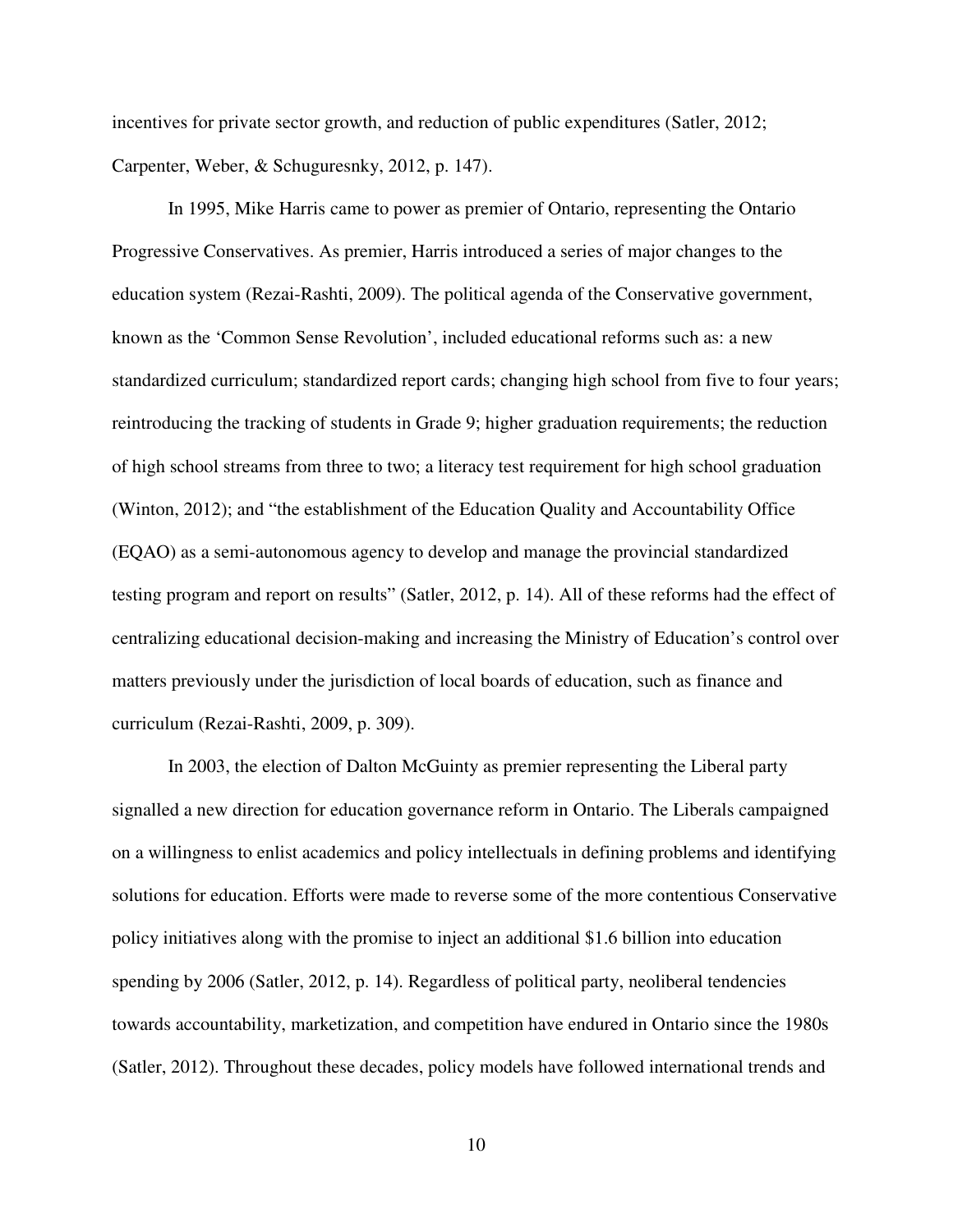incentives for private sector growth, and reduction of public expenditures (Satler, 2012; Carpenter, Weber, & Schuguresnky, 2012, p. 147).

In 1995, Mike Harris came to power as premier of Ontario, representing the Ontario Progressive Conservatives. As premier, Harris introduced a series of major changes to the education system (Rezai-Rashti, 2009). The political agenda of the Conservative government, known as the 'Common Sense Revolution', included educational reforms such as: a new standardized curriculum; standardized report cards; changing high school from five to four years; reintroducing the tracking of students in Grade 9; higher graduation requirements; the reduction of high school streams from three to two; a literacy test requirement for high school graduation (Winton, 2012); and "the establishment of the Education Quality and Accountability Office (EQAO) as a semi-autonomous agency to develop and manage the provincial standardized testing program and report on results" (Satler, 2012, p. 14). All of these reforms had the effect of centralizing educational decision-making and increasing the Ministry of Education's control over matters previously under the jurisdiction of local boards of education, such as finance and curriculum (Rezai-Rashti, 2009, p. 309).

In 2003, the election of Dalton McGuinty as premier representing the Liberal party signalled a new direction for education governance reform in Ontario. The Liberals campaigned on a willingness to enlist academics and policy intellectuals in defining problems and identifying solutions for education. Efforts were made to reverse some of the more contentious Conservative policy initiatives along with the promise to inject an additional $1.6 billion into education spending by 2006 (Satler, 2012, p. 14). Regardless of political party, neoliberal tendencies towards accountability, marketization, and competition have endured in Ontario since the 1980s (Satler, 2012). Throughout these decades, policy models have followed international trends and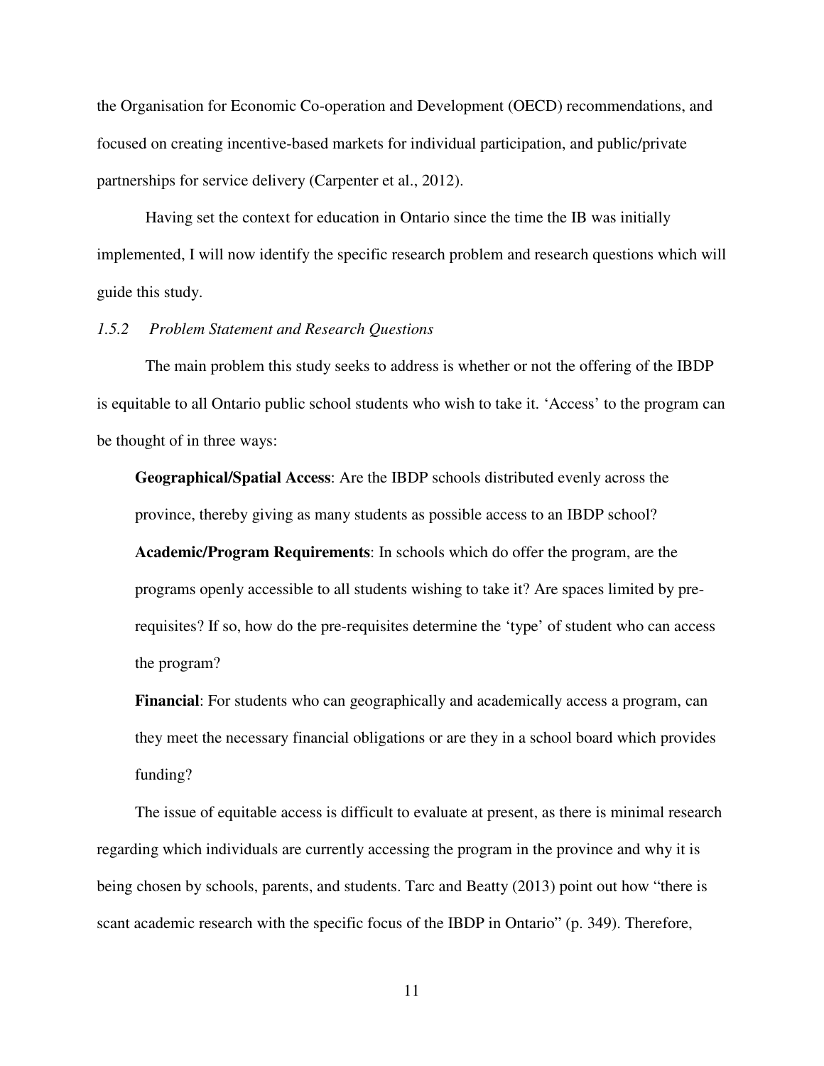the Organisation for Economic Co-operation and Development (OECD) recommendations, and focused on creating incentive-based markets for individual participation, and public/private partnerships for service delivery (Carpenter et al., 2012).

Having set the context for education in Ontario since the time the IB was initially implemented, I will now identify the specific research problem and research questions which will guide this study.

### *1.5.2 Problem Statement and Research Questions*

The main problem this study seeks to address is whether or not the offering of the IBDP is equitable to all Ontario public school students who wish to take it. 'Access' to the program can be thought of in three ways:

**Geographical/Spatial Access**: Are the IBDP schools distributed evenly across the province, thereby giving as many students as possible access to an IBDP school?

**Academic/Program Requirements**: In schools which do offer the program, are the programs openly accessible to all students wishing to take it? Are spaces limited by pre-requisites? If so, how do the pre-requisites determine the 'type' of student who can access the program?

**Financial**: For students who can geographically and academically access a program, can they meet the necessary financial obligations or are they in a school board which provides funding?

The issue of equitable access is difficult to evaluate at present, as there is minimal research regarding which individuals are currently accessing the program in the province and why it is being chosen by schools, parents, and students. Tarc and Beatty (2013) point out how "there is scant academic research with the specific focus of the IBDP in Ontario" (p. 349). Therefore,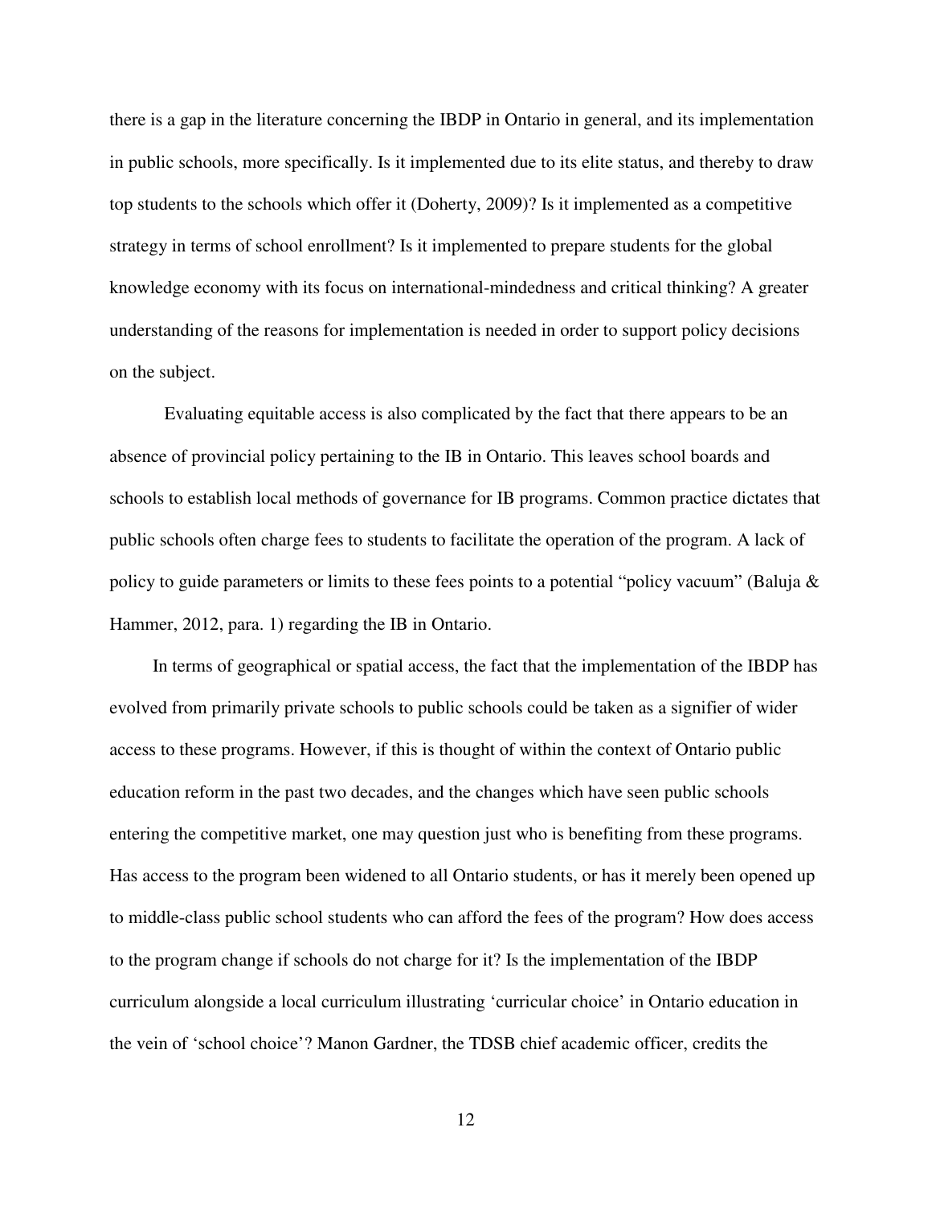there is a gap in the literature concerning the IBDP in Ontario in general, and its implementation in public schools, more specifically. Is it implemented due to its elite status, and thereby to draw top students to the schools which offer it (Doherty, 2009)? Is it implemented as a competitive strategy in terms of school enrollment? Is it implemented to prepare students for the global knowledge economy with its focus on international-mindedness and critical thinking? A greater understanding of the reasons for implementation is needed in order to support policy decisions on the subject.

Evaluating equitable access is also complicated by the fact that there appears to be an absence of provincial policy pertaining to the IB in Ontario. This leaves school boards and schools to establish local methods of governance for IB programs. Common practice dictates that public schools often charge fees to students to facilitate the operation of the program. A lack of policy to guide parameters or limits to these fees points to a potential "policy vacuum" (Baluja & Hammer, 2012, para. 1) regarding the IB in Ontario.

In terms of geographical or spatial access, the fact that the implementation of the IBDP has evolved from primarily private schools to public schools could be taken as a signifier of wider access to these programs. However, if this is thought of within the context of Ontario public education reform in the past two decades, and the changes which have seen public schools entering the competitive market, one may question just who is benefiting from these programs. Has access to the program been widened to all Ontario students, or has it merely been opened up to middle-class public school students who can afford the fees of the program? How does access to the program change if schools do not charge for it? Is the implementation of the IBDP curriculum alongside a local curriculum illustrating 'curricular choice' in Ontario education in the vein of 'school choice'? Manon Gardner, the TDSB chief academic officer, credits the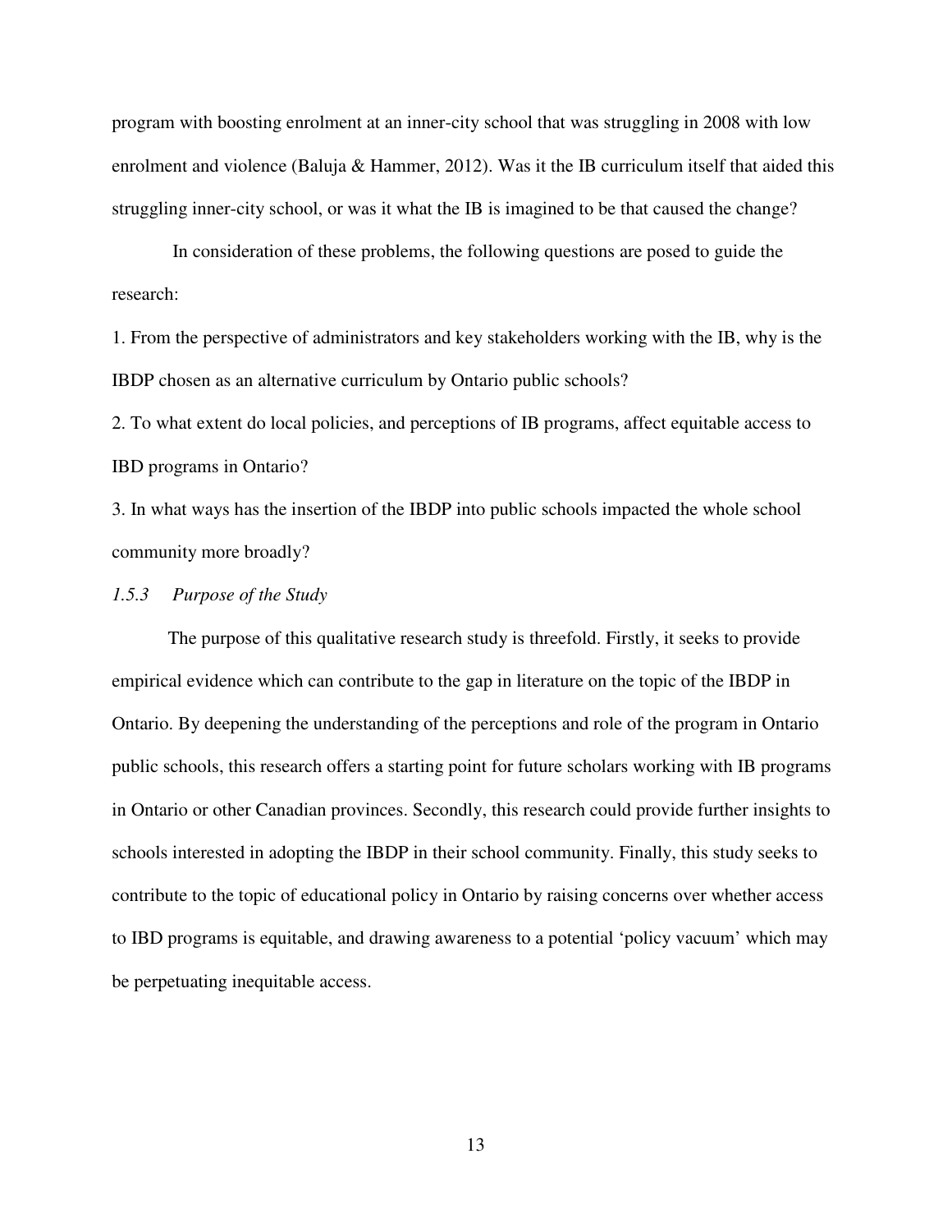program with boosting enrolment at an inner-city school that was struggling in 2008 with low enrolment and violence (Baluja & Hammer, 2012). Was it the IB curriculum itself that aided this struggling inner-city school, or was it what the IB is imagined to be that caused the change?

In consideration of these problems, the following questions are posed to guide the research:

1. From the perspective of administrators and key stakeholders working with the IB, why is the IBDP chosen as an alternative curriculum by Ontario public schools?
2. To what extent do local policies, and perceptions of IB programs, affect equitable access to IBD programs in Ontario?
3. In what ways has the insertion of the IBDP into public schools impacted the whole school community more broadly?

### *1.5.3 Purpose of the Study*

The purpose of this qualitative research study is threefold. Firstly, it seeks to provide empirical evidence which can contribute to the gap in literature on the topic of the IBDP in Ontario. By deepening the understanding of the perceptions and role of the program in Ontario public schools, this research offers a starting point for future scholars working with IB programs in Ontario or other Canadian provinces. Secondly, this research could provide further insights to schools interested in adopting the IBDP in their school community. Finally, this study seeks to contribute to the topic of educational policy in Ontario by raising concerns over whether access to IBD programs is equitable, and drawing awareness to a potential 'policy vacuum' which may be perpetuating inequitable access.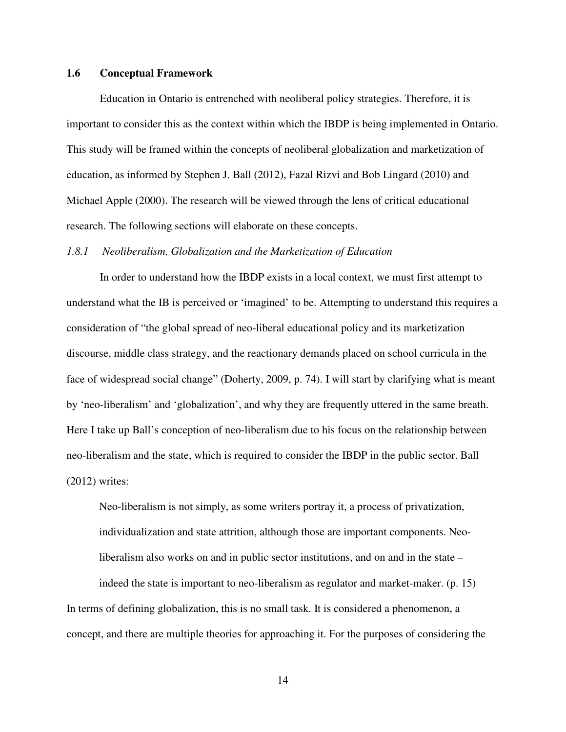### 1.6 Conceptual Framework

Education in Ontario is entrenched with neoliberal policy strategies. Therefore, it is important to consider this as the context within which the IBDP is being implemented in Ontario. This study will be framed within the concepts of neoliberal globalization and marketization of education, as informed by Stephen J. Ball (2012), Fazal Rizvi and Bob Lingard (2010) and Michael Apple (2000). The research will be viewed through the lens of critical educational research. The following sections will elaborate on these concepts.

#### *1.8.1 Neoliberalism, Globalization and the Marketization of Education*

In order to understand how the IBDP exists in a local context, we must first attempt to understand what the IB is perceived or 'imagined' to be. Attempting to understand this requires a consideration of "the global spread of neo-liberal educational policy and its marketization discourse, middle class strategy, and the reactionary demands placed on school curricula in the face of widespread social change" (Doherty, 2009, p. 74). I will start by clarifying what is meant by 'neo-liberalism' and 'globalization', and why they are frequently uttered in the same breath. Here I take up Ball's conception of neo-liberalism due to his focus on the relationship between neo-liberalism and the state, which is required to consider the IBDP in the public sector. Ball (2012) writes:

> Neo-liberalism is not simply, as some writers portray it, a process of privatization, individualization and state attrition, although those are important components. Neo-liberalism also works on and in public sector institutions, and on and in the state – indeed the state is important to neo-liberalism as regulator and market-maker. (p. 15)

In terms of defining globalization, this is no small task. It is considered a phenomenon, a concept, and there are multiple theories for approaching it. For the purposes of considering the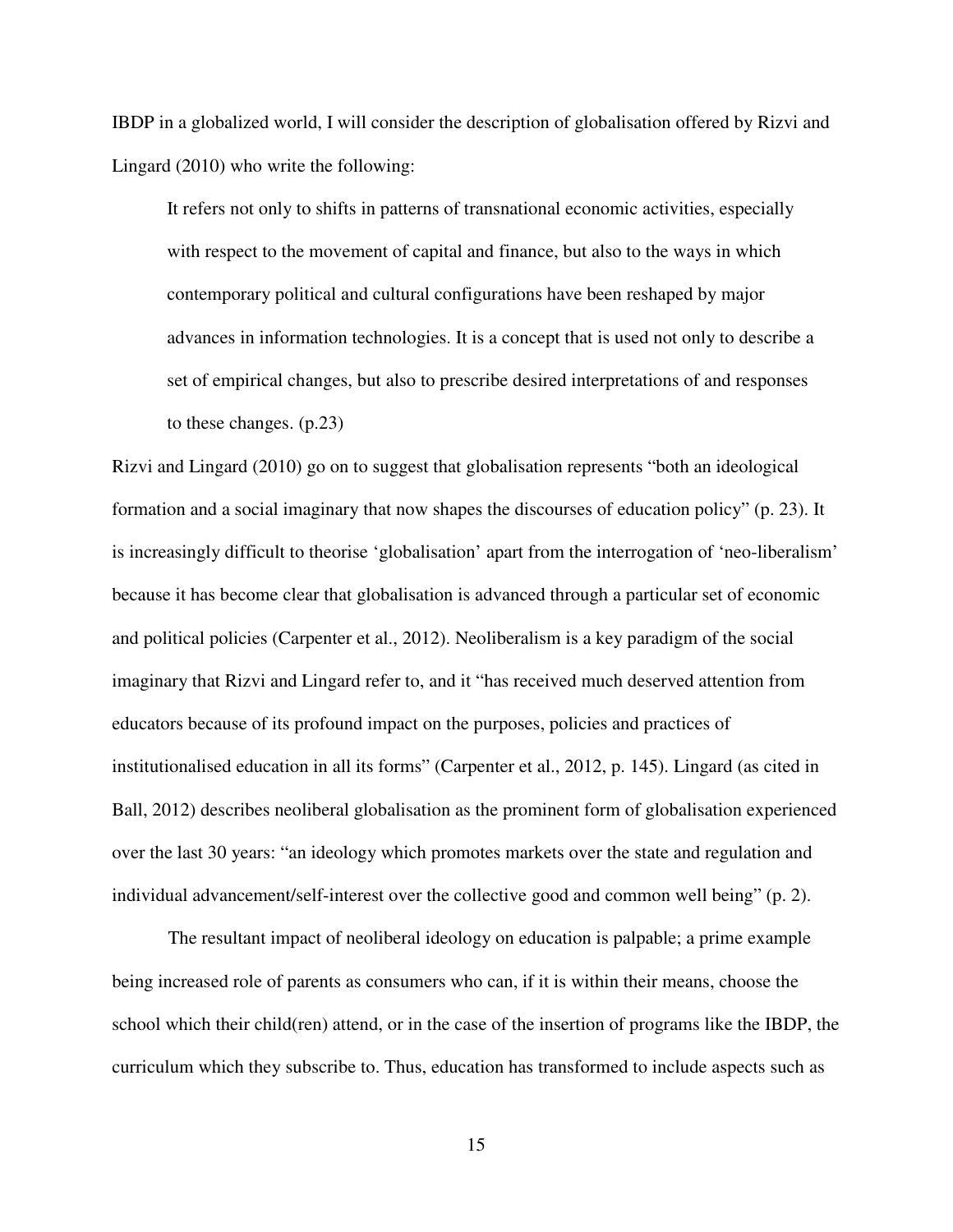IBDP in a globalized world, I will consider the description of globalisation offered by Rizvi and Lingard (2010) who write the following:

> It refers not only to shifts in patterns of transnational economic activities, especially with respect to the movement of capital and finance, but also to the ways in which contemporary political and cultural configurations have been reshaped by major advances in information technologies. It is a concept that is used not only to describe a set of empirical changes, but also to prescribe desired interpretations of and responses to these changes. (p.23)

Rizvi and Lingard (2010) go on to suggest that globalisation represents "both an ideological formation and a social imaginary that now shapes the discourses of education policy" (p. 23). It is increasingly difficult to theorise 'globalisation' apart from the interrogation of 'neo-liberalism' because it has become clear that globalisation is advanced through a particular set of economic and political policies (Carpenter et al., 2012). Neoliberalism is a key paradigm of the social imaginary that Rizvi and Lingard refer to, and it "has received much deserved attention from educators because of its profound impact on the purposes, policies and practices of institutionalised education in all its forms" (Carpenter et al., 2012, p. 145). Lingard (as cited in Ball, 2012) describes neoliberal globalisation as the prominent form of globalisation experienced over the last 30 years: "an ideology which promotes markets over the state and regulation and individual advancement/self-interest over the collective good and common well being" (p. 2).

The resultant impact of neoliberal ideology on education is palpable; a prime example being increased role of parents as consumers who can, if it is within their means, choose the school which their child(ren) attend, or in the case of the insertion of programs like the IBDP, the curriculum which they subscribe to. Thus, education has transformed to include aspects such as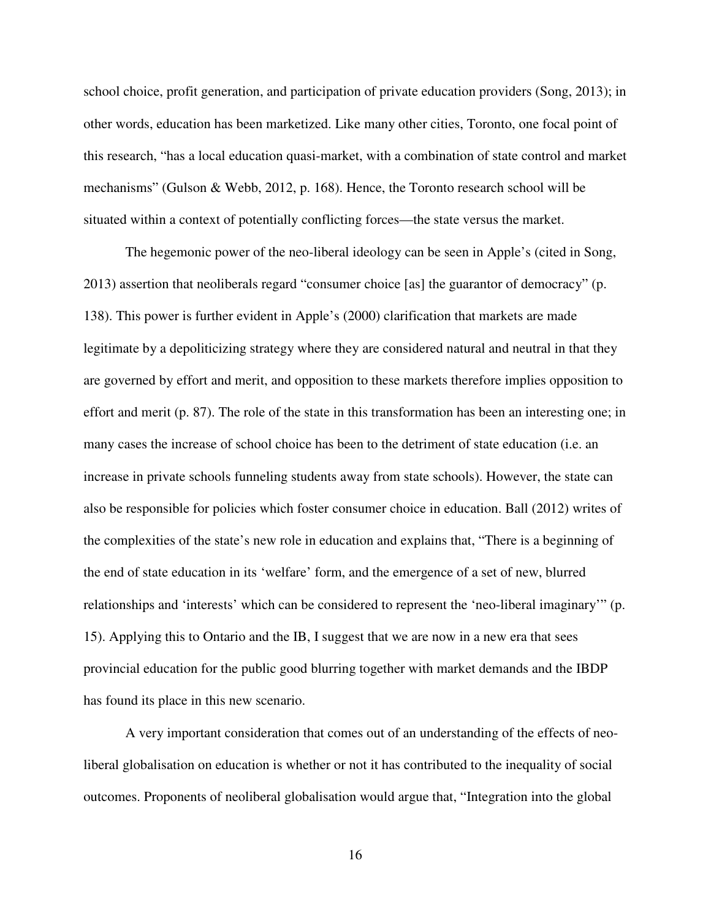school choice, profit generation, and participation of private education providers (Song, 2013); in other words, education has been marketized. Like many other cities, Toronto, one focal point of this research, "has a local education quasi-market, with a combination of state control and market mechanisms" (Gulson & Webb, 2012, p. 168). Hence, the Toronto research school will be situated within a context of potentially conflicting forces—the state versus the market.

The hegemonic power of the neo-liberal ideology can be seen in Apple's (cited in Song, 2013) assertion that neoliberals regard "consumer choice [as] the guarantor of democracy" (p. 138). This power is further evident in Apple's (2000) clarification that markets are made legitimate by a depoliticizing strategy where they are considered natural and neutral in that they are governed by effort and merit, and opposition to these markets therefore implies opposition to effort and merit (p. 87). The role of the state in this transformation has been an interesting one; in many cases the increase of school choice has been to the detriment of state education (i.e. an increase in private schools funneling students away from state schools). However, the state can also be responsible for policies which foster consumer choice in education. Ball (2012) writes of the complexities of the state's new role in education and explains that, "There is a beginning of the end of state education in its 'welfare' form, and the emergence of a set of new, blurred relationships and 'interests' which can be considered to represent the 'neo-liberal imaginary'" (p. 15). Applying this to Ontario and the IB, I suggest that we are now in a new era that sees provincial education for the public good blurring together with market demands and the IBDP has found its place in this new scenario.

A very important consideration that comes out of an understanding of the effects of neo-liberal globalisation on education is whether or not it has contributed to the inequality of social outcomes. Proponents of neoliberal globalisation would argue that, "Integration into the global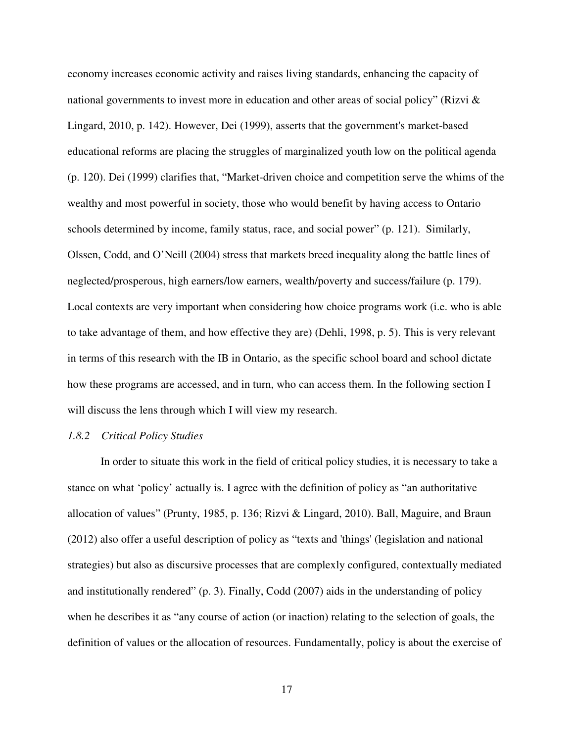economy increases economic activity and raises living standards, enhancing the capacity of national governments to invest more in education and other areas of social policy" (Rizvi & Lingard, 2010, p. 142). However, Dei (1999), asserts that the government's market-based educational reforms are placing the struggles of marginalized youth low on the political agenda (p. 120). Dei (1999) clarifies that, "Market-driven choice and competition serve the whims of the wealthy and most powerful in society, those who would benefit by having access to Ontario schools determined by income, family status, race, and social power" (p. 121). Similarly, Olssen, Codd, and O'Neill (2004) stress that markets breed inequality along the battle lines of neglected/prosperous, high earners/low earners, wealth/poverty and success/failure (p. 179). Local contexts are very important when considering how choice programs work (i.e. who is able to take advantage of them, and how effective they are) (Dehli, 1998, p. 5). This is very relevant in terms of this research with the IB in Ontario, as the specific school board and school dictate how these programs are accessed, and in turn, who can access them. In the following section I will discuss the lens through which I will view my research.

### *1.8.2 Critical Policy Studies*

In order to situate this work in the field of critical policy studies, it is necessary to take a stance on what 'policy' actually is. I agree with the definition of policy as "an authoritative allocation of values" (Prunty, 1985, p. 136; Rizvi & Lingard, 2010). Ball, Maguire, and Braun (2012) also offer a useful description of policy as "texts and 'things' (legislation and national strategies) but also as discursive processes that are complexly configured, contextually mediated and institutionally rendered" (p. 3). Finally, Codd (2007) aids in the understanding of policy when he describes it as "any course of action (or inaction) relating to the selection of goals, the definition of values or the allocation of resources. Fundamentally, policy is about the exercise of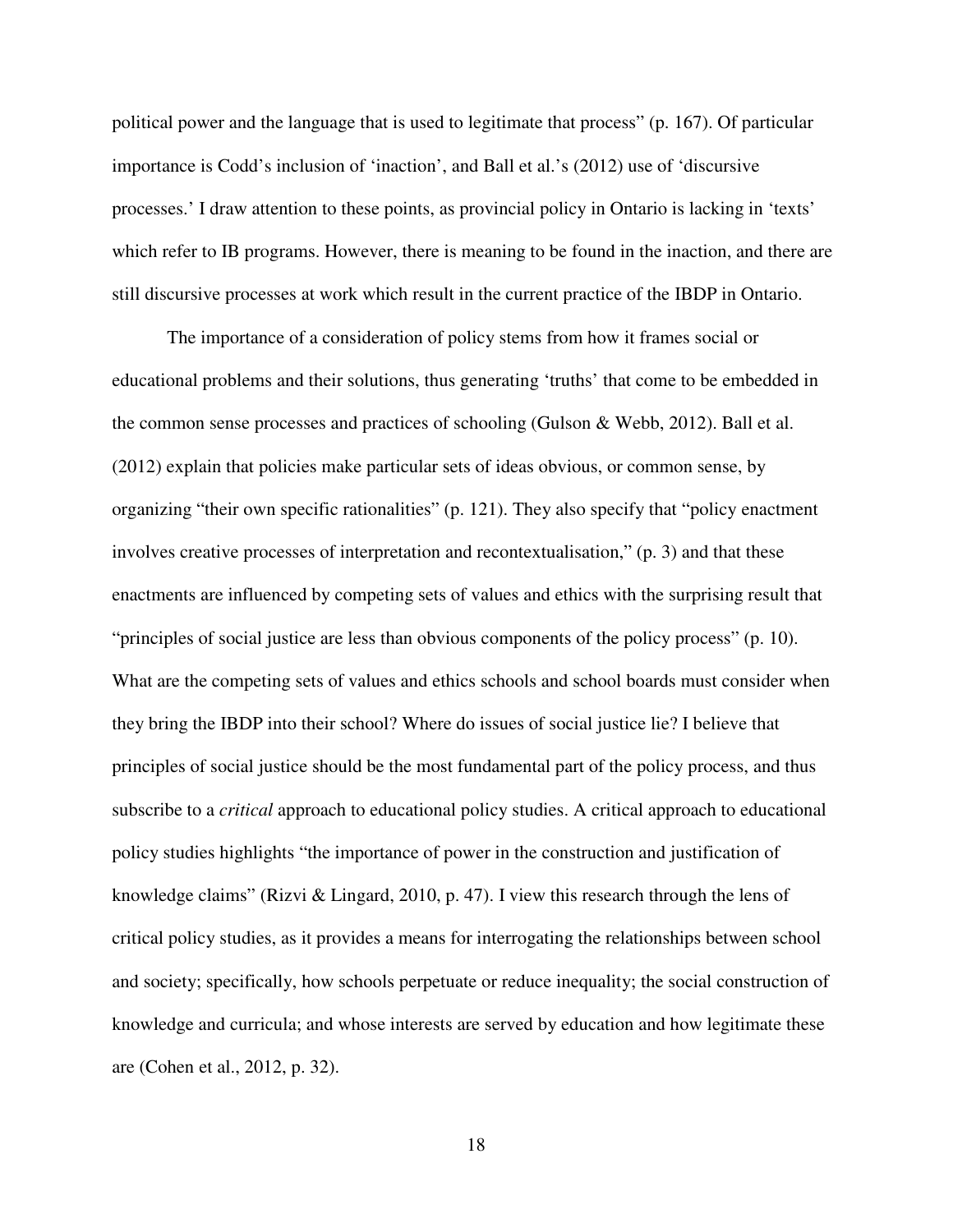political power and the language that is used to legitimate that process" (p. 167). Of particular importance is Codd's inclusion of 'inaction', and Ball et al.'s (2012) use of 'discursive processes.' I draw attention to these points, as provincial policy in Ontario is lacking in 'texts' which refer to IB programs. However, there is meaning to be found in the inaction, and there are still discursive processes at work which result in the current practice of the IBDP in Ontario.

The importance of a consideration of policy stems from how it frames social or educational problems and their solutions, thus generating 'truths' that come to be embedded in the common sense processes and practices of schooling (Gulson & Webb, 2012). Ball et al. (2012) explain that policies make particular sets of ideas obvious, or common sense, by organizing "their own specific rationalities" (p. 121). They also specify that "policy enactment involves creative processes of interpretation and recontextualisation," (p. 3) and that these enactments are influenced by competing sets of values and ethics with the surprising result that "principles of social justice are less than obvious components of the policy process" (p. 10). What are the competing sets of values and ethics schools and school boards must consider when they bring the IBDP into their school? Where do issues of social justice lie? I believe that principles of social justice should be the most fundamental part of the policy process, and thus subscribe to a *critical* approach to educational policy studies. A critical approach to educational policy studies highlights "the importance of power in the construction and justification of knowledge claims" (Rizvi & Lingard, 2010, p. 47). I view this research through the lens of critical policy studies, as it provides a means for interrogating the relationships between school and society; specifically, how schools perpetuate or reduce inequality; the social construction of knowledge and curricula; and whose interests are served by education and how legitimate these are (Cohen et al., 2012, p. 32).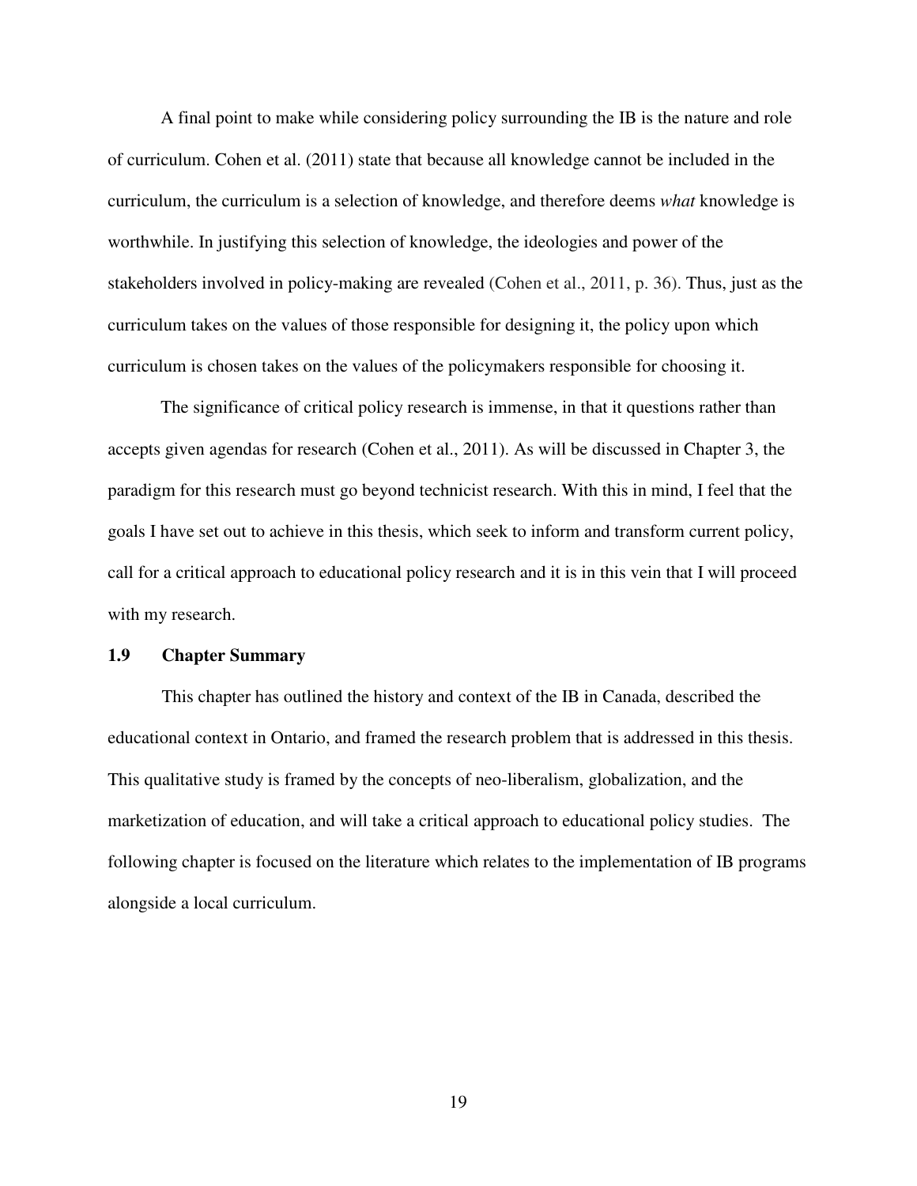A final point to make while considering policy surrounding the IB is the nature and role of curriculum. Cohen et al. (2011) state that because all knowledge cannot be included in the curriculum, the curriculum is a selection of knowledge, and therefore deems *what* knowledge is worthwhile. In justifying this selection of knowledge, the ideologies and power of the stakeholders involved in policy-making are revealed (Cohen et al., 2011, p. 36). Thus, just as the curriculum takes on the values of those responsible for designing it, the policy upon which curriculum is chosen takes on the values of the policymakers responsible for choosing it.

The significance of critical policy research is immense, in that it questions rather than accepts given agendas for research (Cohen et al., 2011). As will be discussed in Chapter 3, the paradigm for this research must go beyond technicist research. With this in mind, I feel that the goals I have set out to achieve in this thesis, which seek to inform and transform current policy, call for a critical approach to educational policy research and it is in this vein that I will proceed with my research.

### 1.9 Chapter Summary

This chapter has outlined the history and context of the IB in Canada, described the educational context in Ontario, and framed the research problem that is addressed in this thesis. This qualitative study is framed by the concepts of neo-liberalism, globalization, and the marketization of education, and will take a critical approach to educational policy studies. The following chapter is focused on the literature which relates to the implementation of IB programs alongside a local curriculum.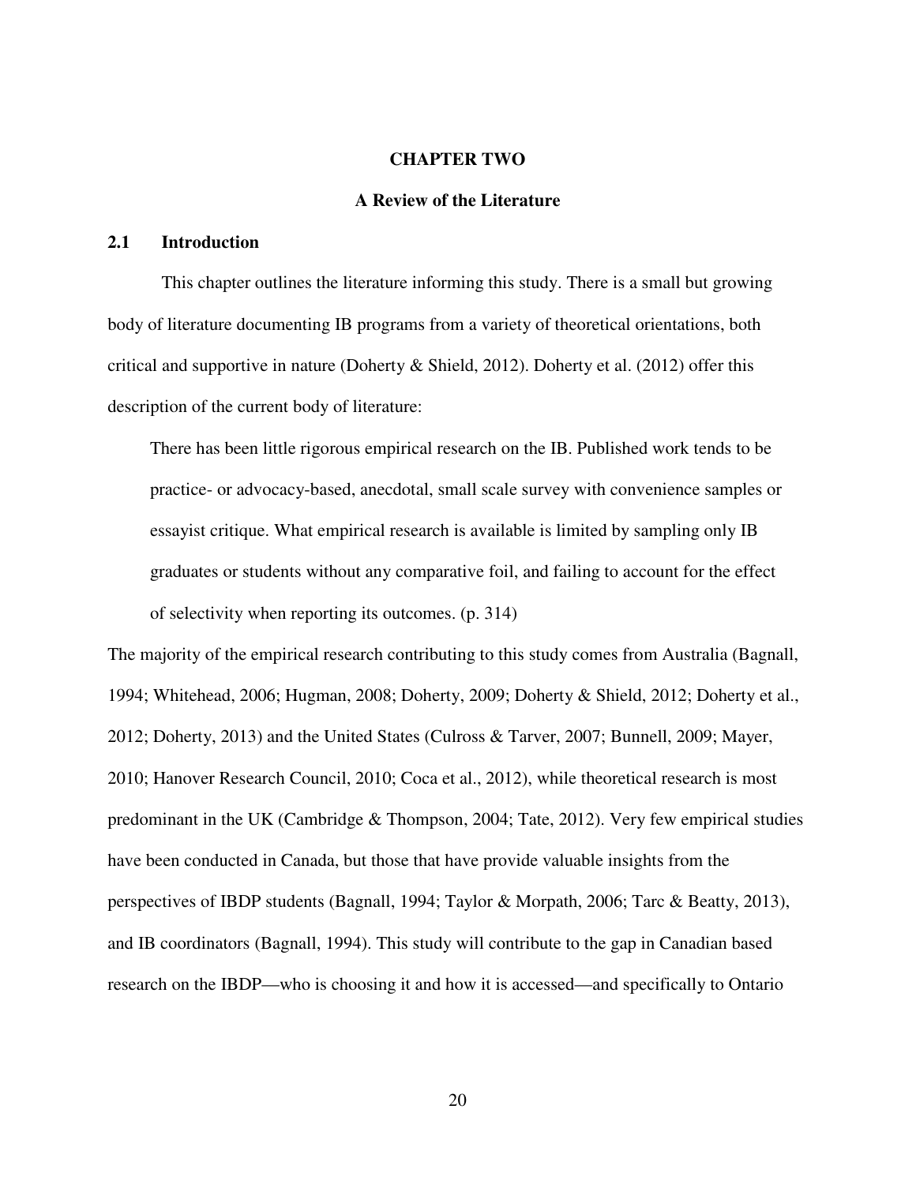# CHAPTER TWO

## A Review of the Literature

### 2.1 Introduction

This chapter outlines the literature informing this study. There is a small but growing body of literature documenting IB programs from a variety of theoretical orientations, both critical and supportive in nature (Doherty & Shield, 2012). Doherty et al. (2012) offer this description of the current body of literature:

> There has been little rigorous empirical research on the IB. Published work tends to be practice- or advocacy-based, anecdotal, small scale survey with convenience samples or essayist critique. What empirical research is available is limited by sampling only IB graduates or students without any comparative foil, and failing to account for the effect of selectivity when reporting its outcomes. (p. 314)

The majority of the empirical research contributing to this study comes from Australia (Bagnall, 1994; Whitehead, 2006; Hugman, 2008; Doherty, 2009; Doherty & Shield, 2012; Doherty et al., 2012; Doherty, 2013) and the United States (Culross & Tarver, 2007; Bunnell, 2009; Mayer, 2010; Hanover Research Council, 2010; Coca et al., 2012), while theoretical research is most predominant in the UK (Cambridge & Thompson, 2004; Tate, 2012). Very few empirical studies have been conducted in Canada, but those that have provide valuable insights from the perspectives of IBDP students (Bagnall, 1994; Taylor & Morpath, 2006; Tarc & Beatty, 2013), and IB coordinators (Bagnall, 1994). This study will contribute to the gap in Canadian based research on the IBDP—who is choosing it and how it is accessed—and specifically to Ontario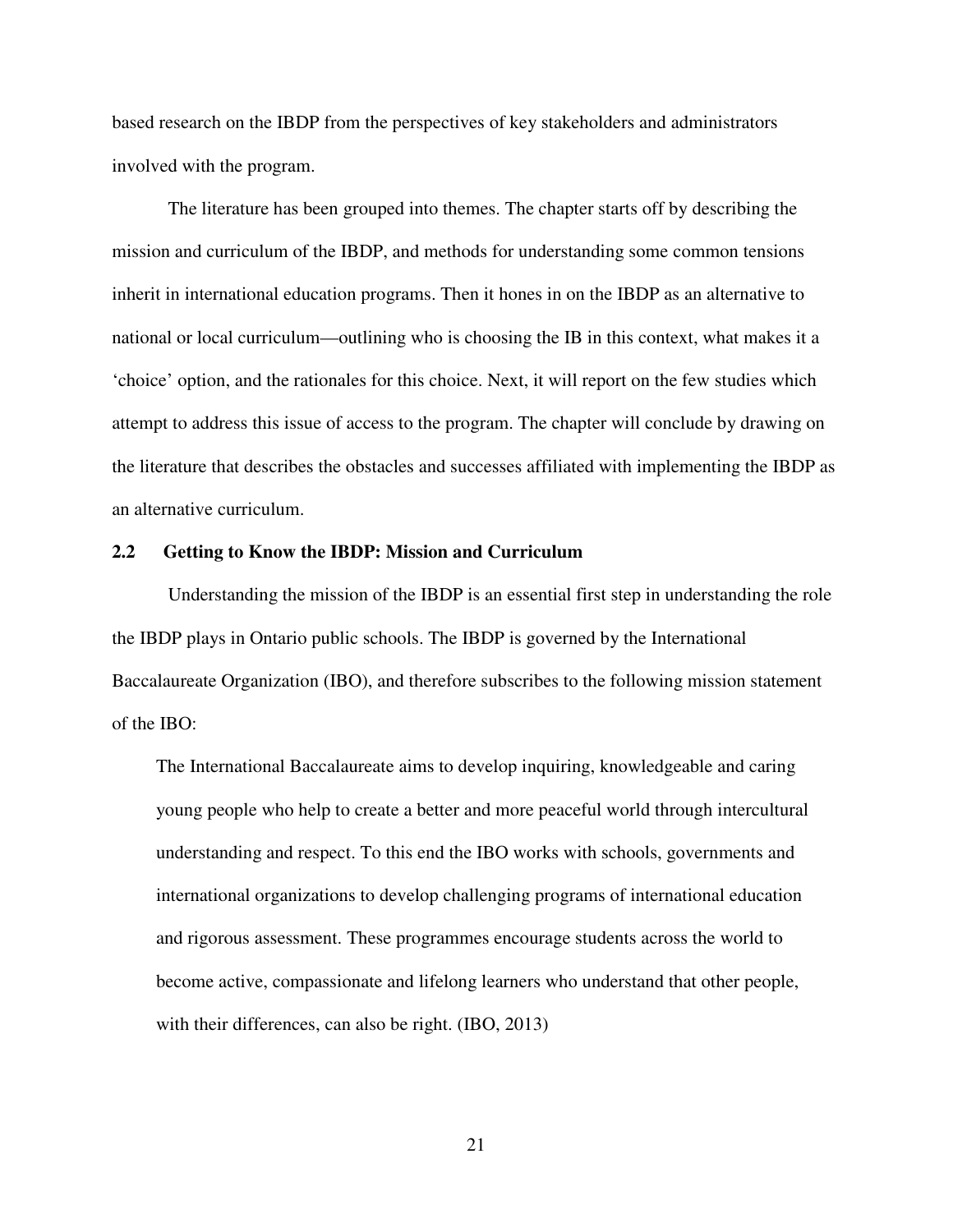based research on the IBDP from the perspectives of key stakeholders and administrators involved with the program.

The literature has been grouped into themes. The chapter starts off by describing the mission and curriculum of the IBDP, and methods for understanding some common tensions inherit in international education programs. Then it hones in on the IBDP as an alternative to national or local curriculum—outlining who is choosing the IB in this context, what makes it a 'choice' option, and the rationales for this choice. Next, it will report on the few studies which attempt to address this issue of access to the program. The chapter will conclude by drawing on the literature that describes the obstacles and successes affiliated with implementing the IBDP as an alternative curriculum.

## 2.2 Getting to Know the IBDP: Mission and Curriculum

Understanding the mission of the IBDP is an essential first step in understanding the role the IBDP plays in Ontario public schools. The IBDP is governed by the International Baccalaureate Organization (IBO), and therefore subscribes to the following mission statement of the IBO:

> The International Baccalaureate aims to develop inquiring, knowledgeable and caring young people who help to create a better and more peaceful world through intercultural understanding and respect. To this end the IBO works with schools, governments and international organizations to develop challenging programs of international education and rigorous assessment. These programmes encourage students across the world to become active, compassionate and lifelong learners who understand that other people, with their differences, can also be right. (IBO, 2013)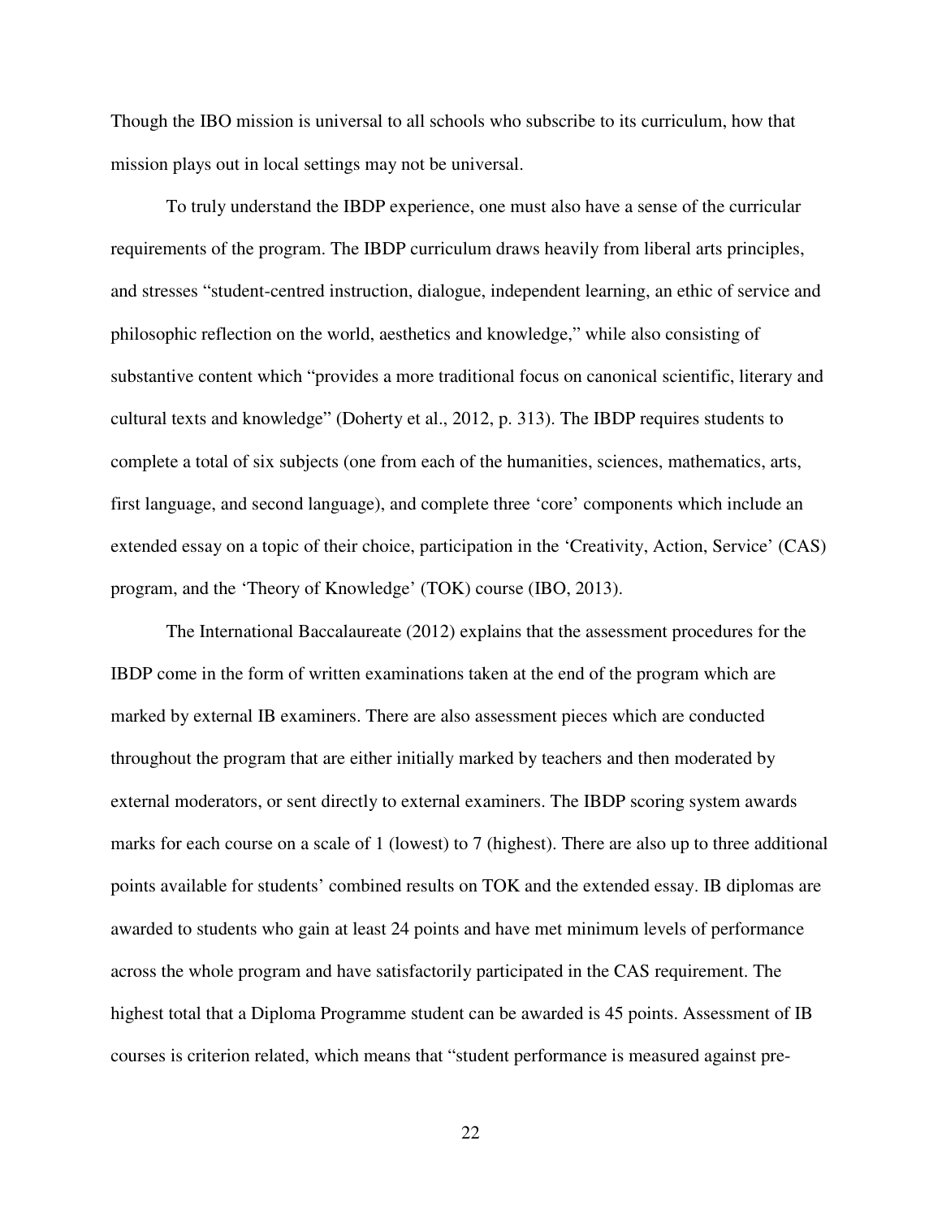Though the IBO mission is universal to all schools who subscribe to its curriculum, how that mission plays out in local settings may not be universal.

To truly understand the IBDP experience, one must also have a sense of the curricular requirements of the program. The IBDP curriculum draws heavily from liberal arts principles, and stresses "student-centred instruction, dialogue, independent learning, an ethic of service and philosophic reflection on the world, aesthetics and knowledge," while also consisting of substantive content which "provides a more traditional focus on canonical scientific, literary and cultural texts and knowledge" (Doherty et al., 2012, p. 313). The IBDP requires students to complete a total of six subjects (one from each of the humanities, sciences, mathematics, arts, first language, and second language), and complete three 'core' components which include an extended essay on a topic of their choice, participation in the 'Creativity, Action, Service' (CAS) program, and the 'Theory of Knowledge' (TOK) course (IBO, 2013).

The International Baccalaureate (2012) explains that the assessment procedures for the IBDP come in the form of written examinations taken at the end of the program which are marked by external IB examiners. There are also assessment pieces which are conducted throughout the program that are either initially marked by teachers and then moderated by external moderators, or sent directly to external examiners. The IBDP scoring system awards marks for each course on a scale of 1 (lowest) to 7 (highest). There are also up to three additional points available for students' combined results on TOK and the extended essay. IB diplomas are awarded to students who gain at least 24 points and have met minimum levels of performance across the whole program and have satisfactorily participated in the CAS requirement. The highest total that a Diploma Programme student can be awarded is 45 points. Assessment of IB courses is criterion related, which means that "student performance is measured against pre-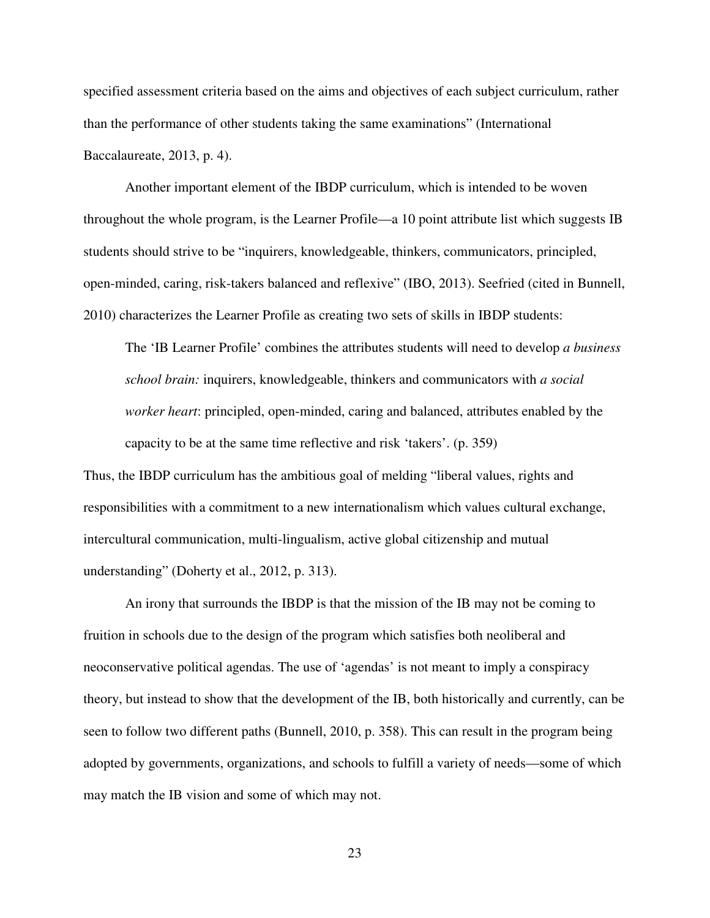specified assessment criteria based on the aims and objectives of each subject curriculum, rather than the performance of other students taking the same examinations" (International Baccalaureate, 2013, p. 4).

Another important element of the IBDP curriculum, which is intended to be woven throughout the whole program, is the Learner Profile—a 10 point attribute list which suggests IB students should strive to be "inquirers, knowledgeable, thinkers, communicators, principled, open-minded, caring, risk-takers balanced and reflexive" (IBO, 2013). Seefried (cited in Bunnell, 2010) characterizes the Learner Profile as creating two sets of skills in IBDP students:

> The 'IB Learner Profile' combines the attributes students will need to develop *a business school brain:* inquirers, knowledgeable, thinkers and communicators with *a social worker heart*: principled, open-minded, caring and balanced, attributes enabled by the capacity to be at the same time reflective and risk 'takers'. (p. 359)

Thus, the IBDP curriculum has the ambitious goal of melding "liberal values, rights and responsibilities with a commitment to a new internationalism which values cultural exchange, intercultural communication, multi-lingualism, active global citizenship and mutual understanding" (Doherty et al., 2012, p. 313).

An irony that surrounds the IBDP is that the mission of the IB may not be coming to fruition in schools due to the design of the program which satisfies both neoliberal and neoconservative political agendas. The use of 'agendas' is not meant to imply a conspiracy theory, but instead to show that the development of the IB, both historically and currently, can be seen to follow two different paths (Bunnell, 2010, p. 358). This can result in the program being adopted by governments, organizations, and schools to fulfill a variety of needs—some of which may match the IB vision and some of which may not.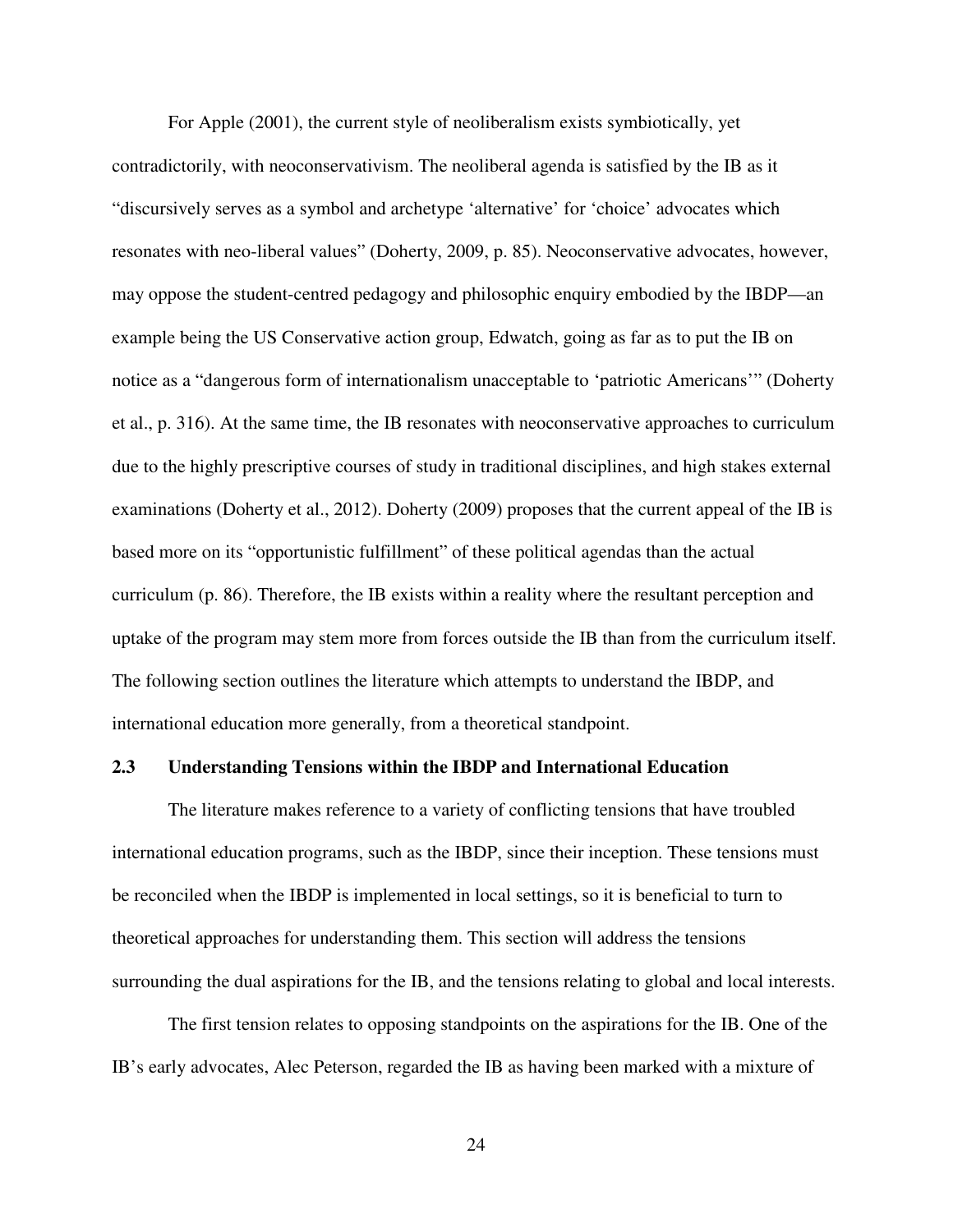For Apple (2001), the current style of neoliberalism exists symbiotically, yet contradictorily, with neoconservativism. The neoliberal agenda is satisfied by the IB as it "discursively serves as a symbol and archetype 'alternative' for 'choice' advocates which resonates with neo-liberal values" (Doherty, 2009, p. 85). Neoconservative advocates, however, may oppose the student-centred pedagogy and philosophic enquiry embodied by the IBDP—an example being the US Conservative action group, Edwatch, going as far as to put the IB on notice as a "dangerous form of internationalism unacceptable to 'patriotic Americans'" (Doherty et al., p. 316). At the same time, the IB resonates with neoconservative approaches to curriculum due to the highly prescriptive courses of study in traditional disciplines, and high stakes external examinations (Doherty et al., 2012). Doherty (2009) proposes that the current appeal of the IB is based more on its "opportunistic fulfillment" of these political agendas than the actual curriculum (p. 86). Therefore, the IB exists within a reality where the resultant perception and uptake of the program may stem more from forces outside the IB than from the curriculum itself. The following section outlines the literature which attempts to understand the IBDP, and international education more generally, from a theoretical standpoint.

### 2.3 Understanding Tensions within the IBDP and International Education

The literature makes reference to a variety of conflicting tensions that have troubled international education programs, such as the IBDP, since their inception. These tensions must be reconciled when the IBDP is implemented in local settings, so it is beneficial to turn to theoretical approaches for understanding them. This section will address the tensions surrounding the dual aspirations for the IB, and the tensions relating to global and local interests.

The first tension relates to opposing standpoints on the aspirations for the IB. One of the IB's early advocates, Alec Peterson, regarded the IB as having been marked with a mixture of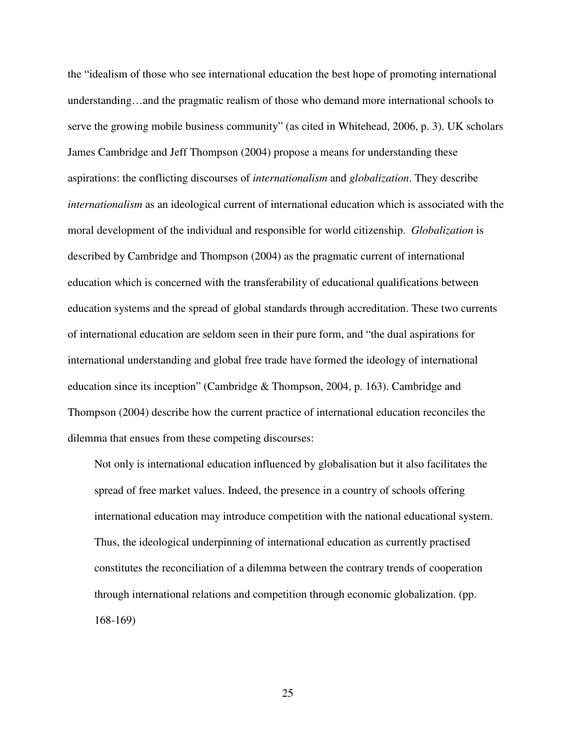the "idealism of those who see international education the best hope of promoting international understanding…and the pragmatic realism of those who demand more international schools to serve the growing mobile business community" (as cited in Whitehead, 2006, p. 3). UK scholars James Cambridge and Jeff Thompson (2004) propose a means for understanding these aspirations: the conflicting discourses of *internationalism* and *globalization*. They describe *internationalism* as an ideological current of international education which is associated with the moral development of the individual and responsible for world citizenship. *Globalization* is described by Cambridge and Thompson (2004) as the pragmatic current of international education which is concerned with the transferability of educational qualifications between education systems and the spread of global standards through accreditation. These two currents of international education are seldom seen in their pure form, and "the dual aspirations for international understanding and global free trade have formed the ideology of international education since its inception" (Cambridge & Thompson, 2004, p. 163). Cambridge and Thompson (2004) describe how the current practice of international education reconciles the dilemma that ensues from these competing discourses:

> Not only is international education influenced by globalisation but it also facilitates the spread of free market values. Indeed, the presence in a country of schools offering international education may introduce competition with the national educational system. Thus, the ideological underpinning of international education as currently practised constitutes the reconciliation of a dilemma between the contrary trends of cooperation through international relations and competition through economic globalization. (pp. 168-169)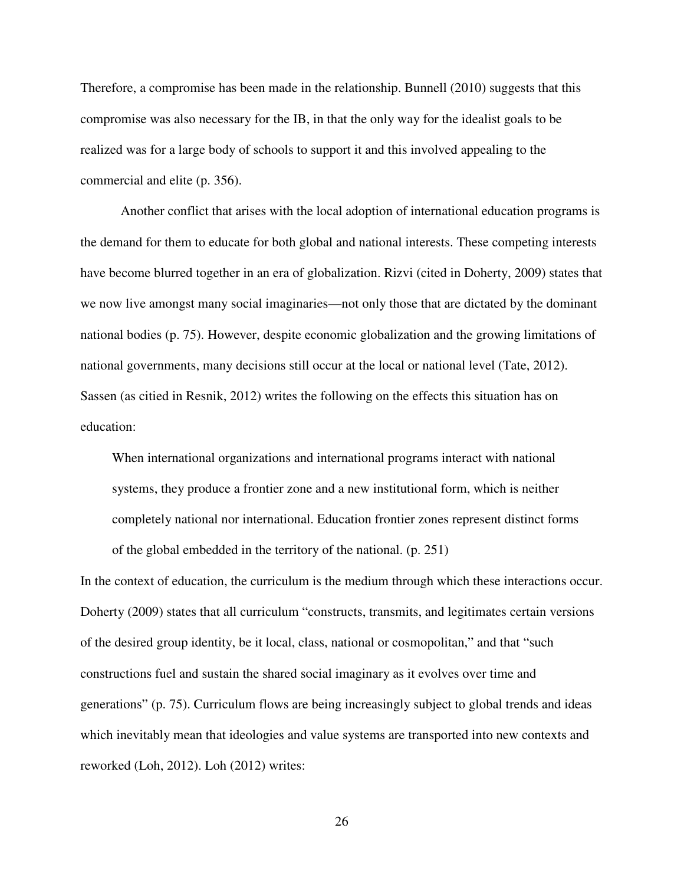Therefore, a compromise has been made in the relationship. Bunnell (2010) suggests that this compromise was also necessary for the IB, in that the only way for the idealist goals to be realized was for a large body of schools to support it and this involved appealing to the commercial and elite (p. 356).

Another conflict that arises with the local adoption of international education programs is the demand for them to educate for both global and national interests. These competing interests have become blurred together in an era of globalization. Rizvi (cited in Doherty, 2009) states that we now live amongst many social imaginaries—not only those that are dictated by the dominant national bodies (p. 75). However, despite economic globalization and the growing limitations of national governments, many decisions still occur at the local or national level (Tate, 2012). Sassen (as citied in Resnik, 2012) writes the following on the effects this situation has on education:

> When international organizations and international programs interact with national systems, they produce a frontier zone and a new institutional form, which is neither completely national nor international. Education frontier zones represent distinct forms of the global embedded in the territory of the national. (p. 251)

In the context of education, the curriculum is the medium through which these interactions occur. Doherty (2009) states that all curriculum "constructs, transmits, and legitimates certain versions of the desired group identity, be it local, class, national or cosmopolitan," and that "such constructions fuel and sustain the shared social imaginary as it evolves over time and generations" (p. 75). Curriculum flows are being increasingly subject to global trends and ideas which inevitably mean that ideologies and value systems are transported into new contexts and reworked (Loh, 2012). Loh (2012) writes: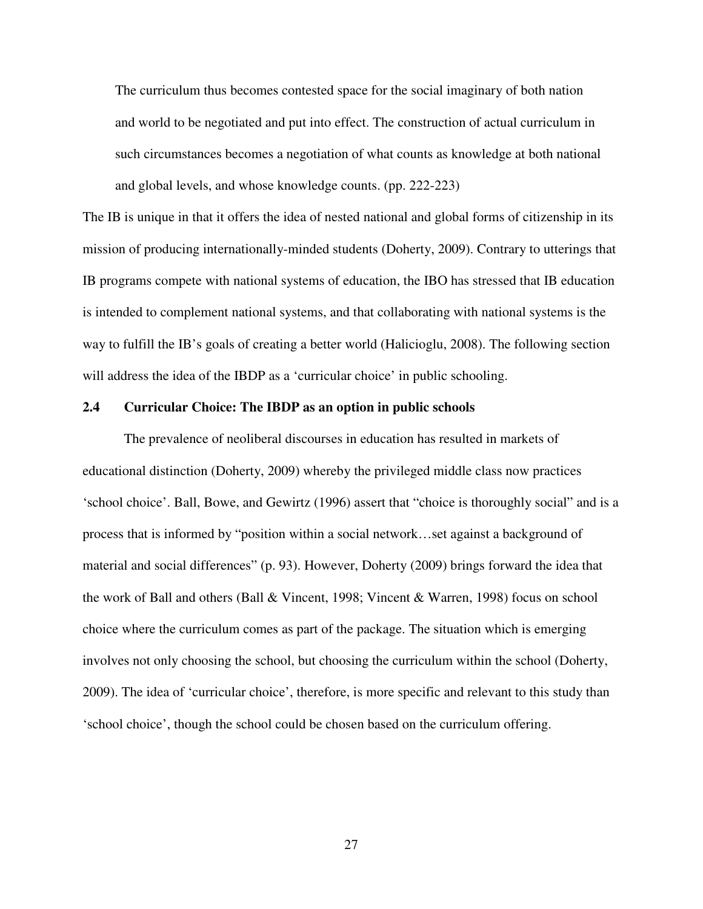> The curriculum thus becomes contested space for the social imaginary of both nation and world to be negotiated and put into effect. The construction of actual curriculum in such circumstances becomes a negotiation of what counts as knowledge at both national and global levels, and whose knowledge counts. (pp. 222-223)

The IB is unique in that it offers the idea of nested national and global forms of citizenship in its mission of producing internationally-minded students (Doherty, 2009). Contrary to utterings that IB programs compete with national systems of education, the IBO has stressed that IB education is intended to complement national systems, and that collaborating with national systems is the way to fulfill the IB's goals of creating a better world (Halicioglu, 2008). The following section will address the idea of the IBDP as a 'curricular choice' in public schooling.

### 2.4 Curricular Choice: The IBDP as an option in public schools

The prevalence of neoliberal discourses in education has resulted in markets of educational distinction (Doherty, 2009) whereby the privileged middle class now practices 'school choice'. Ball, Bowe, and Gewirtz (1996) assert that "choice is thoroughly social" and is a process that is informed by "position within a social network…set against a background of material and social differences" (p. 93). However, Doherty (2009) brings forward the idea that the work of Ball and others (Ball & Vincent, 1998; Vincent & Warren, 1998) focus on school choice where the curriculum comes as part of the package. The situation which is emerging involves not only choosing the school, but choosing the curriculum within the school (Doherty, 2009). The idea of 'curricular choice', therefore, is more specific and relevant to this study than 'school choice', though the school could be chosen based on the curriculum offering.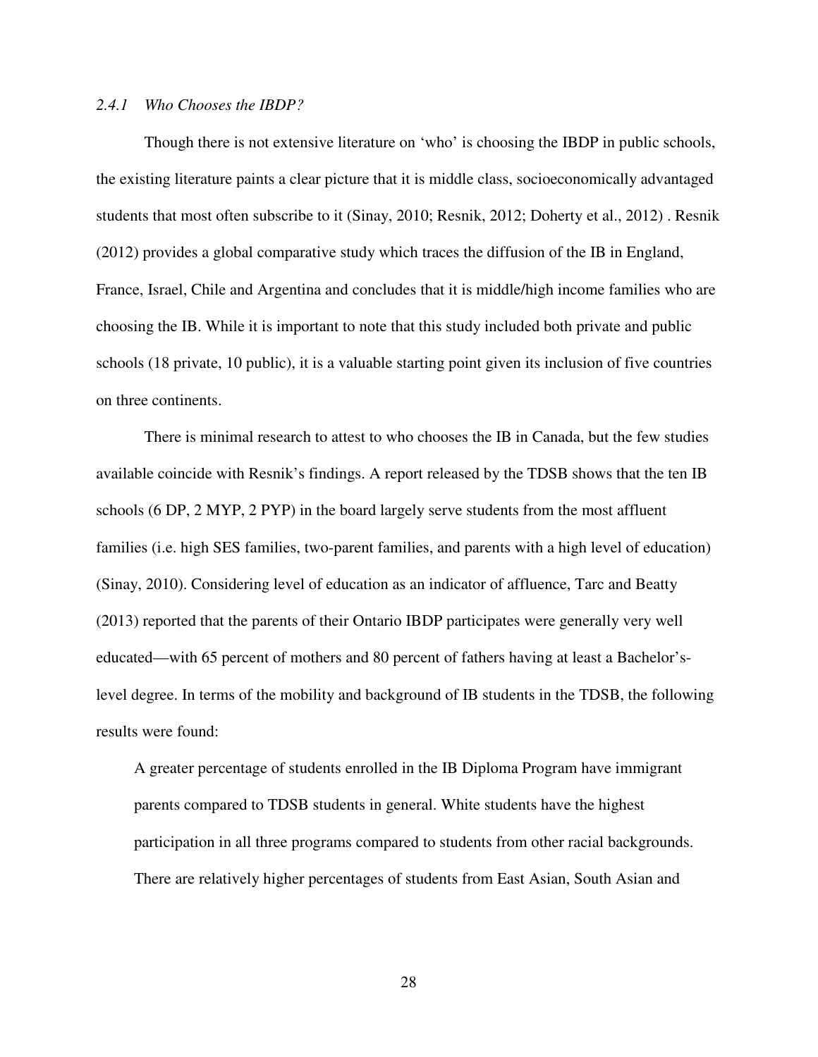### *2.4.1 Who Chooses the IBDP?*

Though there is not extensive literature on 'who' is choosing the IBDP in public schools, the existing literature paints a clear picture that it is middle class, socioeconomically advantaged students that most often subscribe to it (Sinay, 2010; Resnik, 2012; Doherty et al., 2012) . Resnik (2012) provides a global comparative study which traces the diffusion of the IB in England, France, Israel, Chile and Argentina and concludes that it is middle/high income families who are choosing the IB. While it is important to note that this study included both private and public schools (18 private, 10 public), it is a valuable starting point given its inclusion of five countries on three continents.

There is minimal research to attest to who chooses the IB in Canada, but the few studies available coincide with Resnik's findings. A report released by the TDSB shows that the ten IB schools (6 DP, 2 MYP, 2 PYP) in the board largely serve students from the most affluent families (i.e. high SES families, two-parent families, and parents with a high level of education) (Sinay, 2010). Considering level of education as an indicator of affluence, Tarc and Beatty (2013) reported that the parents of their Ontario IBDP participates were generally very well educated—with 65 percent of mothers and 80 percent of fathers having at least a Bachelor's-level degree. In terms of the mobility and background of IB students in the TDSB, the following results were found:

> A greater percentage of students enrolled in the IB Diploma Program have immigrant parents compared to TDSB students in general. White students have the highest participation in all three programs compared to students from other racial backgrounds. There are relatively higher percentages of students from East Asian, South Asian and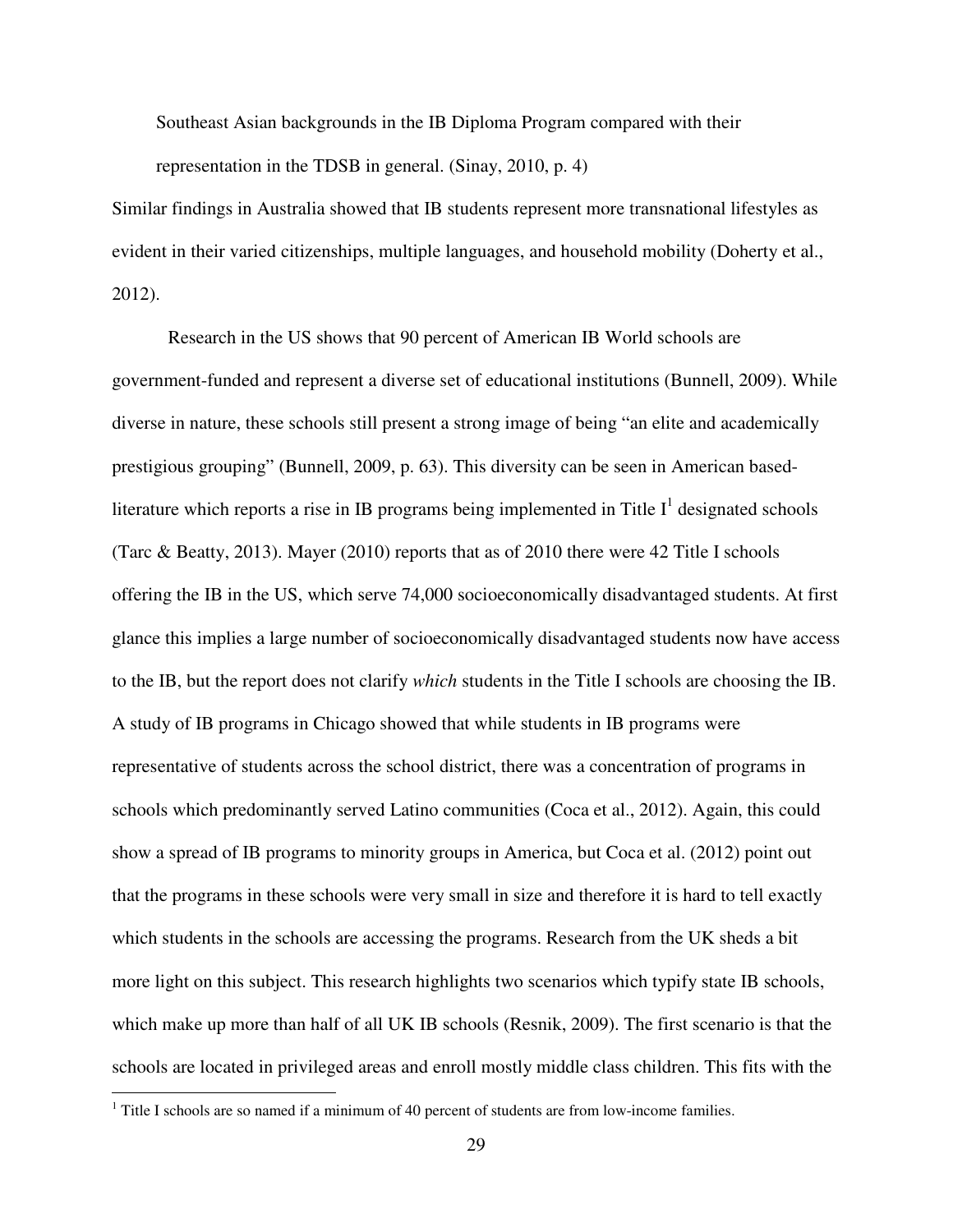> Southeast Asian backgrounds in the IB Diploma Program compared with their representation in the TDSB in general. (Sinay, 2010, p. 4)

Similar findings in Australia showed that IB students represent more transnational lifestyles as evident in their varied citizenships, multiple languages, and household mobility (Doherty et al., 2012).

Research in the US shows that 90 percent of American IB World schools are government-funded and represent a diverse set of educational institutions (Bunnell, 2009). While diverse in nature, these schools still present a strong image of being "an elite and academically prestigious grouping" (Bunnell, 2009, p. 63). This diversity can be seen in American based-literature which reports a rise in IB programs being implemented in Title I[1] designated schools (Tarc & Beatty, 2013). Mayer (2010) reports that as of 2010 there were 42 Title I schools offering the IB in the US, which serve 74,000 socioeconomically disadvantaged students. At first glance this implies a large number of socioeconomically disadvantaged students now have access to the IB, but the report does not clarify *which* students in the Title I schools are choosing the IB. A study of IB programs in Chicago showed that while students in IB programs were representative of students across the school district, there was a concentration of programs in schools which predominantly served Latino communities (Coca et al., 2012). Again, this could show a spread of IB programs to minority groups in America, but Coca et al. (2012) point out that the programs in these schools were very small in size and therefore it is hard to tell exactly which students in the schools are accessing the programs. Research from the UK sheds a bit more light on this subject. This research highlights two scenarios which typify state IB schools, which make up more than half of all UK IB schools (Resnik, 2009). The first scenario is that the schools are located in privileged areas and enroll mostly middle class children. This fits with the

[1] Title I schools are so named if a minimum of 40 percent of students are from low-income families.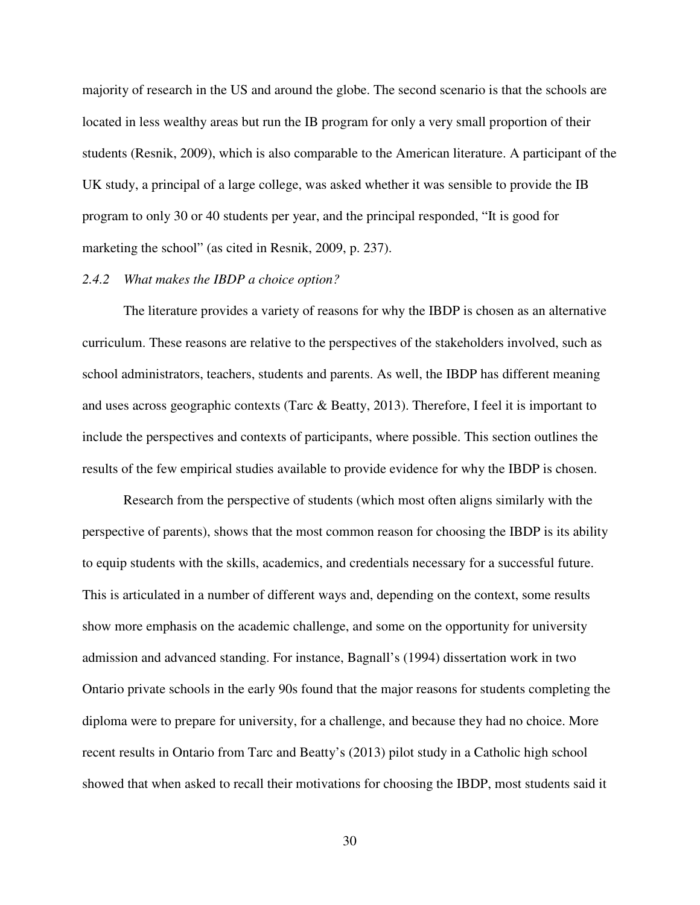majority of research in the US and around the globe. The second scenario is that the schools are located in less wealthy areas but run the IB program for only a very small proportion of their students (Resnik, 2009), which is also comparable to the American literature. A participant of the UK study, a principal of a large college, was asked whether it was sensible to provide the IB program to only 30 or 40 students per year, and the principal responded, "It is good for marketing the school" (as cited in Resnik, 2009, p. 237).

### *2.4.2 What makes the IBDP a choice option?*

The literature provides a variety of reasons for why the IBDP is chosen as an alternative curriculum. These reasons are relative to the perspectives of the stakeholders involved, such as school administrators, teachers, students and parents. As well, the IBDP has different meaning and uses across geographic contexts (Tarc & Beatty, 2013). Therefore, I feel it is important to include the perspectives and contexts of participants, where possible. This section outlines the results of the few empirical studies available to provide evidence for why the IBDP is chosen.

Research from the perspective of students (which most often aligns similarly with the perspective of parents), shows that the most common reason for choosing the IBDP is its ability to equip students with the skills, academics, and credentials necessary for a successful future. This is articulated in a number of different ways and, depending on the context, some results show more emphasis on the academic challenge, and some on the opportunity for university admission and advanced standing. For instance, Bagnall's (1994) dissertation work in two Ontario private schools in the early 90s found that the major reasons for students completing the diploma were to prepare for university, for a challenge, and because they had no choice. More recent results in Ontario from Tarc and Beatty's (2013) pilot study in a Catholic high school showed that when asked to recall their motivations for choosing the IBDP, most students said it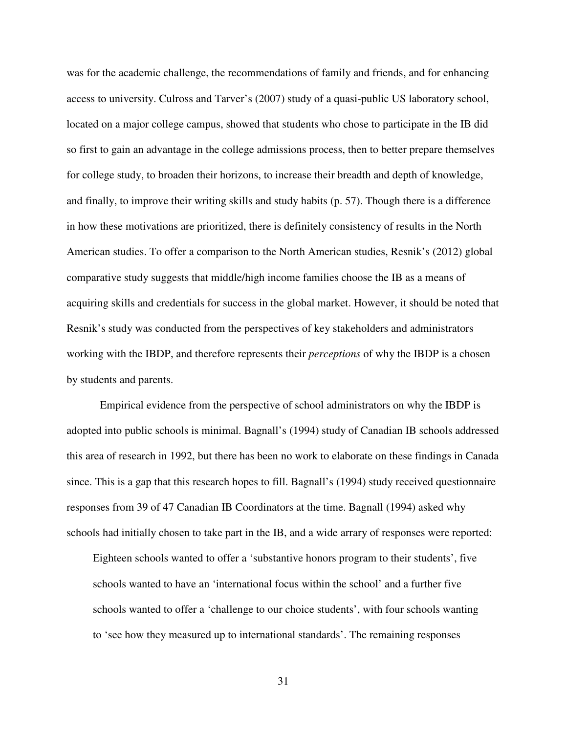was for the academic challenge, the recommendations of family and friends, and for enhancing access to university. Culross and Tarver's (2007) study of a quasi-public US laboratory school, located on a major college campus, showed that students who chose to participate in the IB did so first to gain an advantage in the college admissions process, then to better prepare themselves for college study, to broaden their horizons, to increase their breadth and depth of knowledge, and finally, to improve their writing skills and study habits (p. 57). Though there is a difference in how these motivations are prioritized, there is definitely consistency of results in the North American studies. To offer a comparison to the North American studies, Resnik's (2012) global comparative study suggests that middle/high income families choose the IB as a means of acquiring skills and credentials for success in the global market. However, it should be noted that Resnik's study was conducted from the perspectives of key stakeholders and administrators working with the IBDP, and therefore represents their *perceptions* of why the IBDP is a chosen by students and parents.

Empirical evidence from the perspective of school administrators on why the IBDP is adopted into public schools is minimal. Bagnall's (1994) study of Canadian IB schools addressed this area of research in 1992, but there has been no work to elaborate on these findings in Canada since. This is a gap that this research hopes to fill. Bagnall's (1994) study received questionnaire responses from 39 of 47 Canadian IB Coordinators at the time. Bagnall (1994) asked why schools had initially chosen to take part in the IB, and a wide array of responses were reported:

> Eighteen schools wanted to offer a 'substantive honors program to their students', five schools wanted to have an 'international focus within the school' and a further five schools wanted to offer a 'challenge to our choice students', with four schools wanting to 'see how they measured up to international standards'. The remaining responses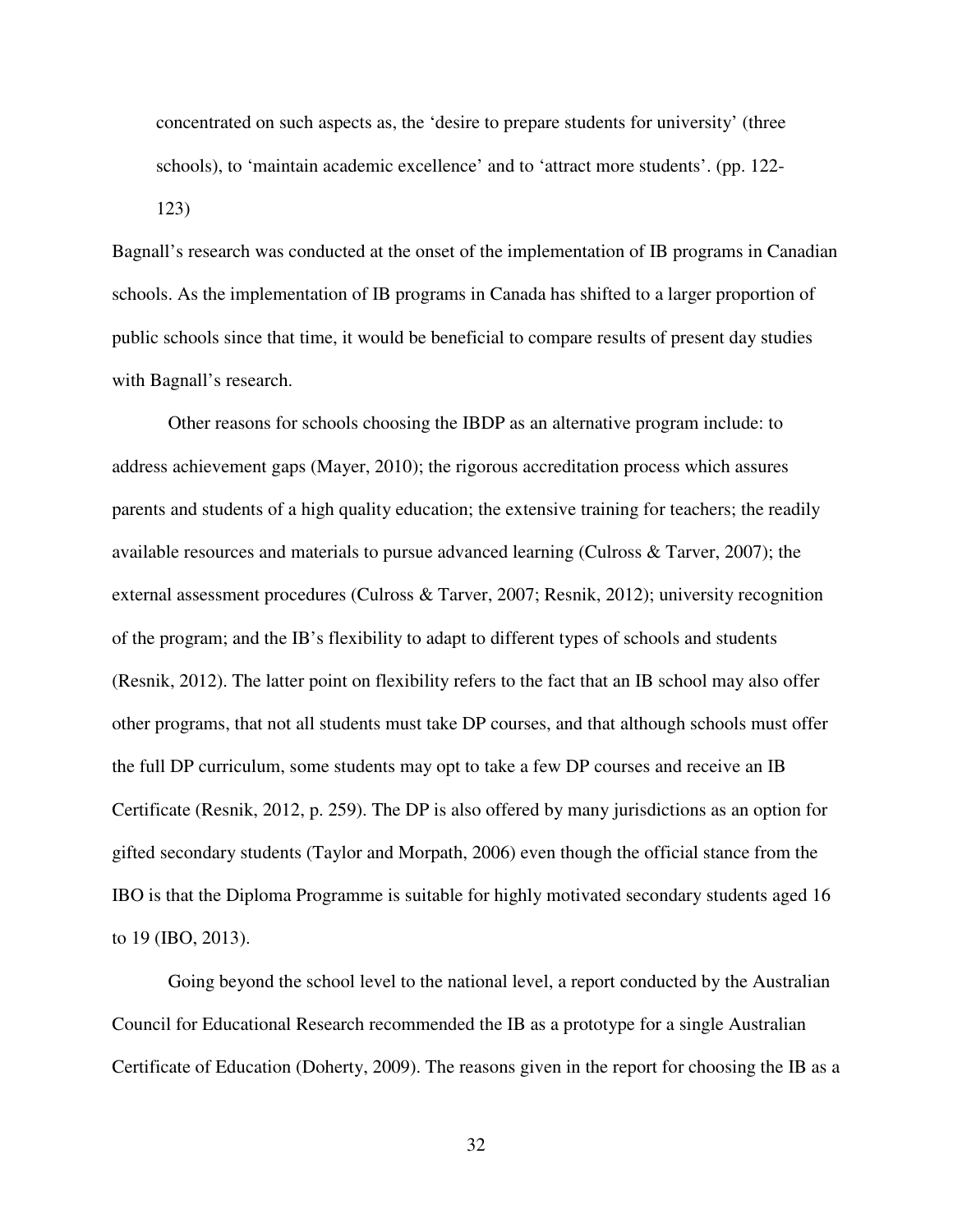> concentrated on such aspects as, the 'desire to prepare students for university' (three schools), to 'maintain academic excellence' and to 'attract more students'. (pp. 122-123)

Bagnall's research was conducted at the onset of the implementation of IB programs in Canadian schools. As the implementation of IB programs in Canada has shifted to a larger proportion of public schools since that time, it would be beneficial to compare results of present day studies with Bagnall's research.

Other reasons for schools choosing the IBDP as an alternative program include: to address achievement gaps (Mayer, 2010); the rigorous accreditation process which assures parents and students of a high quality education; the extensive training for teachers; the readily available resources and materials to pursue advanced learning (Culross & Tarver, 2007); the external assessment procedures (Culross & Tarver, 2007; Resnik, 2012); university recognition of the program; and the IB's flexibility to adapt to different types of schools and students (Resnik, 2012). The latter point on flexibility refers to the fact that an IB school may also offer other programs, that not all students must take DP courses, and that although schools must offer the full DP curriculum, some students may opt to take a few DP courses and receive an IB Certificate (Resnik, 2012, p. 259). The DP is also offered by many jurisdictions as an option for gifted secondary students (Taylor and Morpath, 2006) even though the official stance from the IBO is that the Diploma Programme is suitable for highly motivated secondary students aged 16 to 19 (IBO, 2013).

Going beyond the school level to the national level, a report conducted by the Australian Council for Educational Research recommended the IB as a prototype for a single Australian Certificate of Education (Doherty, 2009). The reasons given in the report for choosing the IB as a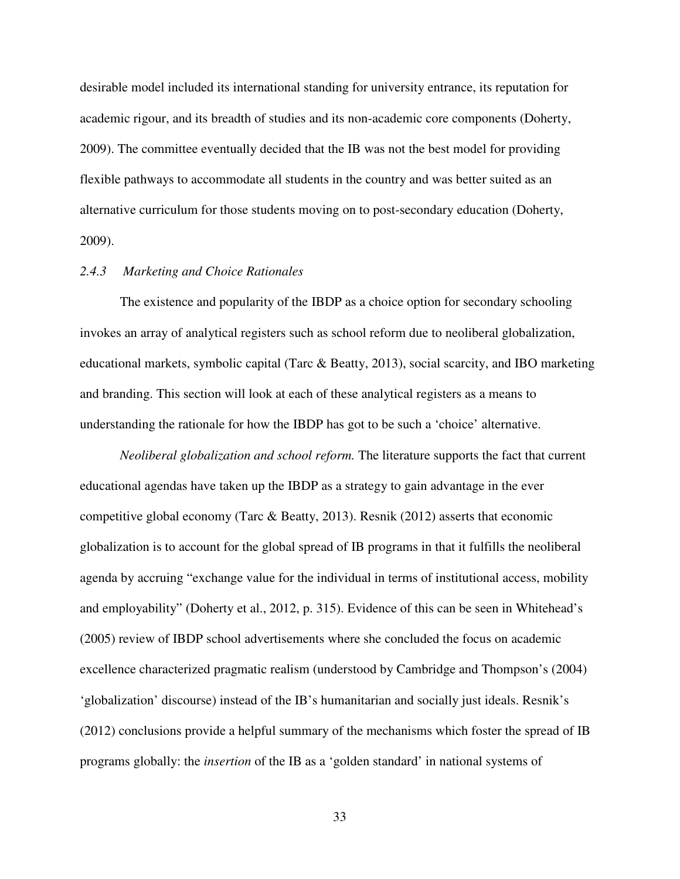desirable model included its international standing for university entrance, its reputation for academic rigour, and its breadth of studies and its non-academic core components (Doherty, 2009). The committee eventually decided that the IB was not the best model for providing flexible pathways to accommodate all students in the country and was better suited as an alternative curriculum for those students moving on to post-secondary education (Doherty, 2009).

### *2.4.3 Marketing and Choice Rationales*

The existence and popularity of the IBDP as a choice option for secondary schooling invokes an array of analytical registers such as school reform due to neoliberal globalization, educational markets, symbolic capital (Tarc & Beatty, 2013), social scarcity, and IBO marketing and branding. This section will look at each of these analytical registers as a means to understanding the rationale for how the IBDP has got to be such a 'choice' alternative.

*Neoliberal globalization and school reform.* The literature supports the fact that current educational agendas have taken up the IBDP as a strategy to gain advantage in the ever competitive global economy (Tarc & Beatty, 2013). Resnik (2012) asserts that economic globalization is to account for the global spread of IB programs in that it fulfills the neoliberal agenda by accruing "exchange value for the individual in terms of institutional access, mobility and employability" (Doherty et al., 2012, p. 315). Evidence of this can be seen in Whitehead's (2005) review of IBDP school advertisements where she concluded the focus on academic excellence characterized pragmatic realism (understood by Cambridge and Thompson's (2004) 'globalization' discourse) instead of the IB's humanitarian and socially just ideals. Resnik's (2012) conclusions provide a helpful summary of the mechanisms which foster the spread of IB programs globally: the *insertion* of the IB as a 'golden standard' in national systems of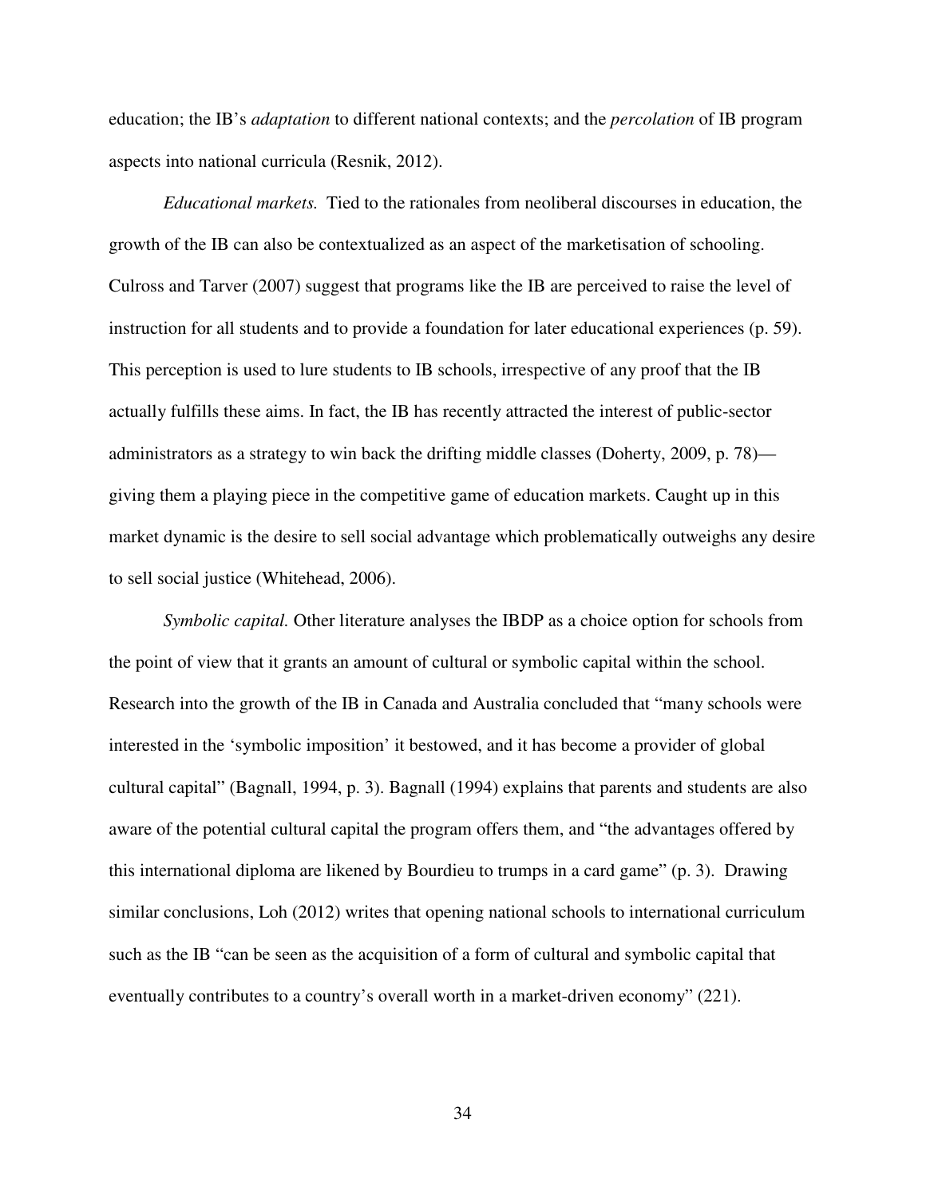education; the IB's *adaptation* to different national contexts; and the *percolation* of IB program aspects into national curricula (Resnik, 2012).

*Educational markets.* Tied to the rationales from neoliberal discourses in education, the growth of the IB can also be contextualized as an aspect of the marketisation of schooling. Culross and Tarver (2007) suggest that programs like the IB are perceived to raise the level of instruction for all students and to provide a foundation for later educational experiences (p. 59). This perception is used to lure students to IB schools, irrespective of any proof that the IB actually fulfills these aims. In fact, the IB has recently attracted the interest of public-sector administrators as a strategy to win back the drifting middle classes (Doherty, 2009, p. 78)—giving them a playing piece in the competitive game of education markets. Caught up in this market dynamic is the desire to sell social advantage which problematically outweighs any desire to sell social justice (Whitehead, 2006).

*Symbolic capital.* Other literature analyses the IBDP as a choice option for schools from the point of view that it grants an amount of cultural or symbolic capital within the school. Research into the growth of the IB in Canada and Australia concluded that "many schools were interested in the 'symbolic imposition' it bestowed, and it has become a provider of global cultural capital" (Bagnall, 1994, p. 3). Bagnall (1994) explains that parents and students are also aware of the potential cultural capital the program offers them, and "the advantages offered by this international diploma are likened by Bourdieu to trumps in a card game" (p. 3). Drawing similar conclusions, Loh (2012) writes that opening national schools to international curriculum such as the IB "can be seen as the acquisition of a form of cultural and symbolic capital that eventually contributes to a country's overall worth in a market-driven economy" (221).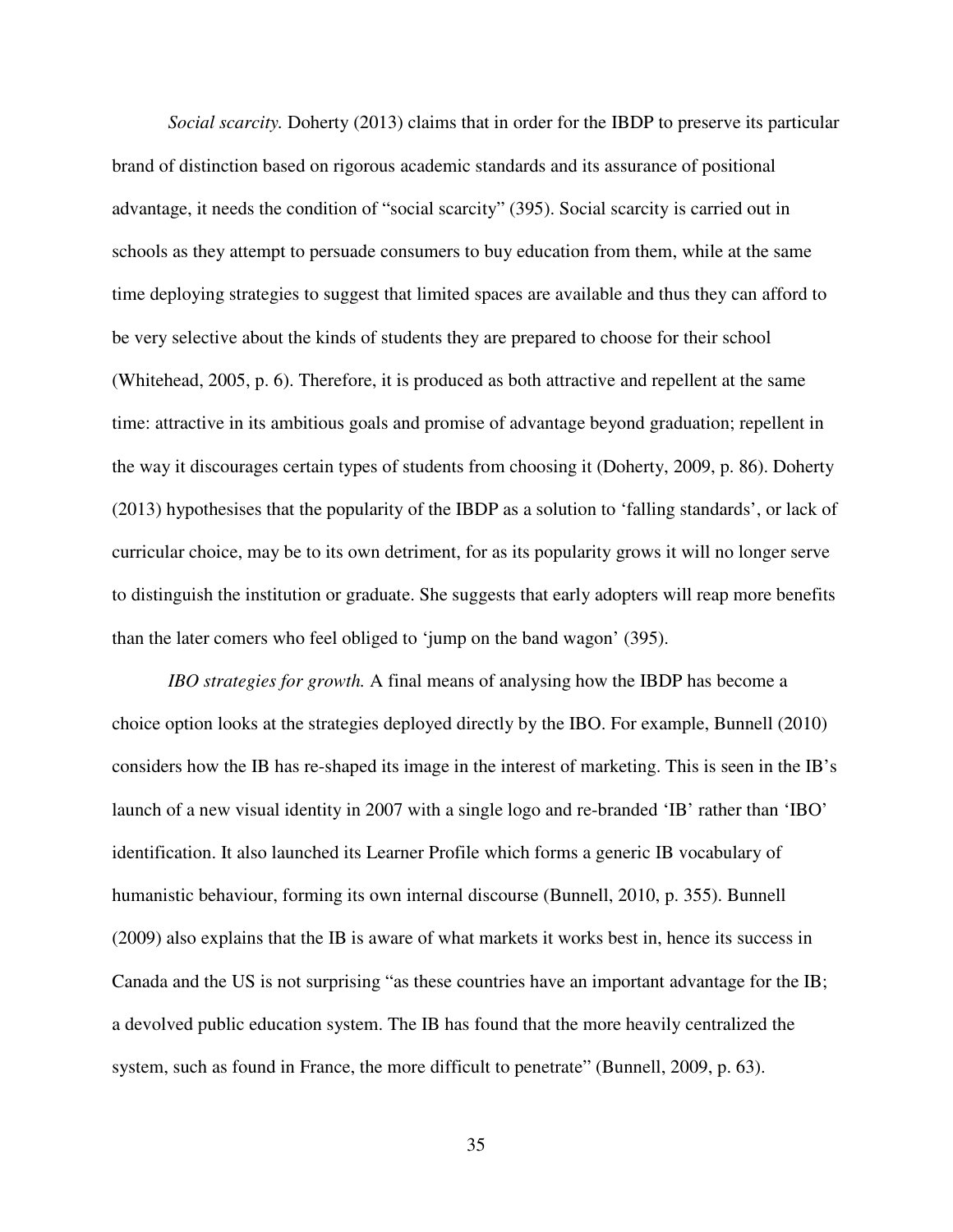*Social scarcity.* Doherty (2013) claims that in order for the IBDP to preserve its particular brand of distinction based on rigorous academic standards and its assurance of positional advantage, it needs the condition of "social scarcity" (395). Social scarcity is carried out in schools as they attempt to persuade consumers to buy education from them, while at the same time deploying strategies to suggest that limited spaces are available and thus they can afford to be very selective about the kinds of students they are prepared to choose for their school (Whitehead, 2005, p. 6). Therefore, it is produced as both attractive and repellent at the same time: attractive in its ambitious goals and promise of advantage beyond graduation; repellent in the way it discourages certain types of students from choosing it (Doherty, 2009, p. 86). Doherty (2013) hypothesises that the popularity of the IBDP as a solution to 'falling standards', or lack of curricular choice, may be to its own detriment, for as its popularity grows it will no longer serve to distinguish the institution or graduate. She suggests that early adopters will reap more benefits than the later comers who feel obliged to 'jump on the band wagon' (395).

*IBO strategies for growth.* A final means of analysing how the IBDP has become a choice option looks at the strategies deployed directly by the IBO. For example, Bunnell (2010) considers how the IB has re-shaped its image in the interest of marketing. This is seen in the IB's launch of a new visual identity in 2007 with a single logo and re-branded 'IB' rather than 'IBO' identification. It also launched its Learner Profile which forms a generic IB vocabulary of humanistic behaviour, forming its own internal discourse (Bunnell, 2010, p. 355). Bunnell (2009) also explains that the IB is aware of what markets it works best in, hence its success in Canada and the US is not surprising "as these countries have an important advantage for the IB; a devolved public education system. The IB has found that the more heavily centralized the system, such as found in France, the more difficult to penetrate" (Bunnell, 2009, p. 63).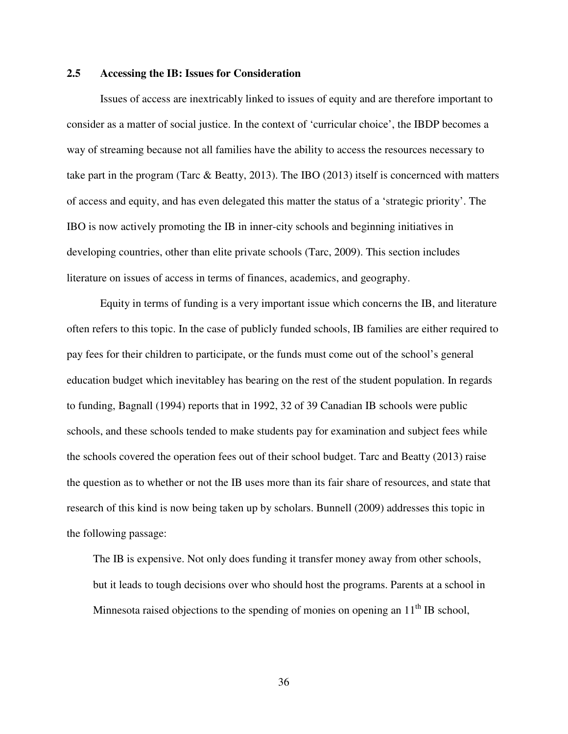### 2.5 Accessing the IB: Issues for Consideration

Issues of access are inextricably linked to issues of equity and are therefore important to consider as a matter of social justice. In the context of 'curricular choice', the IBDP becomes a way of streaming because not all families have the ability to access the resources necessary to take part in the program (Tarc & Beatty, 2013). The IBO (2013) itself is concernced with matters of access and equity, and has even delegated this matter the status of a 'strategic priority'. The IBO is now actively promoting the IB in inner-city schools and beginning initiatives in developing countries, other than elite private schools (Tarc, 2009). This section includes literature on issues of access in terms of finances, academics, and geography.

Equity in terms of funding is a very important issue which concerns the IB, and literature often refers to this topic. In the case of publicly funded schools, IB families are either required to pay fees for their children to participate, or the funds must come out of the school's general education budget which inevitabley has bearing on the rest of the student population. In regards to funding, Bagnall (1994) reports that in 1992, 32 of 39 Canadian IB schools were public schools, and these schools tended to make students pay for examination and subject fees while the schools covered the operation fees out of their school budget. Tarc and Beatty (2013) raise the question as to whether or not the IB uses more than its fair share of resources, and state that research of this kind is now being taken up by scholars. Bunnell (2009) addresses this topic in the following passage:

> The IB is expensive. Not only does funding it transfer money away from other schools, but it leads to tough decisions over who should host the programs. Parents at a school in Minnesota raised objections to the spending of monies on opening an 11th IB school,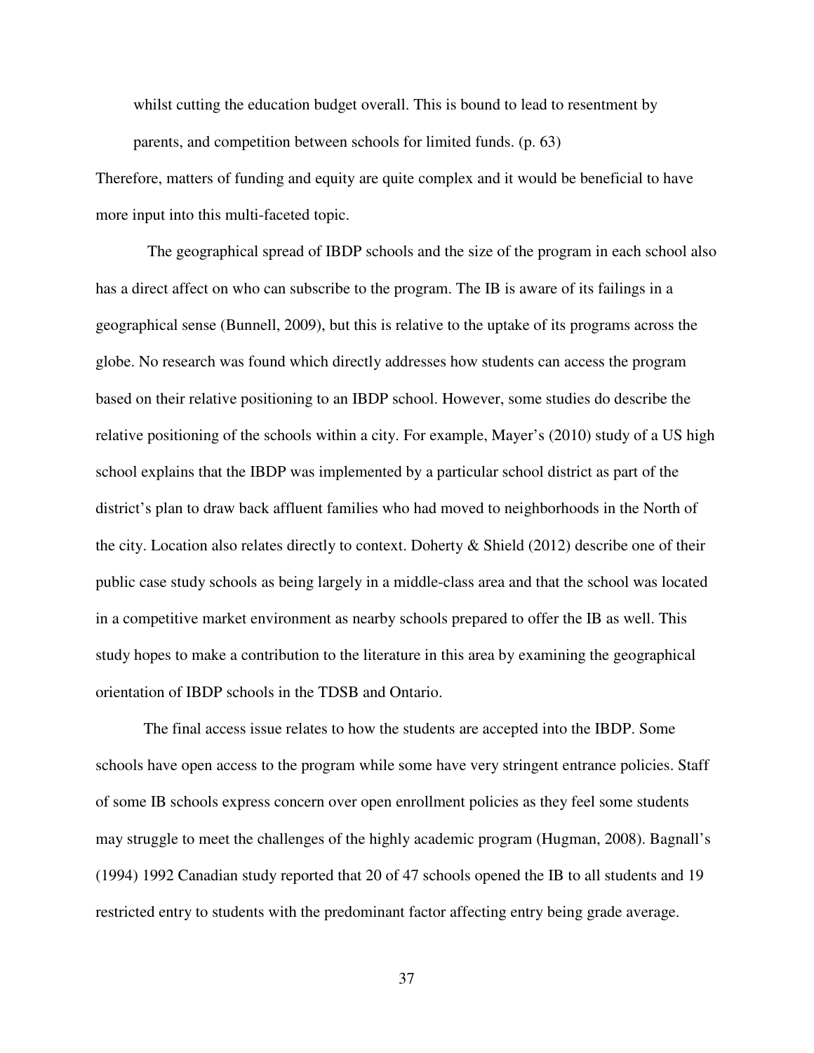> whilst cutting the education budget overall. This is bound to lead to resentment by parents, and competition between schools for limited funds. (p. 63)

Therefore, matters of funding and equity are quite complex and it would be beneficial to have more input into this multi-faceted topic.

The geographical spread of IBDP schools and the size of the program in each school also has a direct affect on who can subscribe to the program. The IB is aware of its failings in a geographical sense (Bunnell, 2009), but this is relative to the uptake of its programs across the globe. No research was found which directly addresses how students can access the program based on their relative positioning to an IBDP school. However, some studies do describe the relative positioning of the schools within a city. For example, Mayer's (2010) study of a US high school explains that the IBDP was implemented by a particular school district as part of the district's plan to draw back affluent families who had moved to neighborhoods in the North of the city. Location also relates directly to context. Doherty & Shield (2012) describe one of their public case study schools as being largely in a middle-class area and that the school was located in a competitive market environment as nearby schools prepared to offer the IB as well. This study hopes to make a contribution to the literature in this area by examining the geographical orientation of IBDP schools in the TDSB and Ontario.

The final access issue relates to how the students are accepted into the IBDP. Some schools have open access to the program while some have very stringent entrance policies. Staff of some IB schools express concern over open enrollment policies as they feel some students may struggle to meet the challenges of the highly academic program (Hugman, 2008). Bagnall's (1994) 1992 Canadian study reported that 20 of 47 schools opened the IB to all students and 19 restricted entry to students with the predominant factor affecting entry being grade average.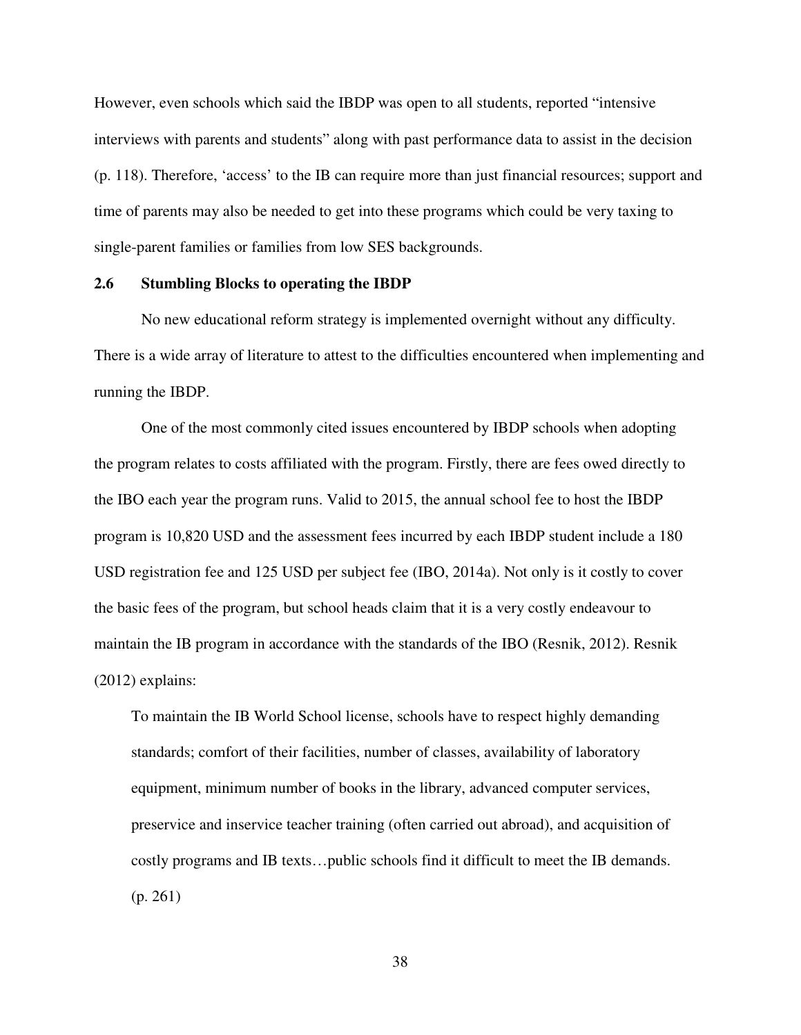However, even schools which said the IBDP was open to all students, reported "intensive interviews with parents and students" along with past performance data to assist in the decision (p. 118). Therefore, 'access' to the IB can require more than just financial resources; support and time of parents may also be needed to get into these programs which could be very taxing to single-parent families or families from low SES backgrounds.

## 2.6 Stumbling Blocks to operating the IBDP

No new educational reform strategy is implemented overnight without any difficulty. There is a wide array of literature to attest to the difficulties encountered when implementing and running the IBDP.

One of the most commonly cited issues encountered by IBDP schools when adopting the program relates to costs affiliated with the program. Firstly, there are fees owed directly to the IBO each year the program runs. Valid to 2015, the annual school fee to host the IBDP program is 10,820 USD and the assessment fees incurred by each IBDP student include a 180 USD registration fee and 125 USD per subject fee (IBO, 2014a). Not only is it costly to cover the basic fees of the program, but school heads claim that it is a very costly endeavour to maintain the IB program in accordance with the standards of the IBO (Resnik, 2012). Resnik (2012) explains:

> To maintain the IB World School license, schools have to respect highly demanding standards; comfort of their facilities, number of classes, availability of laboratory equipment, minimum number of books in the library, advanced computer services, preservice and inservice teacher training (often carried out abroad), and acquisition of costly programs and IB texts…public schools find it difficult to meet the IB demands. (p. 261)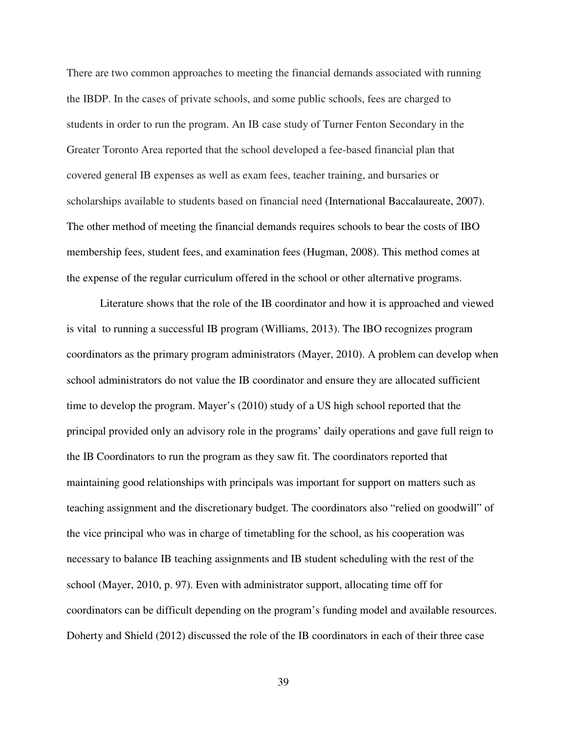There are two common approaches to meeting the financial demands associated with running the IBDP. In the cases of private schools, and some public schools, fees are charged to students in order to run the program. An IB case study of Turner Fenton Secondary in the Greater Toronto Area reported that the school developed a fee-based financial plan that covered general IB expenses as well as exam fees, teacher training, and bursaries or scholarships available to students based on financial need (International Baccalaureate, 2007). The other method of meeting the financial demands requires schools to bear the costs of IBO membership fees, student fees, and examination fees (Hugman, 2008). This method comes at the expense of the regular curriculum offered in the school or other alternative programs.

Literature shows that the role of the IB coordinator and how it is approached and viewed is vital to running a successful IB program (Williams, 2013). The IBO recognizes program coordinators as the primary program administrators (Mayer, 2010). A problem can develop when school administrators do not value the IB coordinator and ensure they are allocated sufficient time to develop the program. Mayer's (2010) study of a US high school reported that the principal provided only an advisory role in the programs' daily operations and gave full reign to the IB Coordinators to run the program as they saw fit. The coordinators reported that maintaining good relationships with principals was important for support on matters such as teaching assignment and the discretionary budget. The coordinators also "relied on goodwill" of the vice principal who was in charge of timetabling for the school, as his cooperation was necessary to balance IB teaching assignments and IB student scheduling with the rest of the school (Mayer, 2010, p. 97). Even with administrator support, allocating time off for coordinators can be difficult depending on the program's funding model and available resources. Doherty and Shield (2012) discussed the role of the IB coordinators in each of their three case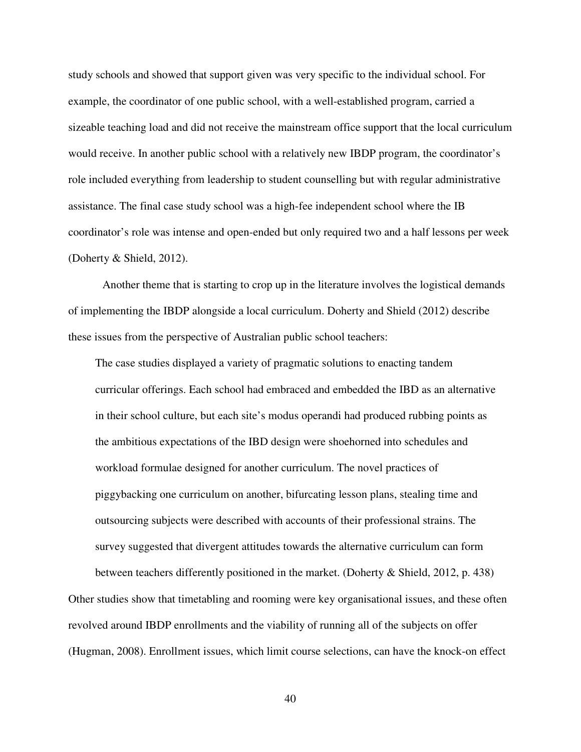study schools and showed that support given was very specific to the individual school. For example, the coordinator of one public school, with a well-established program, carried a sizeable teaching load and did not receive the mainstream office support that the local curriculum would receive. In another public school with a relatively new IBDP program, the coordinator's role included everything from leadership to student counselling but with regular administrative assistance. The final case study school was a high-fee independent school where the IB coordinator's role was intense and open-ended but only required two and a half lessons per week (Doherty & Shield, 2012).

Another theme that is starting to crop up in the literature involves the logistical demands of implementing the IBDP alongside a local curriculum. Doherty and Shield (2012) describe these issues from the perspective of Australian public school teachers:

> The case studies displayed a variety of pragmatic solutions to enacting tandem curricular offerings. Each school had embraced and embedded the IBD as an alternative in their school culture, but each site's modus operandi had produced rubbing points as the ambitious expectations of the IBD design were shoehorned into schedules and workload formulae designed for another curriculum. The novel practices of piggybacking one curriculum on another, bifurcating lesson plans, stealing time and outsourcing subjects were described with accounts of their professional strains. The survey suggested that divergent attitudes towards the alternative curriculum can form between teachers differently positioned in the market. (Doherty & Shield, 2012, p. 438)

Other studies show that timetabling and rooming were key organisational issues, and these often revolved around IBDP enrollments and the viability of running all of the subjects on offer (Hugman, 2008). Enrollment issues, which limit course selections, can have the knock-on effect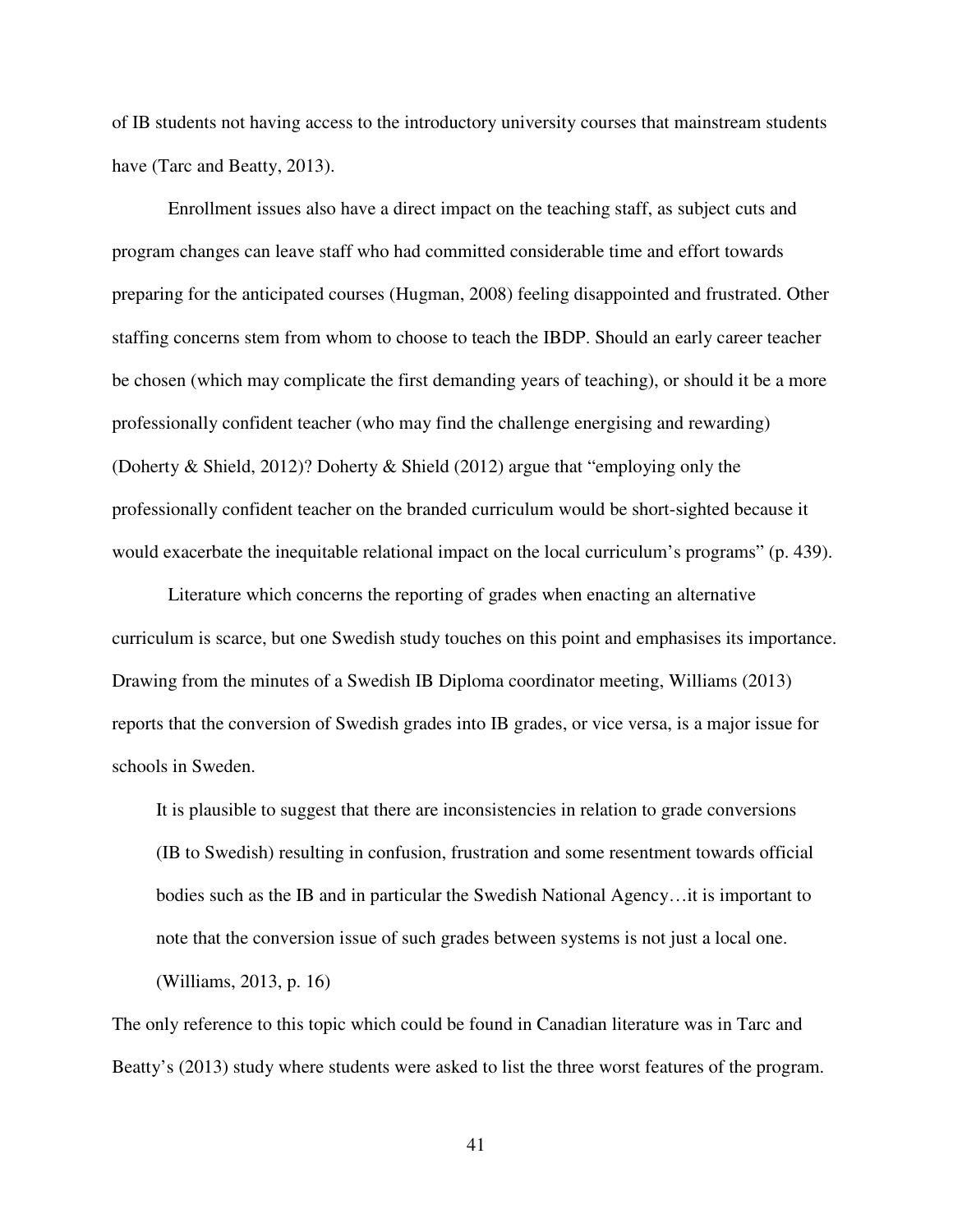of IB students not having access to the introductory university courses that mainstream students have (Tarc and Beatty, 2013).

Enrollment issues also have a direct impact on the teaching staff, as subject cuts and program changes can leave staff who had committed considerable time and effort towards preparing for the anticipated courses (Hugman, 2008) feeling disappointed and frustrated. Other staffing concerns stem from whom to choose to teach the IBDP. Should an early career teacher be chosen (which may complicate the first demanding years of teaching), or should it be a more professionally confident teacher (who may find the challenge energising and rewarding) (Doherty & Shield, 2012)? Doherty & Shield (2012) argue that "employing only the professionally confident teacher on the branded curriculum would be short-sighted because it would exacerbate the inequitable relational impact on the local curriculum's programs" (p. 439).

Literature which concerns the reporting of grades when enacting an alternative curriculum is scarce, but one Swedish study touches on this point and emphasises its importance. Drawing from the minutes of a Swedish IB Diploma coordinator meeting, Williams (2013) reports that the conversion of Swedish grades into IB grades, or vice versa, is a major issue for schools in Sweden.

> It is plausible to suggest that there are inconsistencies in relation to grade conversions (IB to Swedish) resulting in confusion, frustration and some resentment towards official bodies such as the IB and in particular the Swedish National Agency…it is important to note that the conversion issue of such grades between systems is not just a local one. (Williams, 2013, p. 16)

The only reference to this topic which could be found in Canadian literature was in Tarc and Beatty's (2013) study where students were asked to list the three worst features of the program.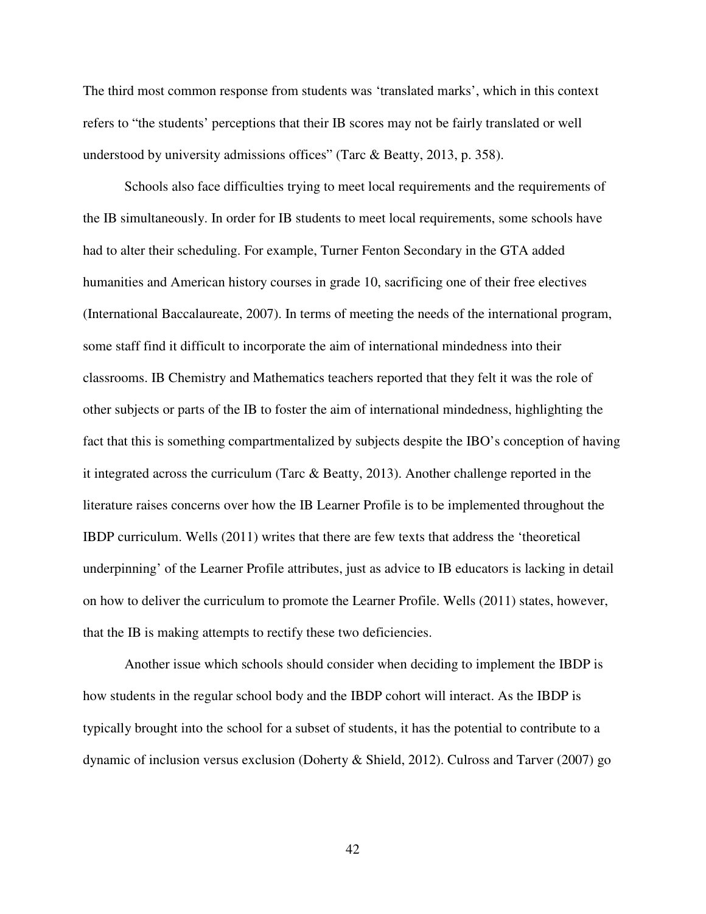The third most common response from students was ‘translated marks’, which in this context refers to “the students’ perceptions that their IB scores may not be fairly translated or well understood by university admissions offices” (Tarc & Beatty, 2013, p. 358).

Schools also face difficulties trying to meet local requirements and the requirements of the IB simultaneously. In order for IB students to meet local requirements, some schools have had to alter their scheduling. For example, Turner Fenton Secondary in the GTA added humanities and American history courses in grade 10, sacrificing one of their free electives (International Baccalaureate, 2007). In terms of meeting the needs of the international program, some staff find it difficult to incorporate the aim of international mindedness into their classrooms. IB Chemistry and Mathematics teachers reported that they felt it was the role of other subjects or parts of the IB to foster the aim of international mindedness, highlighting the fact that this is something compartmentalized by subjects despite the IBO’s conception of having it integrated across the curriculum (Tarc & Beatty, 2013). Another challenge reported in the literature raises concerns over how the IB Learner Profile is to be implemented throughout the IBDP curriculum. Wells (2011) writes that there are few texts that address the ‘theoretical underpinning’ of the Learner Profile attributes, just as advice to IB educators is lacking in detail on how to deliver the curriculum to promote the Learner Profile. Wells (2011) states, however, that the IB is making attempts to rectify these two deficiencies.

Another issue which schools should consider when deciding to implement the IBDP is how students in the regular school body and the IBDP cohort will interact. As the IBDP is typically brought into the school for a subset of students, it has the potential to contribute to a dynamic of inclusion versus exclusion (Doherty & Shield, 2012). Culross and Tarver (2007) go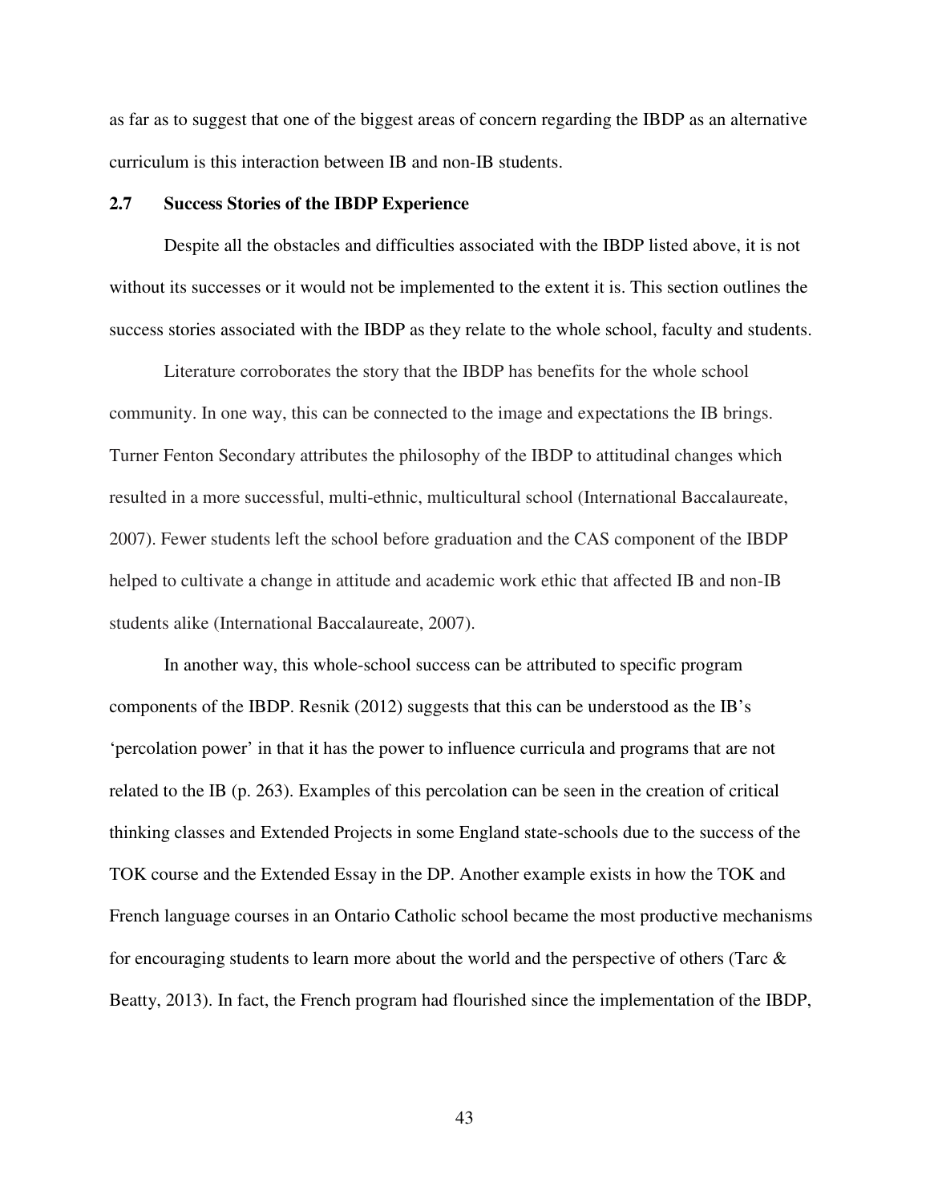as far as to suggest that one of the biggest areas of concern regarding the IBDP as an alternative curriculum is this interaction between IB and non-IB students.

## 2.7 Success Stories of the IBDP Experience

Despite all the obstacles and difficulties associated with the IBDP listed above, it is not without its successes or it would not be implemented to the extent it is. This section outlines the success stories associated with the IBDP as they relate to the whole school, faculty and students.

Literature corroborates the story that the IBDP has benefits for the whole school community. In one way, this can be connected to the image and expectations the IB brings. Turner Fenton Secondary attributes the philosophy of the IBDP to attitudinal changes which resulted in a more successful, multi-ethnic, multicultural school (International Baccalaureate, 2007). Fewer students left the school before graduation and the CAS component of the IBDP helped to cultivate a change in attitude and academic work ethic that affected IB and non-IB students alike (International Baccalaureate, 2007).

In another way, this whole-school success can be attributed to specific program components of the IBDP. Resnik (2012) suggests that this can be understood as the IB's 'percolation power' in that it has the power to influence curricula and programs that are not related to the IB (p. 263). Examples of this percolation can be seen in the creation of critical thinking classes and Extended Projects in some England state-schools due to the success of the TOK course and the Extended Essay in the DP. Another example exists in how the TOK and French language courses in an Ontario Catholic school became the most productive mechanisms for encouraging students to learn more about the world and the perspective of others (Tarc & Beatty, 2013). In fact, the French program had flourished since the implementation of the IBDP,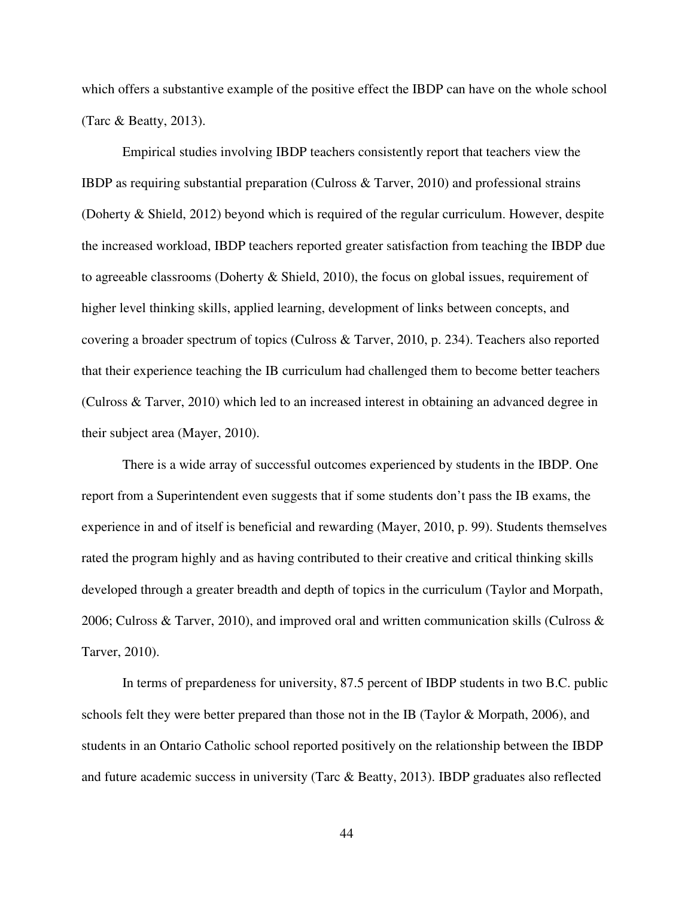which offers a substantive example of the positive effect the IBDP can have on the whole school (Tarc & Beatty, 2013).

Empirical studies involving IBDP teachers consistently report that teachers view the IBDP as requiring substantial preparation (Culross & Tarver, 2010) and professional strains (Doherty & Shield, 2012) beyond which is required of the regular curriculum. However, despite the increased workload, IBDP teachers reported greater satisfaction from teaching the IBDP due to agreeable classrooms (Doherty & Shield, 2010), the focus on global issues, requirement of higher level thinking skills, applied learning, development of links between concepts, and covering a broader spectrum of topics (Culross & Tarver, 2010, p. 234). Teachers also reported that their experience teaching the IB curriculum had challenged them to become better teachers (Culross & Tarver, 2010) which led to an increased interest in obtaining an advanced degree in their subject area (Mayer, 2010).

There is a wide array of successful outcomes experienced by students in the IBDP. One report from a Superintendent even suggests that if some students don't pass the IB exams, the experience in and of itself is beneficial and rewarding (Mayer, 2010, p. 99). Students themselves rated the program highly and as having contributed to their creative and critical thinking skills developed through a greater breadth and depth of topics in the curriculum (Taylor and Morpath, 2006; Culross & Tarver, 2010), and improved oral and written communication skills (Culross & Tarver, 2010).

In terms of prepardeness for university, 87.5 percent of IBDP students in two B.C. public schools felt they were better prepared than those not in the IB (Taylor & Morpath, 2006), and students in an Ontario Catholic school reported positively on the relationship between the IBDP and future academic success in university (Tarc & Beatty, 2013). IBDP graduates also reflected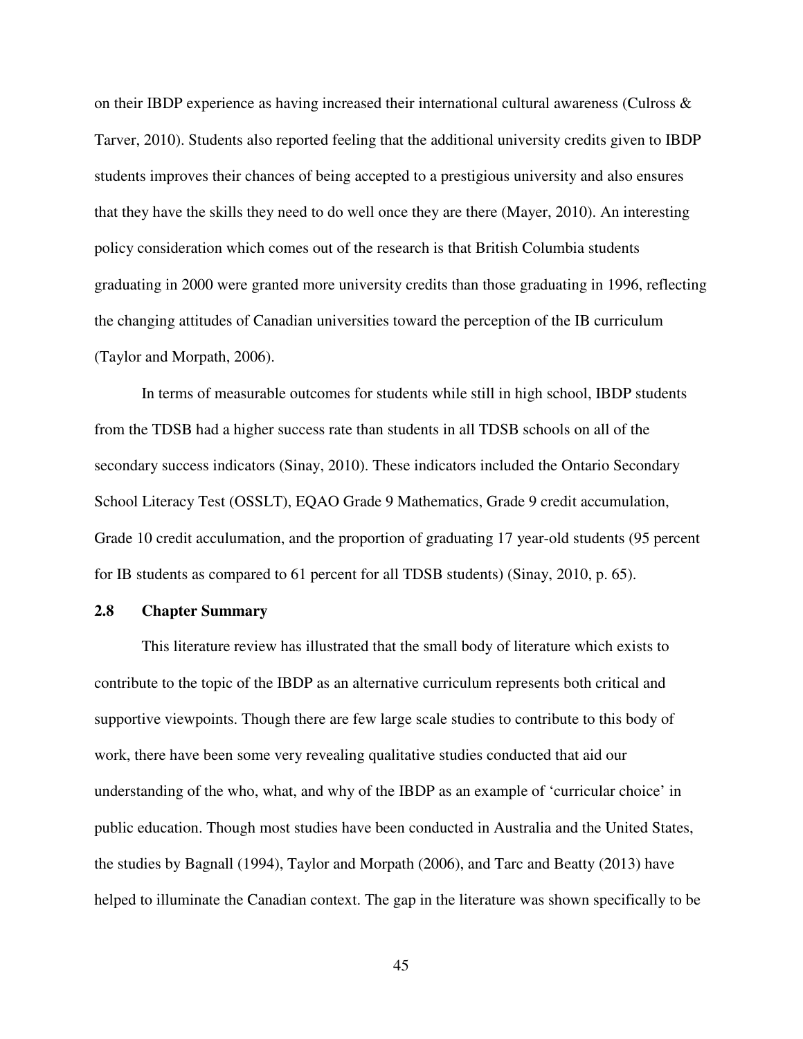on their IBDP experience as having increased their international cultural awareness (Culross & Tarver, 2010). Students also reported feeling that the additional university credits given to IBDP students improves their chances of being accepted to a prestigious university and also ensures that they have the skills they need to do well once they are there (Mayer, 2010). An interesting policy consideration which comes out of the research is that British Columbia students graduating in 2000 were granted more university credits than those graduating in 1996, reflecting the changing attitudes of Canadian universities toward the perception of the IB curriculum (Taylor and Morpath, 2006).

In terms of measurable outcomes for students while still in high school, IBDP students from the TDSB had a higher success rate than students in all TDSB schools on all of the secondary success indicators (Sinay, 2010). These indicators included the Ontario Secondary School Literacy Test (OSSLT), EQAO Grade 9 Mathematics, Grade 9 credit accumulation, Grade 10 credit acculumation, and the proportion of graduating 17 year-old students (95 percent for IB students as compared to 61 percent for all TDSB students) (Sinay, 2010, p. 65).

## 2.8 Chapter Summary

This literature review has illustrated that the small body of literature which exists to contribute to the topic of the IBDP as an alternative curriculum represents both critical and supportive viewpoints. Though there are few large scale studies to contribute to this body of work, there have been some very revealing qualitative studies conducted that aid our understanding of the who, what, and why of the IBDP as an example of 'curricular choice' in public education. Though most studies have been conducted in Australia and the United States, the studies by Bagnall (1994), Taylor and Morpath (2006), and Tarc and Beatty (2013) have helped to illuminate the Canadian context. The gap in the literature was shown specifically to be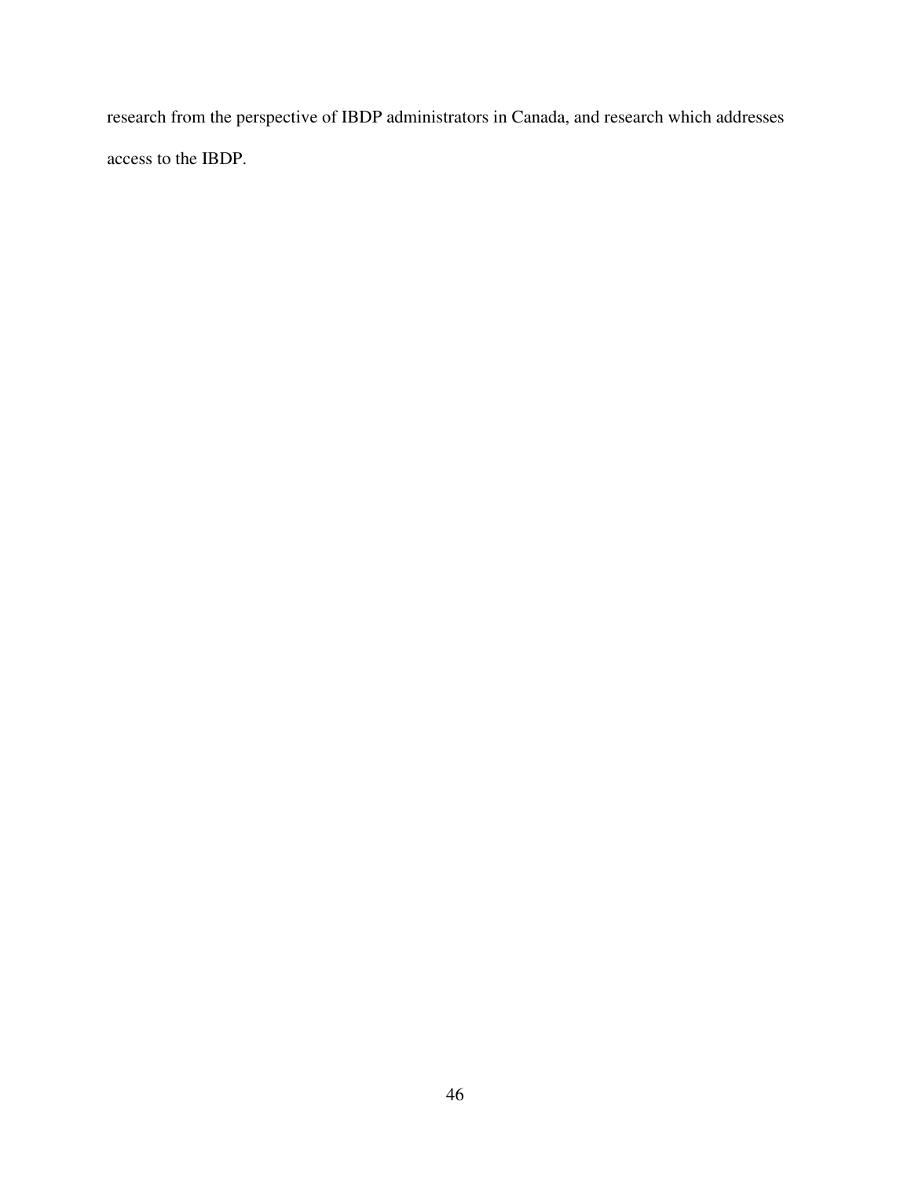research from the perspective of IBDP administrators in Canada, and research which addresses access to the IBDP.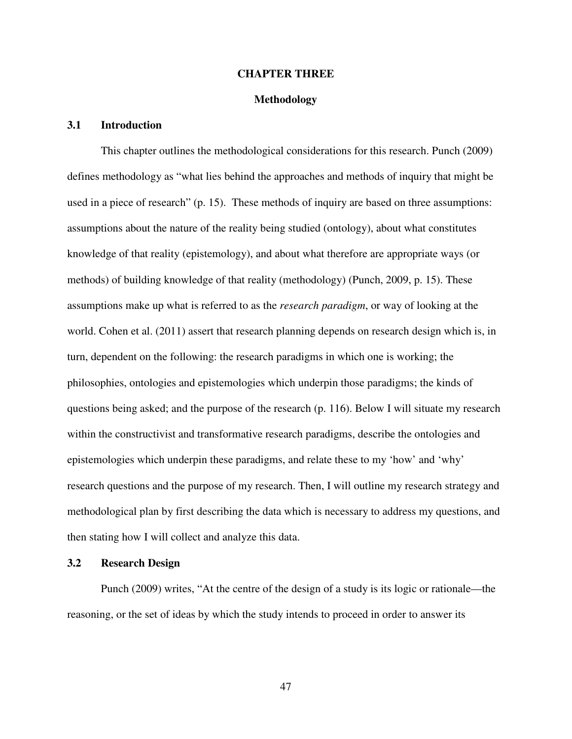# CHAPTER THREE

## Methodology

### 3.1 Introduction

This chapter outlines the methodological considerations for this research. Punch (2009) defines methodology as "what lies behind the approaches and methods of inquiry that might be used in a piece of research" (p. 15). These methods of inquiry are based on three assumptions: assumptions about the nature of the reality being studied (ontology), about what constitutes knowledge of that reality (epistemology), and about what therefore are appropriate ways (or methods) of building knowledge of that reality (methodology) (Punch, 2009, p. 15). These assumptions make up what is referred to as the *research paradigm*, or way of looking at the world. Cohen et al. (2011) assert that research planning depends on research design which is, in turn, dependent on the following: the research paradigms in which one is working; the philosophies, ontologies and epistemologies which underpin those paradigms; the kinds of questions being asked; and the purpose of the research (p. 116). Below I will situate my research within the constructivist and transformative research paradigms, describe the ontologies and epistemologies which underpin these paradigms, and relate these to my 'how' and 'why' research questions and the purpose of my research. Then, I will outline my research strategy and methodological plan by first describing the data which is necessary to address my questions, and then stating how I will collect and analyze this data.

### 3.2 Research Design

Punch (2009) writes, "At the centre of the design of a study is its logic or rationale—the reasoning, or the set of ideas by which the study intends to proceed in order to answer its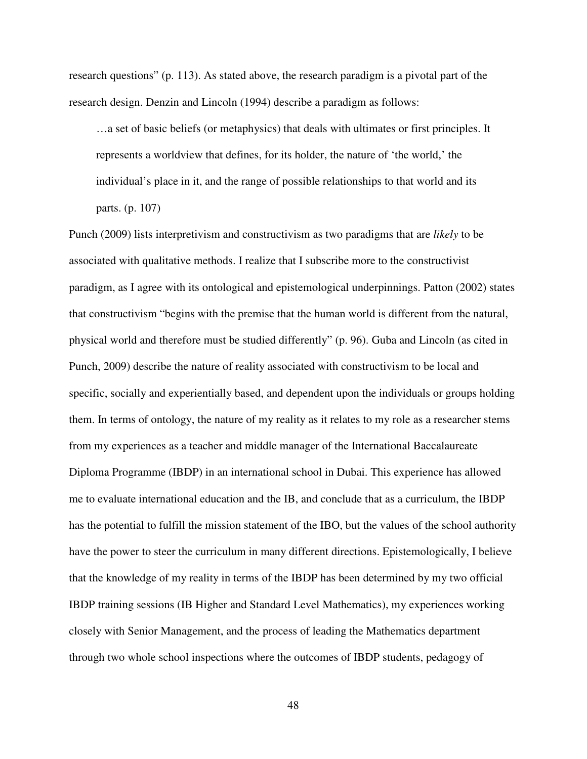research questions" (p. 113). As stated above, the research paradigm is a pivotal part of the research design. Denzin and Lincoln (1994) describe a paradigm as follows:

> …a set of basic beliefs (or metaphysics) that deals with ultimates or first principles. It represents a worldview that defines, for its holder, the nature of 'the world,' the individual's place in it, and the range of possible relationships to that world and its parts. (p. 107)

Punch (2009) lists interpretivism and constructivism as two paradigms that are *likely* to be associated with qualitative methods. I realize that I subscribe more to the constructivist paradigm, as I agree with its ontological and epistemological underpinnings. Patton (2002) states that constructivism "begins with the premise that the human world is different from the natural, physical world and therefore must be studied differently" (p. 96). Guba and Lincoln (as cited in Punch, 2009) describe the nature of reality associated with constructivism to be local and specific, socially and experientially based, and dependent upon the individuals or groups holding them. In terms of ontology, the nature of my reality as it relates to my role as a researcher stems from my experiences as a teacher and middle manager of the International Baccalaureate Diploma Programme (IBDP) in an international school in Dubai. This experience has allowed me to evaluate international education and the IB, and conclude that as a curriculum, the IBDP has the potential to fulfill the mission statement of the IBO, but the values of the school authority have the power to steer the curriculum in many different directions. Epistemologically, I believe that the knowledge of my reality in terms of the IBDP has been determined by my two official IBDP training sessions (IB Higher and Standard Level Mathematics), my experiences working closely with Senior Management, and the process of leading the Mathematics department through two whole school inspections where the outcomes of IBDP students, pedagogy of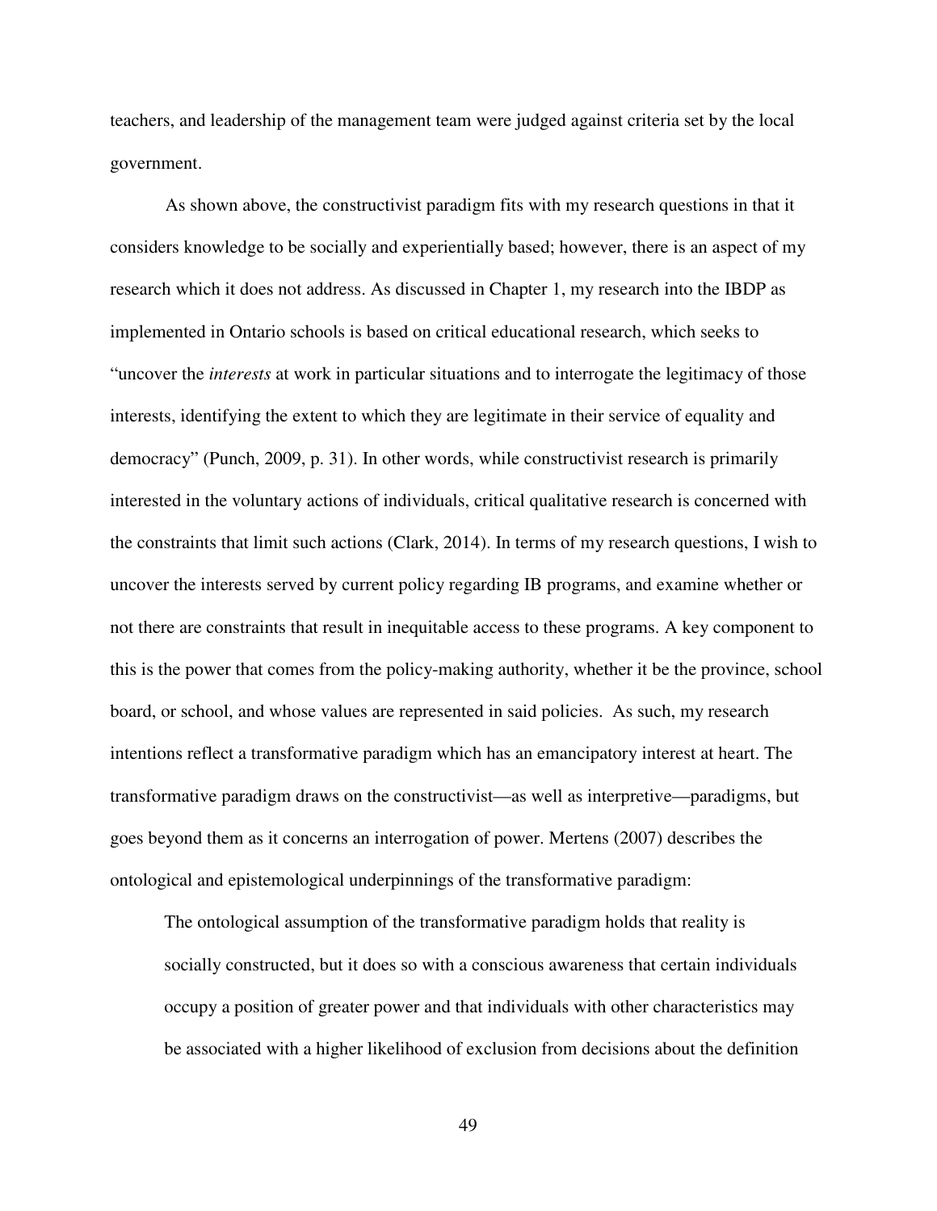teachers, and leadership of the management team were judged against criteria set by the local government.

As shown above, the constructivist paradigm fits with my research questions in that it considers knowledge to be socially and experientially based; however, there is an aspect of my research which it does not address. As discussed in Chapter 1, my research into the IBDP as implemented in Ontario schools is based on critical educational research, which seeks to "uncover the *interests* at work in particular situations and to interrogate the legitimacy of those interests, identifying the extent to which they are legitimate in their service of equality and democracy" (Punch, 2009, p. 31). In other words, while constructivist research is primarily interested in the voluntary actions of individuals, critical qualitative research is concerned with the constraints that limit such actions (Clark, 2014). In terms of my research questions, I wish to uncover the interests served by current policy regarding IB programs, and examine whether or not there are constraints that result in inequitable access to these programs. A key component to this is the power that comes from the policy-making authority, whether it be the province, school board, or school, and whose values are represented in said policies. As such, my research intentions reflect a transformative paradigm which has an emancipatory interest at heart. The transformative paradigm draws on the constructivist—as well as interpretive—paradigms, but goes beyond them as it concerns an interrogation of power. Mertens (2007) describes the ontological and epistemological underpinnings of the transformative paradigm:

> The ontological assumption of the transformative paradigm holds that reality is socially constructed, but it does so with a conscious awareness that certain individuals occupy a position of greater power and that individuals with other characteristics may be associated with a higher likelihood of exclusion from decisions about the definition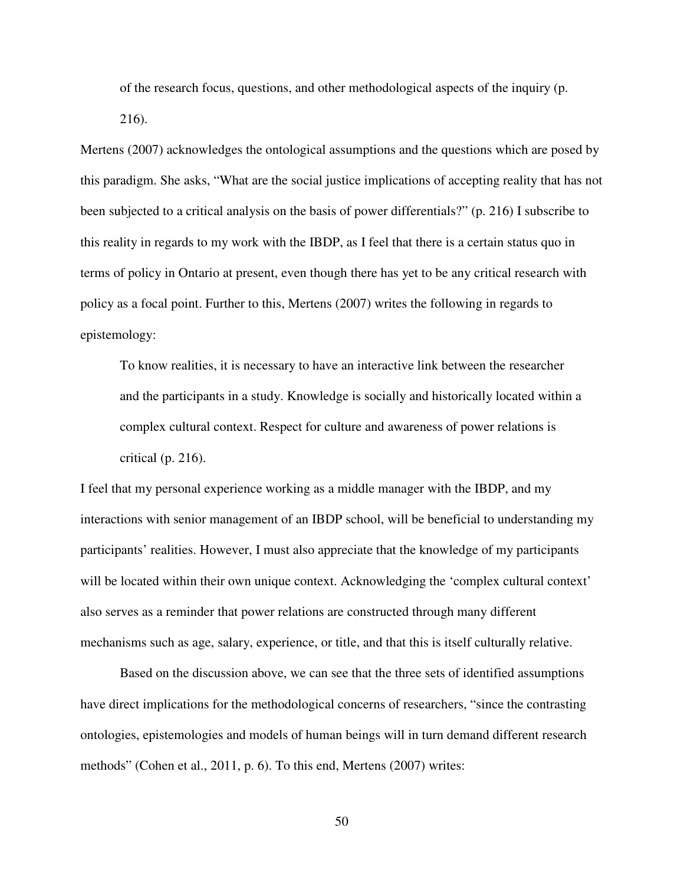> of the research focus, questions, and other methodological aspects of the inquiry (p. 216).

Mertens (2007) acknowledges the ontological assumptions and the questions which are posed by this paradigm. She asks, "What are the social justice implications of accepting reality that has not been subjected to a critical analysis on the basis of power differentials?" (p. 216) I subscribe to this reality in regards to my work with the IBDP, as I feel that there is a certain status quo in terms of policy in Ontario at present, even though there has yet to be any critical research with policy as a focal point. Further to this, Mertens (2007) writes the following in regards to epistemology:

> To know realities, it is necessary to have an interactive link between the researcher and the participants in a study. Knowledge is socially and historically located within a complex cultural context. Respect for culture and awareness of power relations is critical (p. 216).

I feel that my personal experience working as a middle manager with the IBDP, and my interactions with senior management of an IBDP school, will be beneficial to understanding my participants' realities. However, I must also appreciate that the knowledge of my participants will be located within their own unique context. Acknowledging the 'complex cultural context' also serves as a reminder that power relations are constructed through many different mechanisms such as age, salary, experience, or title, and that this is itself culturally relative.

Based on the discussion above, we can see that the three sets of identified assumptions have direct implications for the methodological concerns of researchers, "since the contrasting ontologies, epistemologies and models of human beings will in turn demand different research methods" (Cohen et al., 2011, p. 6). To this end, Mertens (2007) writes: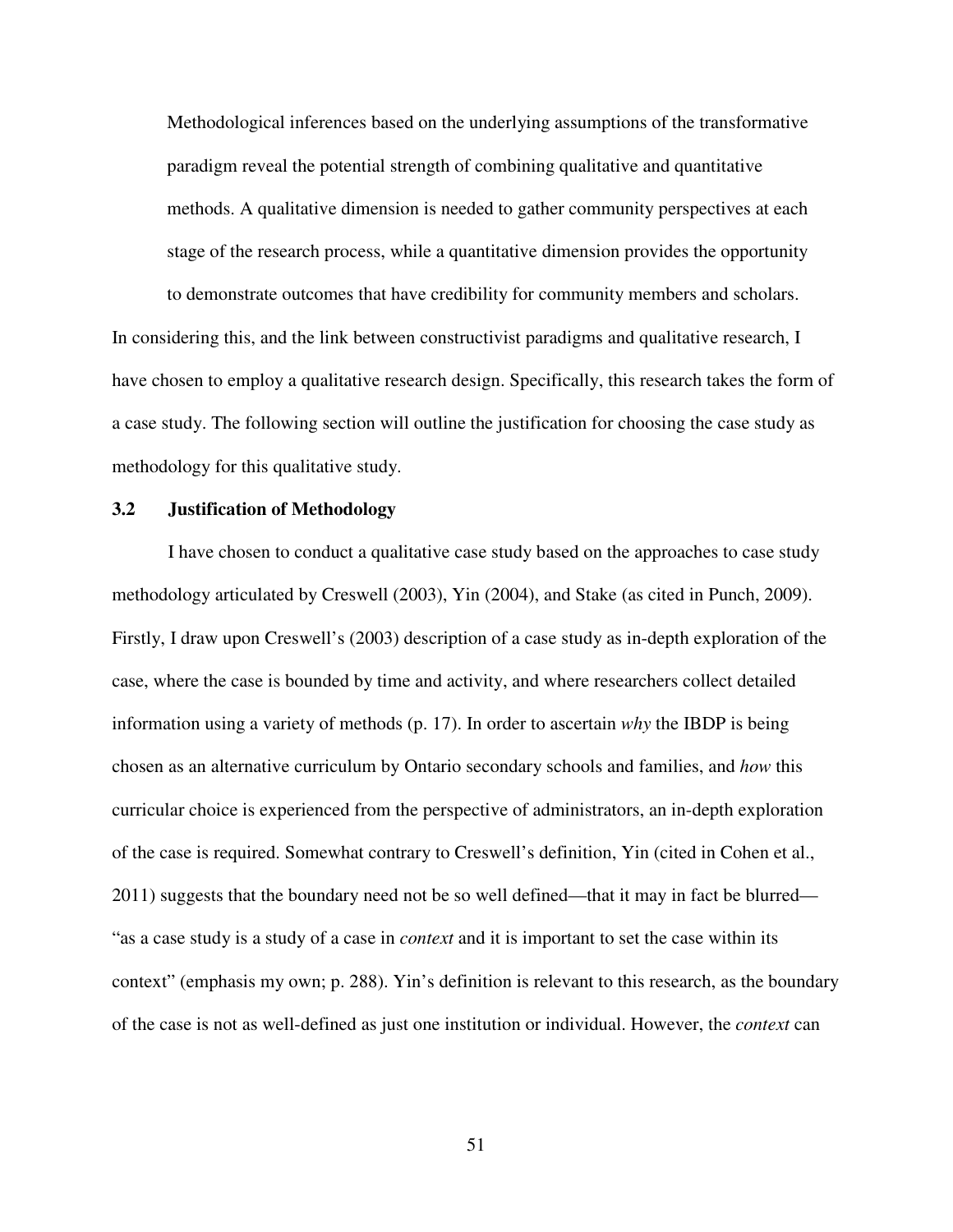> Methodological inferences based on the underlying assumptions of the transformative paradigm reveal the potential strength of combining qualitative and quantitative methods. A qualitative dimension is needed to gather community perspectives at each stage of the research process, while a quantitative dimension provides the opportunity to demonstrate outcomes that have credibility for community members and scholars.

In considering this, and the link between constructivist paradigms and qualitative research, I have chosen to employ a qualitative research design. Specifically, this research takes the form of a case study. The following section will outline the justification for choosing the case study as methodology for this qualitative study.

### 3.2 Justification of Methodology

I have chosen to conduct a qualitative case study based on the approaches to case study methodology articulated by Creswell (2003), Yin (2004), and Stake (as cited in Punch, 2009). Firstly, I draw upon Creswell's (2003) description of a case study as in-depth exploration of the case, where the case is bounded by time and activity, and where researchers collect detailed information using a variety of methods (p. 17). In order to ascertain *why* the IBDP is being chosen as an alternative curriculum by Ontario secondary schools and families, and *how* this curricular choice is experienced from the perspective of administrators, an in-depth exploration of the case is required. Somewhat contrary to Creswell's definition, Yin (cited in Cohen et al., 2011) suggests that the boundary need not be so well defined—that it may in fact be blurred—"as a case study is a study of a case in *context* and it is important to set the case within its context" (emphasis my own; p. 288). Yin's definition is relevant to this research, as the boundary of the case is not as well-defined as just one institution or individual. However, the *context* can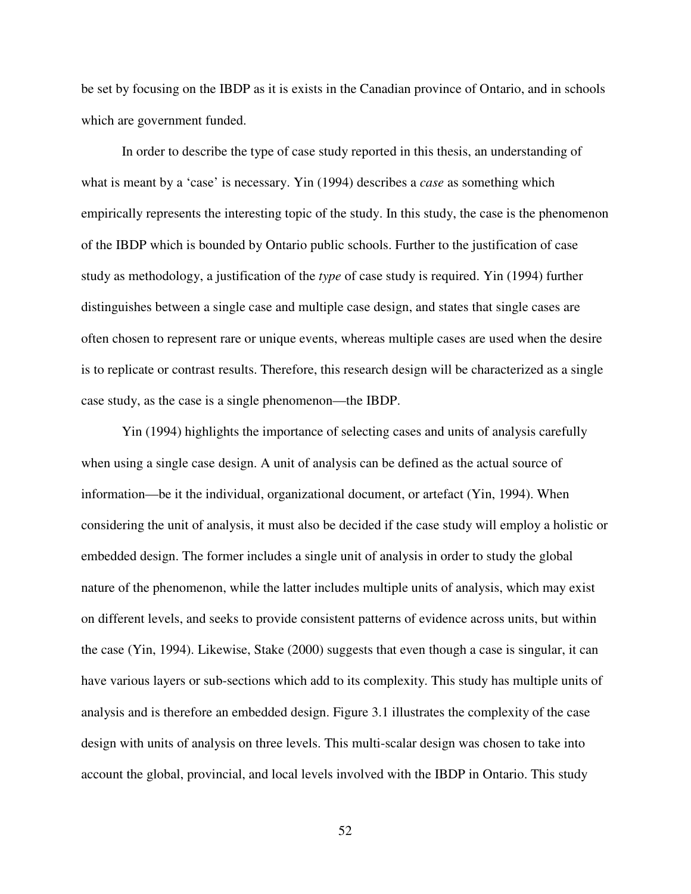be set by focusing on the IBDP as it is exists in the Canadian province of Ontario, and in schools which are government funded.

In order to describe the type of case study reported in this thesis, an understanding of what is meant by a 'case' is necessary. Yin (1994) describes a *case* as something which empirically represents the interesting topic of the study. In this study, the case is the phenomenon of the IBDP which is bounded by Ontario public schools. Further to the justification of case study as methodology, a justification of the *type* of case study is required. Yin (1994) further distinguishes between a single case and multiple case design, and states that single cases are often chosen to represent rare or unique events, whereas multiple cases are used when the desire is to replicate or contrast results. Therefore, this research design will be characterized as a single case study, as the case is a single phenomenon—the IBDP.

Yin (1994) highlights the importance of selecting cases and units of analysis carefully when using a single case design. A unit of analysis can be defined as the actual source of information—be it the individual, organizational document, or artefact (Yin, 1994). When considering the unit of analysis, it must also be decided if the case study will employ a holistic or embedded design. The former includes a single unit of analysis in order to study the global nature of the phenomenon, while the latter includes multiple units of analysis, which may exist on different levels, and seeks to provide consistent patterns of evidence across units, but within the case (Yin, 1994). Likewise, Stake (2000) suggests that even though a case is singular, it can have various layers or sub-sections which add to its complexity. This study has multiple units of analysis and is therefore an embedded design. Figure 3.1 illustrates the complexity of the case design with units of analysis on three levels. This multi-scalar design was chosen to take into account the global, provincial, and local levels involved with the IBDP in Ontario. This study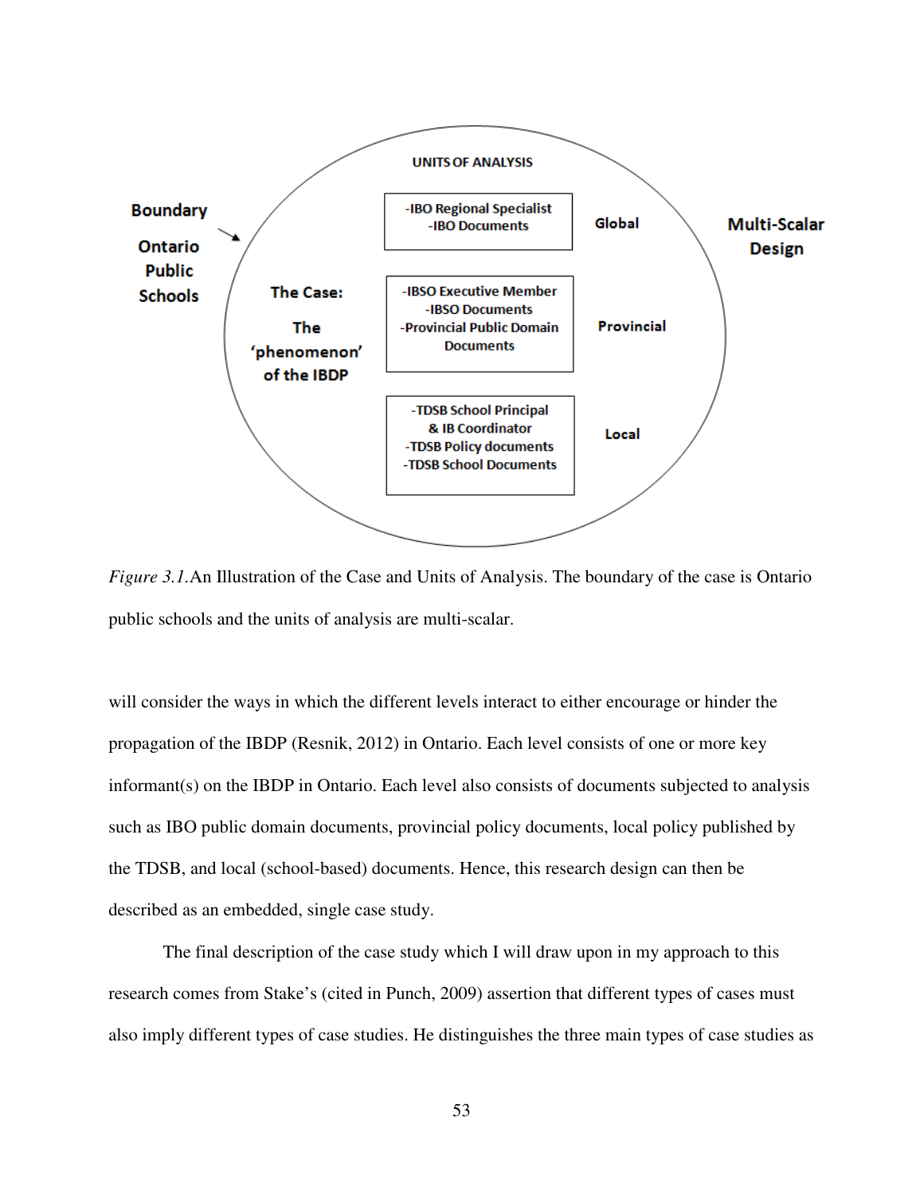UNITS OF ANALYSIS

**Boundary**

**Ontario Public Schools**

**The Case: The 'phenomenon' of the IBDP**

| Units | Scale |
|---|---|
| -IBO Regional Specialist<br>-IBO Documents | Global |
| -IBSO Executive Member<br>-IBSO Documents<br>-Provincial Public Domain Documents | Provincial |
| -TDSB School Principal & IB Coordinator<br>-TDSB Policy documents<br>-TDSB School Documents | Local |

**Multi-Scalar Design**

*Figure 3.1.* An Illustration of the Case and Units of Analysis. The boundary of the case is Ontario public schools and the units of analysis are multi-scalar.

will consider the ways in which the different levels interact to either encourage or hinder the propagation of the IBDP (Resnik, 2012) in Ontario. Each level consists of one or more key informant(s) on the IBDP in Ontario. Each level also consists of documents subjected to analysis such as IBO public domain documents, provincial policy documents, local policy published by the TDSB, and local (school-based) documents. Hence, this research design can then be described as an embedded, single case study.

The final description of the case study which I will draw upon in my approach to this research comes from Stake's (cited in Punch, 2009) assertion that different types of cases must also imply different types of case studies. He distinguishes the three main types of case studies as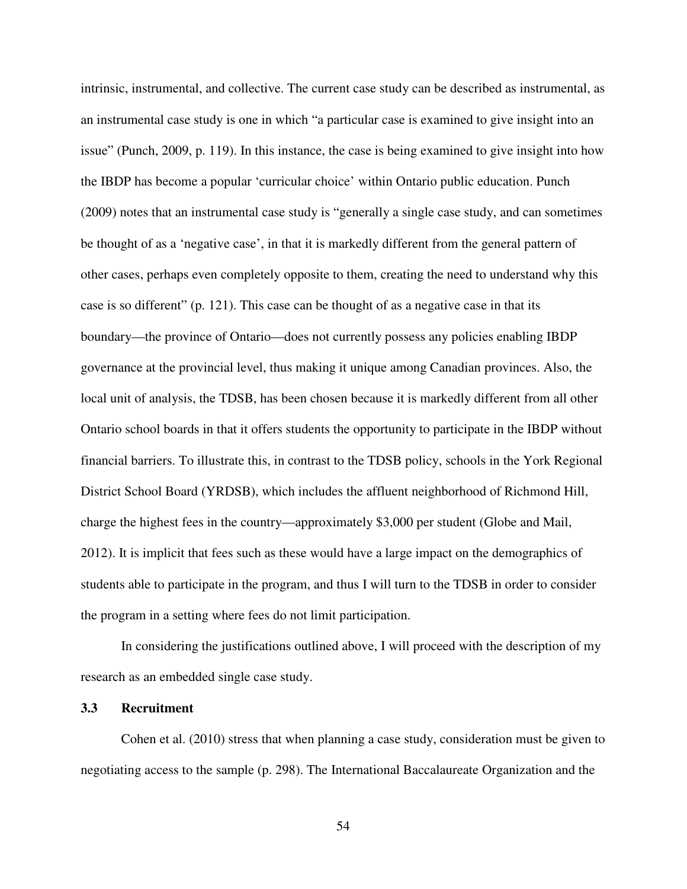intrinsic, instrumental, and collective. The current case study can be described as instrumental, as an instrumental case study is one in which "a particular case is examined to give insight into an issue" (Punch, 2009, p. 119). In this instance, the case is being examined to give insight into how the IBDP has become a popular 'curricular choice' within Ontario public education. Punch (2009) notes that an instrumental case study is "generally a single case study, and can sometimes be thought of as a 'negative case', in that it is markedly different from the general pattern of other cases, perhaps even completely opposite to them, creating the need to understand why this case is so different" (p. 121). This case can be thought of as a negative case in that its boundary—the province of Ontario—does not currently possess any policies enabling IBDP governance at the provincial level, thus making it unique among Canadian provinces. Also, the local unit of analysis, the TDSB, has been chosen because it is markedly different from all other Ontario school boards in that it offers students the opportunity to participate in the IBDP without financial barriers. To illustrate this, in contrast to the TDSB policy, schools in the York Regional District School Board (YRDSB), which includes the affluent neighborhood of Richmond Hill, charge the highest fees in the country—approximately $3,000 per student (Globe and Mail, 2012). It is implicit that fees such as these would have a large impact on the demographics of students able to participate in the program, and thus I will turn to the TDSB in order to consider the program in a setting where fees do not limit participation.

In considering the justifications outlined above, I will proceed with the description of my research as an embedded single case study.

### 3.3 Recruitment

Cohen et al. (2010) stress that when planning a case study, consideration must be given to negotiating access to the sample (p. 298). The International Baccalaureate Organization and the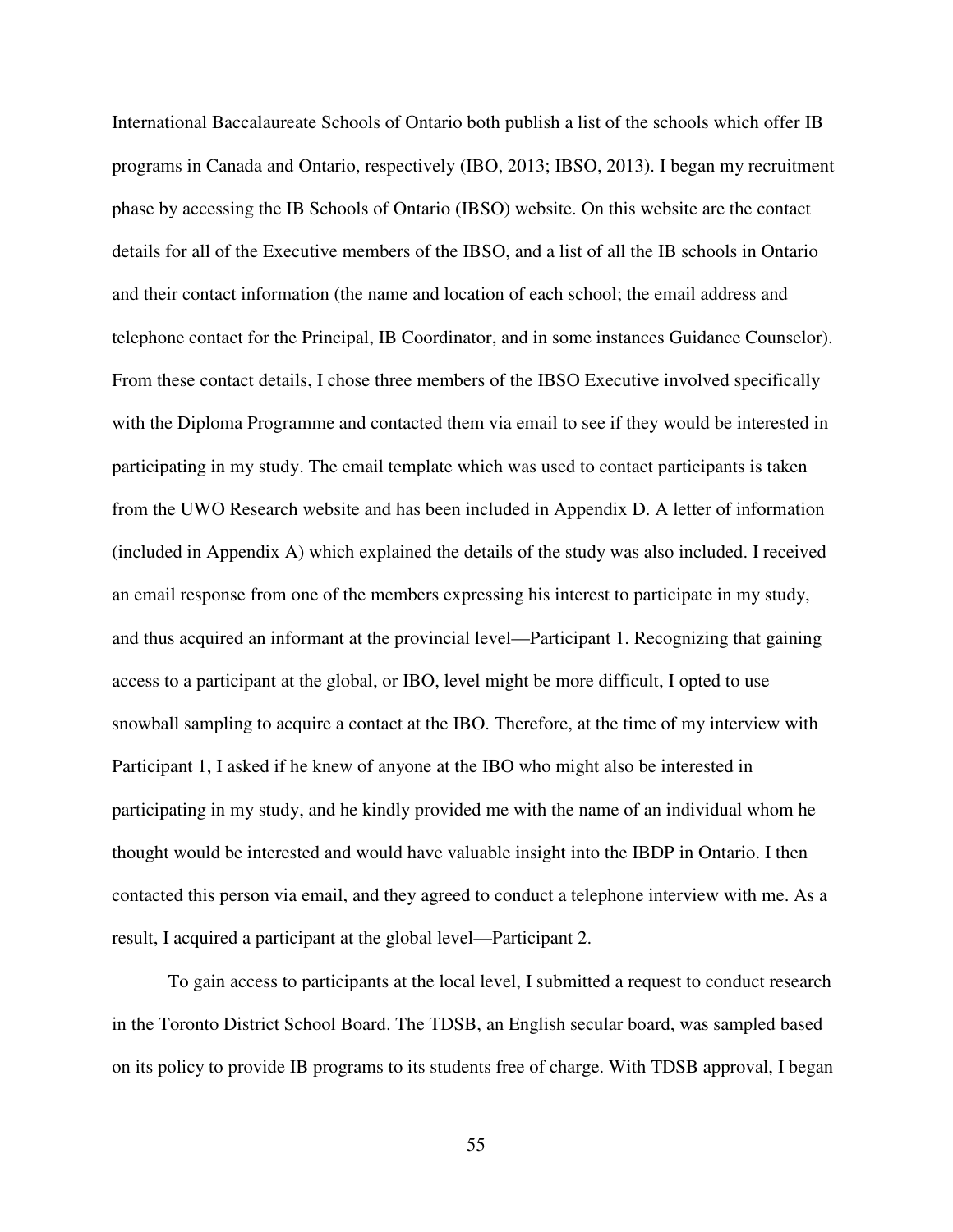International Baccalaureate Schools of Ontario both publish a list of the schools which offer IB programs in Canada and Ontario, respectively (IBO, 2013; IBSO, 2013). I began my recruitment phase by accessing the IB Schools of Ontario (IBSO) website. On this website are the contact details for all of the Executive members of the IBSO, and a list of all the IB schools in Ontario and their contact information (the name and location of each school; the email address and telephone contact for the Principal, IB Coordinator, and in some instances Guidance Counselor). From these contact details, I chose three members of the IBSO Executive involved specifically with the Diploma Programme and contacted them via email to see if they would be interested in participating in my study. The email template which was used to contact participants is taken from the UWO Research website and has been included in Appendix D. A letter of information (included in Appendix A) which explained the details of the study was also included. I received an email response from one of the members expressing his interest to participate in my study, and thus acquired an informant at the provincial level—Participant 1. Recognizing that gaining access to a participant at the global, or IBO, level might be more difficult, I opted to use snowball sampling to acquire a contact at the IBO. Therefore, at the time of my interview with Participant 1, I asked if he knew of anyone at the IBO who might also be interested in participating in my study, and he kindly provided me with the name of an individual whom he thought would be interested and would have valuable insight into the IBDP in Ontario. I then contacted this person via email, and they agreed to conduct a telephone interview with me. As a result, I acquired a participant at the global level—Participant 2.

To gain access to participants at the local level, I submitted a request to conduct research in the Toronto District School Board. The TDSB, an English secular board, was sampled based on its policy to provide IB programs to its students free of charge. With TDSB approval, I began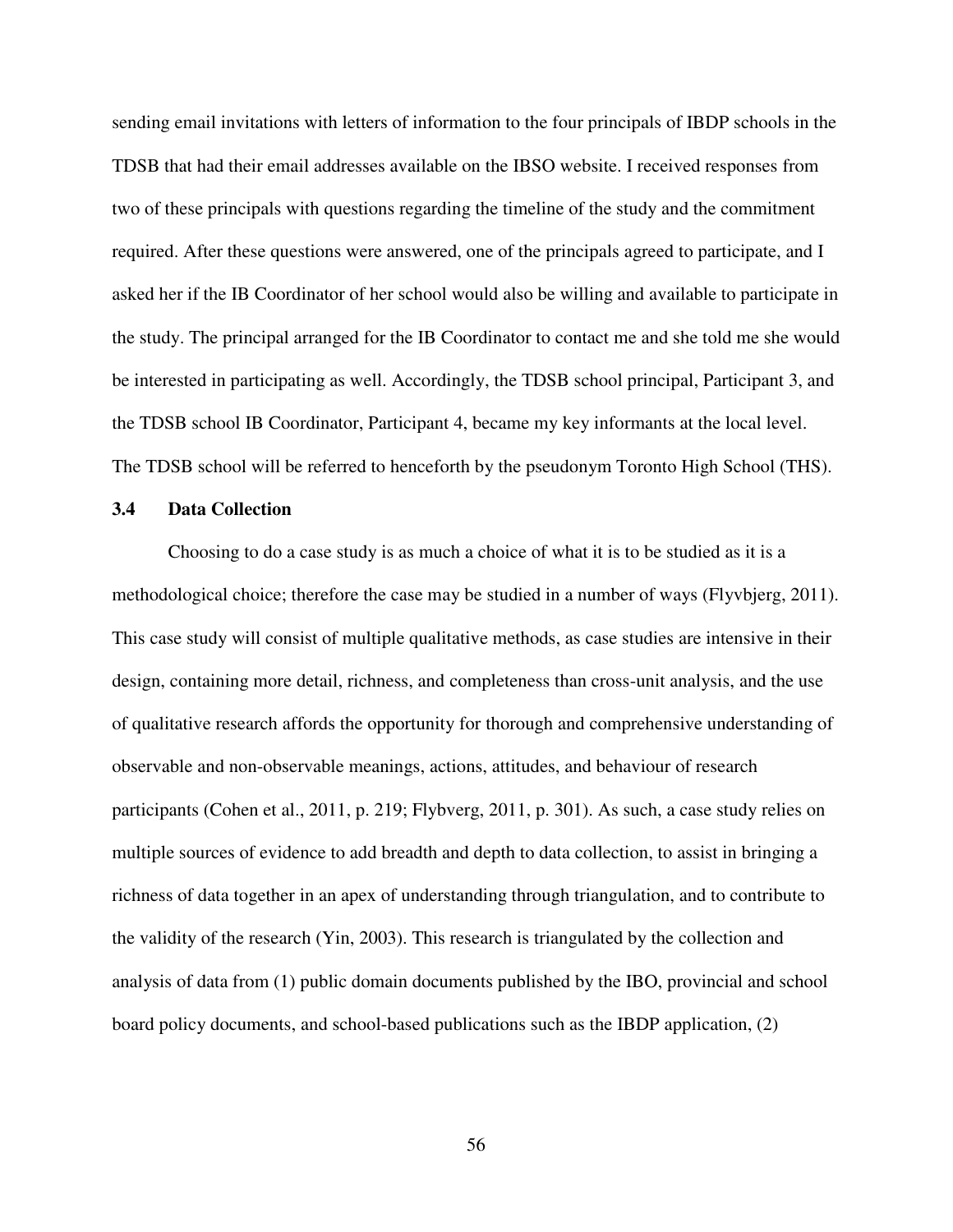sending email invitations with letters of information to the four principals of IBDP schools in the TDSB that had their email addresses available on the IBSO website. I received responses from two of these principals with questions regarding the timeline of the study and the commitment required. After these questions were answered, one of the principals agreed to participate, and I asked her if the IB Coordinator of her school would also be willing and available to participate in the study. The principal arranged for the IB Coordinator to contact me and she told me she would be interested in participating as well. Accordingly, the TDSB school principal, Participant 3, and the TDSB school IB Coordinator, Participant 4, became my key informants at the local level. The TDSB school will be referred to henceforth by the pseudonym Toronto High School (THS).

### 3.4 Data Collection

Choosing to do a case study is as much a choice of what it is to be studied as it is a methodological choice; therefore the case may be studied in a number of ways (Flyvbjerg, 2011). This case study will consist of multiple qualitative methods, as case studies are intensive in their design, containing more detail, richness, and completeness than cross-unit analysis, and the use of qualitative research affords the opportunity for thorough and comprehensive understanding of observable and non-observable meanings, actions, attitudes, and behaviour of research participants (Cohen et al., 2011, p. 219; Flybverg, 2011, p. 301). As such, a case study relies on multiple sources of evidence to add breadth and depth to data collection, to assist in bringing a richness of data together in an apex of understanding through triangulation, and to contribute to the validity of the research (Yin, 2003). This research is triangulated by the collection and analysis of data from (1) public domain documents published by the IBO, provincial and school board policy documents, and school-based publications such as the IBDP application, (2)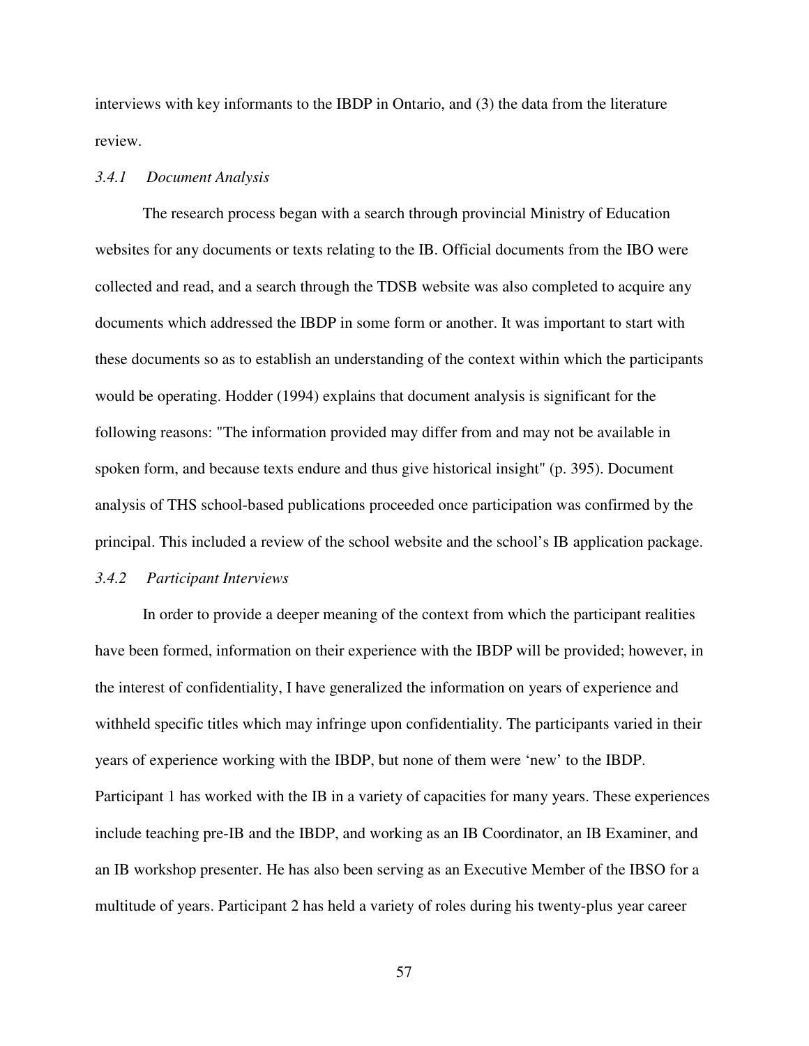interviews with key informants to the IBDP in Ontario, and (3) the data from the literature review.

### *3.4.1 Document Analysis*

The research process began with a search through provincial Ministry of Education websites for any documents or texts relating to the IB. Official documents from the IBO were collected and read, and a search through the TDSB website was also completed to acquire any documents which addressed the IBDP in some form or another. It was important to start with these documents so as to establish an understanding of the context within which the participants would be operating. Hodder (1994) explains that document analysis is significant for the following reasons: "The information provided may differ from and may not be available in spoken form, and because texts endure and thus give historical insight" (p. 395). Document analysis of THS school-based publications proceeded once participation was confirmed by the principal. This included a review of the school website and the school's IB application package.

### *3.4.2 Participant Interviews*

In order to provide a deeper meaning of the context from which the participant realities have been formed, information on their experience with the IBDP will be provided; however, in the interest of confidentiality, I have generalized the information on years of experience and withheld specific titles which may infringe upon confidentiality. The participants varied in their years of experience working with the IBDP, but none of them were 'new' to the IBDP. Participant 1 has worked with the IB in a variety of capacities for many years. These experiences include teaching pre-IB and the IBDP, and working as an IB Coordinator, an IB Examiner, and an IB workshop presenter. He has also been serving as an Executive Member of the IBSO for a multitude of years. Participant 2 has held a variety of roles during his twenty-plus year career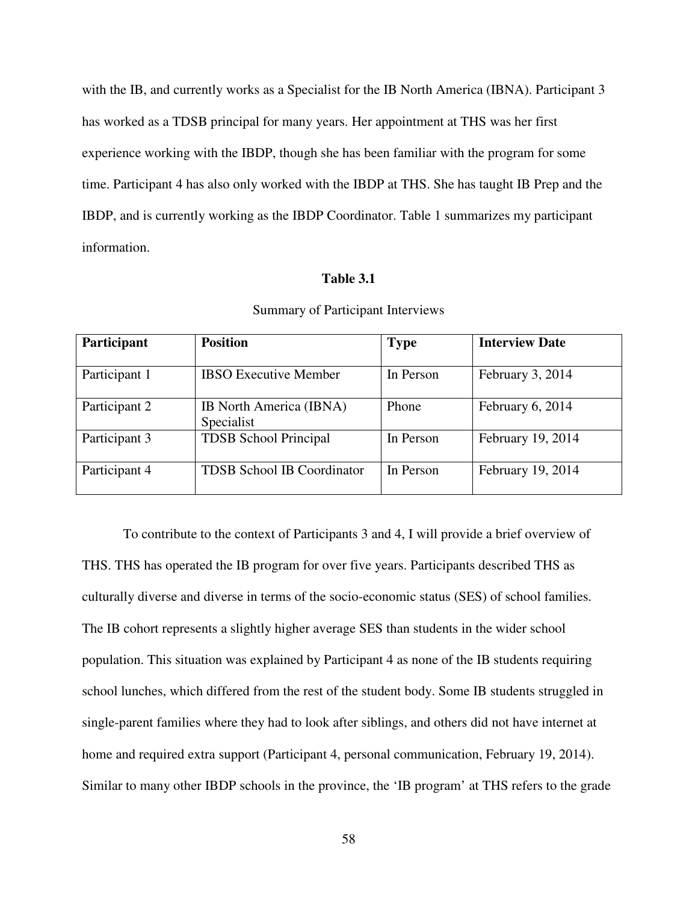with the IB, and currently works as a Specialist for the IB North America (IBNA). Participant 3 has worked as a TDSB principal for many years. Her appointment at THS was her first experience working with the IBDP, though she has been familiar with the program for some time. Participant 4 has also only worked with the IBDP at THS. She has taught IB Prep and the IBDP, and is currently working as the IBDP Coordinator. Table 1 summarizes my participant information.

**Table 3.1**

Summary of Participant Interviews

| **Participant** | **Position** | **Type** | **Interview Date** |
|---|---|---|---|
| Participant 1 | IBSO Executive Member | In Person | February 3, 2014 |
| Participant 2 | IB North America (IBNA) Specialist | Phone | February 6, 2014 |
| Participant 3 | TDSB School Principal | In Person | February 19, 2014 |
| Participant 4 | TDSB School IB Coordinator | In Person | February 19, 2014 |

To contribute to the context of Participants 3 and 4, I will provide a brief overview of THS. THS has operated the IB program for over five years. Participants described THS as culturally diverse and diverse in terms of the socio-economic status (SES) of school families. The IB cohort represents a slightly higher average SES than students in the wider school population. This situation was explained by Participant 4 as none of the IB students requiring school lunches, which differed from the rest of the student body. Some IB students struggled in single-parent families where they had to look after siblings, and others did not have internet at home and required extra support (Participant 4, personal communication, February 19, 2014). Similar to many other IBDP schools in the province, the 'IB program' at THS refers to the grade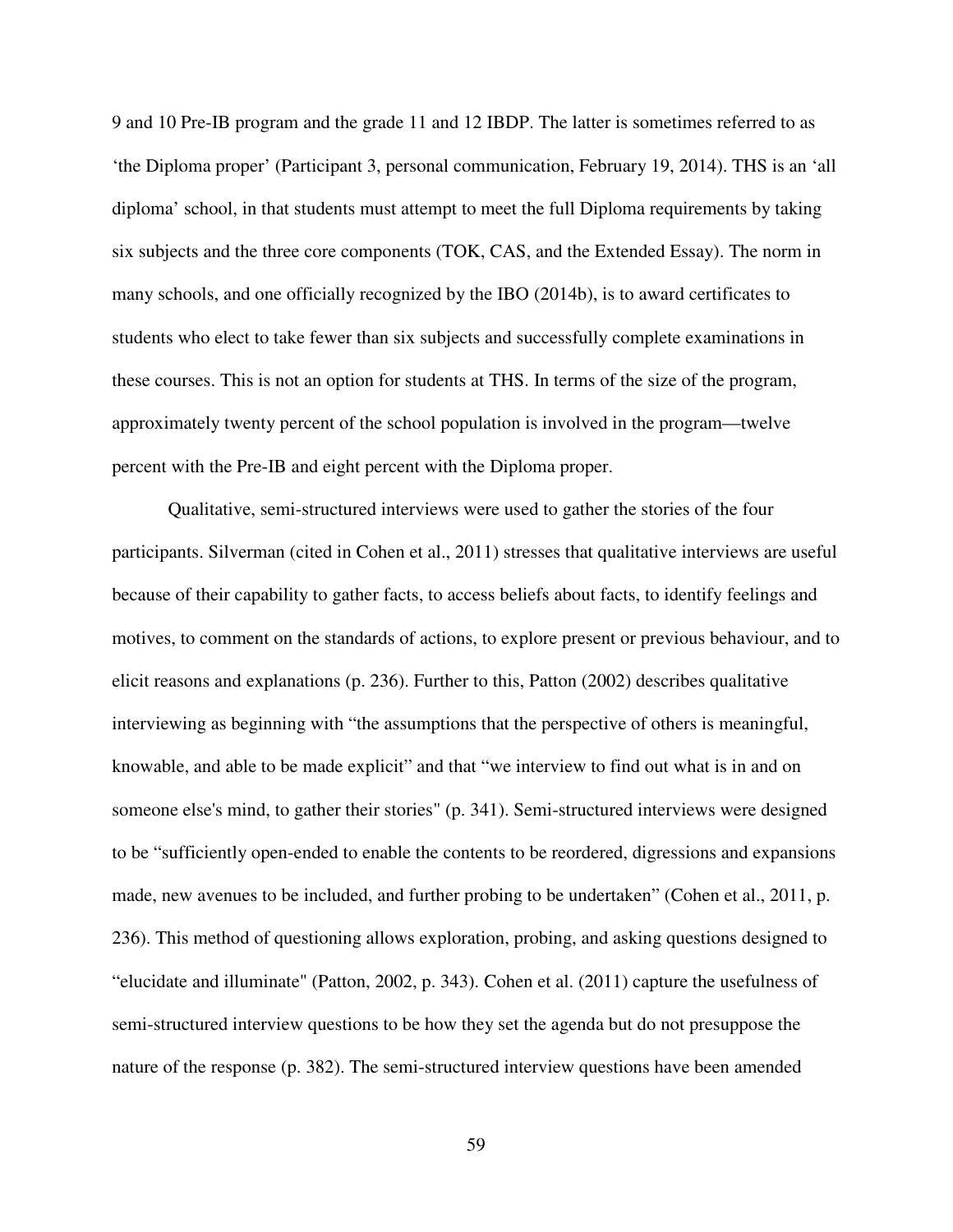9 and 10 Pre-IB program and the grade 11 and 12 IBDP. The latter is sometimes referred to as 'the Diploma proper' (Participant 3, personal communication, February 19, 2014). THS is an 'all diploma' school, in that students must attempt to meet the full Diploma requirements by taking six subjects and the three core components (TOK, CAS, and the Extended Essay). The norm in many schools, and one officially recognized by the IBO (2014b), is to award certificates to students who elect to take fewer than six subjects and successfully complete examinations in these courses. This is not an option for students at THS. In terms of the size of the program, approximately twenty percent of the school population is involved in the program—twelve percent with the Pre-IB and eight percent with the Diploma proper.

Qualitative, semi-structured interviews were used to gather the stories of the four participants. Silverman (cited in Cohen et al., 2011) stresses that qualitative interviews are useful because of their capability to gather facts, to access beliefs about facts, to identify feelings and motives, to comment on the standards of actions, to explore present or previous behaviour, and to elicit reasons and explanations (p. 236). Further to this, Patton (2002) describes qualitative interviewing as beginning with "the assumptions that the perspective of others is meaningful, knowable, and able to be made explicit" and that "we interview to find out what is in and on someone else's mind, to gather their stories" (p. 341). Semi-structured interviews were designed to be "sufficiently open-ended to enable the contents to be reordered, digressions and expansions made, new avenues to be included, and further probing to be undertaken" (Cohen et al., 2011, p. 236). This method of questioning allows exploration, probing, and asking questions designed to "elucidate and illuminate" (Patton, 2002, p. 343). Cohen et al. (2011) capture the usefulness of semi-structured interview questions to be how they set the agenda but do not presuppose the nature of the response (p. 382). The semi-structured interview questions have been amended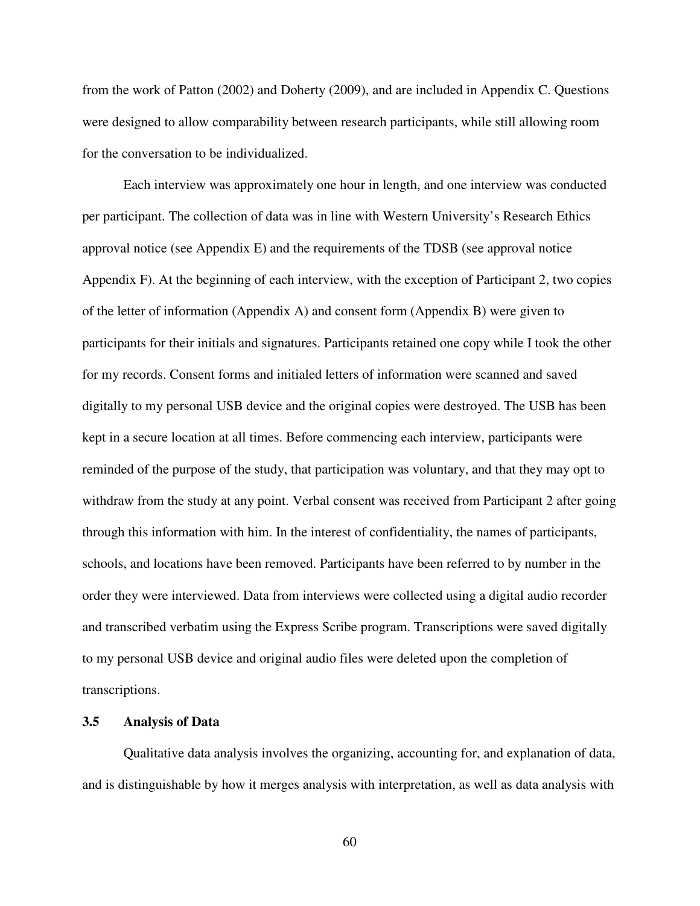from the work of Patton (2002) and Doherty (2009), and are included in Appendix C. Questions were designed to allow comparability between research participants, while still allowing room for the conversation to be individualized.

Each interview was approximately one hour in length, and one interview was conducted per participant. The collection of data was in line with Western University's Research Ethics approval notice (see Appendix E) and the requirements of the TDSB (see approval notice Appendix F). At the beginning of each interview, with the exception of Participant 2, two copies of the letter of information (Appendix A) and consent form (Appendix B) were given to participants for their initials and signatures. Participants retained one copy while I took the other for my records. Consent forms and initialed letters of information were scanned and saved digitally to my personal USB device and the original copies were destroyed. The USB has been kept in a secure location at all times. Before commencing each interview, participants were reminded of the purpose of the study, that participation was voluntary, and that they may opt to withdraw from the study at any point. Verbal consent was received from Participant 2 after going through this information with him. In the interest of confidentiality, the names of participants, schools, and locations have been removed. Participants have been referred to by number in the order they were interviewed. Data from interviews were collected using a digital audio recorder and transcribed verbatim using the Express Scribe program. Transcriptions were saved digitally to my personal USB device and original audio files were deleted upon the completion of transcriptions.

### 3.5 Analysis of Data

Qualitative data analysis involves the organizing, accounting for, and explanation of data, and is distinguishable by how it merges analysis with interpretation, as well as data analysis with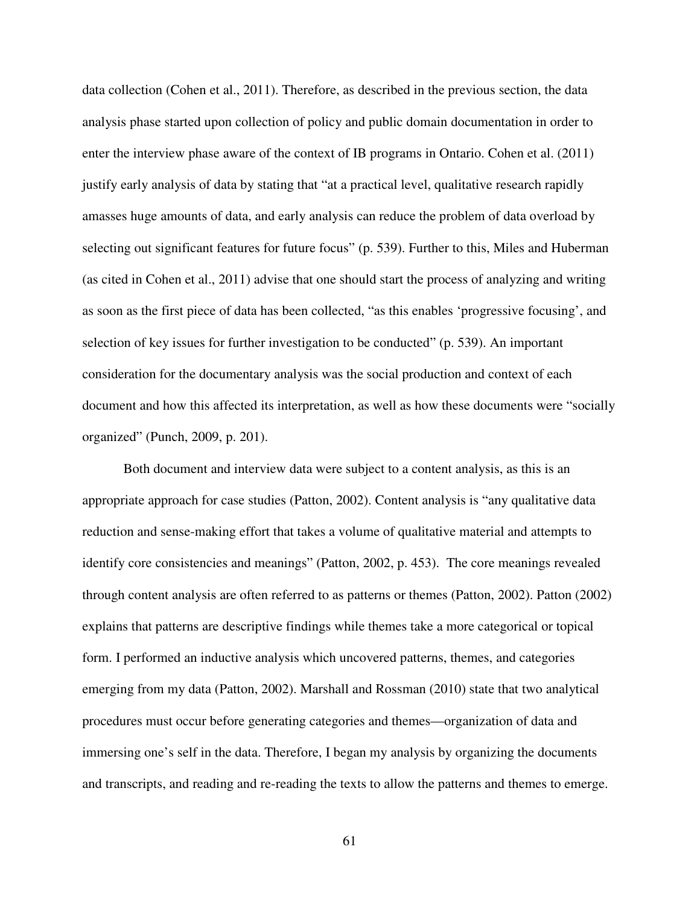data collection (Cohen et al., 2011). Therefore, as described in the previous section, the data analysis phase started upon collection of policy and public domain documentation in order to enter the interview phase aware of the context of IB programs in Ontario. Cohen et al. (2011) justify early analysis of data by stating that "at a practical level, qualitative research rapidly amasses huge amounts of data, and early analysis can reduce the problem of data overload by selecting out significant features for future focus" (p. 539). Further to this, Miles and Huberman (as cited in Cohen et al., 2011) advise that one should start the process of analyzing and writing as soon as the first piece of data has been collected, "as this enables 'progressive focusing', and selection of key issues for further investigation to be conducted" (p. 539). An important consideration for the documentary analysis was the social production and context of each document and how this affected its interpretation, as well as how these documents were "socially organized" (Punch, 2009, p. 201).

Both document and interview data were subject to a content analysis, as this is an appropriate approach for case studies (Patton, 2002). Content analysis is "any qualitative data reduction and sense-making effort that takes a volume of qualitative material and attempts to identify core consistencies and meanings" (Patton, 2002, p. 453). The core meanings revealed through content analysis are often referred to as patterns or themes (Patton, 2002). Patton (2002) explains that patterns are descriptive findings while themes take a more categorical or topical form. I performed an inductive analysis which uncovered patterns, themes, and categories emerging from my data (Patton, 2002). Marshall and Rossman (2010) state that two analytical procedures must occur before generating categories and themes—organization of data and immersing one's self in the data. Therefore, I began my analysis by organizing the documents and transcripts, and reading and re-reading the texts to allow the patterns and themes to emerge.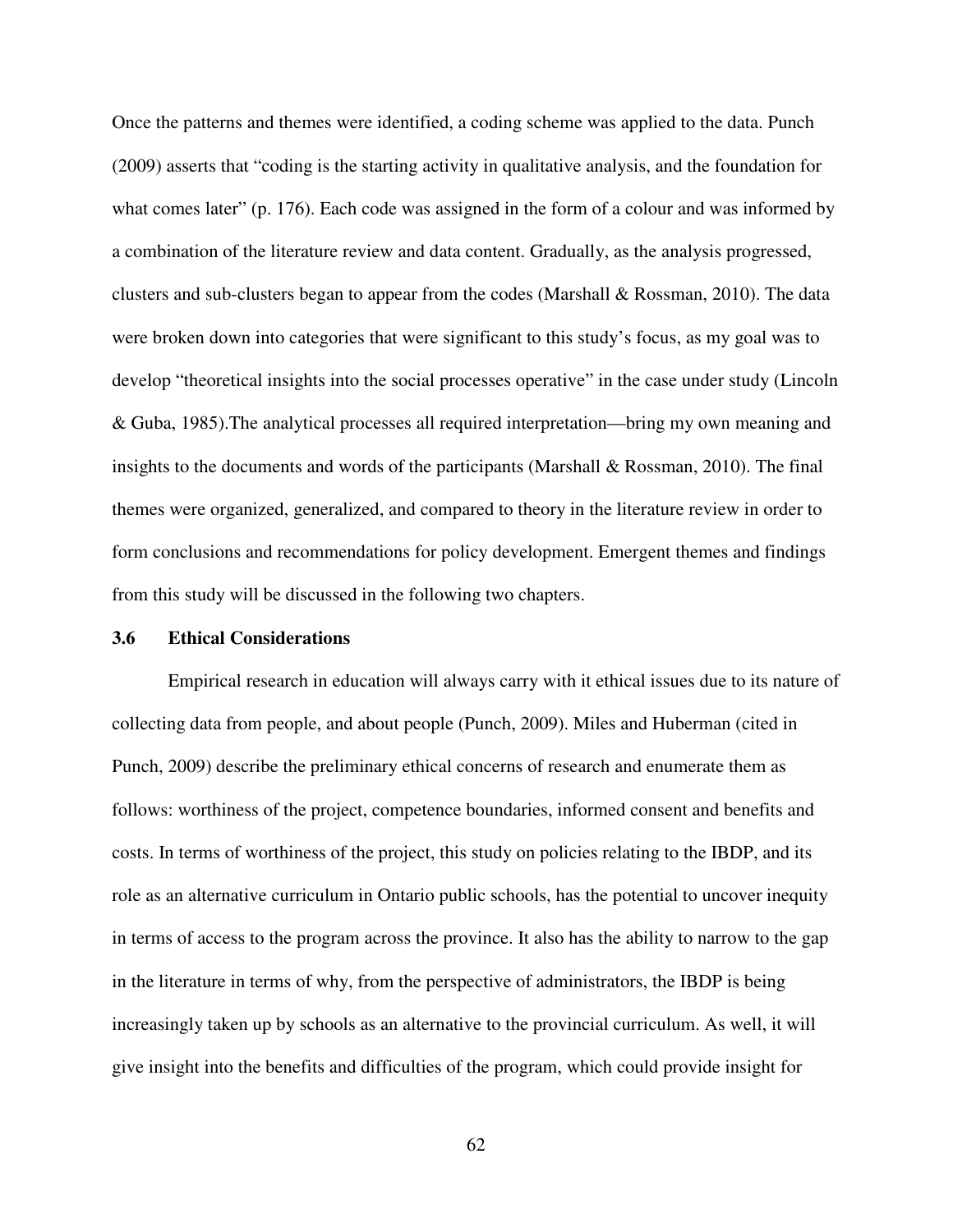Once the patterns and themes were identified, a coding scheme was applied to the data. Punch (2009) asserts that "coding is the starting activity in qualitative analysis, and the foundation for what comes later" (p. 176). Each code was assigned in the form of a colour and was informed by a combination of the literature review and data content. Gradually, as the analysis progressed, clusters and sub-clusters began to appear from the codes (Marshall & Rossman, 2010). The data were broken down into categories that were significant to this study's focus, as my goal was to develop "theoretical insights into the social processes operative" in the case under study (Lincoln & Guba, 1985).The analytical processes all required interpretation—bring my own meaning and insights to the documents and words of the participants (Marshall & Rossman, 2010). The final themes were organized, generalized, and compared to theory in the literature review in order to form conclusions and recommendations for policy development. Emergent themes and findings from this study will be discussed in the following two chapters.

### 3.6 Ethical Considerations

Empirical research in education will always carry with it ethical issues due to its nature of collecting data from people, and about people (Punch, 2009). Miles and Huberman (cited in Punch, 2009) describe the preliminary ethical concerns of research and enumerate them as follows: worthiness of the project, competence boundaries, informed consent and benefits and costs. In terms of worthiness of the project, this study on policies relating to the IBDP, and its role as an alternative curriculum in Ontario public schools, has the potential to uncover inequity in terms of access to the program across the province. It also has the ability to narrow to the gap in the literature in terms of why, from the perspective of administrators, the IBDP is being increasingly taken up by schools as an alternative to the provincial curriculum. As well, it will give insight into the benefits and difficulties of the program, which could provide insight for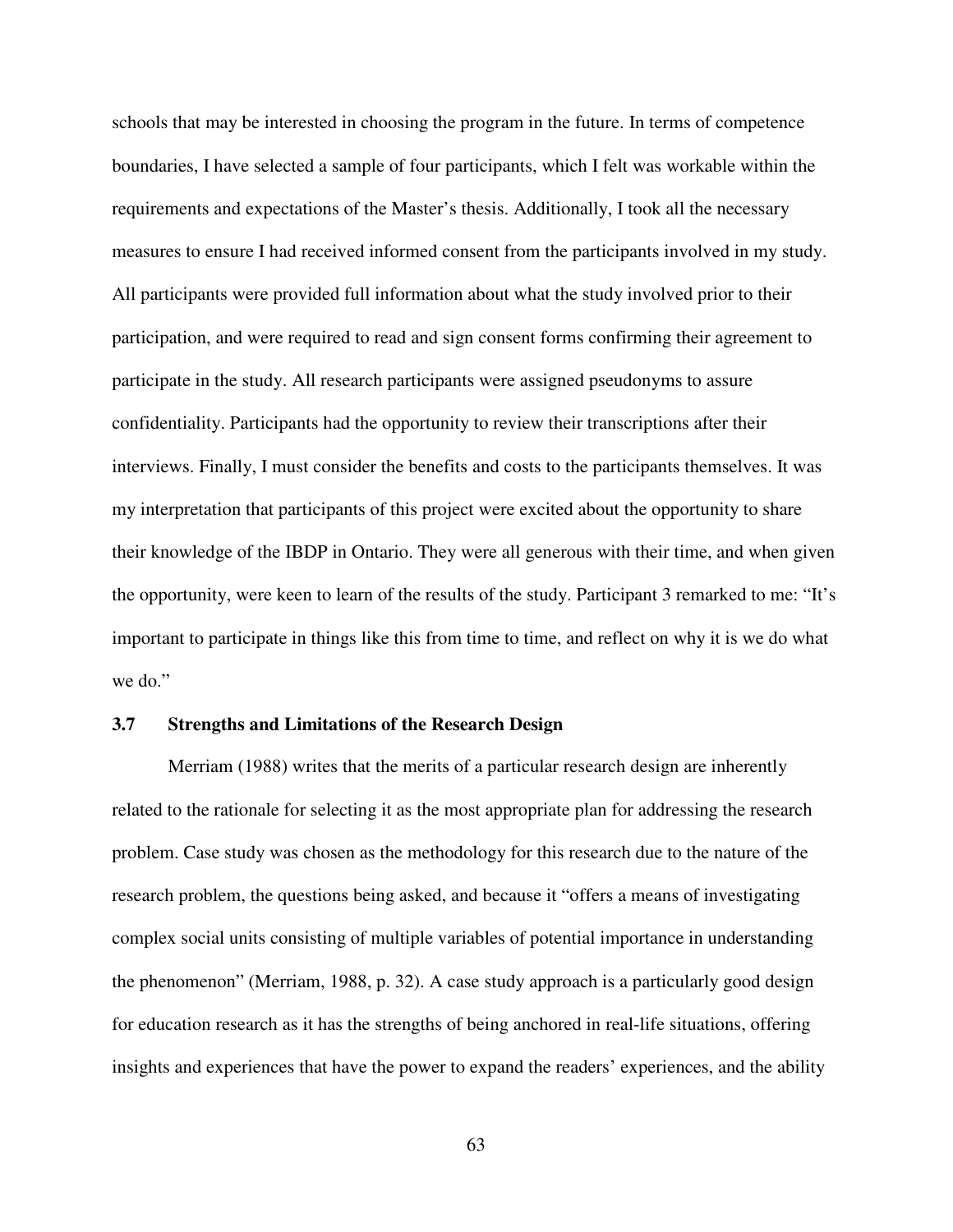schools that may be interested in choosing the program in the future. In terms of competence boundaries, I have selected a sample of four participants, which I felt was workable within the requirements and expectations of the Master's thesis. Additionally, I took all the necessary measures to ensure I had received informed consent from the participants involved in my study. All participants were provided full information about what the study involved prior to their participation, and were required to read and sign consent forms confirming their agreement to participate in the study. All research participants were assigned pseudonyms to assure confidentiality. Participants had the opportunity to review their transcriptions after their interviews. Finally, I must consider the benefits and costs to the participants themselves. It was my interpretation that participants of this project were excited about the opportunity to share their knowledge of the IBDP in Ontario. They were all generous with their time, and when given the opportunity, were keen to learn of the results of the study. Participant 3 remarked to me: "It's important to participate in things like this from time to time, and reflect on why it is we do what we do."

### 3.7 Strengths and Limitations of the Research Design

Merriam (1988) writes that the merits of a particular research design are inherently related to the rationale for selecting it as the most appropriate plan for addressing the research problem. Case study was chosen as the methodology for this research due to the nature of the research problem, the questions being asked, and because it "offers a means of investigating complex social units consisting of multiple variables of potential importance in understanding the phenomenon" (Merriam, 1988, p. 32). A case study approach is a particularly good design for education research as it has the strengths of being anchored in real-life situations, offering insights and experiences that have the power to expand the readers' experiences, and the ability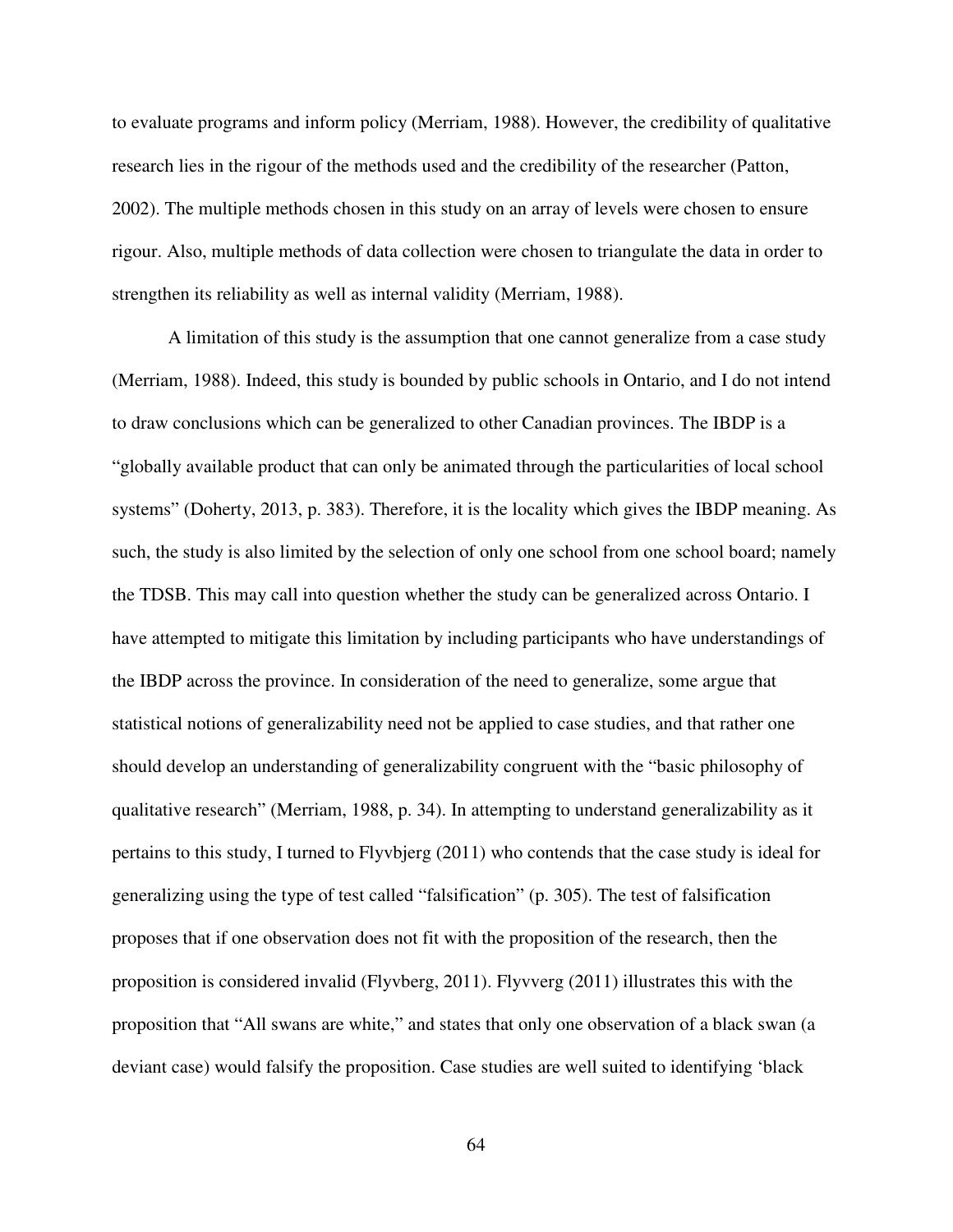to evaluate programs and inform policy (Merriam, 1988). However, the credibility of qualitative research lies in the rigour of the methods used and the credibility of the researcher (Patton, 2002). The multiple methods chosen in this study on an array of levels were chosen to ensure rigour. Also, multiple methods of data collection were chosen to triangulate the data in order to strengthen its reliability as well as internal validity (Merriam, 1988).

A limitation of this study is the assumption that one cannot generalize from a case study (Merriam, 1988). Indeed, this study is bounded by public schools in Ontario, and I do not intend to draw conclusions which can be generalized to other Canadian provinces. The IBDP is a "globally available product that can only be animated through the particularities of local school systems" (Doherty, 2013, p. 383). Therefore, it is the locality which gives the IBDP meaning. As such, the study is also limited by the selection of only one school from one school board; namely the TDSB. This may call into question whether the study can be generalized across Ontario. I have attempted to mitigate this limitation by including participants who have understandings of the IBDP across the province. In consideration of the need to generalize, some argue that statistical notions of generalizability need not be applied to case studies, and that rather one should develop an understanding of generalizability congruent with the "basic philosophy of qualitative research" (Merriam, 1988, p. 34). In attempting to understand generalizability as it pertains to this study, I turned to Flyvbjerg (2011) who contends that the case study is ideal for generalizing using the type of test called "falsification" (p. 305). The test of falsification proposes that if one observation does not fit with the proposition of the research, then the proposition is considered invalid (Flyvberg, 2011). Flyvverg (2011) illustrates this with the proposition that "All swans are white," and states that only one observation of a black swan (a deviant case) would falsify the proposition. Case studies are well suited to identifying 'black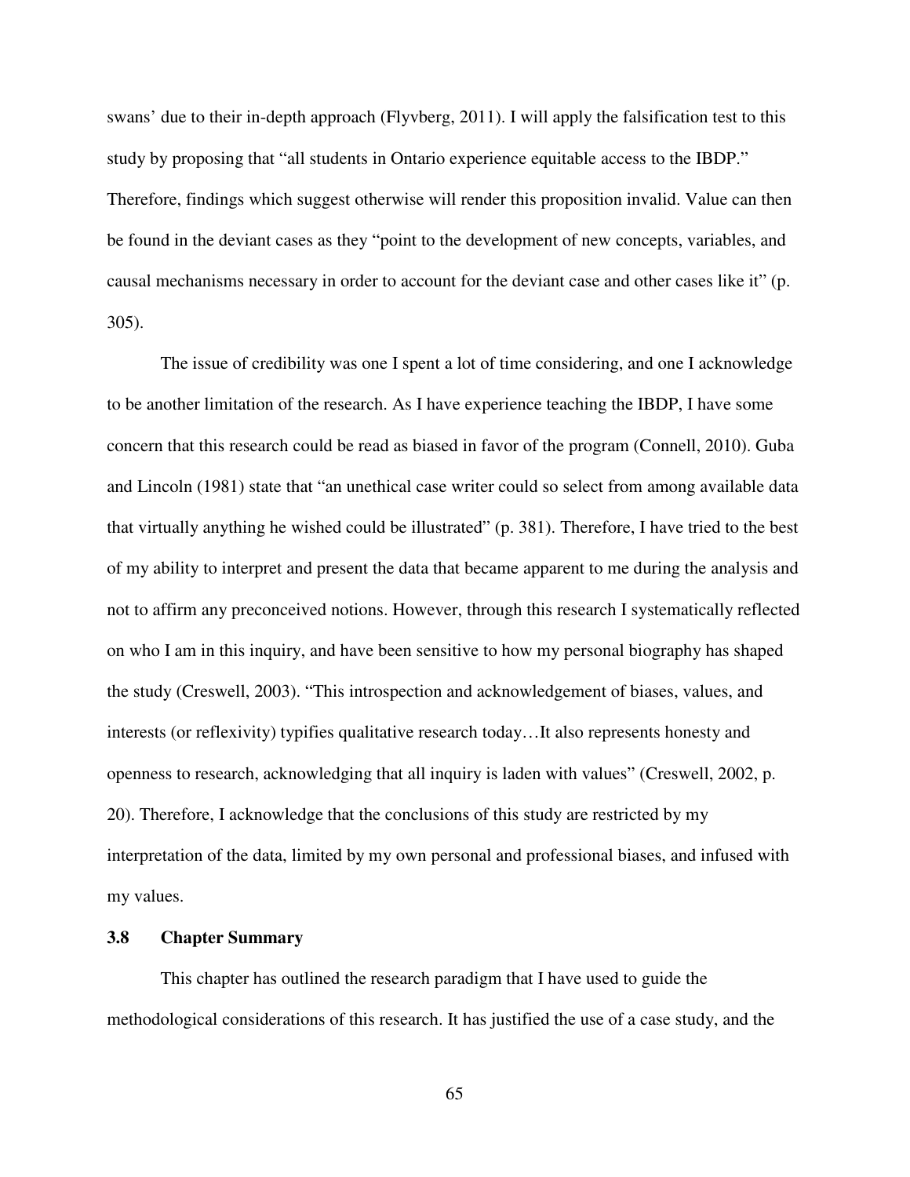swans' due to their in-depth approach (Flyvberg, 2011). I will apply the falsification test to this study by proposing that "all students in Ontario experience equitable access to the IBDP." Therefore, findings which suggest otherwise will render this proposition invalid. Value can then be found in the deviant cases as they "point to the development of new concepts, variables, and causal mechanisms necessary in order to account for the deviant case and other cases like it" (p. 305).

The issue of credibility was one I spent a lot of time considering, and one I acknowledge to be another limitation of the research. As I have experience teaching the IBDP, I have some concern that this research could be read as biased in favor of the program (Connell, 2010). Guba and Lincoln (1981) state that "an unethical case writer could so select from among available data that virtually anything he wished could be illustrated" (p. 381). Therefore, I have tried to the best of my ability to interpret and present the data that became apparent to me during the analysis and not to affirm any preconceived notions. However, through this research I systematically reflected on who I am in this inquiry, and have been sensitive to how my personal biography has shaped the study (Creswell, 2003). "This introspection and acknowledgement of biases, values, and interests (or reflexivity) typifies qualitative research today…It also represents honesty and openness to research, acknowledging that all inquiry is laden with values" (Creswell, 2002, p. 20). Therefore, I acknowledge that the conclusions of this study are restricted by my interpretation of the data, limited by my own personal and professional biases, and infused with my values.

### 3.8 Chapter Summary

This chapter has outlined the research paradigm that I have used to guide the methodological considerations of this research. It has justified the use of a case study, and the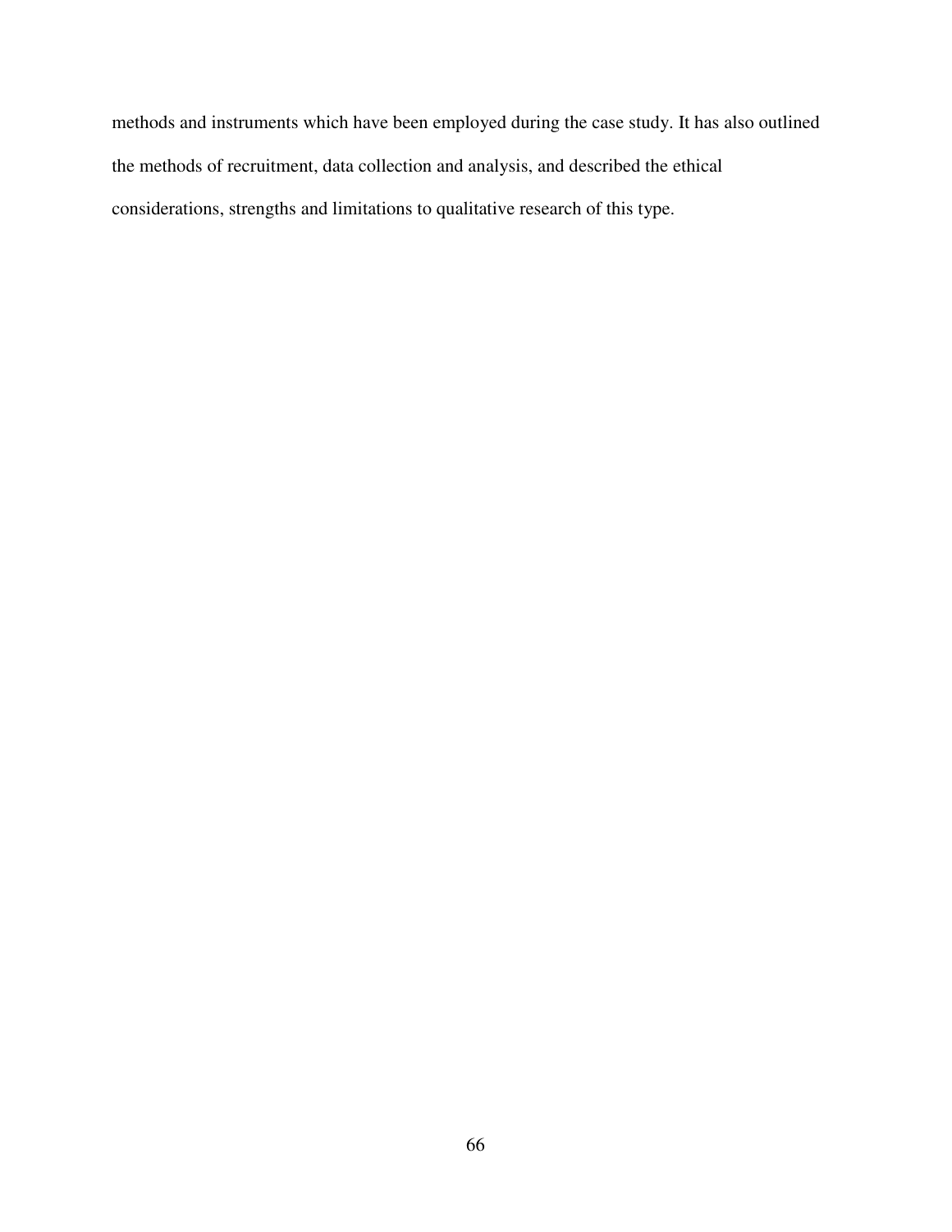methods and instruments which have been employed during the case study. It has also outlined the methods of recruitment, data collection and analysis, and described the ethical considerations, strengths and limitations to qualitative research of this type.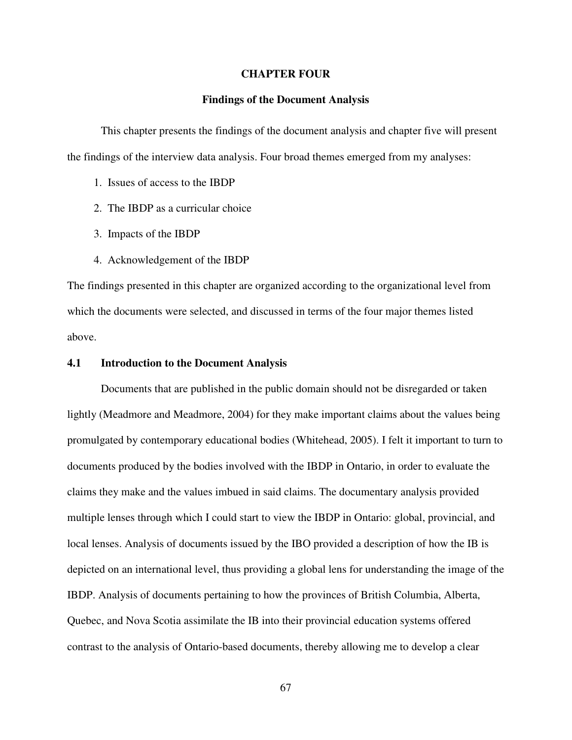# CHAPTER FOUR

## Findings of the Document Analysis

This chapter presents the findings of the document analysis and chapter five will present the findings of the interview data analysis. Four broad themes emerged from my analyses:

1. Issues of access to the IBDP
2. The IBDP as a curricular choice
3. Impacts of the IBDP
4. Acknowledgement of the IBDP

The findings presented in this chapter are organized according to the organizational level from which the documents were selected, and discussed in terms of the four major themes listed above.

### 4.1 Introduction to the Document Analysis

Documents that are published in the public domain should not be disregarded or taken lightly (Meadmore and Meadmore, 2004) for they make important claims about the values being promulgated by contemporary educational bodies (Whitehead, 2005). I felt it important to turn to documents produced by the bodies involved with the IBDP in Ontario, in order to evaluate the claims they make and the values imbued in said claims. The documentary analysis provided multiple lenses through which I could start to view the IBDP in Ontario: global, provincial, and local lenses. Analysis of documents issued by the IBO provided a description of how the IB is depicted on an international level, thus providing a global lens for understanding the image of the IBDP. Analysis of documents pertaining to how the provinces of British Columbia, Alberta, Quebec, and Nova Scotia assimilate the IB into their provincial education systems offered contrast to the analysis of Ontario-based documents, thereby allowing me to develop a clear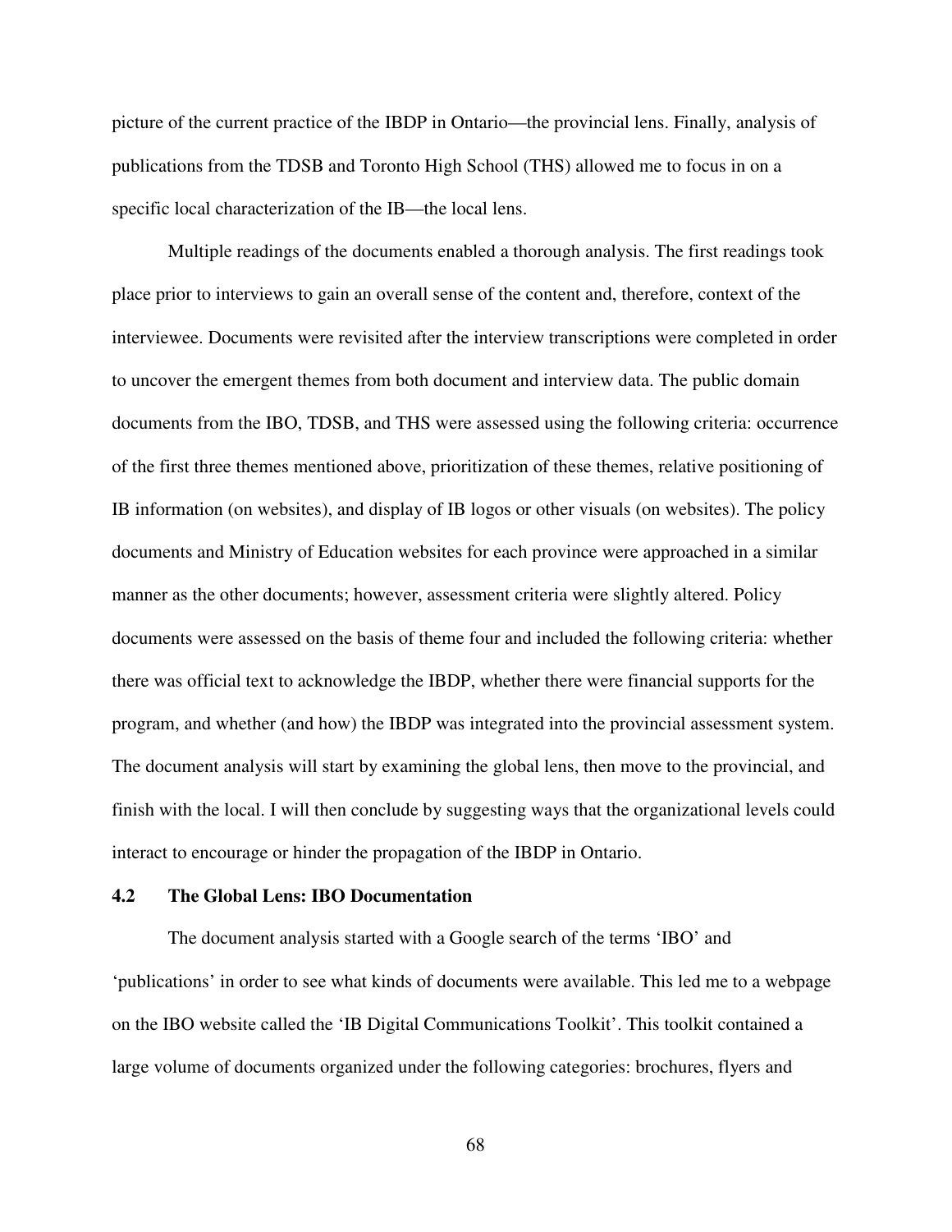picture of the current practice of the IBDP in Ontario—the provincial lens. Finally, analysis of publications from the TDSB and Toronto High School (THS) allowed me to focus in on a specific local characterization of the IB—the local lens.

Multiple readings of the documents enabled a thorough analysis. The first readings took place prior to interviews to gain an overall sense of the content and, therefore, context of the interviewee. Documents were revisited after the interview transcriptions were completed in order to uncover the emergent themes from both document and interview data. The public domain documents from the IBO, TDSB, and THS were assessed using the following criteria: occurrence of the first three themes mentioned above, prioritization of these themes, relative positioning of IB information (on websites), and display of IB logos or other visuals (on websites). The policy documents and Ministry of Education websites for each province were approached in a similar manner as the other documents; however, assessment criteria were slightly altered. Policy documents were assessed on the basis of theme four and included the following criteria: whether there was official text to acknowledge the IBDP, whether there were financial supports for the program, and whether (and how) the IBDP was integrated into the provincial assessment system. The document analysis will start by examining the global lens, then move to the provincial, and finish with the local. I will then conclude by suggesting ways that the organizational levels could interact to encourage or hinder the propagation of the IBDP in Ontario.

## 4.2 The Global Lens: IBO Documentation

The document analysis started with a Google search of the terms 'IBO' and 'publications' in order to see what kinds of documents were available. This led me to a webpage on the IBO website called the 'IB Digital Communications Toolkit'. This toolkit contained a large volume of documents organized under the following categories: brochures, flyers and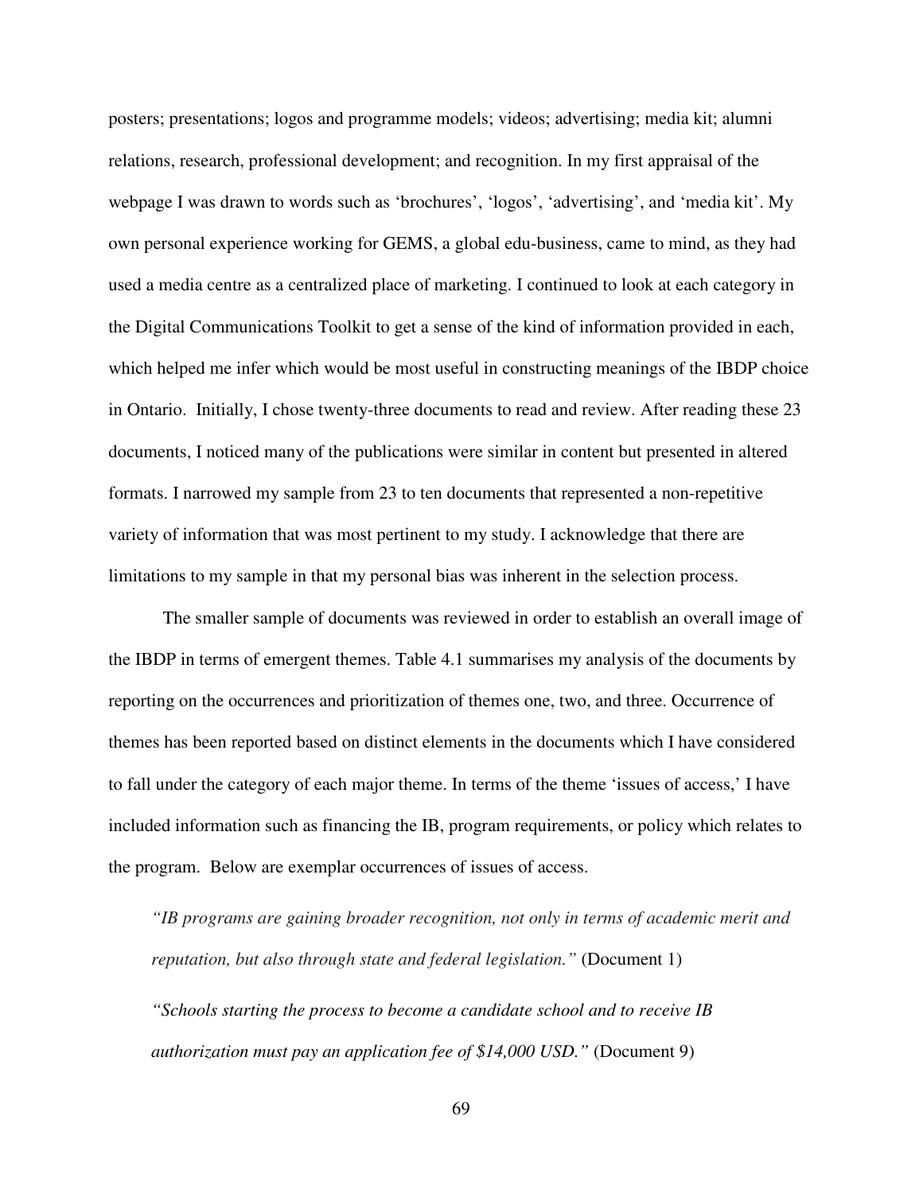posters; presentations; logos and programme models; videos; advertising; media kit; alumni relations, research, professional development; and recognition. In my first appraisal of the webpage I was drawn to words such as 'brochures', 'logos', 'advertising', and 'media kit'. My own personal experience working for GEMS, a global edu-business, came to mind, as they had used a media centre as a centralized place of marketing. I continued to look at each category in the Digital Communications Toolkit to get a sense of the kind of information provided in each, which helped me infer which would be most useful in constructing meanings of the IBDP choice in Ontario. Initially, I chose twenty-three documents to read and review. After reading these 23 documents, I noticed many of the publications were similar in content but presented in altered formats. I narrowed my sample from 23 to ten documents that represented a non-repetitive variety of information that was most pertinent to my study. I acknowledge that there are limitations to my sample in that my personal bias was inherent in the selection process.

The smaller sample of documents was reviewed in order to establish an overall image of the IBDP in terms of emergent themes. Table 4.1 summarises my analysis of the documents by reporting on the occurrences and prioritization of themes one, two, and three. Occurrence of themes has been reported based on distinct elements in the documents which I have considered to fall under the category of each major theme. In terms of the theme 'issues of access,' I have included information such as financing the IB, program requirements, or policy which relates to the program. Below are exemplar occurrences of issues of access.

> *"IB programs are gaining broader recognition, not only in terms of academic merit and reputation, but also through state and federal legislation."* (Document 1)
>
> *"Schools starting the process to become a candidate school and to receive IB authorization must pay an application fee of $14,000 USD."* (Document 9)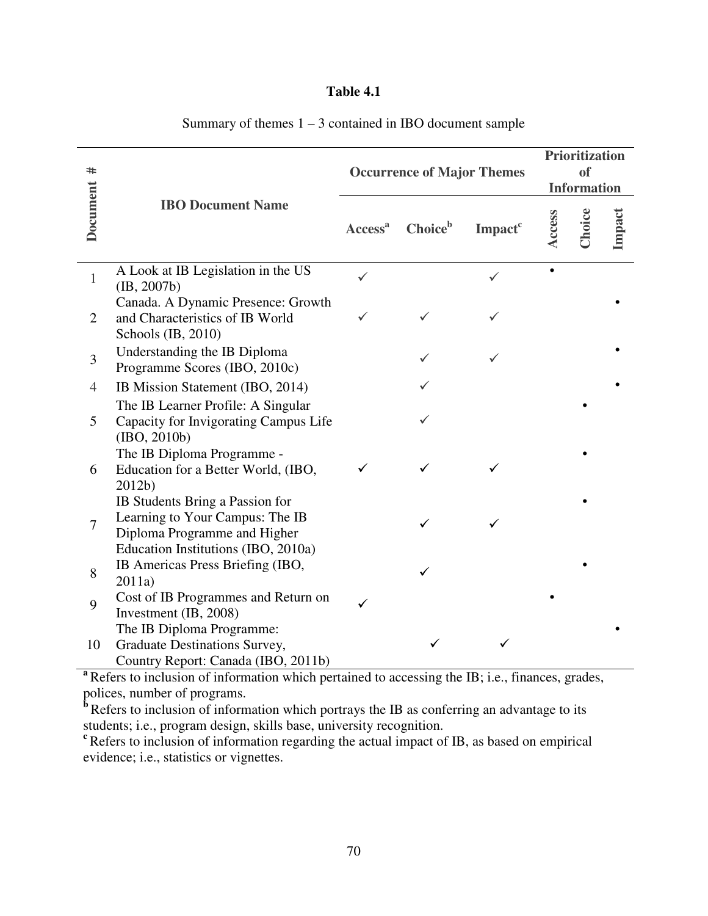**Table 4.1**

Summary of themes 1 – 3 contained in IBO document sample

| Document # | IBO Document Name | Occurrence of Major Themes | | | Prioritization of Information | | |
|---|---|---|---|---|---|---|---|
| | | Access[a] | Choice[b] | Impact[c] | Access | Choice | Impact |
| 1 | A Look at IB Legislation in the US (IB, 2007b) | ✓ | | ✓ | • | | |
| 2 | Canada. A Dynamic Presence: Growth and Characteristics of IB World Schools (IB, 2010) | ✓ | ✓ | ✓ | | | • |
| 3 | Understanding the IB Diploma Programme Scores (IBO, 2010c) | | ✓ | ✓ | | | • |
| 4 | IB Mission Statement (IBO, 2014) | | ✓ | | | | • |
| 5 | The IB Learner Profile: A Singular Capacity for Invigorating Campus Life (IBO, 2010b) | | ✓ | | | • | |
| 6 | The IB Diploma Programme - Education for a Better World, (IBO, 2012b) | ✓ | ✓ | ✓ | | • | |
| 7 | IB Students Bring a Passion for Learning to Your Campus: The IB Diploma Programme and Higher Education Institutions (IBO, 2010a) | | ✓ | ✓ | | • | |
| 8 | IB Americas Press Briefing (IBO, 2011a) | | ✓ | | | • | |
| 9 | Cost of IB Programmes and Return on Investment (IB, 2008) | ✓ | | | • | | |
| 10 | The IB Diploma Programme: Graduate Destinations Survey, Country Report: Canada (IBO, 2011b) | | ✓ | ✓ | | | • |

[a] Refers to inclusion of information which pertained to accessing the IB; i.e., finances, grades, polices, number of programs.
[b] Refers to inclusion of information which portrays the IB as conferring an advantage to its students; i.e., program design, skills base, university recognition.
[c] Refers to inclusion of information regarding the actual impact of IB, as based on empirical evidence; i.e., statistics or vignettes.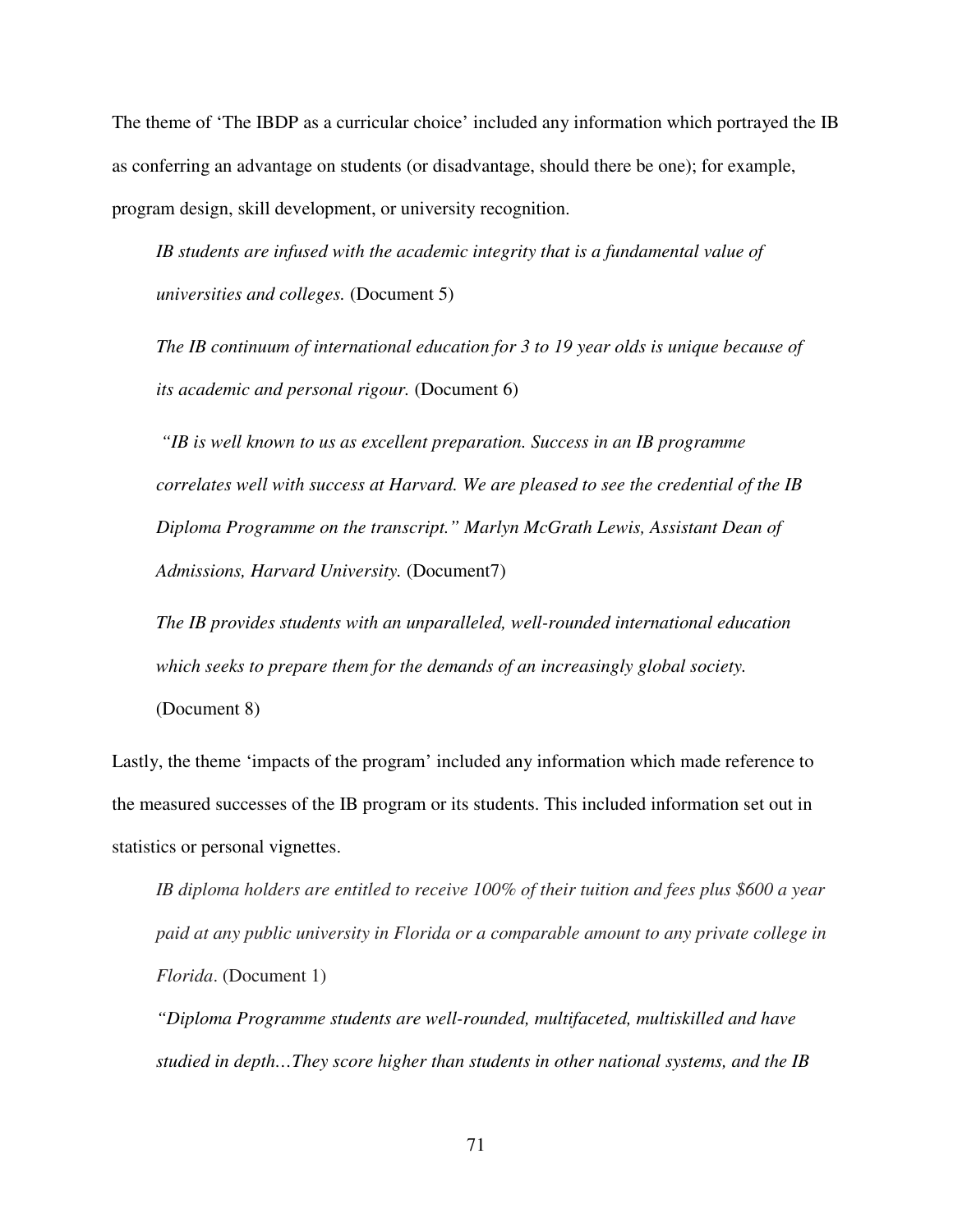The theme of 'The IBDP as a curricular choice' included any information which portrayed the IB as conferring an advantage on students (or disadvantage, should there be one); for example, program design, skill development, or university recognition.

> *IB students are infused with the academic integrity that is a fundamental value of universities and colleges.* (Document 5)
>
> *The IB continuum of international education for 3 to 19 year olds is unique because of its academic and personal rigour.* (Document 6)
>
> *"IB is well known to us as excellent preparation. Success in an IB programme correlates well with success at Harvard. We are pleased to see the credential of the IB Diploma Programme on the transcript." Marlyn McGrath Lewis, Assistant Dean of Admissions, Harvard University.* (Document7)
>
> *The IB provides students with an unparalleled, well-rounded international education which seeks to prepare them for the demands of an increasingly global society.* (Document 8)

Lastly, the theme 'impacts of the program' included any information which made reference to the measured successes of the IB program or its students. This included information set out in statistics or personal vignettes.

> *IB diploma holders are entitled to receive 100% of their tuition and fees plus $600 a year paid at any public university in Florida or a comparable amount to any private college in Florida*. (Document 1)
>
> *"Diploma Programme students are well-rounded, multifaceted, multiskilled and have studied in depth…They score higher than students in other national systems, and the IB*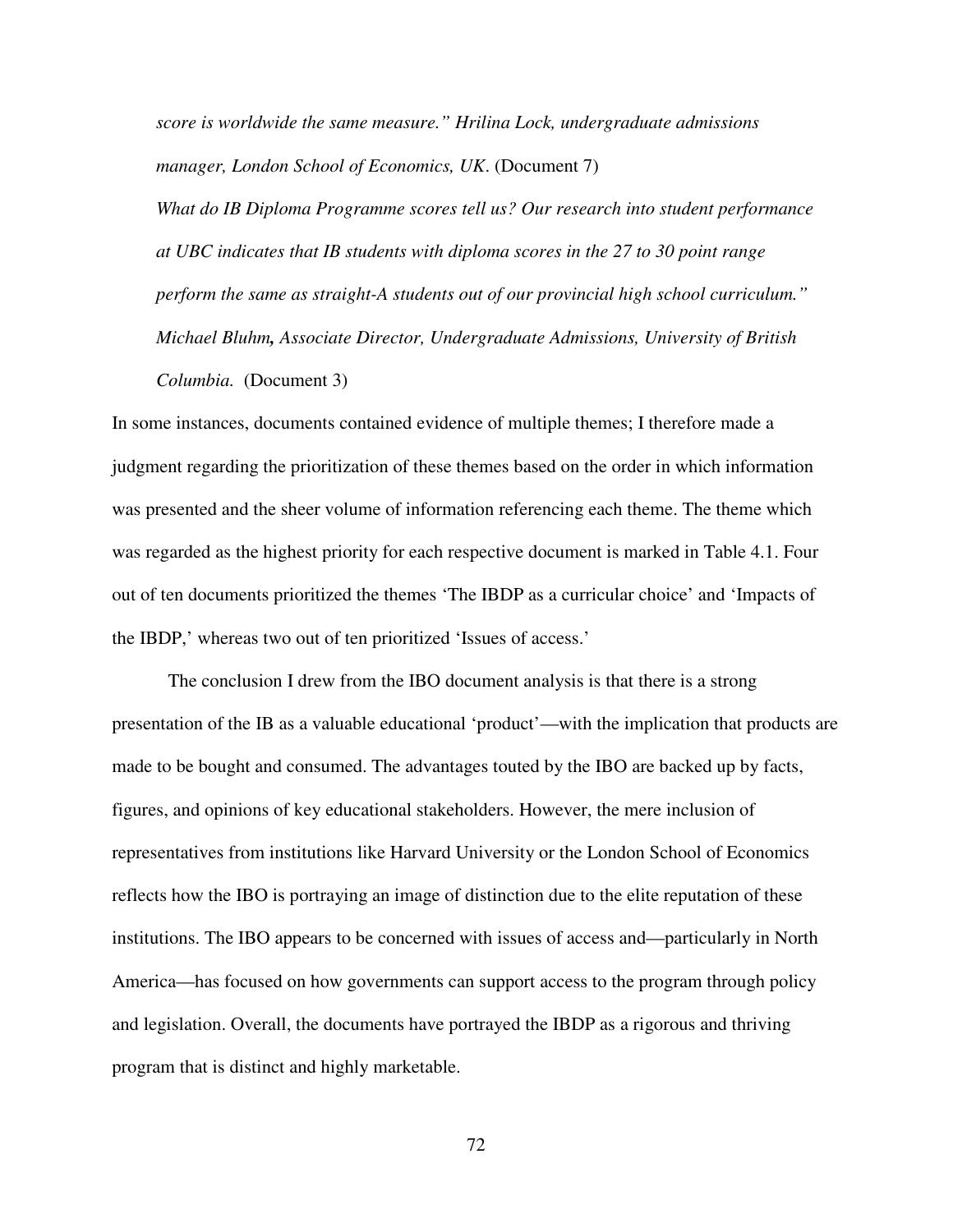*score is worldwide the same measure." Hrilina Lock, undergraduate admissions manager, London School of Economics, UK*. (Document 7)

*What do IB Diploma Programme scores tell us? Our research into student performance at UBC indicates that IB students with diploma scores in the 27 to 30 point range perform the same as straight-A students out of our provincial high school curriculum." Michael Bluhm**,** Associate Director, Undergraduate Admissions, University of British Columbia.* (Document 3)

In some instances, documents contained evidence of multiple themes; I therefore made a judgment regarding the prioritization of these themes based on the order in which information was presented and the sheer volume of information referencing each theme. The theme which was regarded as the highest priority for each respective document is marked in Table 4.1. Four out of ten documents prioritized the themes 'The IBDP as a curricular choice' and 'Impacts of the IBDP,' whereas two out of ten prioritized 'Issues of access.'

The conclusion I drew from the IBO document analysis is that there is a strong presentation of the IB as a valuable educational 'product'—with the implication that products are made to be bought and consumed. The advantages touted by the IBO are backed up by facts, figures, and opinions of key educational stakeholders. However, the mere inclusion of representatives from institutions like Harvard University or the London School of Economics reflects how the IBO is portraying an image of distinction due to the elite reputation of these institutions. The IBO appears to be concerned with issues of access and—particularly in North America—has focused on how governments can support access to the program through policy and legislation. Overall, the documents have portrayed the IBDP as a rigorous and thriving program that is distinct and highly marketable.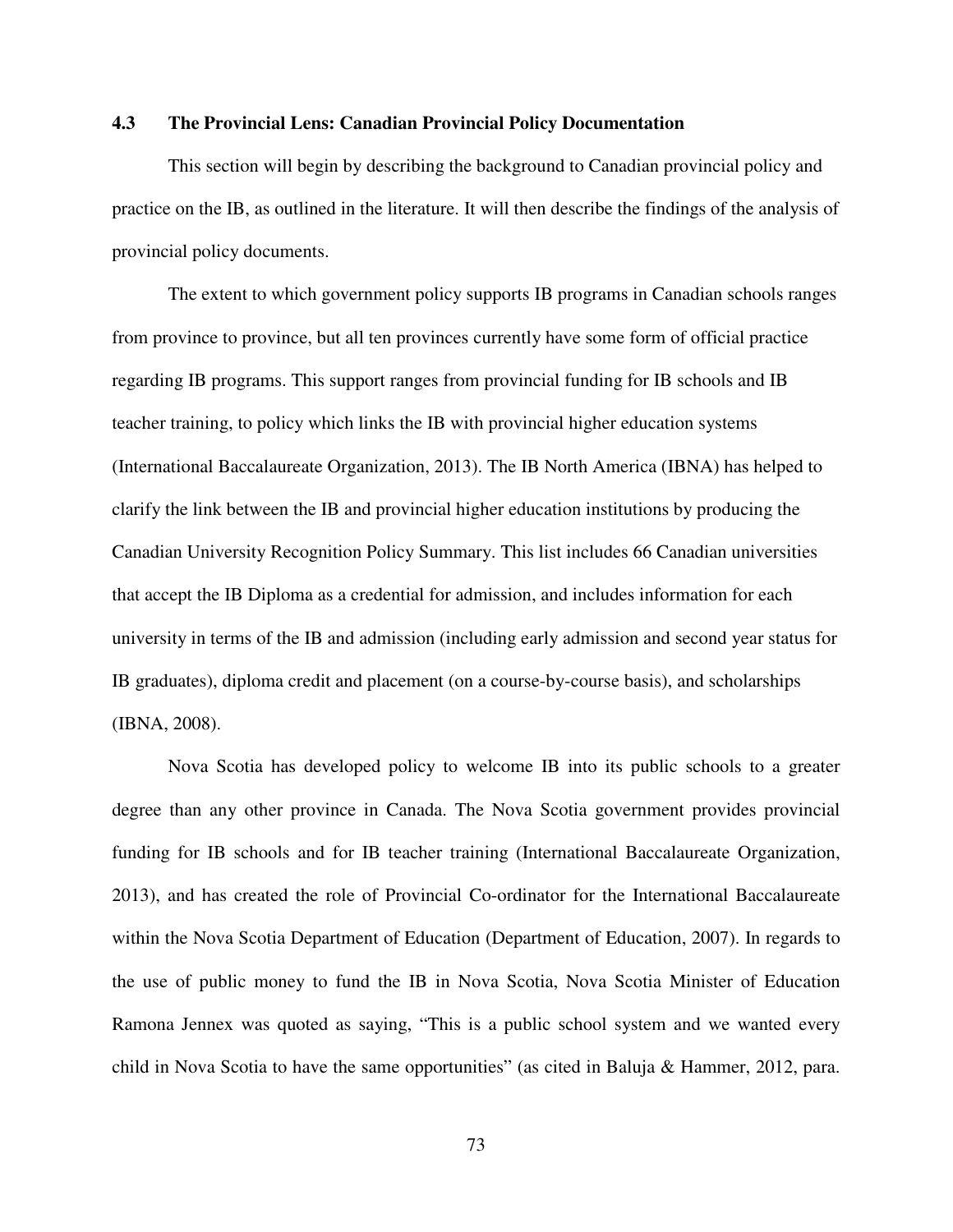### 4.3 The Provincial Lens: Canadian Provincial Policy Documentation

This section will begin by describing the background to Canadian provincial policy and practice on the IB, as outlined in the literature. It will then describe the findings of the analysis of provincial policy documents.

The extent to which government policy supports IB programs in Canadian schools ranges from province to province, but all ten provinces currently have some form of official practice regarding IB programs. This support ranges from provincial funding for IB schools and IB teacher training, to policy which links the IB with provincial higher education systems (International Baccalaureate Organization, 2013). The IB North America (IBNA) has helped to clarify the link between the IB and provincial higher education institutions by producing the Canadian University Recognition Policy Summary. This list includes 66 Canadian universities that accept the IB Diploma as a credential for admission, and includes information for each university in terms of the IB and admission (including early admission and second year status for IB graduates), diploma credit and placement (on a course-by-course basis), and scholarships (IBNA, 2008).

Nova Scotia has developed policy to welcome IB into its public schools to a greater degree than any other province in Canada. The Nova Scotia government provides provincial funding for IB schools and for IB teacher training (International Baccalaureate Organization, 2013), and has created the role of Provincial Co-ordinator for the International Baccalaureate within the Nova Scotia Department of Education (Department of Education, 2007). In regards to the use of public money to fund the IB in Nova Scotia, Nova Scotia Minister of Education Ramona Jennex was quoted as saying, "This is a public school system and we wanted every child in Nova Scotia to have the same opportunities" (as cited in Baluja & Hammer, 2012, para.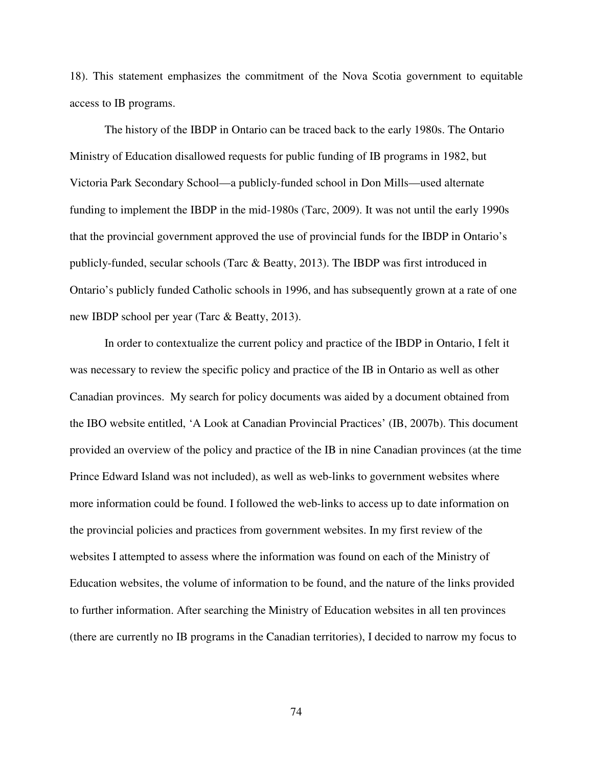18). This statement emphasizes the commitment of the Nova Scotia government to equitable access to IB programs.

The history of the IBDP in Ontario can be traced back to the early 1980s. The Ontario Ministry of Education disallowed requests for public funding of IB programs in 1982, but Victoria Park Secondary School—a publicly-funded school in Don Mills—used alternate funding to implement the IBDP in the mid-1980s (Tarc, 2009). It was not until the early 1990s that the provincial government approved the use of provincial funds for the IBDP in Ontario's publicly-funded, secular schools (Tarc & Beatty, 2013). The IBDP was first introduced in Ontario's publicly funded Catholic schools in 1996, and has subsequently grown at a rate of one new IBDP school per year (Tarc & Beatty, 2013).

In order to contextualize the current policy and practice of the IBDP in Ontario, I felt it was necessary to review the specific policy and practice of the IB in Ontario as well as other Canadian provinces. My search for policy documents was aided by a document obtained from the IBO website entitled, 'A Look at Canadian Provincial Practices' (IB, 2007b). This document provided an overview of the policy and practice of the IB in nine Canadian provinces (at the time Prince Edward Island was not included), as well as web-links to government websites where more information could be found. I followed the web-links to access up to date information on the provincial policies and practices from government websites. In my first review of the websites I attempted to assess where the information was found on each of the Ministry of Education websites, the volume of information to be found, and the nature of the links provided to further information. After searching the Ministry of Education websites in all ten provinces (there are currently no IB programs in the Canadian territories), I decided to narrow my focus to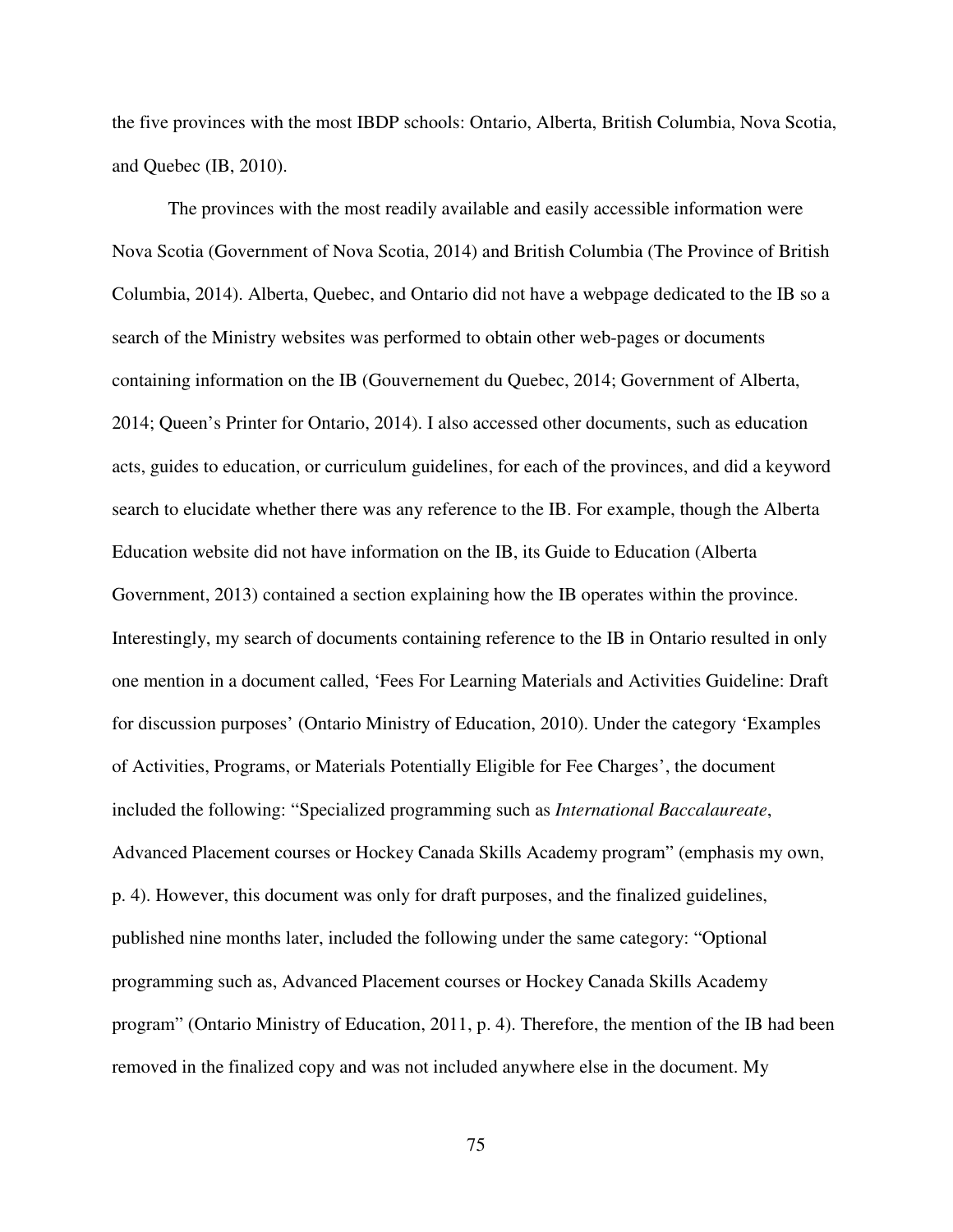the five provinces with the most IBDP schools: Ontario, Alberta, British Columbia, Nova Scotia, and Quebec (IB, 2010).

The provinces with the most readily available and easily accessible information were Nova Scotia (Government of Nova Scotia, 2014) and British Columbia (The Province of British Columbia, 2014). Alberta, Quebec, and Ontario did not have a webpage dedicated to the IB so a search of the Ministry websites was performed to obtain other web-pages or documents containing information on the IB (Gouvernement du Quebec, 2014; Government of Alberta, 2014; Queen's Printer for Ontario, 2014). I also accessed other documents, such as education acts, guides to education, or curriculum guidelines, for each of the provinces, and did a keyword search to elucidate whether there was any reference to the IB. For example, though the Alberta Education website did not have information on the IB, its Guide to Education (Alberta Government, 2013) contained a section explaining how the IB operates within the province. Interestingly, my search of documents containing reference to the IB in Ontario resulted in only one mention in a document called, 'Fees For Learning Materials and Activities Guideline: Draft for discussion purposes' (Ontario Ministry of Education, 2010). Under the category 'Examples of Activities, Programs, or Materials Potentially Eligible for Fee Charges', the document included the following: "Specialized programming such as *International Baccalaureate*, Advanced Placement courses or Hockey Canada Skills Academy program" (emphasis my own, p. 4). However, this document was only for draft purposes, and the finalized guidelines, published nine months later, included the following under the same category: "Optional programming such as, Advanced Placement courses or Hockey Canada Skills Academy program" (Ontario Ministry of Education, 2011, p. 4). Therefore, the mention of the IB had been removed in the finalized copy and was not included anywhere else in the document. My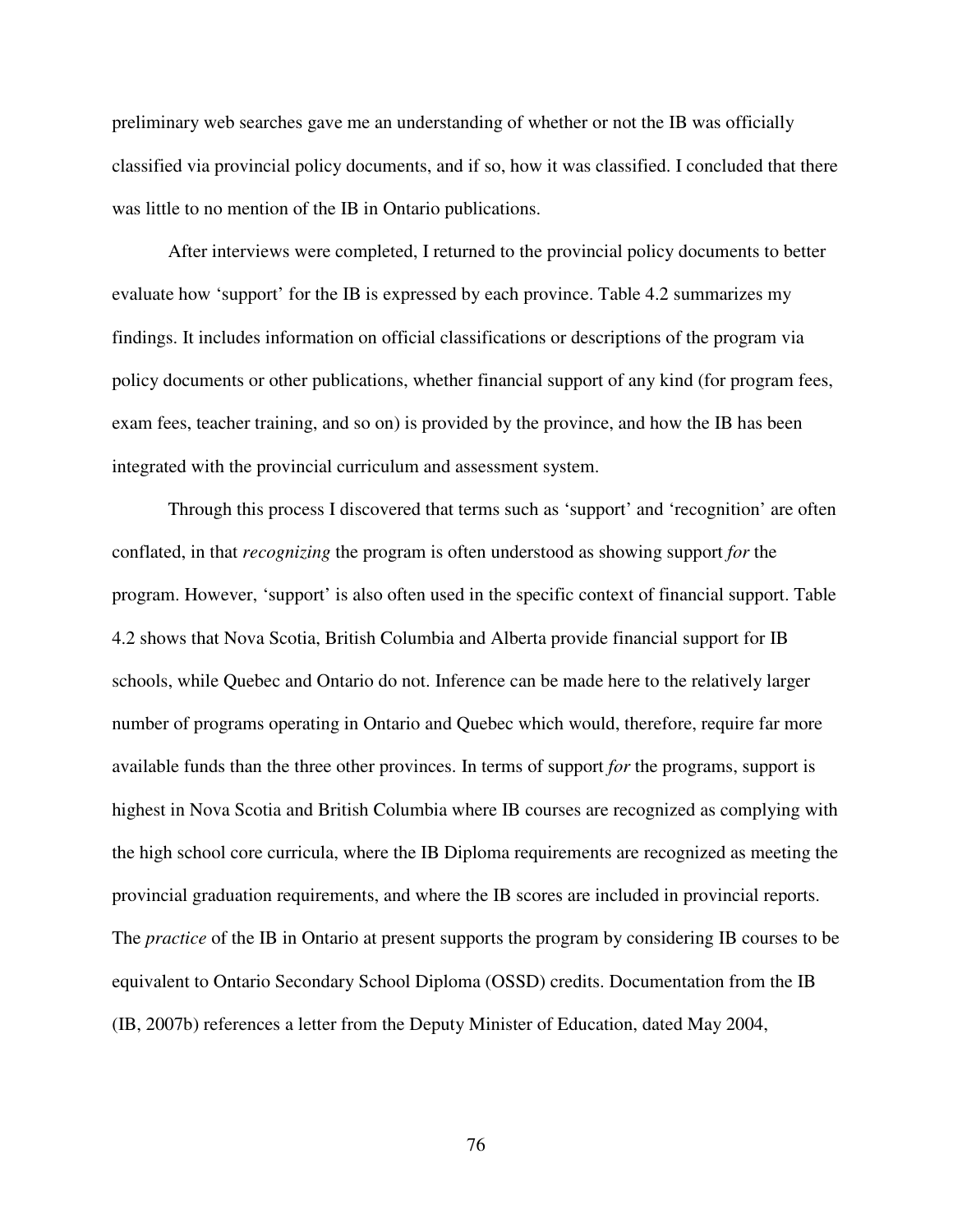preliminary web searches gave me an understanding of whether or not the IB was officially classified via provincial policy documents, and if so, how it was classified. I concluded that there was little to no mention of the IB in Ontario publications.

After interviews were completed, I returned to the provincial policy documents to better evaluate how 'support' for the IB is expressed by each province. Table 4.2 summarizes my findings. It includes information on official classifications or descriptions of the program via policy documents or other publications, whether financial support of any kind (for program fees, exam fees, teacher training, and so on) is provided by the province, and how the IB has been integrated with the provincial curriculum and assessment system.

Through this process I discovered that terms such as 'support' and 'recognition' are often conflated, in that *recognizing* the program is often understood as showing support *for* the program. However, 'support' is also often used in the specific context of financial support. Table 4.2 shows that Nova Scotia, British Columbia and Alberta provide financial support for IB schools, while Quebec and Ontario do not. Inference can be made here to the relatively larger number of programs operating in Ontario and Quebec which would, therefore, require far more available funds than the three other provinces. In terms of support *for* the programs, support is highest in Nova Scotia and British Columbia where IB courses are recognized as complying with the high school core curricula, where the IB Diploma requirements are recognized as meeting the provincial graduation requirements, and where the IB scores are included in provincial reports. The *practice* of the IB in Ontario at present supports the program by considering IB courses to be equivalent to Ontario Secondary School Diploma (OSSD) credits. Documentation from the IB (IB, 2007b) references a letter from the Deputy Minister of Education, dated May 2004,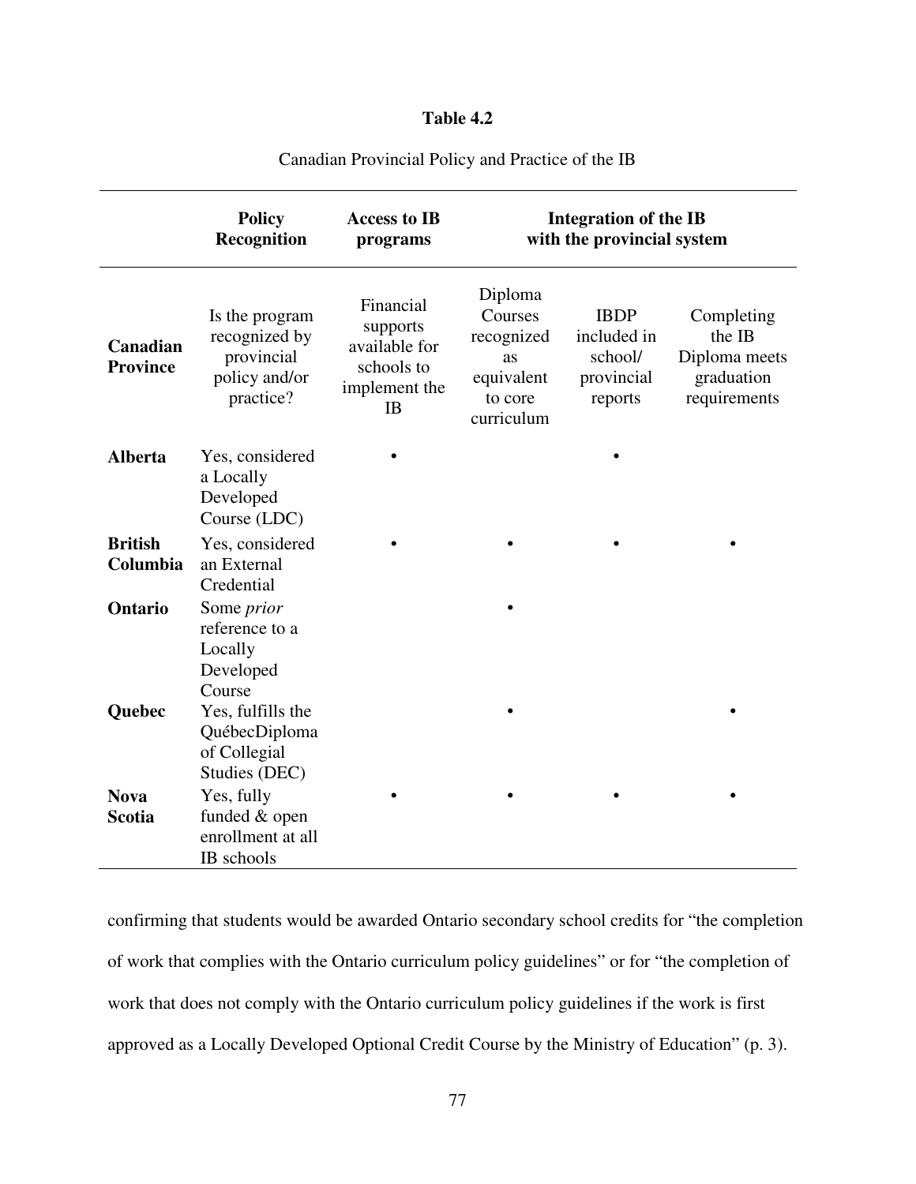**Table 4.2**

Canadian Provincial Policy and Practice of the IB

| | Policy Recognition | Access to IB programs | Integration of the IB with the provincial system | | |
|---|---|---|---|---|---|
| **Canadian Province** | Is the program recognized by provincial policy and/or practice? | Financial supports available for schools to implement the IB | Diploma Courses recognized as equivalent to core curriculum | IBDP included in school/ provincial reports | Completing the IB Diploma meets graduation requirements |
| **Alberta** | Yes, considered a Locally Developed Course (LDC) | • | | • | |
| **British Columbia** | Yes, considered an External Credential | • | • | • | • |
| **Ontario** | Some *prior* reference to a Locally Developed Course | | • | | |
| **Quebec** | Yes, fulfills the QuébecDiploma of Collegial Studies (DEC) | | • | | • |
| **Nova Scotia** | Yes, fully funded & open enrollment at all IB schools | • | • | • | • |

confirming that students would be awarded Ontario secondary school credits for "the completion of work that complies with the Ontario curriculum policy guidelines" or for "the completion of work that does not comply with the Ontario curriculum policy guidelines if the work is first approved as a Locally Developed Optional Credit Course by the Ministry of Education" (p. 3).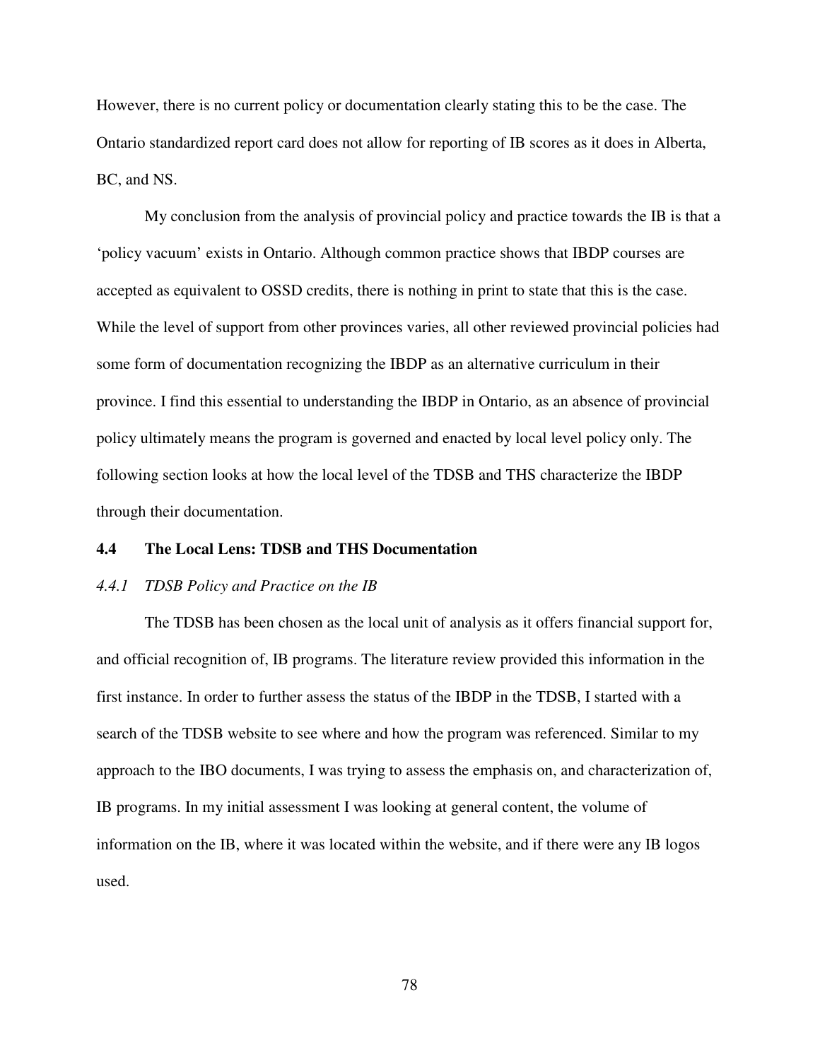However, there is no current policy or documentation clearly stating this to be the case. The Ontario standardized report card does not allow for reporting of IB scores as it does in Alberta, BC, and NS.

My conclusion from the analysis of provincial policy and practice towards the IB is that a 'policy vacuum' exists in Ontario. Although common practice shows that IBDP courses are accepted as equivalent to OSSD credits, there is nothing in print to state that this is the case. While the level of support from other provinces varies, all other reviewed provincial policies had some form of documentation recognizing the IBDP as an alternative curriculum in their province. I find this essential to understanding the IBDP in Ontario, as an absence of provincial policy ultimately means the program is governed and enacted by local level policy only. The following section looks at how the local level of the TDSB and THS characterize the IBDP through their documentation.

## 4.4 The Local Lens: TDSB and THS Documentation

### *4.4.1 TDSB Policy and Practice on the IB*

The TDSB has been chosen as the local unit of analysis as it offers financial support for, and official recognition of, IB programs. The literature review provided this information in the first instance. In order to further assess the status of the IBDP in the TDSB, I started with a search of the TDSB website to see where and how the program was referenced. Similar to my approach to the IBO documents, I was trying to assess the emphasis on, and characterization of, IB programs. In my initial assessment I was looking at general content, the volume of information on the IB, where it was located within the website, and if there were any IB logos used.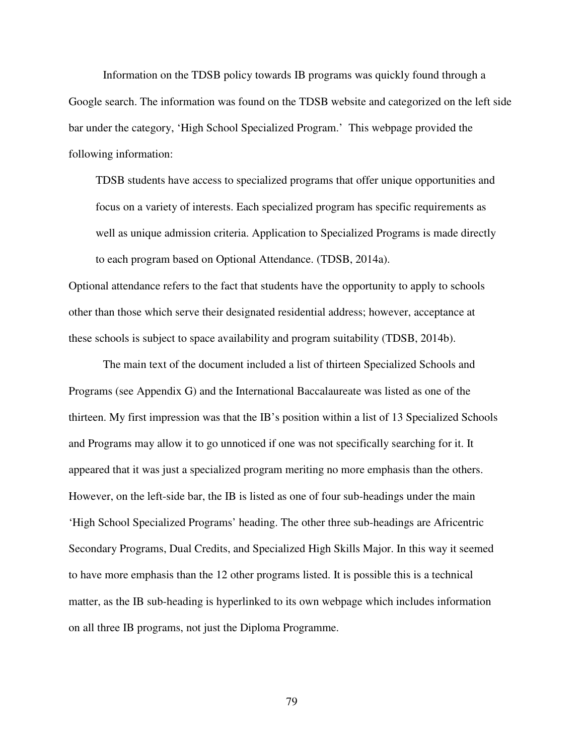Information on the TDSB policy towards IB programs was quickly found through a Google search. The information was found on the TDSB website and categorized on the left side bar under the category, 'High School Specialized Program.' This webpage provided the following information:

> TDSB students have access to specialized programs that offer unique opportunities and focus on a variety of interests. Each specialized program has specific requirements as well as unique admission criteria. Application to Specialized Programs is made directly to each program based on Optional Attendance. (TDSB, 2014a).

Optional attendance refers to the fact that students have the opportunity to apply to schools other than those which serve their designated residential address; however, acceptance at these schools is subject to space availability and program suitability (TDSB, 2014b).

The main text of the document included a list of thirteen Specialized Schools and Programs (see Appendix G) and the International Baccalaureate was listed as one of the thirteen. My first impression was that the IB's position within a list of 13 Specialized Schools and Programs may allow it to go unnoticed if one was not specifically searching for it. It appeared that it was just a specialized program meriting no more emphasis than the others. However, on the left-side bar, the IB is listed as one of four sub-headings under the main 'High School Specialized Programs' heading. The other three sub-headings are Africentric Secondary Programs, Dual Credits, and Specialized High Skills Major. In this way it seemed to have more emphasis than the 12 other programs listed. It is possible this is a technical matter, as the IB sub-heading is hyperlinked to its own webpage which includes information on all three IB programs, not just the Diploma Programme.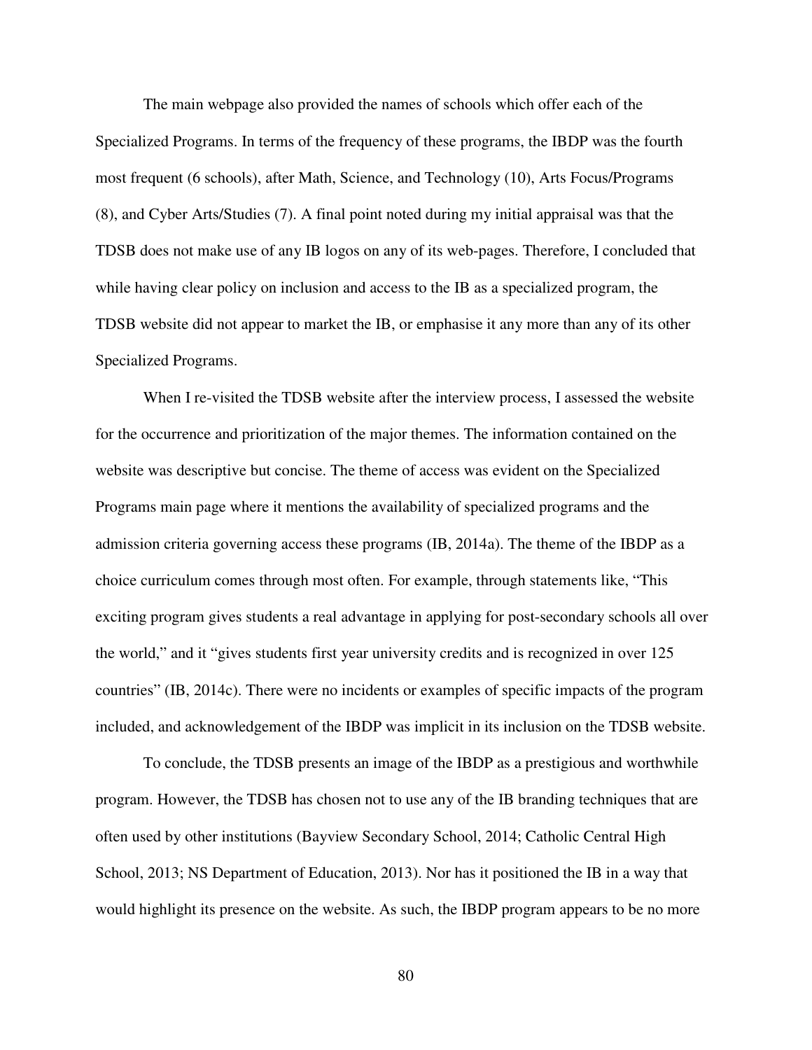The main webpage also provided the names of schools which offer each of the Specialized Programs. In terms of the frequency of these programs, the IBDP was the fourth most frequent (6 schools), after Math, Science, and Technology (10), Arts Focus/Programs (8), and Cyber Arts/Studies (7). A final point noted during my initial appraisal was that the TDSB does not make use of any IB logos on any of its web-pages. Therefore, I concluded that while having clear policy on inclusion and access to the IB as a specialized program, the TDSB website did not appear to market the IB, or emphasise it any more than any of its other Specialized Programs.

When I re-visited the TDSB website after the interview process, I assessed the website for the occurrence and prioritization of the major themes. The information contained on the website was descriptive but concise. The theme of access was evident on the Specialized Programs main page where it mentions the availability of specialized programs and the admission criteria governing access these programs (IB, 2014a). The theme of the IBDP as a choice curriculum comes through most often. For example, through statements like, "This exciting program gives students a real advantage in applying for post-secondary schools all over the world," and it "gives students first year university credits and is recognized in over 125 countries" (IB, 2014c). There were no incidents or examples of specific impacts of the program included, and acknowledgement of the IBDP was implicit in its inclusion on the TDSB website.

To conclude, the TDSB presents an image of the IBDP as a prestigious and worthwhile program. However, the TDSB has chosen not to use any of the IB branding techniques that are often used by other institutions (Bayview Secondary School, 2014; Catholic Central High School, 2013; NS Department of Education, 2013). Nor has it positioned the IB in a way that would highlight its presence on the website. As such, the IBDP program appears to be no more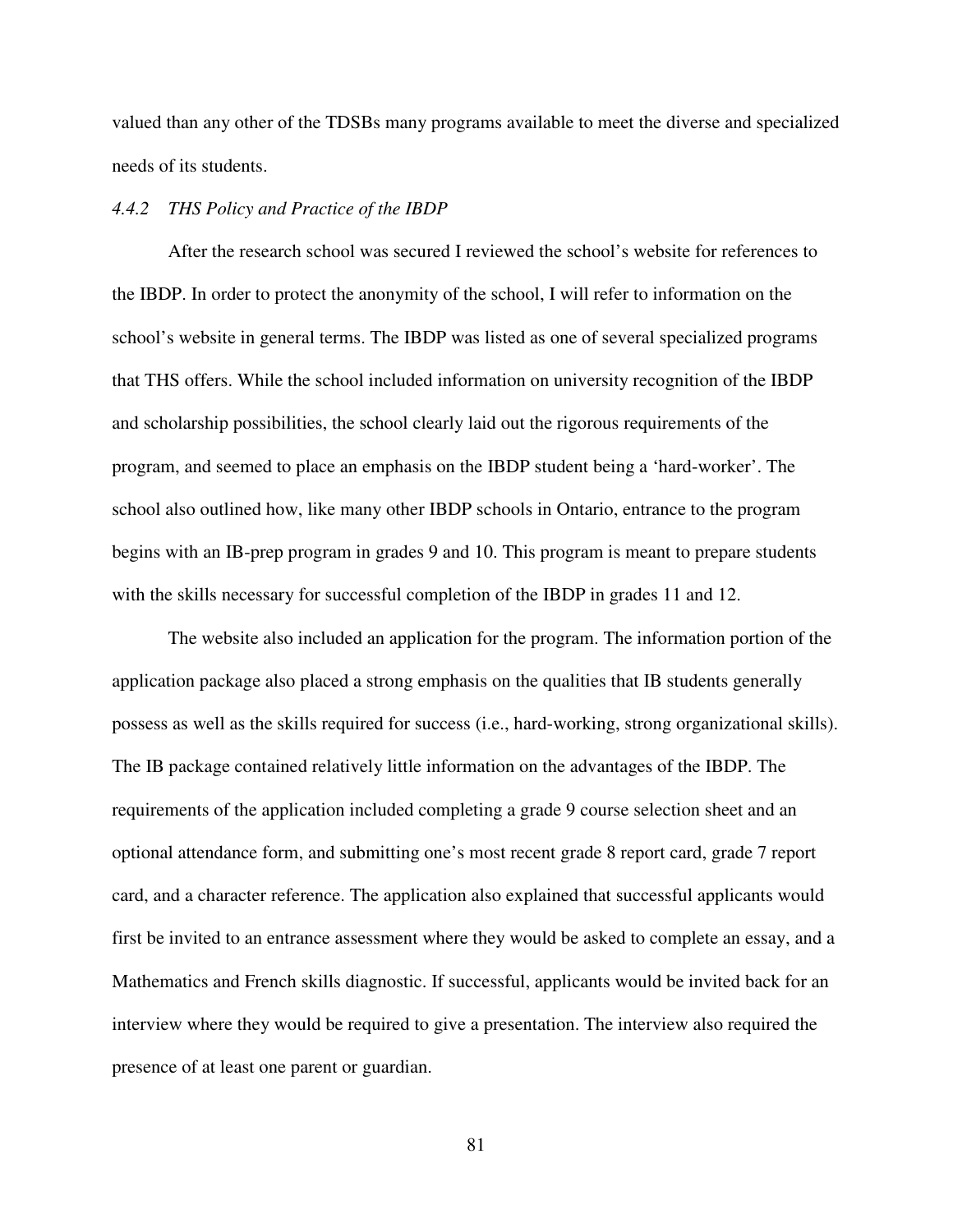valued than any other of the TDSBs many programs available to meet the diverse and specialized needs of its students.

#### *4.4.2 THS Policy and Practice of the IBDP*

After the research school was secured I reviewed the school's website for references to the IBDP. In order to protect the anonymity of the school, I will refer to information on the school's website in general terms. The IBDP was listed as one of several specialized programs that THS offers. While the school included information on university recognition of the IBDP and scholarship possibilities, the school clearly laid out the rigorous requirements of the program, and seemed to place an emphasis on the IBDP student being a 'hard-worker'. The school also outlined how, like many other IBDP schools in Ontario, entrance to the program begins with an IB-prep program in grades 9 and 10. This program is meant to prepare students with the skills necessary for successful completion of the IBDP in grades 11 and 12.

The website also included an application for the program. The information portion of the application package also placed a strong emphasis on the qualities that IB students generally possess as well as the skills required for success (i.e., hard-working, strong organizational skills). The IB package contained relatively little information on the advantages of the IBDP. The requirements of the application included completing a grade 9 course selection sheet and an optional attendance form, and submitting one's most recent grade 8 report card, grade 7 report card, and a character reference. The application also explained that successful applicants would first be invited to an entrance assessment where they would be asked to complete an essay, and a Mathematics and French skills diagnostic. If successful, applicants would be invited back for an interview where they would be required to give a presentation. The interview also required the presence of at least one parent or guardian.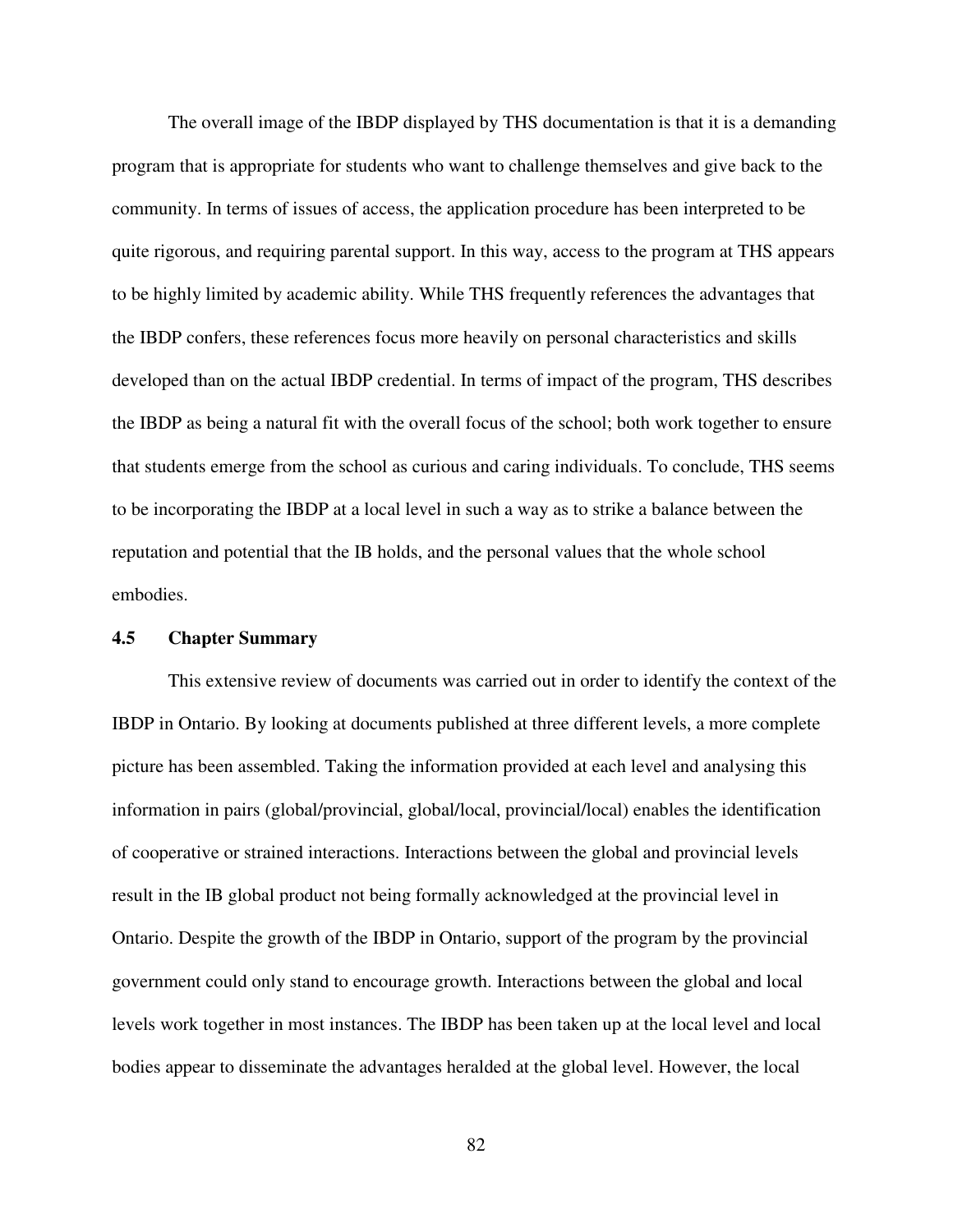The overall image of the IBDP displayed by THS documentation is that it is a demanding program that is appropriate for students who want to challenge themselves and give back to the community. In terms of issues of access, the application procedure has been interpreted to be quite rigorous, and requiring parental support. In this way, access to the program at THS appears to be highly limited by academic ability. While THS frequently references the advantages that the IBDP confers, these references focus more heavily on personal characteristics and skills developed than on the actual IBDP credential. In terms of impact of the program, THS describes the IBDP as being a natural fit with the overall focus of the school; both work together to ensure that students emerge from the school as curious and caring individuals. To conclude, THS seems to be incorporating the IBDP at a local level in such a way as to strike a balance between the reputation and potential that the IB holds, and the personal values that the whole school embodies.

### 4.5 Chapter Summary

This extensive review of documents was carried out in order to identify the context of the IBDP in Ontario. By looking at documents published at three different levels, a more complete picture has been assembled. Taking the information provided at each level and analysing this information in pairs (global/provincial, global/local, provincial/local) enables the identification of cooperative or strained interactions. Interactions between the global and provincial levels result in the IB global product not being formally acknowledged at the provincial level in Ontario. Despite the growth of the IBDP in Ontario, support of the program by the provincial government could only stand to encourage growth. Interactions between the global and local levels work together in most instances. The IBDP has been taken up at the local level and local bodies appear to disseminate the advantages heralded at the global level. However, the local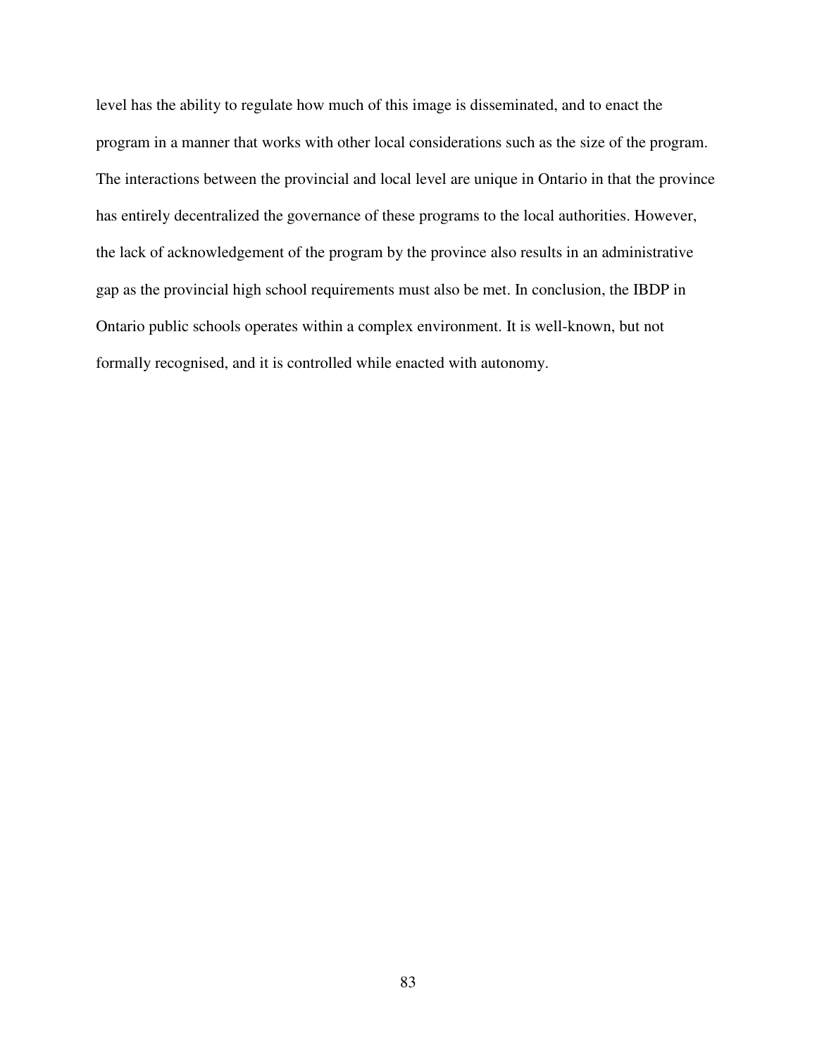level has the ability to regulate how much of this image is disseminated, and to enact the program in a manner that works with other local considerations such as the size of the program. The interactions between the provincial and local level are unique in Ontario in that the province has entirely decentralized the governance of these programs to the local authorities. However, the lack of acknowledgement of the program by the province also results in an administrative gap as the provincial high school requirements must also be met. In conclusion, the IBDP in Ontario public schools operates within a complex environment. It is well-known, but not formally recognised, and it is controlled while enacted with autonomy.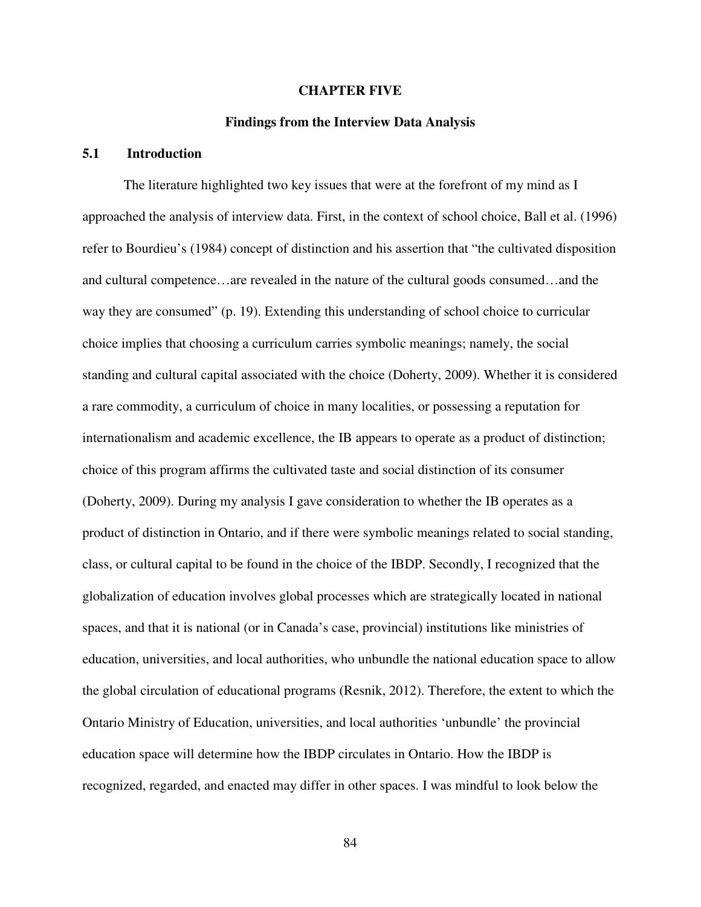# CHAPTER FIVE

## Findings from the Interview Data Analysis

### 5.1 Introduction

The literature highlighted two key issues that were at the forefront of my mind as I approached the analysis of interview data. First, in the context of school choice, Ball et al. (1996) refer to Bourdieu's (1984) concept of distinction and his assertion that "the cultivated disposition and cultural competence…are revealed in the nature of the cultural goods consumed…and the way they are consumed" (p. 19). Extending this understanding of school choice to curricular choice implies that choosing a curriculum carries symbolic meanings; namely, the social standing and cultural capital associated with the choice (Doherty, 2009). Whether it is considered a rare commodity, a curriculum of choice in many localities, or possessing a reputation for internationalism and academic excellence, the IB appears to operate as a product of distinction; choice of this program affirms the cultivated taste and social distinction of its consumer (Doherty, 2009). During my analysis I gave consideration to whether the IB operates as a product of distinction in Ontario, and if there were symbolic meanings related to social standing, class, or cultural capital to be found in the choice of the IBDP. Secondly, I recognized that the globalization of education involves global processes which are strategically located in national spaces, and that it is national (or in Canada's case, provincial) institutions like ministries of education, universities, and local authorities, who unbundle the national education space to allow the global circulation of educational programs (Resnik, 2012). Therefore, the extent to which the Ontario Ministry of Education, universities, and local authorities 'unbundle' the provincial education space will determine how the IBDP circulates in Ontario. How the IBDP is recognized, regarded, and enacted may differ in other spaces. I was mindful to look below the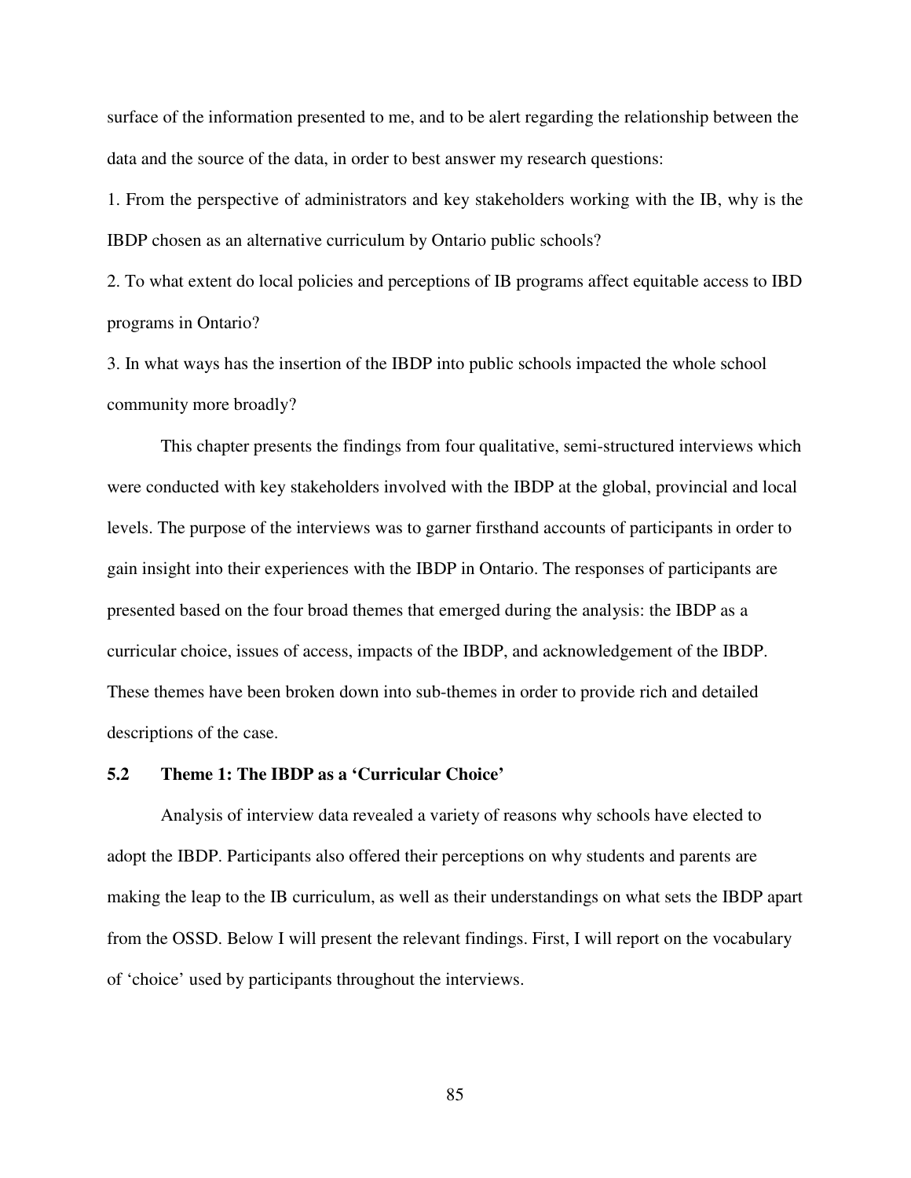surface of the information presented to me, and to be alert regarding the relationship between the data and the source of the data, in order to best answer my research questions:

1. From the perspective of administrators and key stakeholders working with the IB, why is the IBDP chosen as an alternative curriculum by Ontario public schools?
2. To what extent do local policies and perceptions of IB programs affect equitable access to IBD programs in Ontario?
3. In what ways has the insertion of the IBDP into public schools impacted the whole school community more broadly?

This chapter presents the findings from four qualitative, semi-structured interviews which were conducted with key stakeholders involved with the IBDP at the global, provincial and local levels. The purpose of the interviews was to garner firsthand accounts of participants in order to gain insight into their experiences with the IBDP in Ontario. The responses of participants are presented based on the four broad themes that emerged during the analysis: the IBDP as a curricular choice, issues of access, impacts of the IBDP, and acknowledgement of the IBDP. These themes have been broken down into sub-themes in order to provide rich and detailed descriptions of the case.

## 5.2 Theme 1: The IBDP as a 'Curricular Choice'

Analysis of interview data revealed a variety of reasons why schools have elected to adopt the IBDP. Participants also offered their perceptions on why students and parents are making the leap to the IB curriculum, as well as their understandings on what sets the IBDP apart from the OSSD. Below I will present the relevant findings. First, I will report on the vocabulary of 'choice' used by participants throughout the interviews.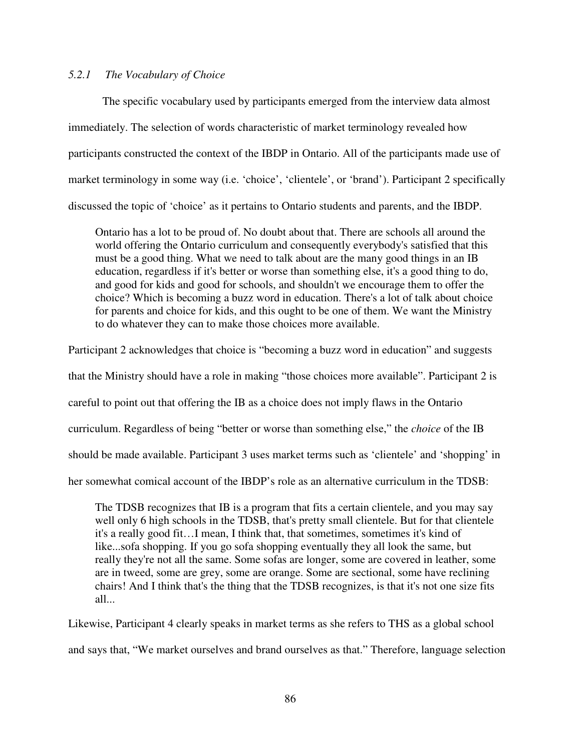### *5.2.1 The Vocabulary of Choice*

The specific vocabulary used by participants emerged from the interview data almost immediately. The selection of words characteristic of market terminology revealed how participants constructed the context of the IBDP in Ontario. All of the participants made use of market terminology in some way (i.e. 'choice', 'clientele', or 'brand'). Participant 2 specifically discussed the topic of 'choice' as it pertains to Ontario students and parents, and the IBDP.

> Ontario has a lot to be proud of. No doubt about that. There are schools all around the world offering the Ontario curriculum and consequently everybody's satisfied that this must be a good thing. What we need to talk about are the many good things in an IB education, regardless if it's better or worse than something else, it's a good thing to do, and good for kids and good for schools, and shouldn't we encourage them to offer the choice? Which is becoming a buzz word in education. There's a lot of talk about choice for parents and choice for kids, and this ought to be one of them. We want the Ministry to do whatever they can to make those choices more available.

Participant 2 acknowledges that choice is "becoming a buzz word in education" and suggests that the Ministry should have a role in making "those choices more available". Participant 2 is careful to point out that offering the IB as a choice does not imply flaws in the Ontario curriculum. Regardless of being "better or worse than something else," the *choice* of the IB should be made available. Participant 3 uses market terms such as 'clientele' and 'shopping' in her somewhat comical account of the IBDP's role as an alternative curriculum in the TDSB:

> The TDSB recognizes that IB is a program that fits a certain clientele, and you may say well only 6 high schools in the TDSB, that's pretty small clientele. But for that clientele it's a really good fit…I mean, I think that, that sometimes, sometimes it's kind of like...sofa shopping. If you go sofa shopping eventually they all look the same, but really they're not all the same. Some sofas are longer, some are covered in leather, some are in tweed, some are grey, some are orange. Some are sectional, some have reclining chairs! And I think that's the thing that the TDSB recognizes, is that it's not one size fits all...

Likewise, Participant 4 clearly speaks in market terms as she refers to THS as a global school and says that, "We market ourselves and brand ourselves as that." Therefore, language selection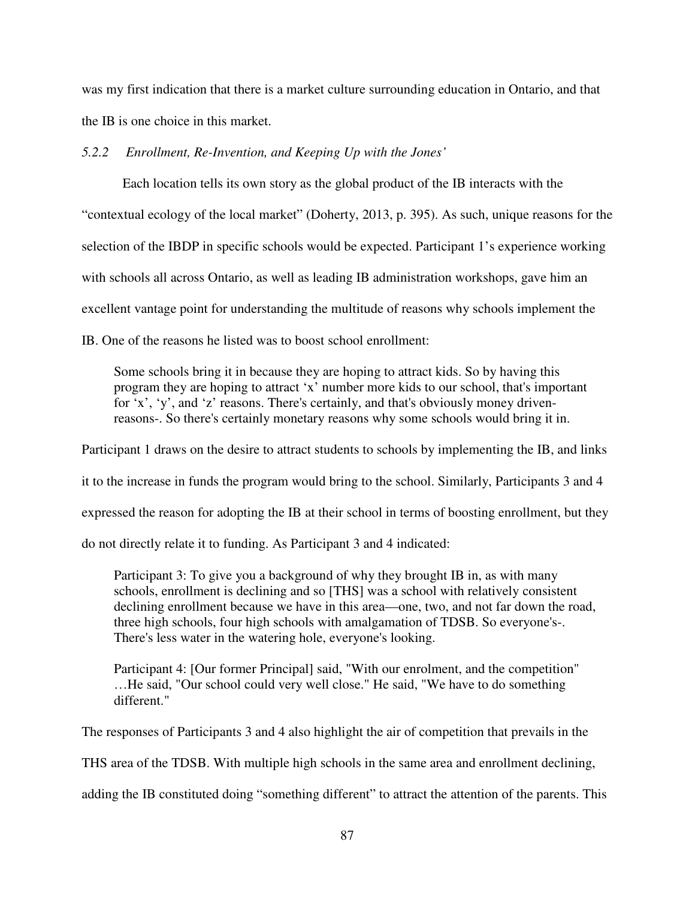was my first indication that there is a market culture surrounding education in Ontario, and that the IB is one choice in this market.

### *5.2.2 Enrollment, Re-Invention, and Keeping Up with the Jones'*

Each location tells its own story as the global product of the IB interacts with the "contextual ecology of the local market" (Doherty, 2013, p. 395). As such, unique reasons for the selection of the IBDP in specific schools would be expected. Participant 1's experience working with schools all across Ontario, as well as leading IB administration workshops, gave him an excellent vantage point for understanding the multitude of reasons why schools implement the IB. One of the reasons he listed was to boost school enrollment:

> Some schools bring it in because they are hoping to attract kids. So by having this program they are hoping to attract 'x' number more kids to our school, that's important for 'x', 'y', and 'z' reasons. There's certainly, and that's obviously money driven-reasons-. So there's certainly monetary reasons why some schools would bring it in.

Participant 1 draws on the desire to attract students to schools by implementing the IB, and links it to the increase in funds the program would bring to the school. Similarly, Participants 3 and 4 expressed the reason for adopting the IB at their school in terms of boosting enrollment, but they do not directly relate it to funding. As Participant 3 and 4 indicated:

> Participant 3: To give you a background of why they brought IB in, as with many schools, enrollment is declining and so [THS] was a school with relatively consistent declining enrollment because we have in this area—one, two, and not far down the road, three high schools, four high schools with amalgamation of TDSB. So everyone's-. There's less water in the watering hole, everyone's looking.
>
> Participant 4: [Our former Principal] said, "With our enrolment, and the competition" …He said, "Our school could very well close." He said, "We have to do something different."

The responses of Participants 3 and 4 also highlight the air of competition that prevails in the THS area of the TDSB. With multiple high schools in the same area and enrollment declining, adding the IB constituted doing "something different" to attract the attention of the parents. This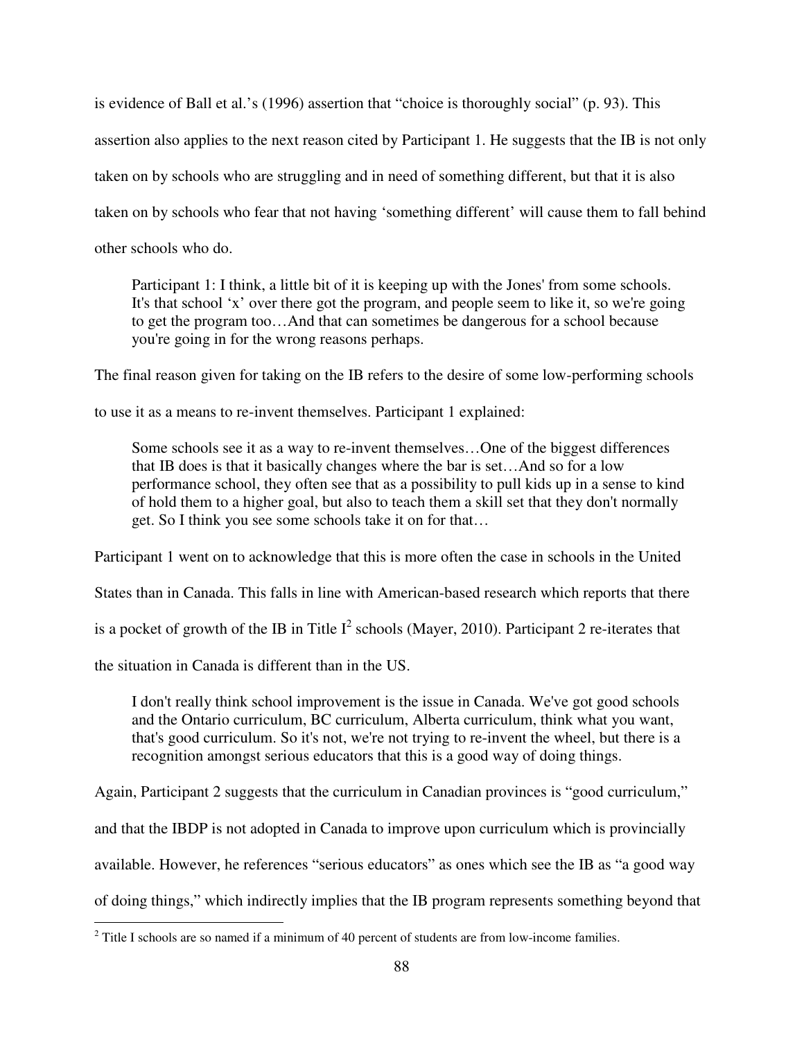is evidence of Ball et al.'s (1996) assertion that "choice is thoroughly social" (p. 93). This assertion also applies to the next reason cited by Participant 1. He suggests that the IB is not only taken on by schools who are struggling and in need of something different, but that it is also taken on by schools who fear that not having 'something different' will cause them to fall behind other schools who do.

> Participant 1: I think, a little bit of it is keeping up with the Jones' from some schools. It's that school 'x' over there got the program, and people seem to like it, so we're going to get the program too…And that can sometimes be dangerous for a school because you're going in for the wrong reasons perhaps.

The final reason given for taking on the IB refers to the desire of some low-performing schools to use it as a means to re-invent themselves. Participant 1 explained:

> Some schools see it as a way to re-invent themselves…One of the biggest differences that IB does is that it basically changes where the bar is set…And so for a low performance school, they often see that as a possibility to pull kids up in a sense to kind of hold them to a higher goal, but also to teach them a skill set that they don't normally get. So I think you see some schools take it on for that…

Participant 1 went on to acknowledge that this is more often the case in schools in the United States than in Canada. This falls in line with American-based research which reports that there is a pocket of growth of the IB in Title I[2] schools (Mayer, 2010). Participant 2 re-iterates that the situation in Canada is different than in the US.

> I don't really think school improvement is the issue in Canada. We've got good schools and the Ontario curriculum, BC curriculum, Alberta curriculum, think what you want, that's good curriculum. So it's not, we're not trying to re-invent the wheel, but there is a recognition amongst serious educators that this is a good way of doing things.

Again, Participant 2 suggests that the curriculum in Canadian provinces is "good curriculum," and that the IBDP is not adopted in Canada to improve upon curriculum which is provincially available. However, he references "serious educators" as ones which see the IB as "a good way of doing things," which indirectly implies that the IB program represents something beyond that

[2] Title I schools are so named if a minimum of 40 percent of students are from low-income families.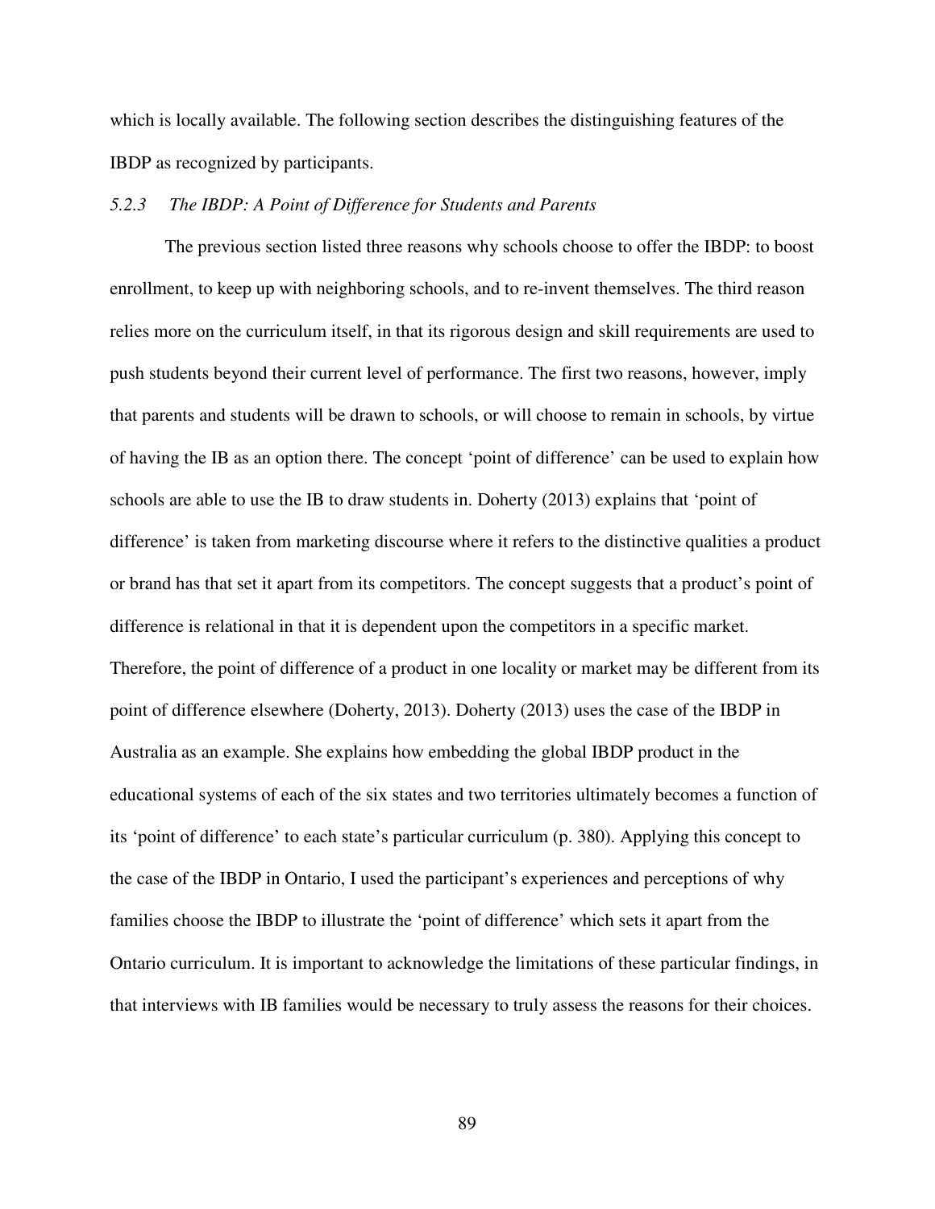which is locally available. The following section describes the distinguishing features of the IBDP as recognized by participants.

### *5.2.3 The IBDP: A Point of Difference for Students and Parents*

The previous section listed three reasons why schools choose to offer the IBDP: to boost enrollment, to keep up with neighboring schools, and to re-invent themselves. The third reason relies more on the curriculum itself, in that its rigorous design and skill requirements are used to push students beyond their current level of performance. The first two reasons, however, imply that parents and students will be drawn to schools, or will choose to remain in schools, by virtue of having the IB as an option there. The concept 'point of difference' can be used to explain how schools are able to use the IB to draw students in. Doherty (2013) explains that 'point of difference' is taken from marketing discourse where it refers to the distinctive qualities a product or brand has that set it apart from its competitors. The concept suggests that a product's point of difference is relational in that it is dependent upon the competitors in a specific market. Therefore, the point of difference of a product in one locality or market may be different from its point of difference elsewhere (Doherty, 2013). Doherty (2013) uses the case of the IBDP in Australia as an example. She explains how embedding the global IBDP product in the educational systems of each of the six states and two territories ultimately becomes a function of its 'point of difference' to each state's particular curriculum (p. 380). Applying this concept to the case of the IBDP in Ontario, I used the participant's experiences and perceptions of why families choose the IBDP to illustrate the 'point of difference' which sets it apart from the Ontario curriculum. It is important to acknowledge the limitations of these particular findings, in that interviews with IB families would be necessary to truly assess the reasons for their choices.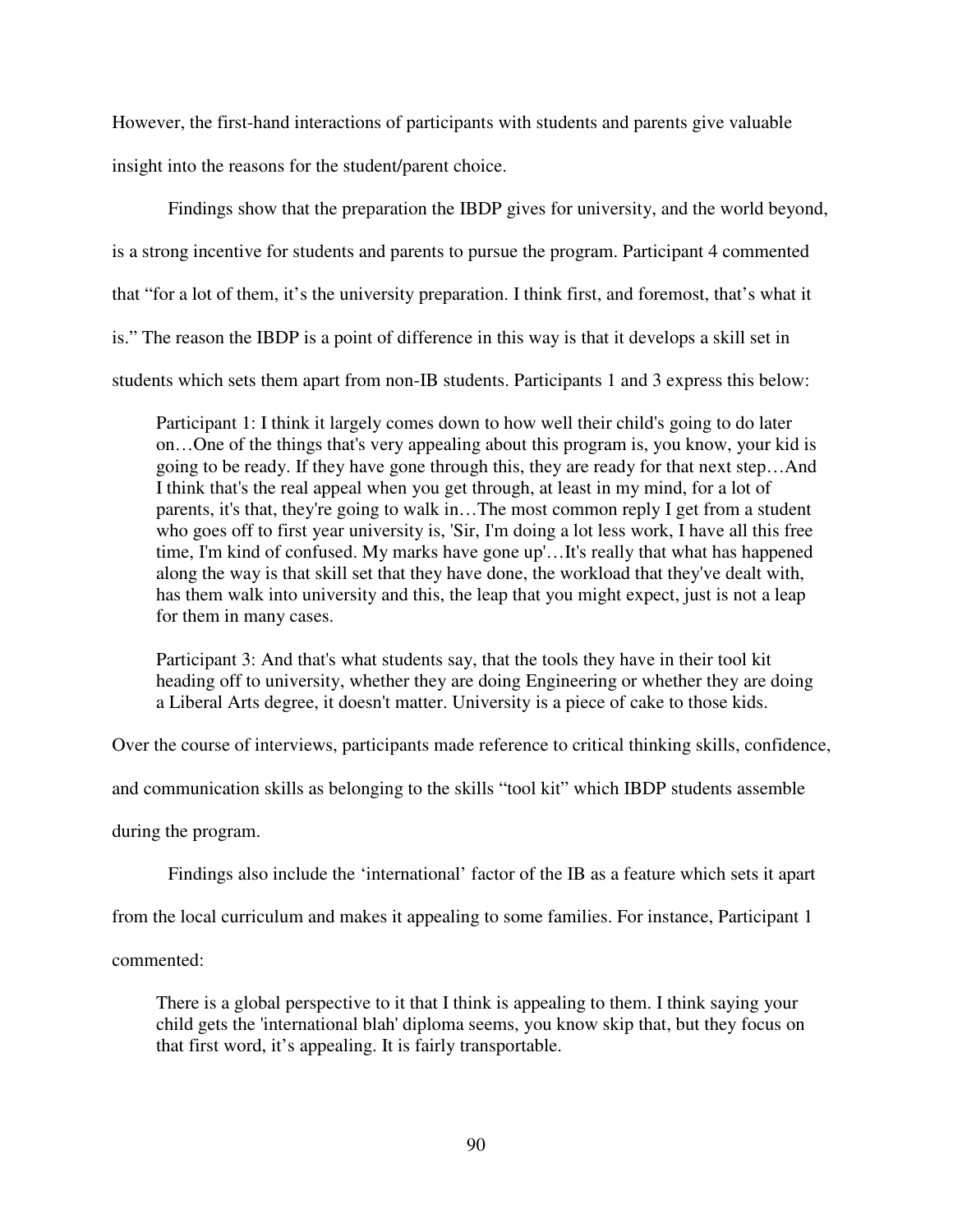However, the first-hand interactions of participants with students and parents give valuable insight into the reasons for the student/parent choice.

Findings show that the preparation the IBDP gives for university, and the world beyond, is a strong incentive for students and parents to pursue the program. Participant 4 commented that "for a lot of them, it's the university preparation. I think first, and foremost, that's what it is." The reason the IBDP is a point of difference in this way is that it develops a skill set in students which sets them apart from non-IB students. Participants 1 and 3 express this below:

> Participant 1: I think it largely comes down to how well their child's going to do later on…One of the things that's very appealing about this program is, you know, your kid is going to be ready. If they have gone through this, they are ready for that next step…And I think that's the real appeal when you get through, at least in my mind, for a lot of parents, it's that, they're going to walk in…The most common reply I get from a student who goes off to first year university is, 'Sir, I'm doing a lot less work, I have all this free time, I'm kind of confused. My marks have gone up'…It's really that what has happened along the way is that skill set that they have done, the workload that they've dealt with, has them walk into university and this, the leap that you might expect, just is not a leap for them in many cases.
>
> Participant 3: And that's what students say, that the tools they have in their tool kit heading off to university, whether they are doing Engineering or whether they are doing a Liberal Arts degree, it doesn't matter. University is a piece of cake to those kids.

Over the course of interviews, participants made reference to critical thinking skills, confidence, and communication skills as belonging to the skills "tool kit" which IBDP students assemble during the program.

Findings also include the 'international' factor of the IB as a feature which sets it apart from the local curriculum and makes it appealing to some families. For instance, Participant 1 commented:

> There is a global perspective to it that I think is appealing to them. I think saying your child gets the 'international blah' diploma seems, you know skip that, but they focus on that first word, it's appealing. It is fairly transportable.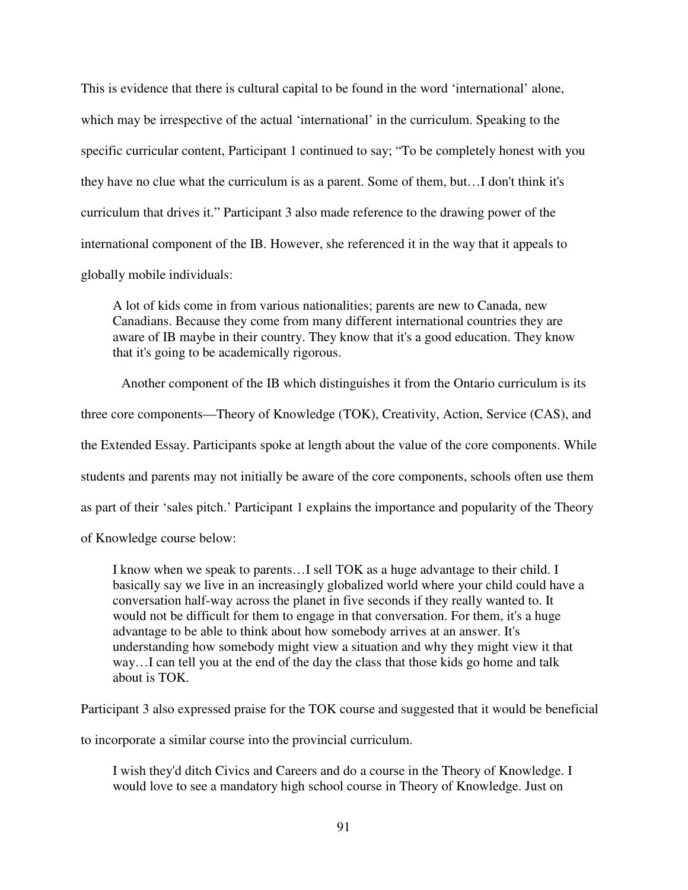This is evidence that there is cultural capital to be found in the word 'international' alone, which may be irrespective of the actual 'international' in the curriculum. Speaking to the specific curricular content, Participant 1 continued to say; "To be completely honest with you they have no clue what the curriculum is as a parent. Some of them, but…I don't think it's curriculum that drives it." Participant 3 also made reference to the drawing power of the international component of the IB. However, she referenced it in the way that it appeals to globally mobile individuals:

> A lot of kids come in from various nationalities; parents are new to Canada, new Canadians. Because they come from many different international countries they are aware of IB maybe in their country. They know that it's a good education. They know that it's going to be academically rigorous.

Another component of the IB which distinguishes it from the Ontario curriculum is its three core components—Theory of Knowledge (TOK), Creativity, Action, Service (CAS), and the Extended Essay. Participants spoke at length about the value of the core components. While students and parents may not initially be aware of the core components, schools often use them as part of their 'sales pitch.' Participant 1 explains the importance and popularity of the Theory of Knowledge course below:

> I know when we speak to parents…I sell TOK as a huge advantage to their child. I basically say we live in an increasingly globalized world where your child could have a conversation half-way across the planet in five seconds if they really wanted to. It would not be difficult for them to engage in that conversation. For them, it's a huge advantage to be able to think about how somebody arrives at an answer. It's understanding how somebody might view a situation and why they might view it that way…I can tell you at the end of the day the class that those kids go home and talk about is TOK.

Participant 3 also expressed praise for the TOK course and suggested that it would be beneficial to incorporate a similar course into the provincial curriculum.

> I wish they'd ditch Civics and Careers and do a course in the Theory of Knowledge. I would love to see a mandatory high school course in Theory of Knowledge. Just on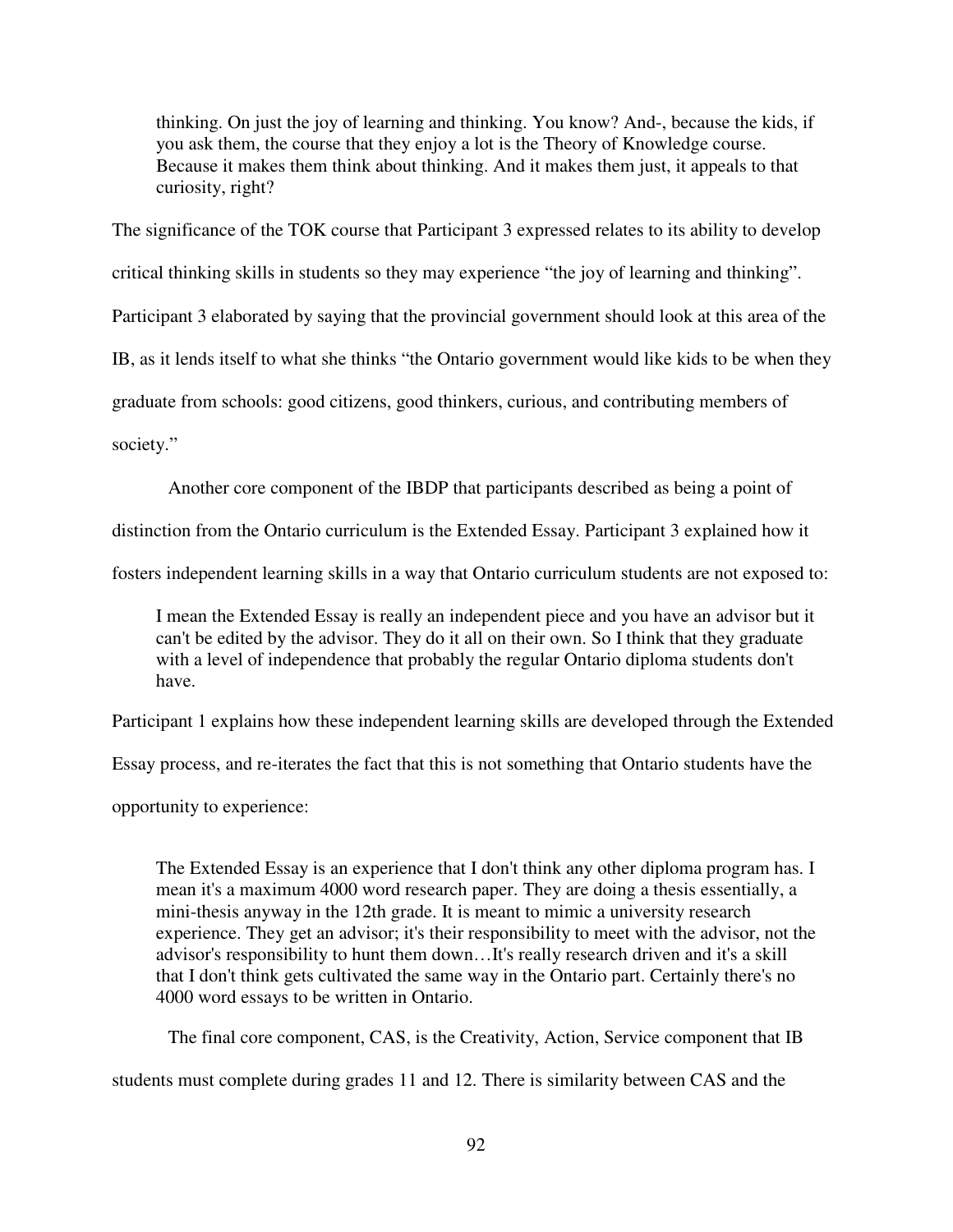> thinking. On just the joy of learning and thinking. You know? And-, because the kids, if you ask them, the course that they enjoy a lot is the Theory of Knowledge course. Because it makes them think about thinking. And it makes them just, it appeals to that curiosity, right?

The significance of the TOK course that Participant 3 expressed relates to its ability to develop critical thinking skills in students so they may experience "the joy of learning and thinking". Participant 3 elaborated by saying that the provincial government should look at this area of the IB, as it lends itself to what she thinks "the Ontario government would like kids to be when they graduate from schools: good citizens, good thinkers, curious, and contributing members of society."

Another core component of the IBDP that participants described as being a point of distinction from the Ontario curriculum is the Extended Essay. Participant 3 explained how it fosters independent learning skills in a way that Ontario curriculum students are not exposed to:

> I mean the Extended Essay is really an independent piece and you have an advisor but it can't be edited by the advisor. They do it all on their own. So I think that they graduate with a level of independence that probably the regular Ontario diploma students don't have.

Participant 1 explains how these independent learning skills are developed through the Extended Essay process, and re-iterates the fact that this is not something that Ontario students have the opportunity to experience:

> The Extended Essay is an experience that I don't think any other diploma program has. I mean it's a maximum 4000 word research paper. They are doing a thesis essentially, a mini-thesis anyway in the 12th grade. It is meant to mimic a university research experience. They get an advisor; it's their responsibility to meet with the advisor, not the advisor's responsibility to hunt them down…It's really research driven and it's a skill that I don't think gets cultivated the same way in the Ontario part. Certainly there's no 4000 word essays to be written in Ontario.

The final core component, CAS, is the Creativity, Action, Service component that IB students must complete during grades 11 and 12. There is similarity between CAS and the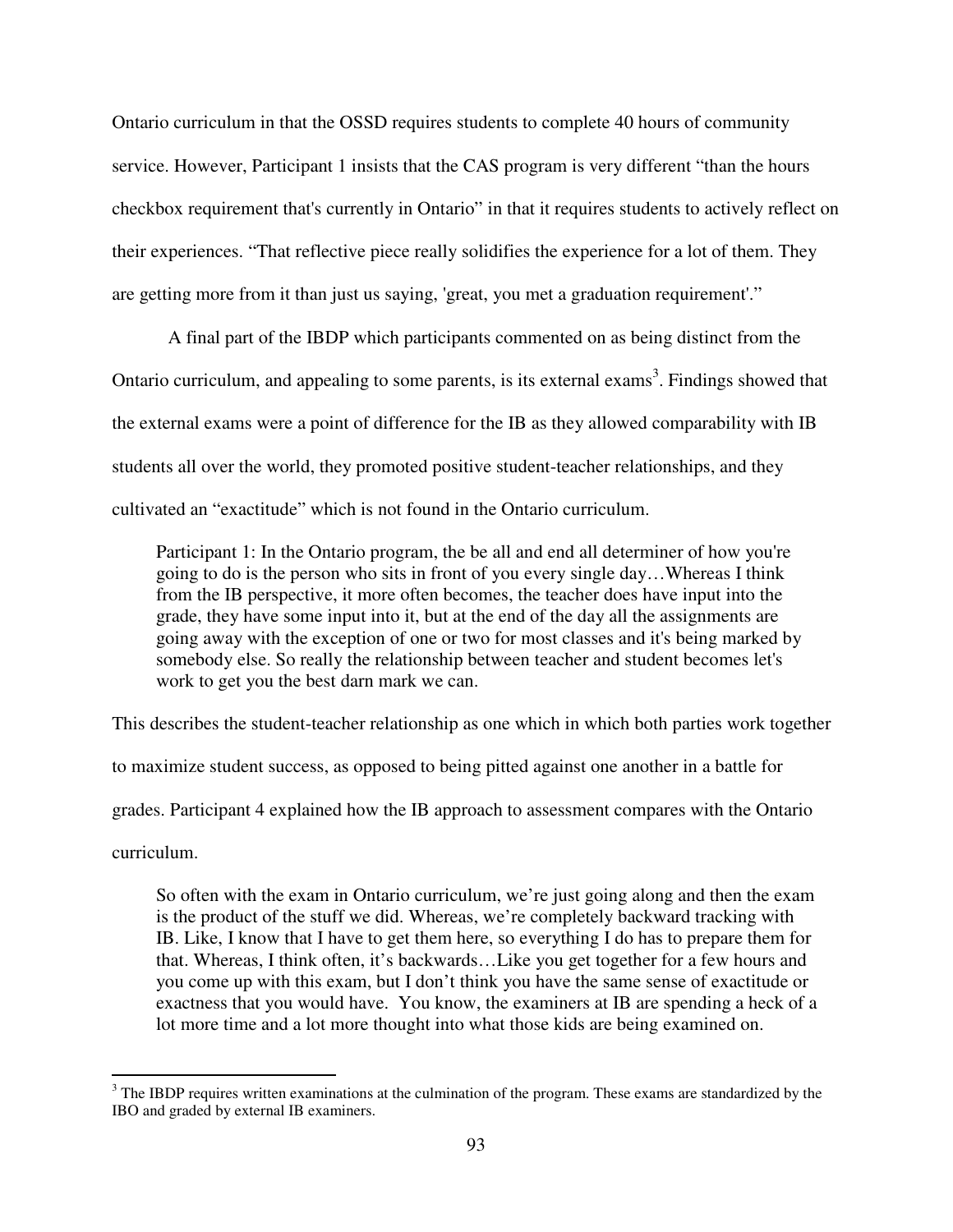Ontario curriculum in that the OSSD requires students to complete 40 hours of community service. However, Participant 1 insists that the CAS program is very different "than the hours checkbox requirement that's currently in Ontario" in that it requires students to actively reflect on their experiences. "That reflective piece really solidifies the experience for a lot of them. They are getting more from it than just us saying, 'great, you met a graduation requirement'."

A final part of the IBDP which participants commented on as being distinct from the Ontario curriculum, and appealing to some parents, is its external exams[3]. Findings showed that the external exams were a point of difference for the IB as they allowed comparability with IB students all over the world, they promoted positive student-teacher relationships, and they cultivated an "exactitude" which is not found in the Ontario curriculum.

> Participant 1: In the Ontario program, the be all and end all determiner of how you're going to do is the person who sits in front of you every single day…Whereas I think from the IB perspective, it more often becomes, the teacher does have input into the grade, they have some input into it, but at the end of the day all the assignments are going away with the exception of one or two for most classes and it's being marked by somebody else. So really the relationship between teacher and student becomes let's work to get you the best darn mark we can.

This describes the student-teacher relationship as one which in which both parties work together to maximize student success, as opposed to being pitted against one another in a battle for grades. Participant 4 explained how the IB approach to assessment compares with the Ontario curriculum.

> So often with the exam in Ontario curriculum, we're just going along and then the exam is the product of the stuff we did. Whereas, we're completely backward tracking with IB. Like, I know that I have to get them here, so everything I do has to prepare them for that. Whereas, I think often, it's backwards…Like you get together for a few hours and you come up with this exam, but I don't think you have the same sense of exactitude or exactness that you would have. You know, the examiners at IB are spending a heck of a lot more time and a lot more thought into what those kids are being examined on.

[3] The IBDP requires written examinations at the culmination of the program. These exams are standardized by the IBO and graded by external IB examiners.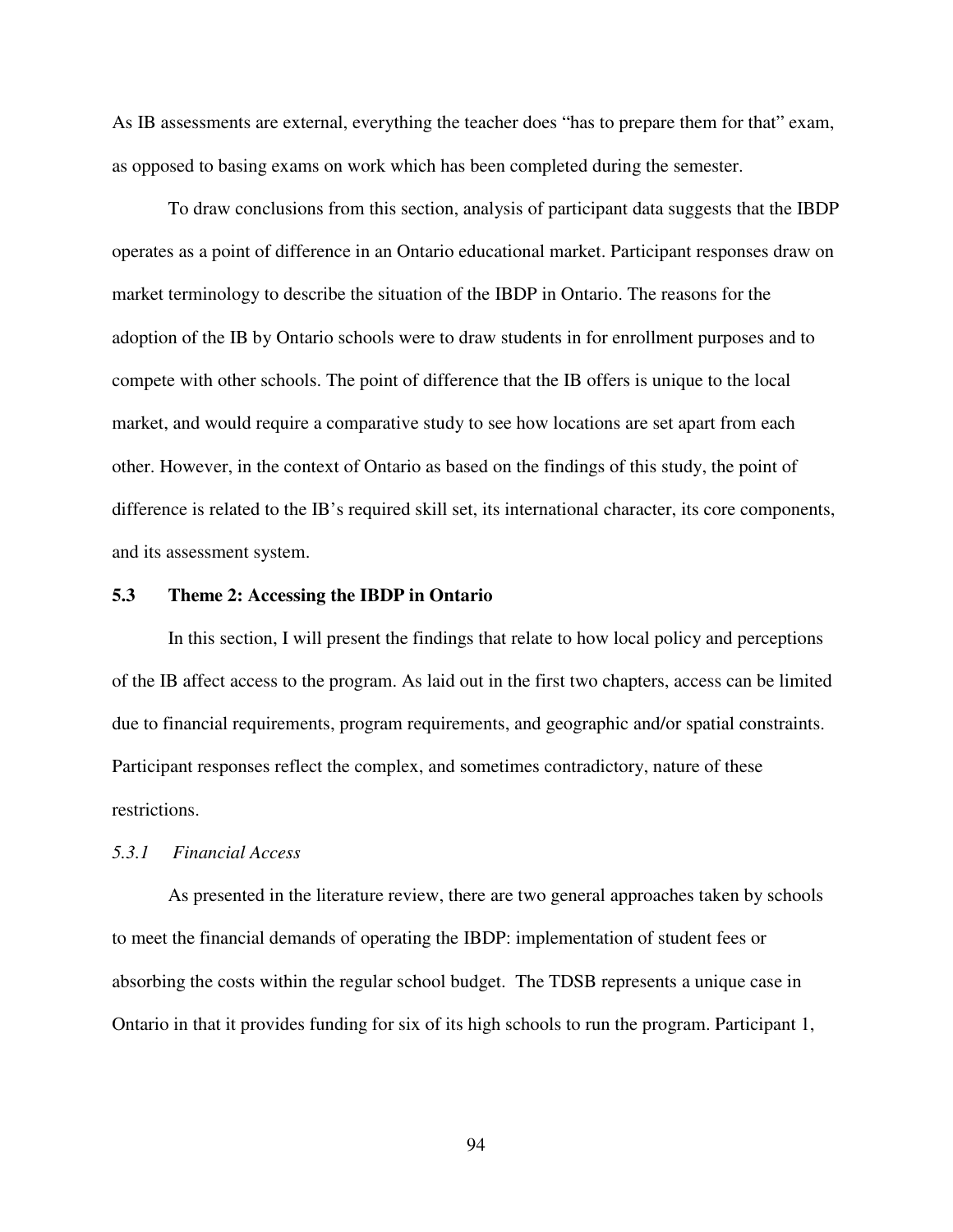As IB assessments are external, everything the teacher does "has to prepare them for that" exam, as opposed to basing exams on work which has been completed during the semester.

To draw conclusions from this section, analysis of participant data suggests that the IBDP operates as a point of difference in an Ontario educational market. Participant responses draw on market terminology to describe the situation of the IBDP in Ontario. The reasons for the adoption of the IB by Ontario schools were to draw students in for enrollment purposes and to compete with other schools. The point of difference that the IB offers is unique to the local market, and would require a comparative study to see how locations are set apart from each other. However, in the context of Ontario as based on the findings of this study, the point of difference is related to the IB's required skill set, its international character, its core components, and its assessment system.

## 5.3 Theme 2: Accessing the IBDP in Ontario

In this section, I will present the findings that relate to how local policy and perceptions of the IB affect access to the program. As laid out in the first two chapters, access can be limited due to financial requirements, program requirements, and geographic and/or spatial constraints. Participant responses reflect the complex, and sometimes contradictory, nature of these restrictions.

### *5.3.1 Financial Access*

As presented in the literature review, there are two general approaches taken by schools to meet the financial demands of operating the IBDP: implementation of student fees or absorbing the costs within the regular school budget. The TDSB represents a unique case in Ontario in that it provides funding for six of its high schools to run the program. Participant 1,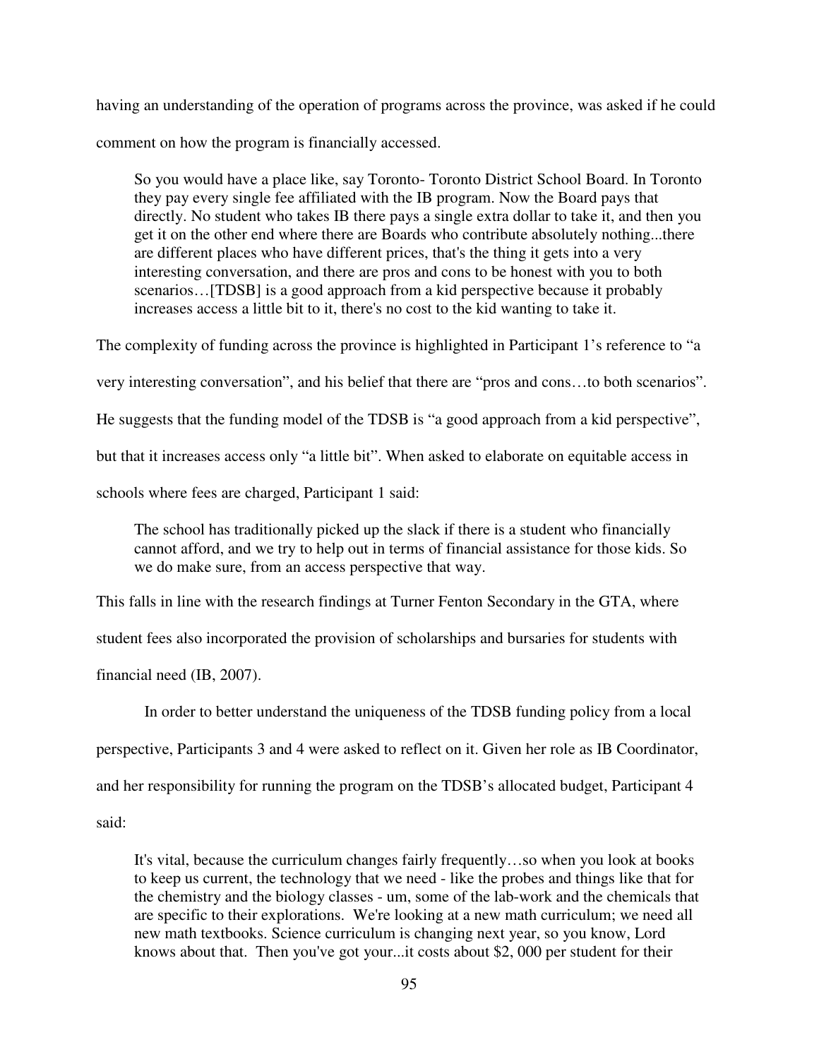having an understanding of the operation of programs across the province, was asked if he could comment on how the program is financially accessed.

> So you would have a place like, say Toronto- Toronto District School Board. In Toronto they pay every single fee affiliated with the IB program. Now the Board pays that directly. No student who takes IB there pays a single extra dollar to take it, and then you get it on the other end where there are Boards who contribute absolutely nothing...there are different places who have different prices, that's the thing it gets into a very interesting conversation, and there are pros and cons to be honest with you to both scenarios…[TDSB] is a good approach from a kid perspective because it probably increases access a little bit to it, there's no cost to the kid wanting to take it.

The complexity of funding across the province is highlighted in Participant 1's reference to "a very interesting conversation", and his belief that there are "pros and cons…to both scenarios". He suggests that the funding model of the TDSB is "a good approach from a kid perspective", but that it increases access only "a little bit". When asked to elaborate on equitable access in schools where fees are charged, Participant 1 said:

> The school has traditionally picked up the slack if there is a student who financially cannot afford, and we try to help out in terms of financial assistance for those kids. So we do make sure, from an access perspective that way.

This falls in line with the research findings at Turner Fenton Secondary in the GTA, where student fees also incorporated the provision of scholarships and bursaries for students with financial need (IB, 2007).

In order to better understand the uniqueness of the TDSB funding policy from a local perspective, Participants 3 and 4 were asked to reflect on it. Given her role as IB Coordinator, and her responsibility for running the program on the TDSB's allocated budget, Participant 4 said:

> It's vital, because the curriculum changes fairly frequently…so when you look at books to keep us current, the technology that we need - like the probes and things like that for the chemistry and the biology classes - um, some of the lab-work and the chemicals that are specific to their explorations. We're looking at a new math curriculum; we need all new math textbooks. Science curriculum is changing next year, so you know, Lord knows about that. Then you've got your...it costs about $2, 000 per student for their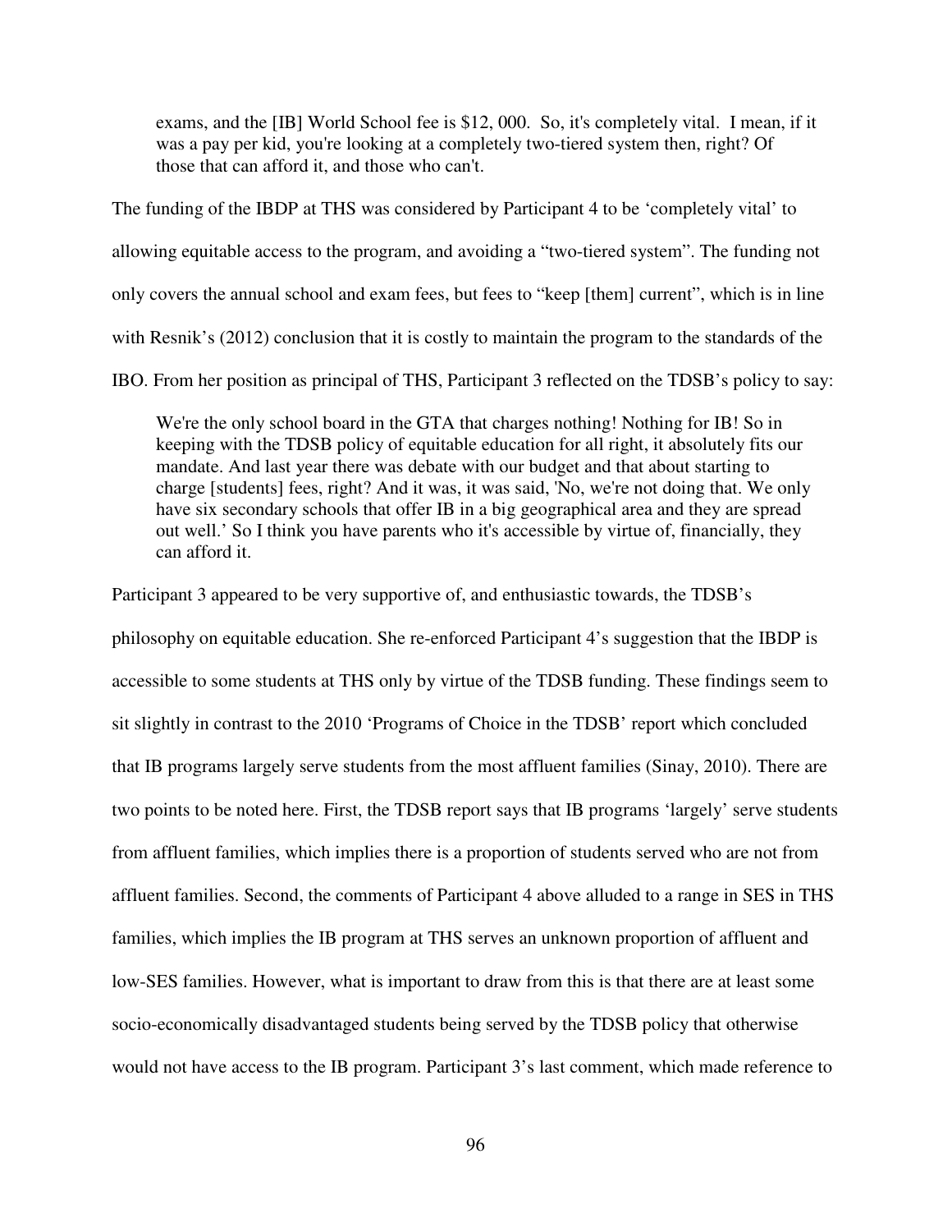> exams, and the [IB] World School fee is $12, 000. So, it's completely vital. I mean, if it was a pay per kid, you're looking at a completely two-tiered system then, right? Of those that can afford it, and those who can't.

The funding of the IBDP at THS was considered by Participant 4 to be 'completely vital' to allowing equitable access to the program, and avoiding a "two-tiered system". The funding not only covers the annual school and exam fees, but fees to "keep [them] current", which is in line with Resnik's (2012) conclusion that it is costly to maintain the program to the standards of the IBO. From her position as principal of THS, Participant 3 reflected on the TDSB's policy to say:

> We're the only school board in the GTA that charges nothing! Nothing for IB! So in keeping with the TDSB policy of equitable education for all right, it absolutely fits our mandate. And last year there was debate with our budget and that about starting to charge [students] fees, right? And it was, it was said, 'No, we're not doing that. We only have six secondary schools that offer IB in a big geographical area and they are spread out well.' So I think you have parents who it's accessible by virtue of, financially, they can afford it.

Participant 3 appeared to be very supportive of, and enthusiastic towards, the TDSB's philosophy on equitable education. She re-enforced Participant 4's suggestion that the IBDP is accessible to some students at THS only by virtue of the TDSB funding. These findings seem to sit slightly in contrast to the 2010 'Programs of Choice in the TDSB' report which concluded that IB programs largely serve students from the most affluent families (Sinay, 2010). There are two points to be noted here. First, the TDSB report says that IB programs 'largely' serve students from affluent families, which implies there is a proportion of students served who are not from affluent families. Second, the comments of Participant 4 above alluded to a range in SES in THS families, which implies the IB program at THS serves an unknown proportion of affluent and low-SES families. However, what is important to draw from this is that there are at least some socio-economically disadvantaged students being served by the TDSB policy that otherwise would not have access to the IB program. Participant 3's last comment, which made reference to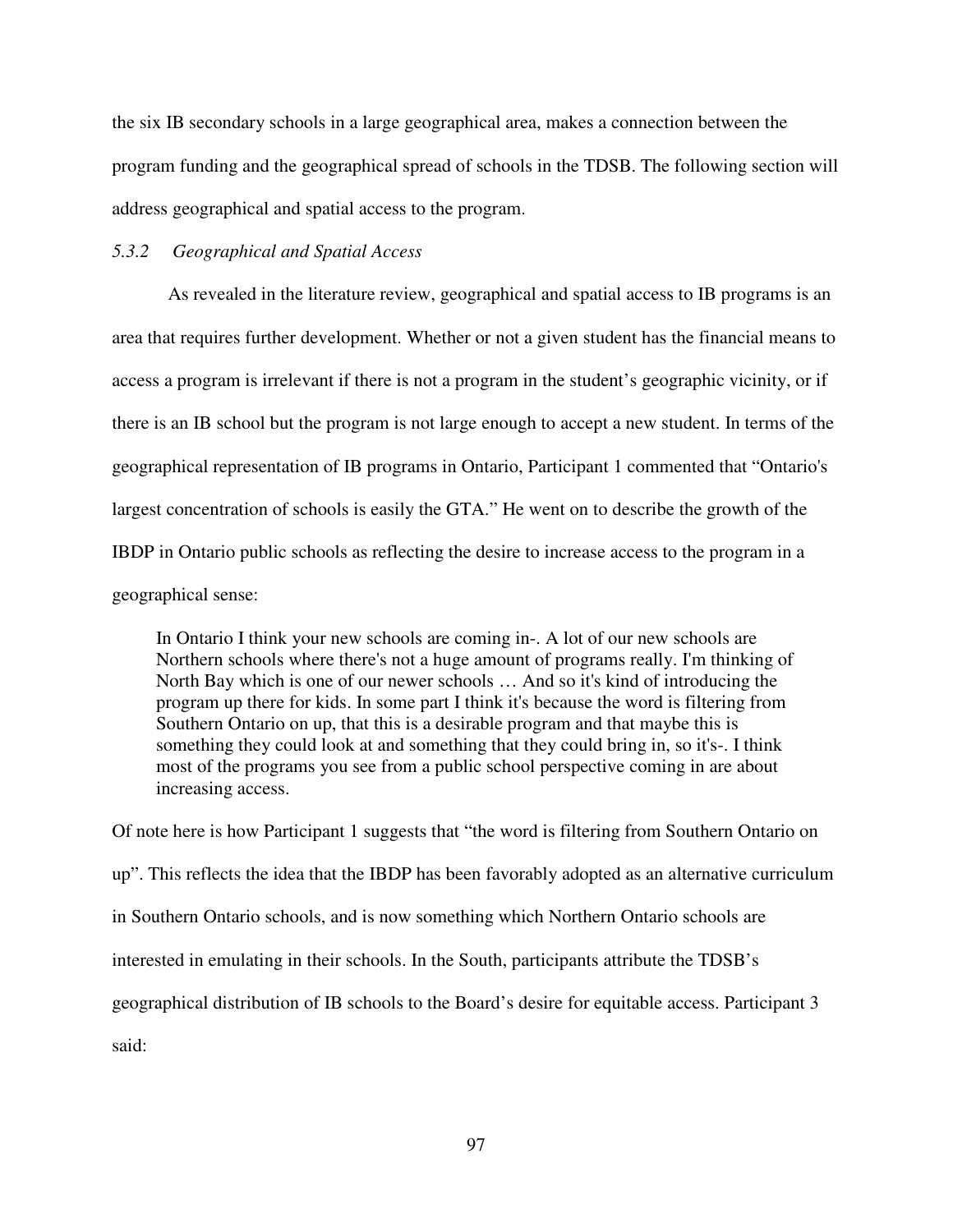the six IB secondary schools in a large geographical area, makes a connection between the program funding and the geographical spread of schools in the TDSB. The following section will address geographical and spatial access to the program.

### *5.3.2 Geographical and Spatial Access*

As revealed in the literature review, geographical and spatial access to IB programs is an area that requires further development. Whether or not a given student has the financial means to access a program is irrelevant if there is not a program in the student's geographic vicinity, or if there is an IB school but the program is not large enough to accept a new student. In terms of the geographical representation of IB programs in Ontario, Participant 1 commented that "Ontario's largest concentration of schools is easily the GTA." He went on to describe the growth of the IBDP in Ontario public schools as reflecting the desire to increase access to the program in a geographical sense:

> In Ontario I think your new schools are coming in-. A lot of our new schools are Northern schools where there's not a huge amount of programs really. I'm thinking of North Bay which is one of our newer schools … And so it's kind of introducing the program up there for kids. In some part I think it's because the word is filtering from Southern Ontario on up, that this is a desirable program and that maybe this is something they could look at and something that they could bring in, so it's-. I think most of the programs you see from a public school perspective coming in are about increasing access.

Of note here is how Participant 1 suggests that "the word is filtering from Southern Ontario on up". This reflects the idea that the IBDP has been favorably adopted as an alternative curriculum in Southern Ontario schools, and is now something which Northern Ontario schools are interested in emulating in their schools. In the South, participants attribute the TDSB's geographical distribution of IB schools to the Board's desire for equitable access. Participant 3 said: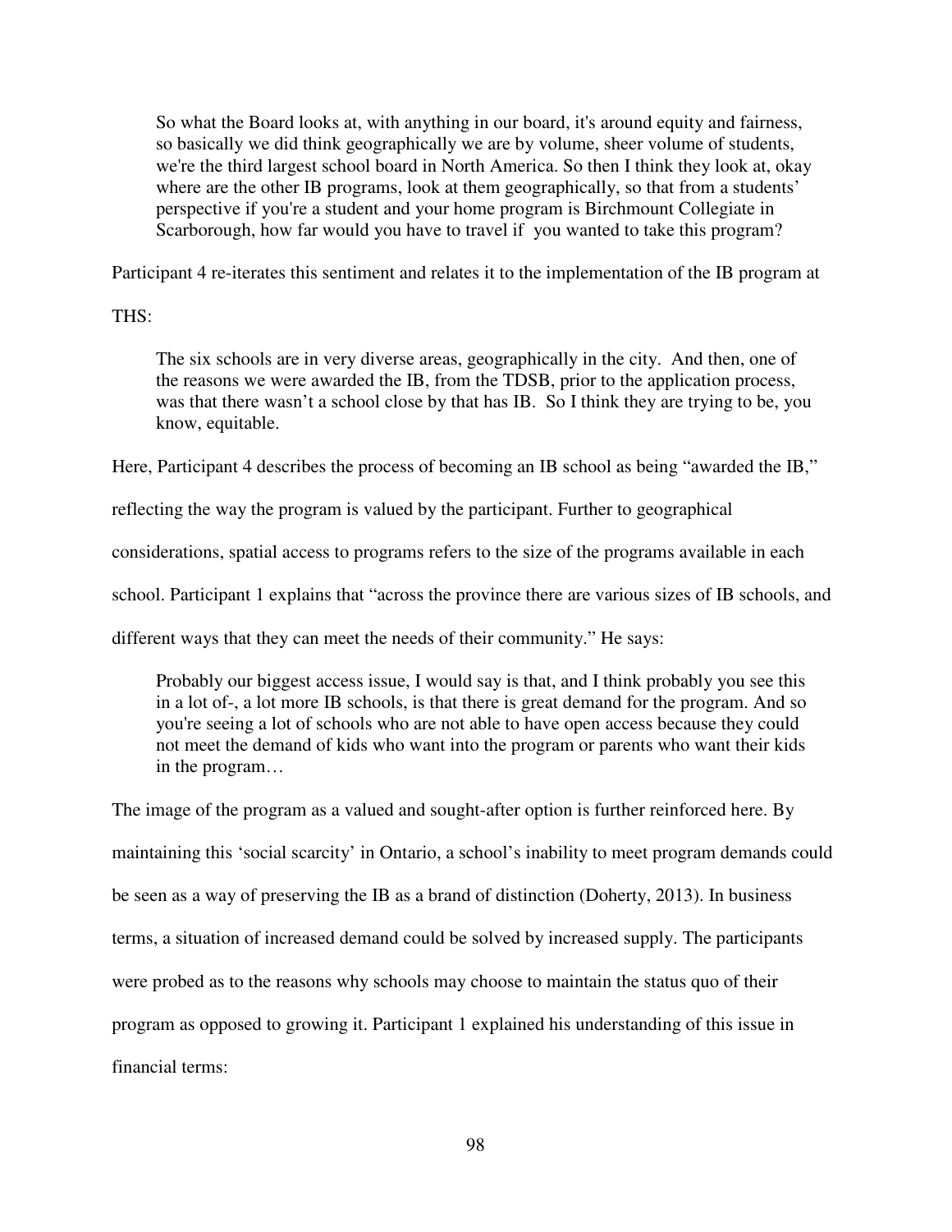> So what the Board looks at, with anything in our board, it's around equity and fairness, so basically we did think geographically we are by volume, sheer volume of students, we're the third largest school board in North America. So then I think they look at, okay where are the other IB programs, look at them geographically, so that from a students' perspective if you're a student and your home program is Birchmount Collegiate in Scarborough, how far would you have to travel if you wanted to take this program?

Participant 4 re-iterates this sentiment and relates it to the implementation of the IB program at THS:

> The six schools are in very diverse areas, geographically in the city. And then, one of the reasons we were awarded the IB, from the TDSB, prior to the application process, was that there wasn't a school close by that has IB. So I think they are trying to be, you know, equitable.

Here, Participant 4 describes the process of becoming an IB school as being "awarded the IB," reflecting the way the program is valued by the participant. Further to geographical considerations, spatial access to programs refers to the size of the programs available in each school. Participant 1 explains that "across the province there are various sizes of IB schools, and different ways that they can meet the needs of their community." He says:

> Probably our biggest access issue, I would say is that, and I think probably you see this in a lot of-, a lot more IB schools, is that there is great demand for the program. And so you're seeing a lot of schools who are not able to have open access because they could not meet the demand of kids who want into the program or parents who want their kids in the program…

The image of the program as a valued and sought-after option is further reinforced here. By maintaining this 'social scarcity' in Ontario, a school's inability to meet program demands could be seen as a way of preserving the IB as a brand of distinction (Doherty, 2013). In business terms, a situation of increased demand could be solved by increased supply. The participants were probed as to the reasons why schools may choose to maintain the status quo of their program as opposed to growing it. Participant 1 explained his understanding of this issue in financial terms: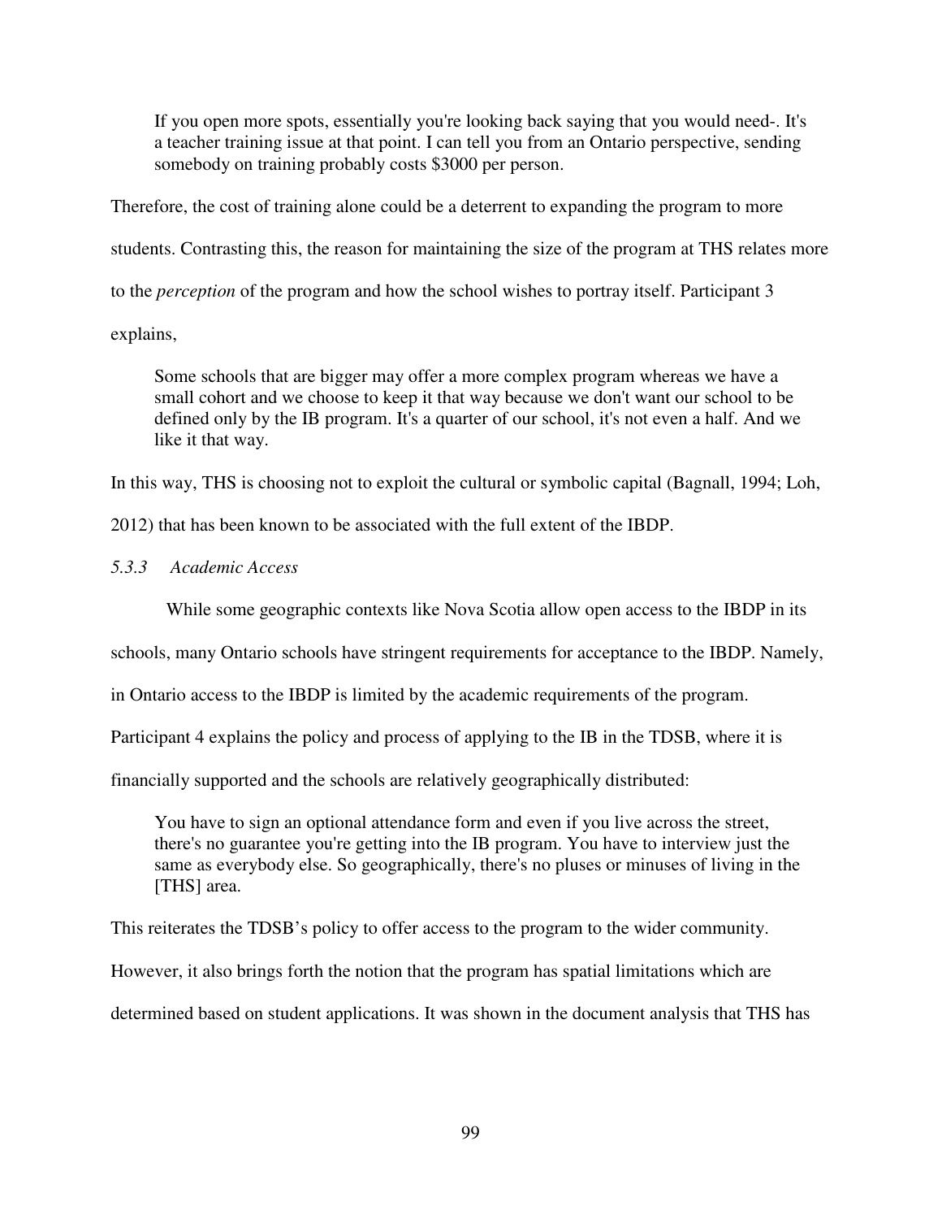> If you open more spots, essentially you're looking back saying that you would need-. It's a teacher training issue at that point. I can tell you from an Ontario perspective, sending somebody on training probably costs $3000 per person.

Therefore, the cost of training alone could be a deterrent to expanding the program to more students. Contrasting this, the reason for maintaining the size of the program at THS relates more to the *perception* of the program and how the school wishes to portray itself. Participant 3 explains,

> Some schools that are bigger may offer a more complex program whereas we have a small cohort and we choose to keep it that way because we don't want our school to be defined only by the IB program. It's a quarter of our school, it's not even a half. And we like it that way.

In this way, THS is choosing not to exploit the cultural or symbolic capital (Bagnall, 1994; Loh, 2012) that has been known to be associated with the full extent of the IBDP.

### *5.3.3 Academic Access*

While some geographic contexts like Nova Scotia allow open access to the IBDP in its schools, many Ontario schools have stringent requirements for acceptance to the IBDP. Namely, in Ontario access to the IBDP is limited by the academic requirements of the program. Participant 4 explains the policy and process of applying to the IB in the TDSB, where it is financially supported and the schools are relatively geographically distributed:

> You have to sign an optional attendance form and even if you live across the street, there's no guarantee you're getting into the IB program. You have to interview just the same as everybody else. So geographically, there's no pluses or minuses of living in the [THS] area.

This reiterates the TDSB's policy to offer access to the program to the wider community. However, it also brings forth the notion that the program has spatial limitations which are determined based on student applications. It was shown in the document analysis that THS has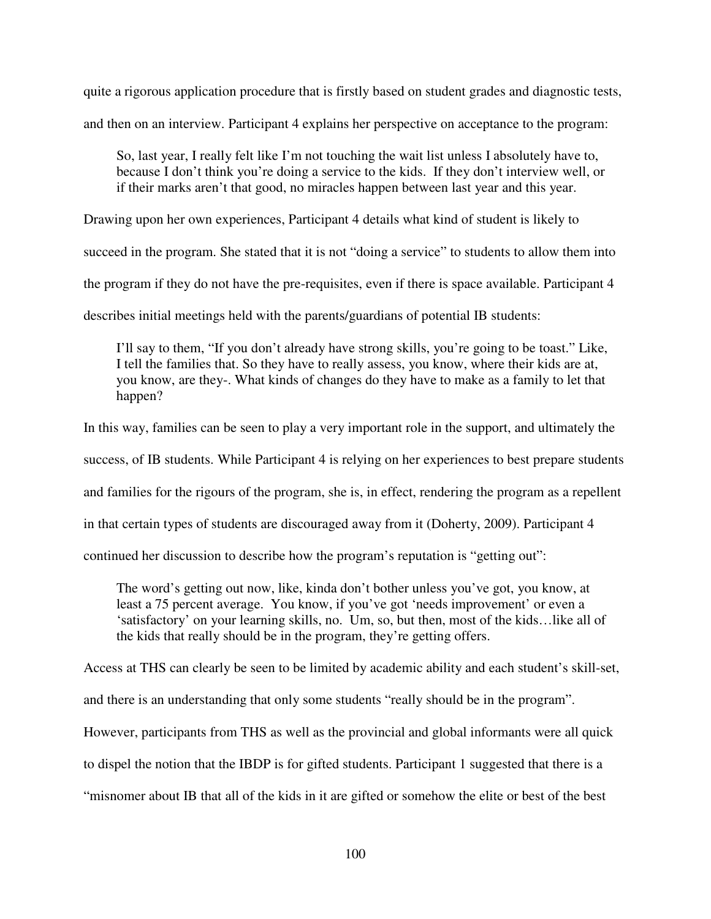quite a rigorous application procedure that is firstly based on student grades and diagnostic tests, and then on an interview. Participant 4 explains her perspective on acceptance to the program:

> So, last year, I really felt like I'm not touching the wait list unless I absolutely have to, because I don't think you're doing a service to the kids. If they don't interview well, or if their marks aren't that good, no miracles happen between last year and this year.

Drawing upon her own experiences, Participant 4 details what kind of student is likely to succeed in the program. She stated that it is not "doing a service" to students to allow them into the program if they do not have the pre-requisites, even if there is space available. Participant 4 describes initial meetings held with the parents/guardians of potential IB students:

> I'll say to them, "If you don't already have strong skills, you're going to be toast." Like, I tell the families that. So they have to really assess, you know, where their kids are at, you know, are they-. What kinds of changes do they have to make as a family to let that happen?

In this way, families can be seen to play a very important role in the support, and ultimately the success, of IB students. While Participant 4 is relying on her experiences to best prepare students and families for the rigours of the program, she is, in effect, rendering the program as a repellent in that certain types of students are discouraged away from it (Doherty, 2009). Participant 4 continued her discussion to describe how the program's reputation is "getting out":

> The word's getting out now, like, kinda don't bother unless you've got, you know, at least a 75 percent average. You know, if you've got 'needs improvement' or even a 'satisfactory' on your learning skills, no. Um, so, but then, most of the kids…like all of the kids that really should be in the program, they're getting offers.

Access at THS can clearly be seen to be limited by academic ability and each student's skill-set, and there is an understanding that only some students "really should be in the program". However, participants from THS as well as the provincial and global informants were all quick to dispel the notion that the IBDP is for gifted students. Participant 1 suggested that there is a "misnomer about IB that all of the kids in it are gifted or somehow the elite or best of the best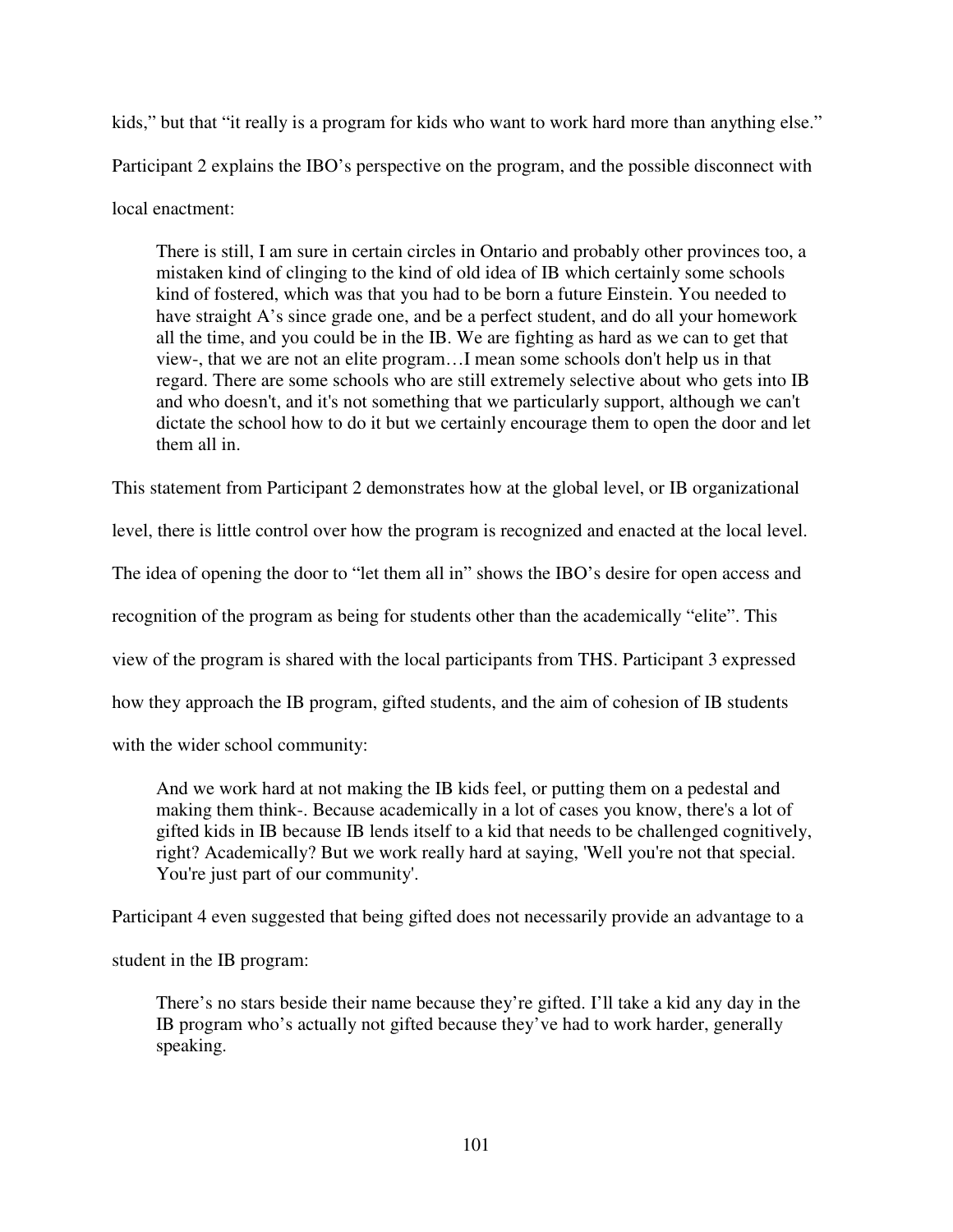kids," but that "it really is a program for kids who want to work hard more than anything else."

Participant 2 explains the IBO's perspective on the program, and the possible disconnect with local enactment:

> There is still, I am sure in certain circles in Ontario and probably other provinces too, a mistaken kind of clinging to the kind of old idea of IB which certainly some schools kind of fostered, which was that you had to be born a future Einstein. You needed to have straight A's since grade one, and be a perfect student, and do all your homework all the time, and you could be in the IB. We are fighting as hard as we can to get that view-, that we are not an elite program…I mean some schools don't help us in that regard. There are some schools who are still extremely selective about who gets into IB and who doesn't, and it's not something that we particularly support, although we can't dictate the school how to do it but we certainly encourage them to open the door and let them all in.

This statement from Participant 2 demonstrates how at the global level, or IB organizational level, there is little control over how the program is recognized and enacted at the local level. The idea of opening the door to "let them all in" shows the IBO's desire for open access and recognition of the program as being for students other than the academically "elite". This view of the program is shared with the local participants from THS. Participant 3 expressed how they approach the IB program, gifted students, and the aim of cohesion of IB students with the wider school community:

> And we work hard at not making the IB kids feel, or putting them on a pedestal and making them think-. Because academically in a lot of cases you know, there's a lot of gifted kids in IB because IB lends itself to a kid that needs to be challenged cognitively, right? Academically? But we work really hard at saying, 'Well you're not that special. You're just part of our community'.

Participant 4 even suggested that being gifted does not necessarily provide an advantage to a student in the IB program:

> There's no stars beside their name because they're gifted. I'll take a kid any day in the IB program who's actually not gifted because they've had to work harder, generally speaking.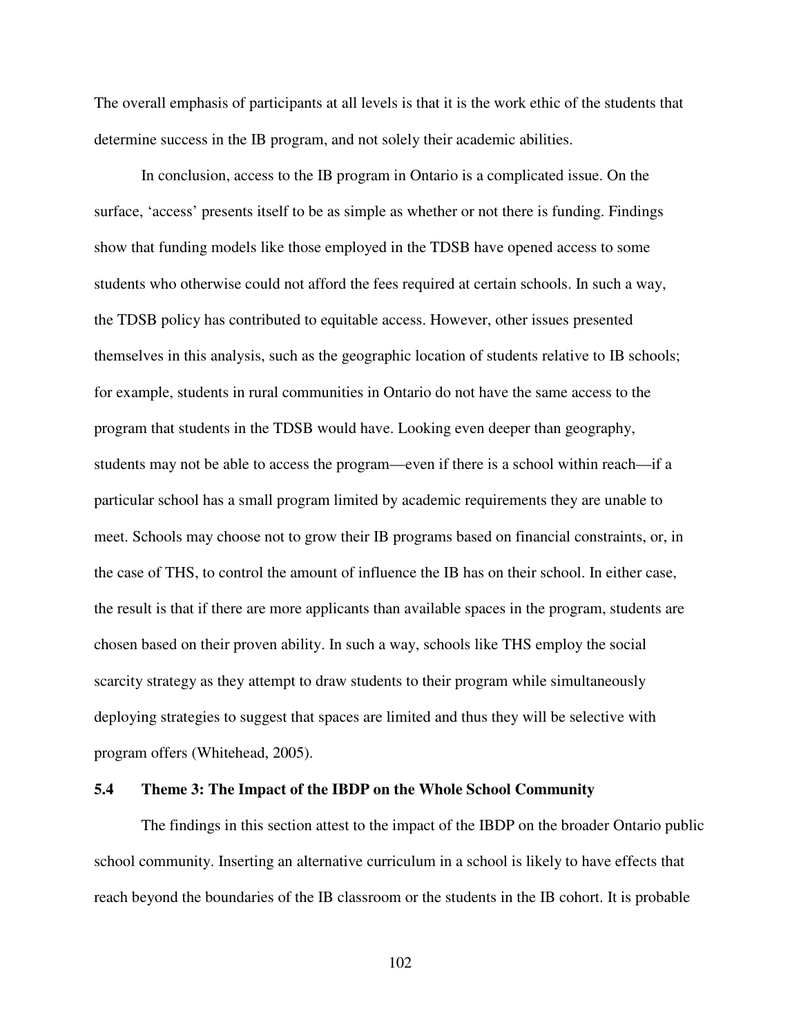The overall emphasis of participants at all levels is that it is the work ethic of the students that determine success in the IB program, and not solely their academic abilities.

In conclusion, access to the IB program in Ontario is a complicated issue. On the surface, 'access' presents itself to be as simple as whether or not there is funding. Findings show that funding models like those employed in the TDSB have opened access to some students who otherwise could not afford the fees required at certain schools. In such a way, the TDSB policy has contributed to equitable access. However, other issues presented themselves in this analysis, such as the geographic location of students relative to IB schools; for example, students in rural communities in Ontario do not have the same access to the program that students in the TDSB would have. Looking even deeper than geography, students may not be able to access the program—even if there is a school within reach—if a particular school has a small program limited by academic requirements they are unable to meet. Schools may choose not to grow their IB programs based on financial constraints, or, in the case of THS, to control the amount of influence the IB has on their school. In either case, the result is that if there are more applicants than available spaces in the program, students are chosen based on their proven ability. In such a way, schools like THS employ the social scarcity strategy as they attempt to draw students to their program while simultaneously deploying strategies to suggest that spaces are limited and thus they will be selective with program offers (Whitehead, 2005).

## 5.4 Theme 3: The Impact of the IBDP on the Whole School Community

The findings in this section attest to the impact of the IBDP on the broader Ontario public school community. Inserting an alternative curriculum in a school is likely to have effects that reach beyond the boundaries of the IB classroom or the students in the IB cohort. It is probable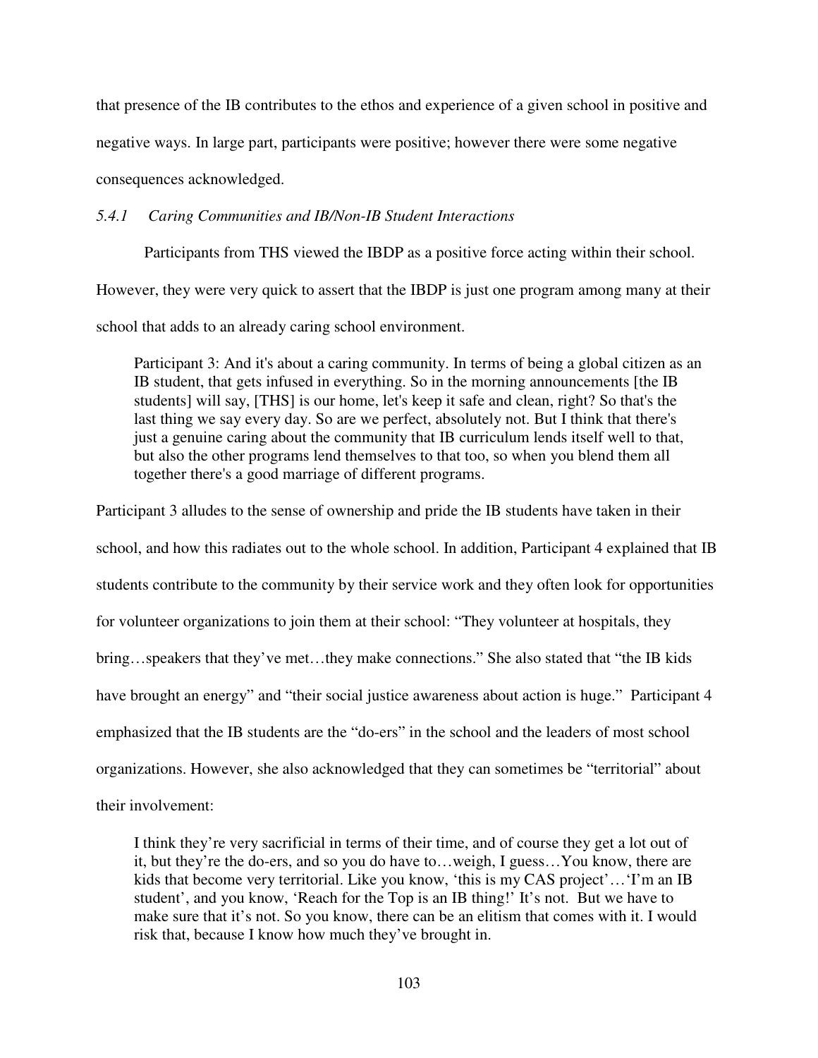that presence of the IB contributes to the ethos and experience of a given school in positive and negative ways. In large part, participants were positive; however there were some negative consequences acknowledged.

### *5.4.1 Caring Communities and IB/Non-IB Student Interactions*

Participants from THS viewed the IBDP as a positive force acting within their school. However, they were very quick to assert that the IBDP is just one program among many at their school that adds to an already caring school environment.

> Participant 3: And it's about a caring community. In terms of being a global citizen as an IB student, that gets infused in everything. So in the morning announcements [the IB students] will say, [THS] is our home, let's keep it safe and clean, right? So that's the last thing we say every day. So are we perfect, absolutely not. But I think that there's just a genuine caring about the community that IB curriculum lends itself well to that, but also the other programs lend themselves to that too, so when you blend them all together there's a good marriage of different programs.

Participant 3 alludes to the sense of ownership and pride the IB students have taken in their school, and how this radiates out to the whole school. In addition, Participant 4 explained that IB students contribute to the community by their service work and they often look for opportunities for volunteer organizations to join them at their school: "They volunteer at hospitals, they bring…speakers that they've met…they make connections." She also stated that "the IB kids have brought an energy" and "their social justice awareness about action is huge." Participant 4 emphasized that the IB students are the "do-ers" in the school and the leaders of most school organizations. However, she also acknowledged that they can sometimes be "territorial" about their involvement:

> I think they're very sacrificial in terms of their time, and of course they get a lot out of it, but they're the do-ers, and so you do have to…weigh, I guess…You know, there are kids that become very territorial. Like you know, 'this is my CAS project'…'I'm an IB student', and you know, 'Reach for the Top is an IB thing!' It's not. But we have to make sure that it's not. So you know, there can be an elitism that comes with it. I would risk that, because I know how much they've brought in.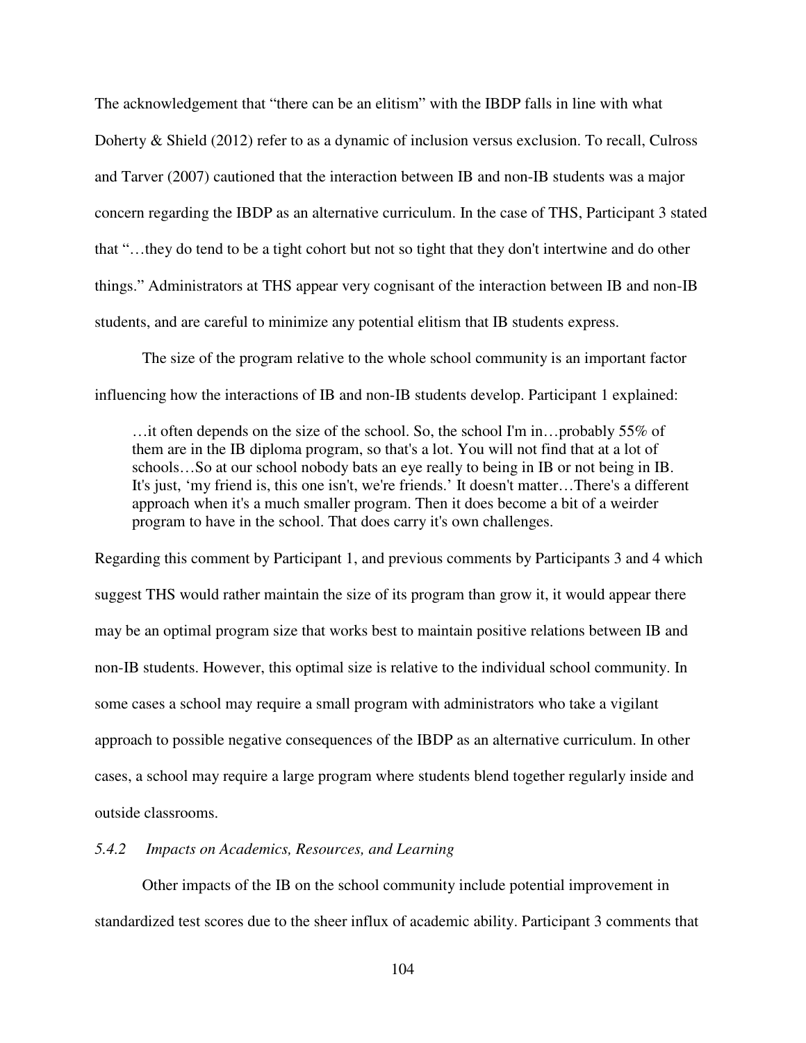The acknowledgement that "there can be an elitism" with the IBDP falls in line with what Doherty & Shield (2012) refer to as a dynamic of inclusion versus exclusion. To recall, Culross and Tarver (2007) cautioned that the interaction between IB and non-IB students was a major concern regarding the IBDP as an alternative curriculum. In the case of THS, Participant 3 stated that "…they do tend to be a tight cohort but not so tight that they don't intertwine and do other things." Administrators at THS appear very cognisant of the interaction between IB and non-IB students, and are careful to minimize any potential elitism that IB students express.

The size of the program relative to the whole school community is an important factor influencing how the interactions of IB and non-IB students develop. Participant 1 explained:

> …it often depends on the size of the school. So, the school I'm in…probably 55% of them are in the IB diploma program, so that's a lot. You will not find that at a lot of schools…So at our school nobody bats an eye really to being in IB or not being in IB. It's just, 'my friend is, this one isn't, we're friends.' It doesn't matter…There's a different approach when it's a much smaller program. Then it does become a bit of a weirder program to have in the school. That does carry it's own challenges.

Regarding this comment by Participant 1, and previous comments by Participants 3 and 4 which suggest THS would rather maintain the size of its program than grow it, it would appear there may be an optimal program size that works best to maintain positive relations between IB and non-IB students. However, this optimal size is relative to the individual school community. In some cases a school may require a small program with administrators who take a vigilant approach to possible negative consequences of the IBDP as an alternative curriculum. In other cases, a school may require a large program where students blend together regularly inside and outside classrooms.

### *5.4.2 Impacts on Academics, Resources, and Learning*

Other impacts of the IB on the school community include potential improvement in standardized test scores due to the sheer influx of academic ability. Participant 3 comments that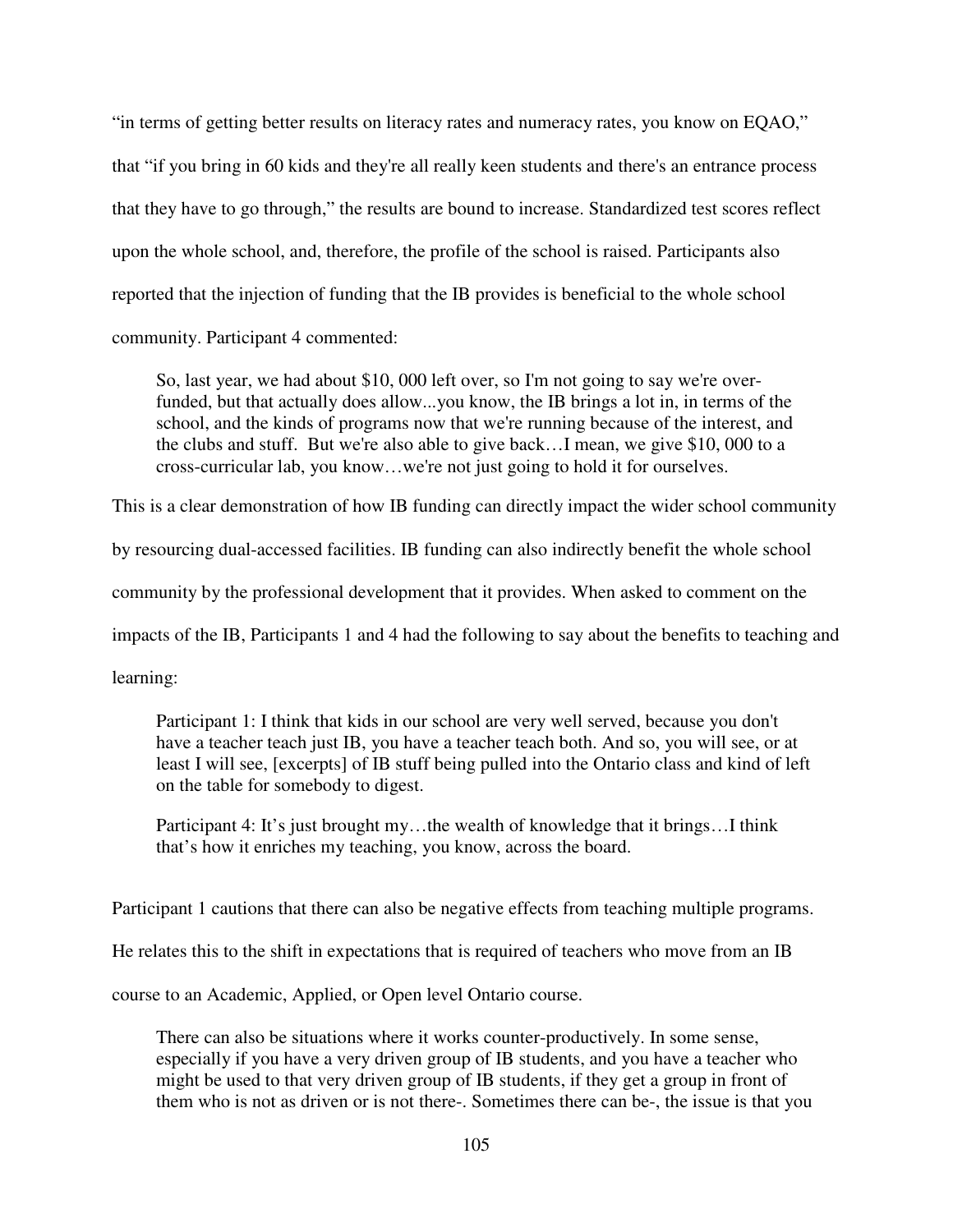"in terms of getting better results on literacy rates and numeracy rates, you know on EQAO," that "if you bring in 60 kids and they're all really keen students and there's an entrance process that they have to go through," the results are bound to increase. Standardized test scores reflect upon the whole school, and, therefore, the profile of the school is raised. Participants also reported that the injection of funding that the IB provides is beneficial to the whole school community. Participant 4 commented:

> So, last year, we had about $10, 000 left over, so I'm not going to say we're over-funded, but that actually does allow...you know, the IB brings a lot in, in terms of the school, and the kinds of programs now that we're running because of the interest, and the clubs and stuff. But we're also able to give back…I mean, we give $10, 000 to a cross-curricular lab, you know…we're not just going to hold it for ourselves.

This is a clear demonstration of how IB funding can directly impact the wider school community by resourcing dual-accessed facilities. IB funding can also indirectly benefit the whole school community by the professional development that it provides. When asked to comment on the impacts of the IB, Participants 1 and 4 had the following to say about the benefits to teaching and learning:

> Participant 1: I think that kids in our school are very well served, because you don't have a teacher teach just IB, you have a teacher teach both. And so, you will see, or at least I will see, [excerpts] of IB stuff being pulled into the Ontario class and kind of left on the table for somebody to digest.
>
> Participant 4: It's just brought my…the wealth of knowledge that it brings…I think that's how it enriches my teaching, you know, across the board.

Participant 1 cautions that there can also be negative effects from teaching multiple programs. He relates this to the shift in expectations that is required of teachers who move from an IB course to an Academic, Applied, or Open level Ontario course.

> There can also be situations where it works counter-productively. In some sense, especially if you have a very driven group of IB students, and you have a teacher who might be used to that very driven group of IB students, if they get a group in front of them who is not as driven or is not there-. Sometimes there can be-, the issue is that you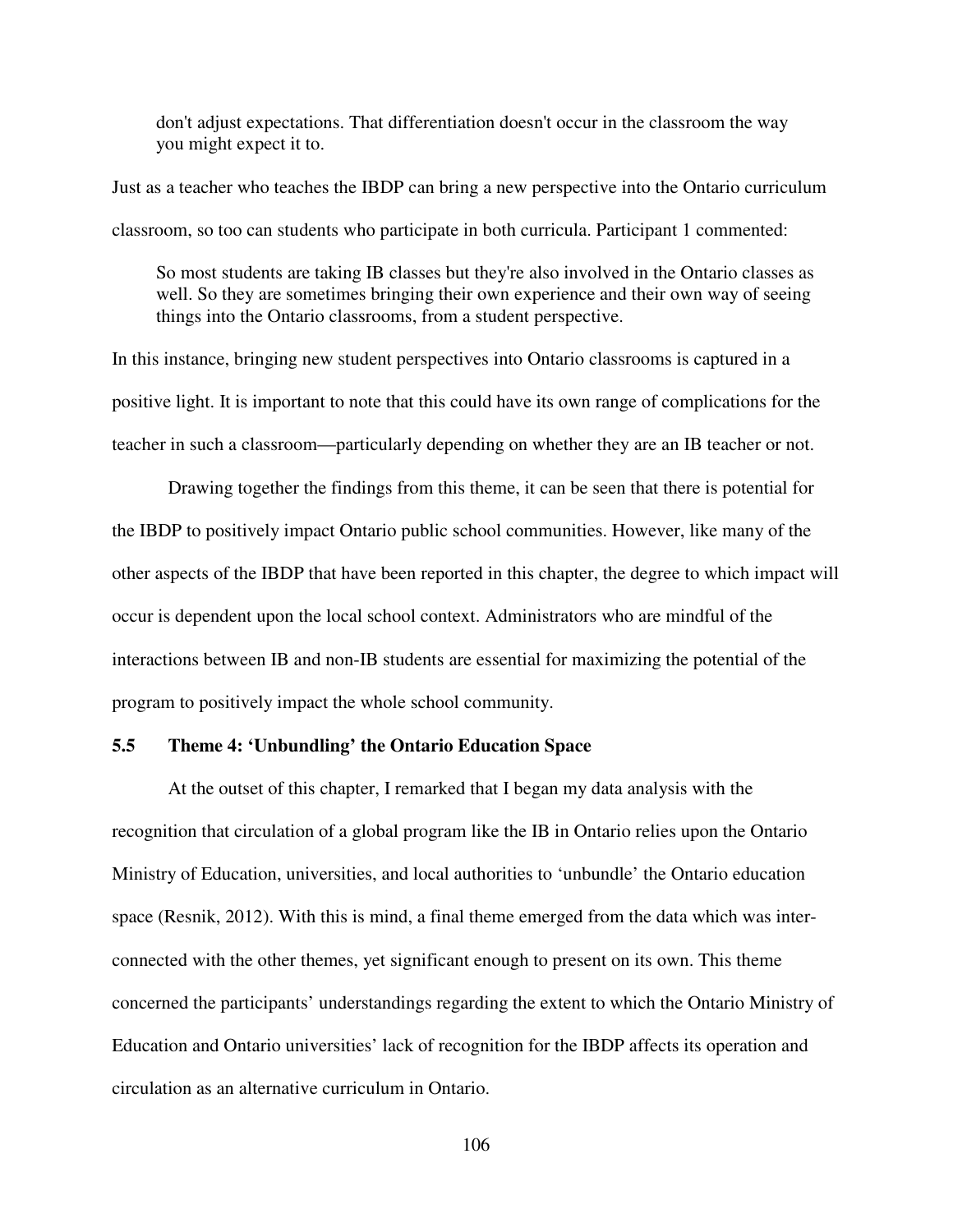> don't adjust expectations. That differentiation doesn't occur in the classroom the way you might expect it to.

Just as a teacher who teaches the IBDP can bring a new perspective into the Ontario curriculum classroom, so too can students who participate in both curricula. Participant 1 commented:

> So most students are taking IB classes but they're also involved in the Ontario classes as well. So they are sometimes bringing their own experience and their own way of seeing things into the Ontario classrooms, from a student perspective.

In this instance, bringing new student perspectives into Ontario classrooms is captured in a positive light. It is important to note that this could have its own range of complications for the teacher in such a classroom—particularly depending on whether they are an IB teacher or not.

Drawing together the findings from this theme, it can be seen that there is potential for the IBDP to positively impact Ontario public school communities. However, like many of the other aspects of the IBDP that have been reported in this chapter, the degree to which impact will occur is dependent upon the local school context. Administrators who are mindful of the interactions between IB and non-IB students are essential for maximizing the potential of the program to positively impact the whole school community.

### 5.5 Theme 4: 'Unbundling' the Ontario Education Space

At the outset of this chapter, I remarked that I began my data analysis with the recognition that circulation of a global program like the IB in Ontario relies upon the Ontario Ministry of Education, universities, and local authorities to 'unbundle' the Ontario education space (Resnik, 2012). With this is mind, a final theme emerged from the data which was inter-connected with the other themes, yet significant enough to present on its own. This theme concerned the participants' understandings regarding the extent to which the Ontario Ministry of Education and Ontario universities' lack of recognition for the IBDP affects its operation and circulation as an alternative curriculum in Ontario.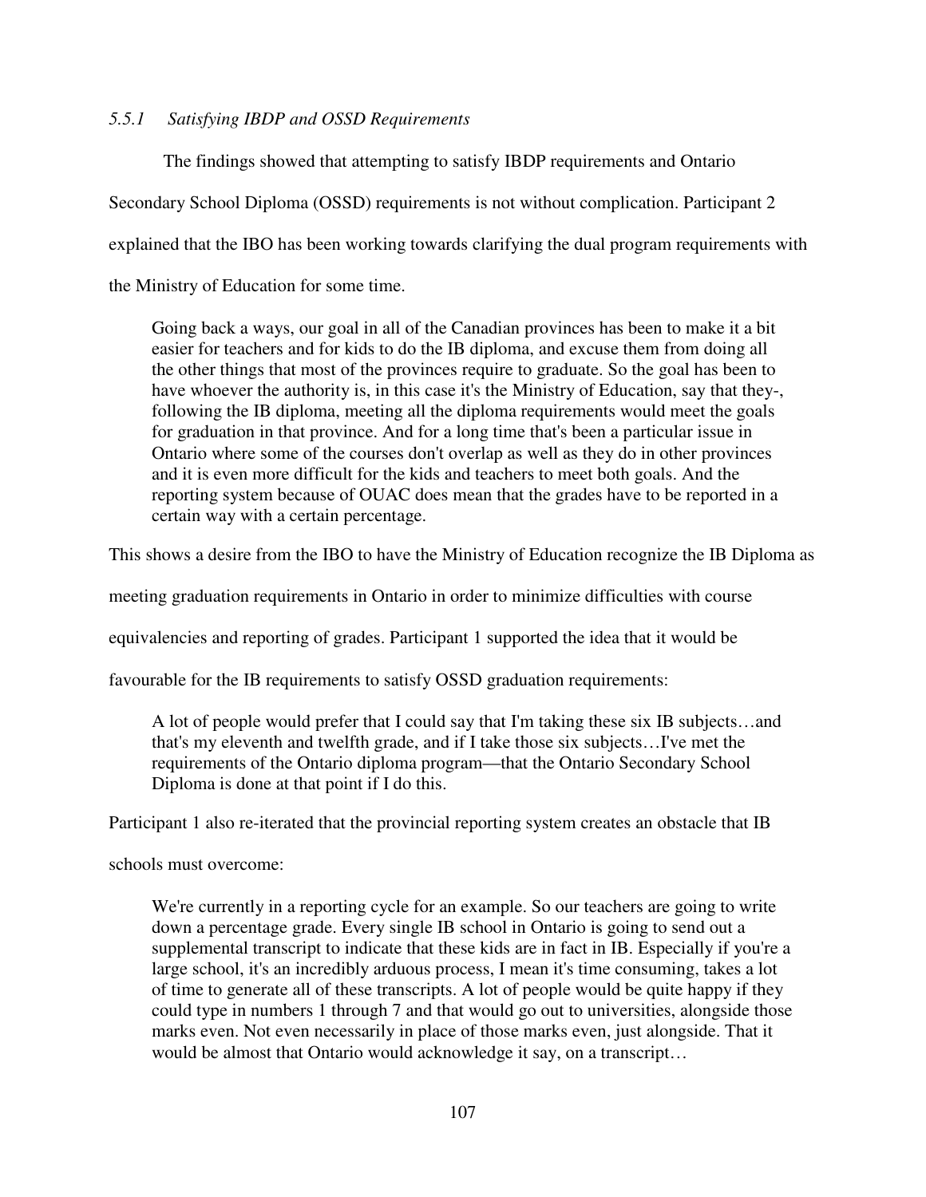#### *5.5.1 Satisfying IBDP and OSSD Requirements*

The findings showed that attempting to satisfy IBDP requirements and Ontario Secondary School Diploma (OSSD) requirements is not without complication. Participant 2 explained that the IBO has been working towards clarifying the dual program requirements with the Ministry of Education for some time.

> Going back a ways, our goal in all of the Canadian provinces has been to make it a bit easier for teachers and for kids to do the IB diploma, and excuse them from doing all the other things that most of the provinces require to graduate. So the goal has been to have whoever the authority is, in this case it's the Ministry of Education, say that they-, following the IB diploma, meeting all the diploma requirements would meet the goals for graduation in that province. And for a long time that's been a particular issue in Ontario where some of the courses don't overlap as well as they do in other provinces and it is even more difficult for the kids and teachers to meet both goals. And the reporting system because of OUAC does mean that the grades have to be reported in a certain way with a certain percentage.

This shows a desire from the IBO to have the Ministry of Education recognize the IB Diploma as meeting graduation requirements in Ontario in order to minimize difficulties with course equivalencies and reporting of grades. Participant 1 supported the idea that it would be favourable for the IB requirements to satisfy OSSD graduation requirements:

> A lot of people would prefer that I could say that I'm taking these six IB subjects…and that's my eleventh and twelfth grade, and if I take those six subjects…I've met the requirements of the Ontario diploma program—that the Ontario Secondary School Diploma is done at that point if I do this.

Participant 1 also re-iterated that the provincial reporting system creates an obstacle that IB schools must overcome:

> We're currently in a reporting cycle for an example. So our teachers are going to write down a percentage grade. Every single IB school in Ontario is going to send out a supplemental transcript to indicate that these kids are in fact in IB. Especially if you're a large school, it's an incredibly arduous process, I mean it's time consuming, takes a lot of time to generate all of these transcripts. A lot of people would be quite happy if they could type in numbers 1 through 7 and that would go out to universities, alongside those marks even. Not even necessarily in place of those marks even, just alongside. That it would be almost that Ontario would acknowledge it say, on a transcript…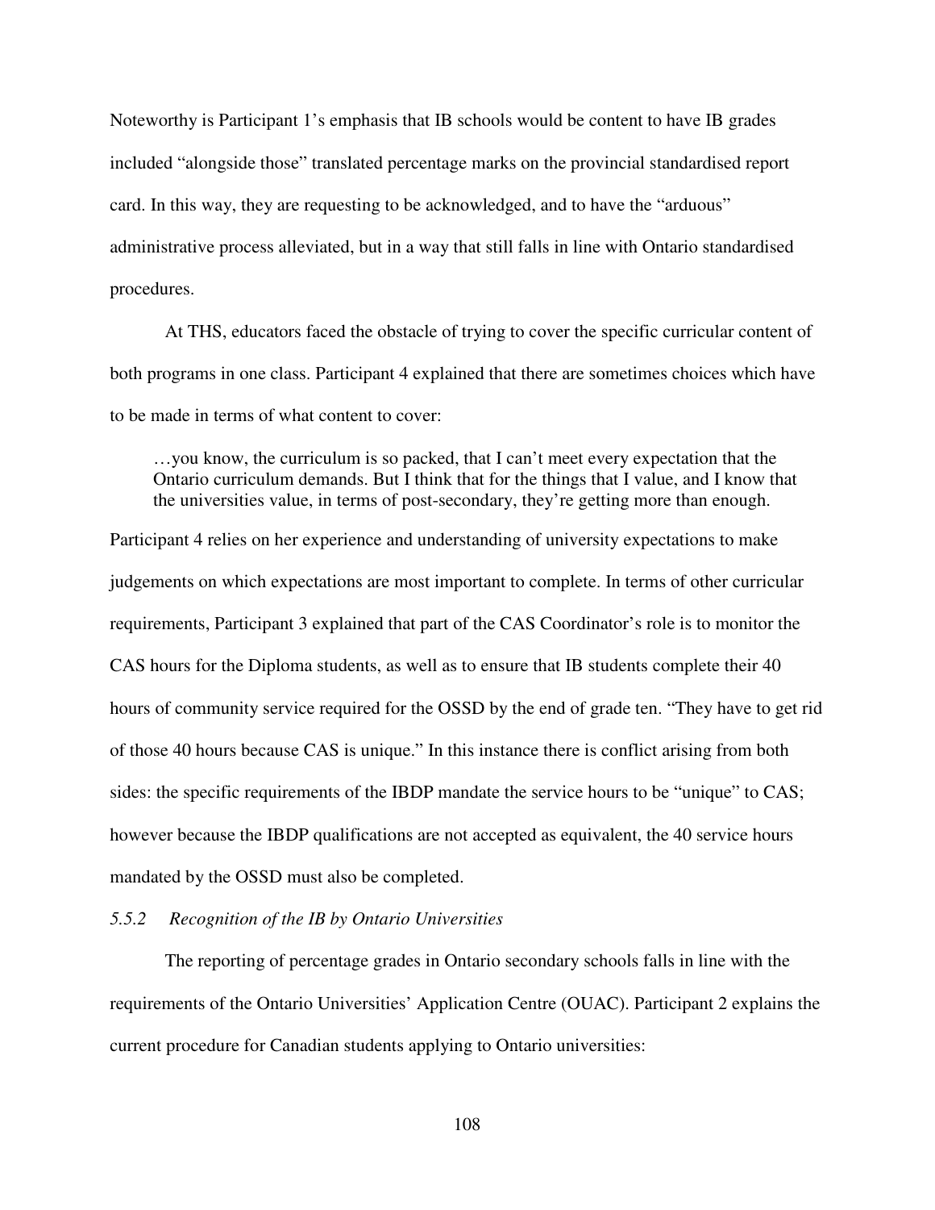Noteworthy is Participant 1's emphasis that IB schools would be content to have IB grades included "alongside those" translated percentage marks on the provincial standardised report card. In this way, they are requesting to be acknowledged, and to have the "arduous" administrative process alleviated, but in a way that still falls in line with Ontario standardised procedures.

At THS, educators faced the obstacle of trying to cover the specific curricular content of both programs in one class. Participant 4 explained that there are sometimes choices which have to be made in terms of what content to cover:

> …you know, the curriculum is so packed, that I can't meet every expectation that the Ontario curriculum demands. But I think that for the things that I value, and I know that the universities value, in terms of post-secondary, they're getting more than enough.

Participant 4 relies on her experience and understanding of university expectations to make judgements on which expectations are most important to complete. In terms of other curricular requirements, Participant 3 explained that part of the CAS Coordinator's role is to monitor the CAS hours for the Diploma students, as well as to ensure that IB students complete their 40 hours of community service required for the OSSD by the end of grade ten. "They have to get rid of those 40 hours because CAS is unique." In this instance there is conflict arising from both sides: the specific requirements of the IBDP mandate the service hours to be "unique" to CAS; however because the IBDP qualifications are not accepted as equivalent, the 40 service hours mandated by the OSSD must also be completed.

### *5.5.2 Recognition of the IB by Ontario Universities*

The reporting of percentage grades in Ontario secondary schools falls in line with the requirements of the Ontario Universities' Application Centre (OUAC). Participant 2 explains the current procedure for Canadian students applying to Ontario universities: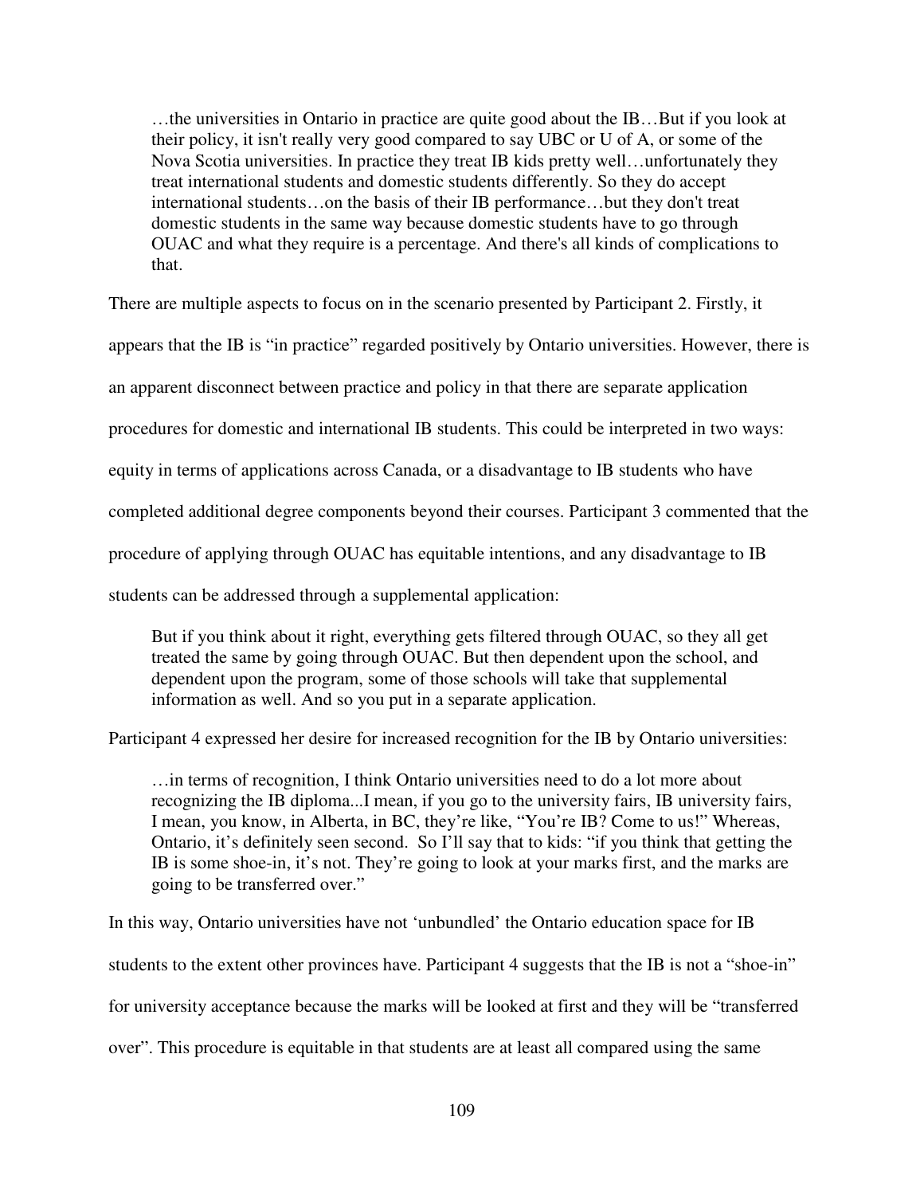> …the universities in Ontario in practice are quite good about the IB…But if you look at their policy, it isn't really very good compared to say UBC or U of A, or some of the Nova Scotia universities. In practice they treat IB kids pretty well…unfortunately they treat international students and domestic students differently. So they do accept international students…on the basis of their IB performance…but they don't treat domestic students in the same way because domestic students have to go through OUAC and what they require is a percentage. And there's all kinds of complications to that.

There are multiple aspects to focus on in the scenario presented by Participant 2. Firstly, it appears that the IB is "in practice" regarded positively by Ontario universities. However, there is an apparent disconnect between practice and policy in that there are separate application procedures for domestic and international IB students. This could be interpreted in two ways: equity in terms of applications across Canada, or a disadvantage to IB students who have completed additional degree components beyond their courses. Participant 3 commented that the procedure of applying through OUAC has equitable intentions, and any disadvantage to IB students can be addressed through a supplemental application:

> But if you think about it right, everything gets filtered through OUAC, so they all get treated the same by going through OUAC. But then dependent upon the school, and dependent upon the program, some of those schools will take that supplemental information as well. And so you put in a separate application.

Participant 4 expressed her desire for increased recognition for the IB by Ontario universities:

> …in terms of recognition, I think Ontario universities need to do a lot more about recognizing the IB diploma...I mean, if you go to the university fairs, IB university fairs, I mean, you know, in Alberta, in BC, they're like, "You're IB? Come to us!" Whereas, Ontario, it's definitely seen second. So I'll say that to kids: "if you think that getting the IB is some shoe-in, it's not. They're going to look at your marks first, and the marks are going to be transferred over."

In this way, Ontario universities have not 'unbundled' the Ontario education space for IB students to the extent other provinces have. Participant 4 suggests that the IB is not a "shoe-in" for university acceptance because the marks will be looked at first and they will be "transferred over". This procedure is equitable in that students are at least all compared using the same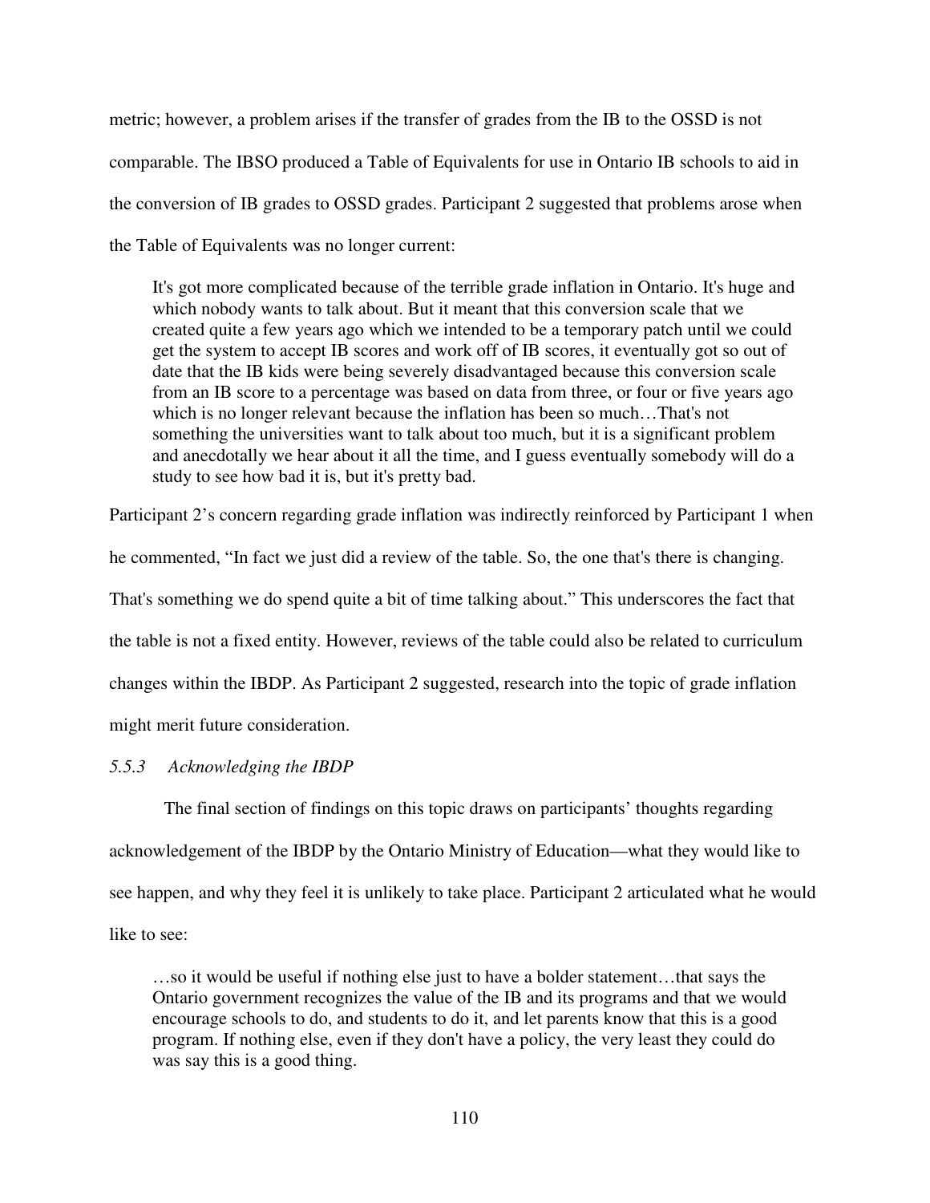metric; however, a problem arises if the transfer of grades from the IB to the OSSD is not comparable. The IBSO produced a Table of Equivalents for use in Ontario IB schools to aid in the conversion of IB grades to OSSD grades. Participant 2 suggested that problems arose when the Table of Equivalents was no longer current:

> It's got more complicated because of the terrible grade inflation in Ontario. It's huge and which nobody wants to talk about. But it meant that this conversion scale that we created quite a few years ago which we intended to be a temporary patch until we could get the system to accept IB scores and work off of IB scores, it eventually got so out of date that the IB kids were being severely disadvantaged because this conversion scale from an IB score to a percentage was based on data from three, or four or five years ago which is no longer relevant because the inflation has been so much…That's not something the universities want to talk about too much, but it is a significant problem and anecdotally we hear about it all the time, and I guess eventually somebody will do a study to see how bad it is, but it's pretty bad.

Participant 2's concern regarding grade inflation was indirectly reinforced by Participant 1 when he commented, "In fact we just did a review of the table. So, the one that's there is changing. That's something we do spend quite a bit of time talking about." This underscores the fact that the table is not a fixed entity. However, reviews of the table could also be related to curriculum changes within the IBDP. As Participant 2 suggested, research into the topic of grade inflation might merit future consideration.

### *5.5.3 Acknowledging the IBDP*

The final section of findings on this topic draws on participants' thoughts regarding acknowledgement of the IBDP by the Ontario Ministry of Education—what they would like to see happen, and why they feel it is unlikely to take place. Participant 2 articulated what he would like to see:

> …so it would be useful if nothing else just to have a bolder statement…that says the Ontario government recognizes the value of the IB and its programs and that we would encourage schools to do, and students to do it, and let parents know that this is a good program. If nothing else, even if they don't have a policy, the very least they could do was say this is a good thing.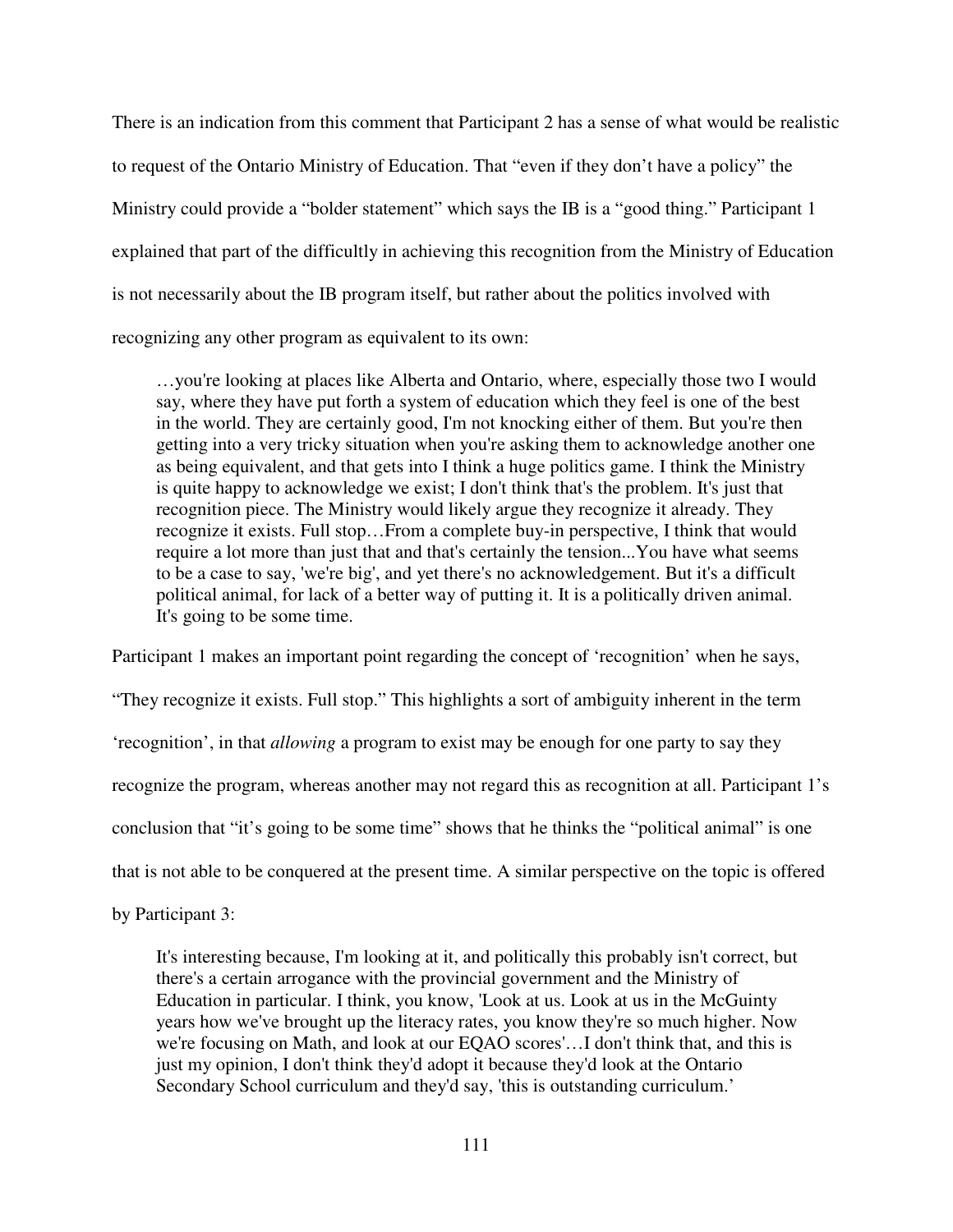There is an indication from this comment that Participant 2 has a sense of what would be realistic to request of the Ontario Ministry of Education. That "even if they don't have a policy" the Ministry could provide a "bolder statement" which says the IB is a "good thing." Participant 1 explained that part of the difficultly in achieving this recognition from the Ministry of Education is not necessarily about the IB program itself, but rather about the politics involved with recognizing any other program as equivalent to its own:

> …you're looking at places like Alberta and Ontario, where, especially those two I would say, where they have put forth a system of education which they feel is one of the best in the world. They are certainly good, I'm not knocking either of them. But you're then getting into a very tricky situation when you're asking them to acknowledge another one as being equivalent, and that gets into I think a huge politics game. I think the Ministry is quite happy to acknowledge we exist; I don't think that's the problem. It's just that recognition piece. The Ministry would likely argue they recognize it already. They recognize it exists. Full stop…From a complete buy-in perspective, I think that would require a lot more than just that and that's certainly the tension...You have what seems to be a case to say, 'we're big', and yet there's no acknowledgement. But it's a difficult political animal, for lack of a better way of putting it. It is a politically driven animal. It's going to be some time.

Participant 1 makes an important point regarding the concept of 'recognition' when he says, "They recognize it exists. Full stop." This highlights a sort of ambiguity inherent in the term 'recognition', in that *allowing* a program to exist may be enough for one party to say they recognize the program, whereas another may not regard this as recognition at all. Participant 1's conclusion that "it's going to be some time" shows that he thinks the "political animal" is one that is not able to be conquered at the present time. A similar perspective on the topic is offered by Participant 3:

> It's interesting because, I'm looking at it, and politically this probably isn't correct, but there's a certain arrogance with the provincial government and the Ministry of Education in particular. I think, you know, 'Look at us. Look at us in the McGuinty years how we've brought up the literacy rates, you know they're so much higher. Now we're focusing on Math, and look at our EQAO scores'…I don't think that, and this is just my opinion, I don't think they'd adopt it because they'd look at the Ontario Secondary School curriculum and they'd say, 'this is outstanding curriculum.'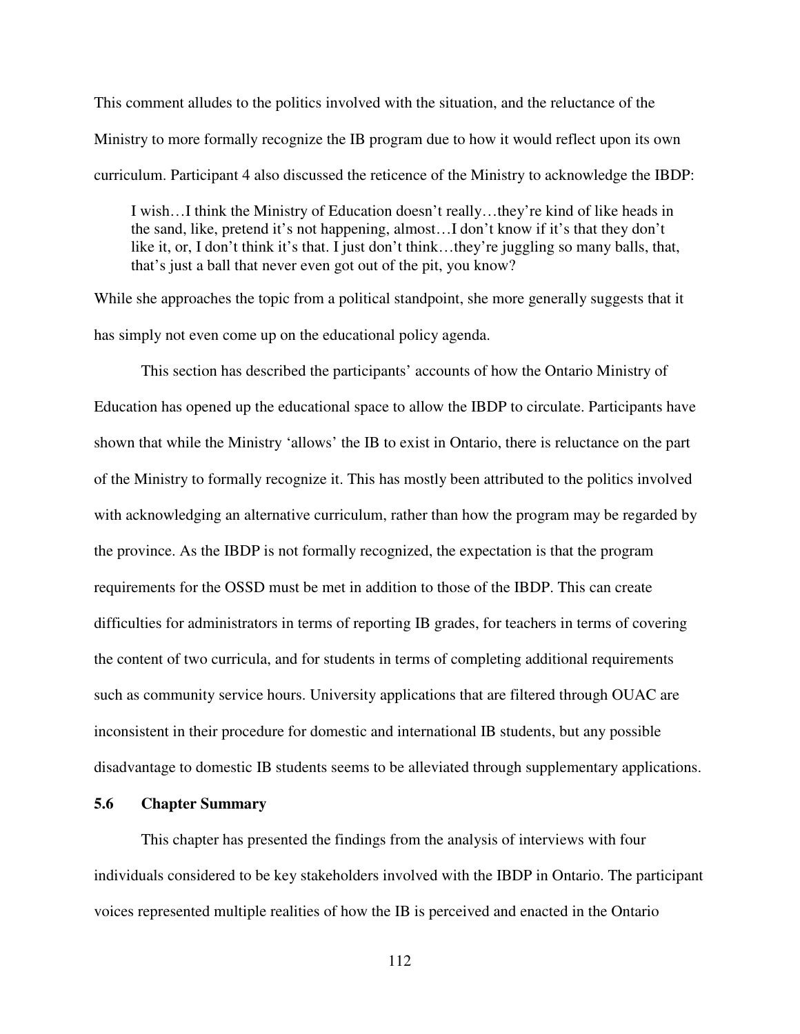This comment alludes to the politics involved with the situation, and the reluctance of the Ministry to more formally recognize the IB program due to how it would reflect upon its own curriculum. Participant 4 also discussed the reticence of the Ministry to acknowledge the IBDP:

> I wish…I think the Ministry of Education doesn't really…they're kind of like heads in the sand, like, pretend it's not happening, almost…I don't know if it's that they don't like it, or, I don't think it's that. I just don't think…they're juggling so many balls, that, that's just a ball that never even got out of the pit, you know?

While she approaches the topic from a political standpoint, she more generally suggests that it has simply not even come up on the educational policy agenda.

This section has described the participants' accounts of how the Ontario Ministry of Education has opened up the educational space to allow the IBDP to circulate. Participants have shown that while the Ministry 'allows' the IB to exist in Ontario, there is reluctance on the part of the Ministry to formally recognize it. This has mostly been attributed to the politics involved with acknowledging an alternative curriculum, rather than how the program may be regarded by the province. As the IBDP is not formally recognized, the expectation is that the program requirements for the OSSD must be met in addition to those of the IBDP. This can create difficulties for administrators in terms of reporting IB grades, for teachers in terms of covering the content of two curricula, and for students in terms of completing additional requirements such as community service hours. University applications that are filtered through OUAC are inconsistent in their procedure for domestic and international IB students, but any possible disadvantage to domestic IB students seems to be alleviated through supplementary applications.

### 5.6 Chapter Summary

This chapter has presented the findings from the analysis of interviews with four individuals considered to be key stakeholders involved with the IBDP in Ontario. The participant voices represented multiple realities of how the IB is perceived and enacted in the Ontario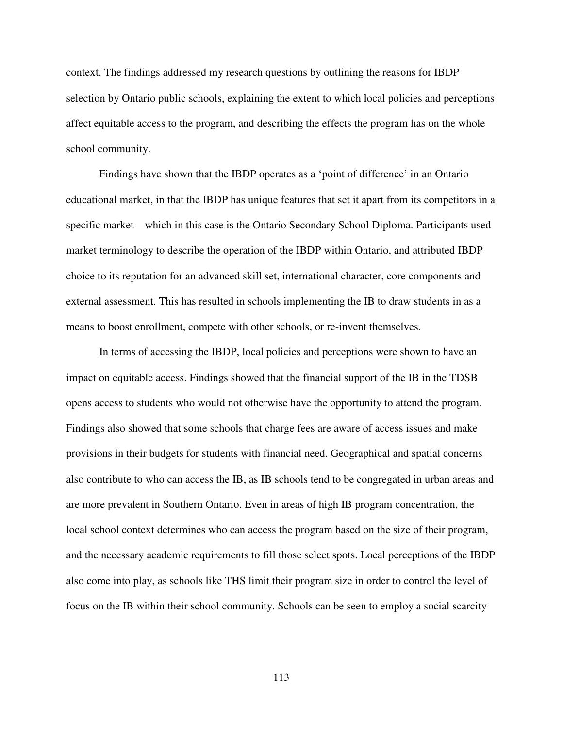context. The findings addressed my research questions by outlining the reasons for IBDP selection by Ontario public schools, explaining the extent to which local policies and perceptions affect equitable access to the program, and describing the effects the program has on the whole school community.

Findings have shown that the IBDP operates as a 'point of difference' in an Ontario educational market, in that the IBDP has unique features that set it apart from its competitors in a specific market—which in this case is the Ontario Secondary School Diploma. Participants used market terminology to describe the operation of the IBDP within Ontario, and attributed IBDP choice to its reputation for an advanced skill set, international character, core components and external assessment. This has resulted in schools implementing the IB to draw students in as a means to boost enrollment, compete with other schools, or re-invent themselves.

In terms of accessing the IBDP, local policies and perceptions were shown to have an impact on equitable access. Findings showed that the financial support of the IB in the TDSB opens access to students who would not otherwise have the opportunity to attend the program. Findings also showed that some schools that charge fees are aware of access issues and make provisions in their budgets for students with financial need. Geographical and spatial concerns also contribute to who can access the IB, as IB schools tend to be congregated in urban areas and are more prevalent in Southern Ontario. Even in areas of high IB program concentration, the local school context determines who can access the program based on the size of their program, and the necessary academic requirements to fill those select spots. Local perceptions of the IBDP also come into play, as schools like THS limit their program size in order to control the level of focus on the IB within their school community. Schools can be seen to employ a social scarcity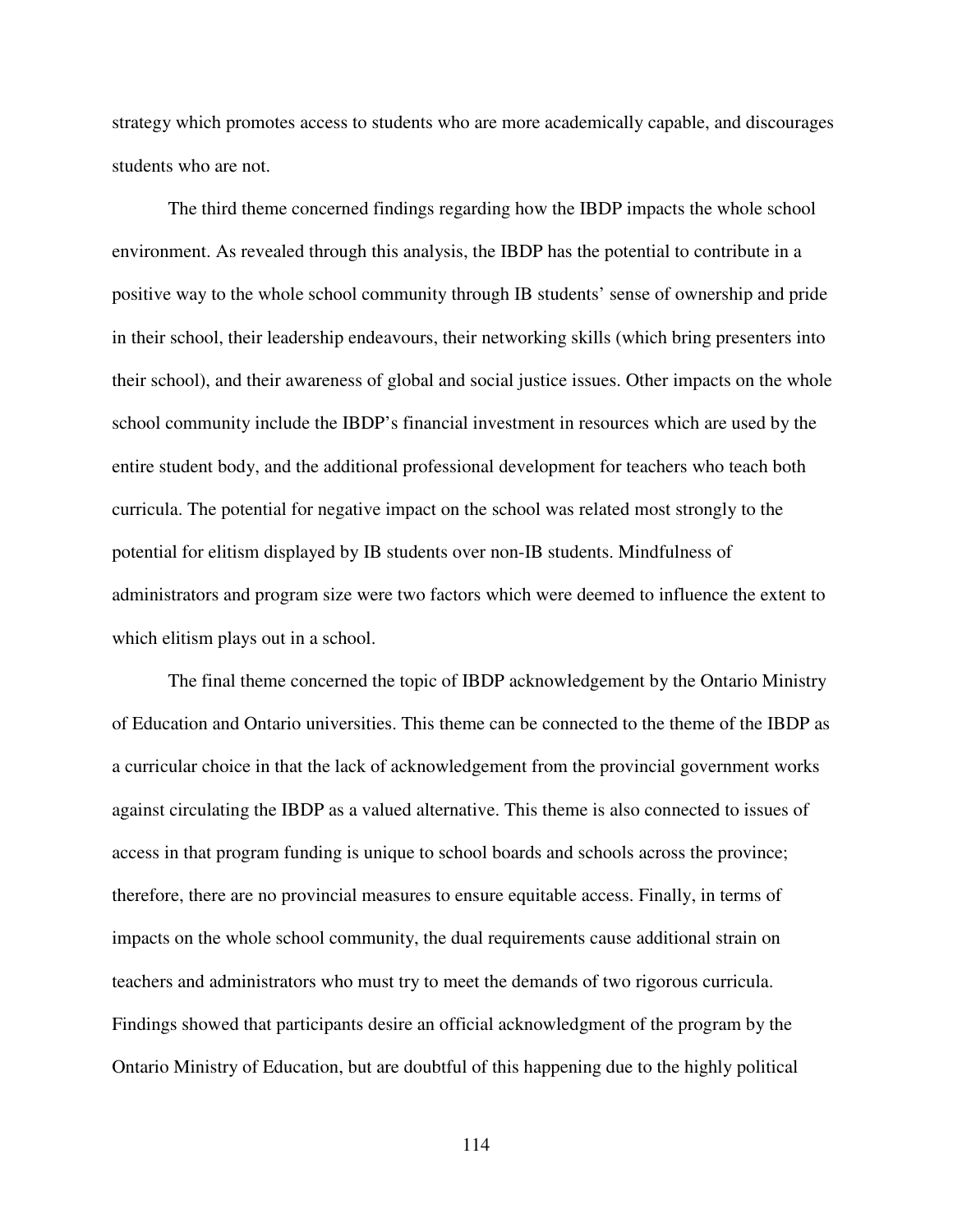strategy which promotes access to students who are more academically capable, and discourages students who are not.

The third theme concerned findings regarding how the IBDP impacts the whole school environment. As revealed through this analysis, the IBDP has the potential to contribute in a positive way to the whole school community through IB students' sense of ownership and pride in their school, their leadership endeavours, their networking skills (which bring presenters into their school), and their awareness of global and social justice issues. Other impacts on the whole school community include the IBDP's financial investment in resources which are used by the entire student body, and the additional professional development for teachers who teach both curricula. The potential for negative impact on the school was related most strongly to the potential for elitism displayed by IB students over non-IB students. Mindfulness of administrators and program size were two factors which were deemed to influence the extent to which elitism plays out in a school.

The final theme concerned the topic of IBDP acknowledgement by the Ontario Ministry of Education and Ontario universities. This theme can be connected to the theme of the IBDP as a curricular choice in that the lack of acknowledgement from the provincial government works against circulating the IBDP as a valued alternative. This theme is also connected to issues of access in that program funding is unique to school boards and schools across the province; therefore, there are no provincial measures to ensure equitable access. Finally, in terms of impacts on the whole school community, the dual requirements cause additional strain on teachers and administrators who must try to meet the demands of two rigorous curricula. Findings showed that participants desire an official acknowledgment of the program by the Ontario Ministry of Education, but are doubtful of this happening due to the highly political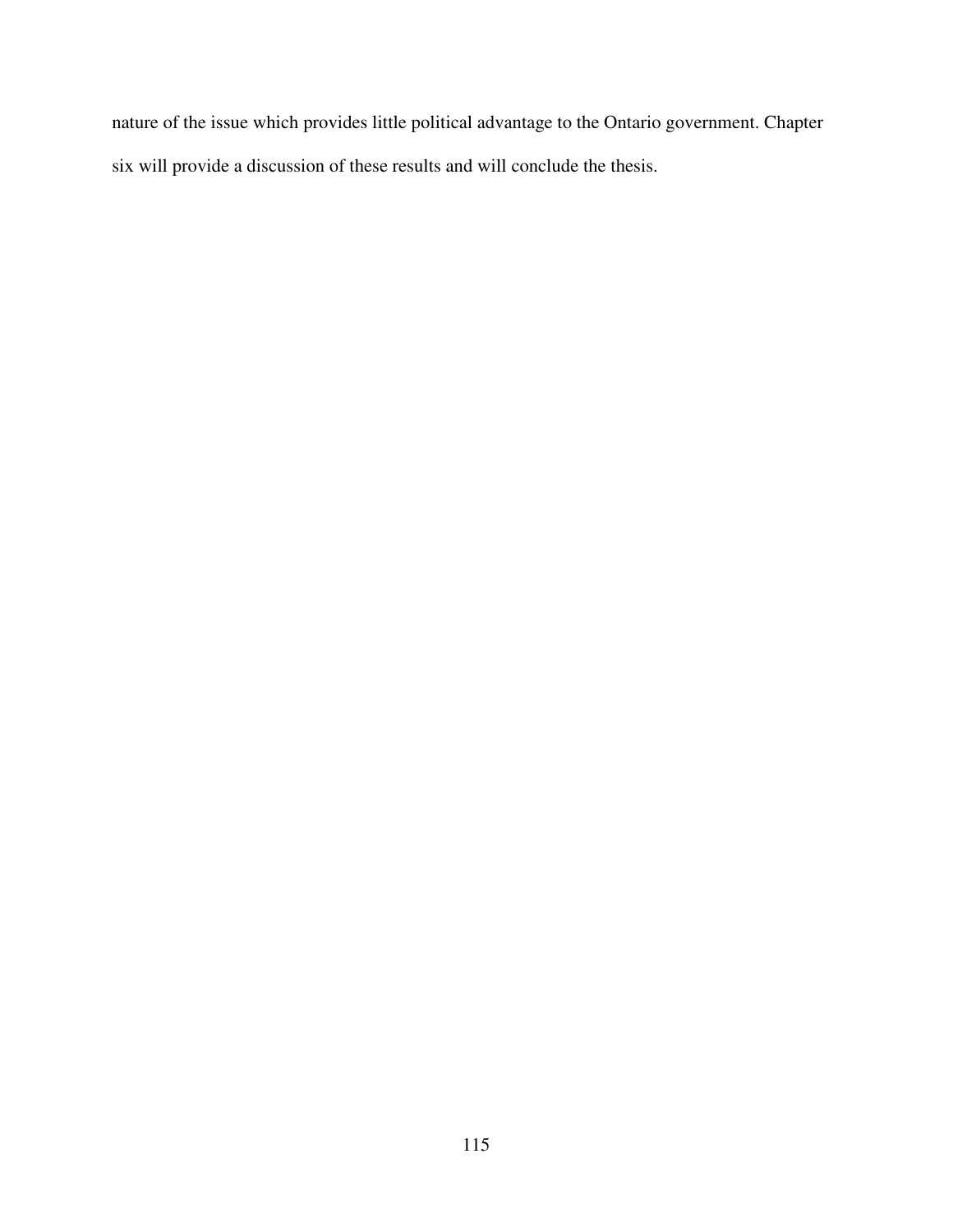nature of the issue which provides little political advantage to the Ontario government. Chapter six will provide a discussion of these results and will conclude the thesis.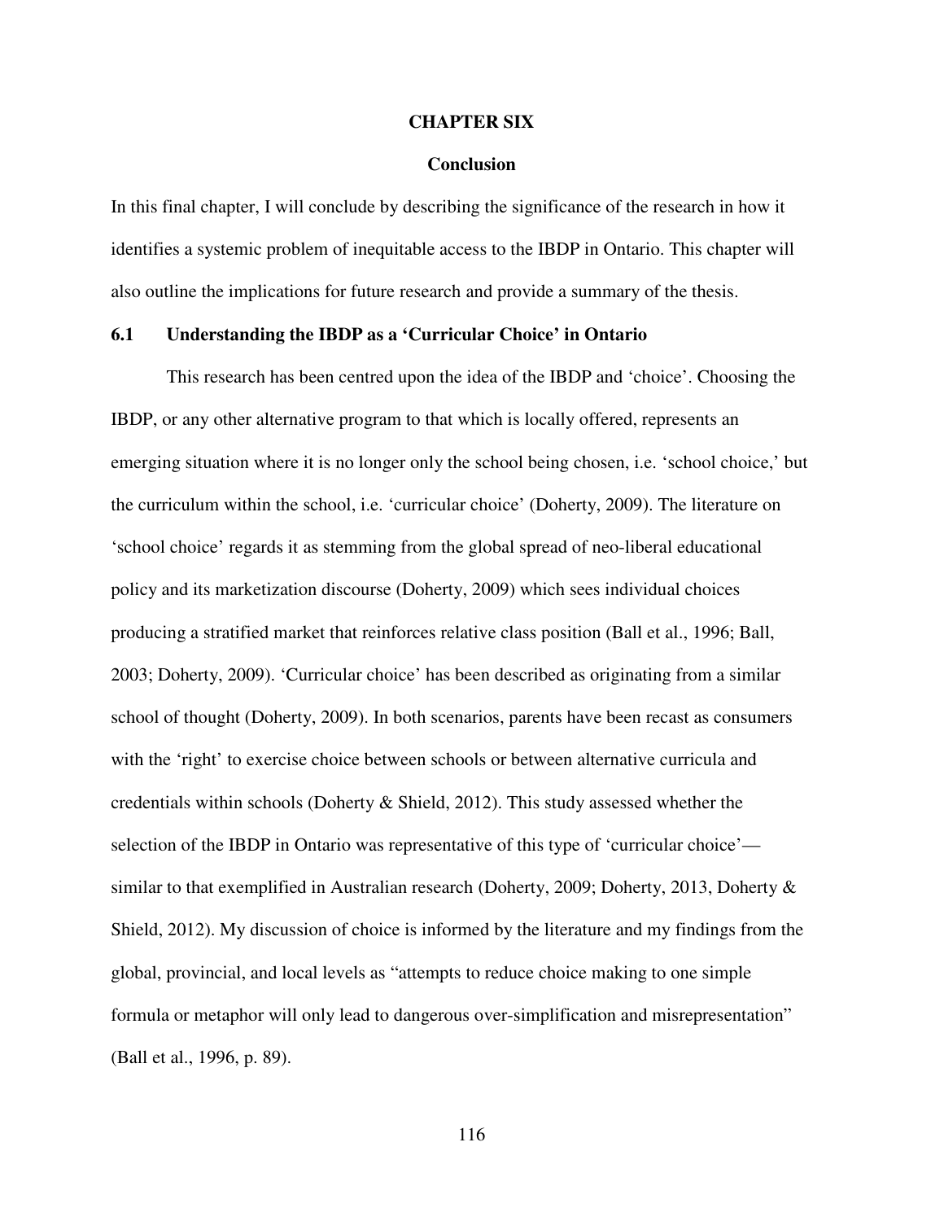# CHAPTER SIX

## Conclusion

In this final chapter, I will conclude by describing the significance of the research in how it identifies a systemic problem of inequitable access to the IBDP in Ontario. This chapter will also outline the implications for future research and provide a summary of the thesis.

### 6.1 Understanding the IBDP as a 'Curricular Choice' in Ontario

This research has been centred upon the idea of the IBDP and 'choice'. Choosing the IBDP, or any other alternative program to that which is locally offered, represents an emerging situation where it is no longer only the school being chosen, i.e. 'school choice,' but the curriculum within the school, i.e. 'curricular choice' (Doherty, 2009). The literature on 'school choice' regards it as stemming from the global spread of neo-liberal educational policy and its marketization discourse (Doherty, 2009) which sees individual choices producing a stratified market that reinforces relative class position (Ball et al., 1996; Ball, 2003; Doherty, 2009). 'Curricular choice' has been described as originating from a similar school of thought (Doherty, 2009). In both scenarios, parents have been recast as consumers with the 'right' to exercise choice between schools or between alternative curricula and credentials within schools (Doherty & Shield, 2012). This study assessed whether the selection of the IBDP in Ontario was representative of this type of 'curricular choice'—similar to that exemplified in Australian research (Doherty, 2009; Doherty, 2013, Doherty & Shield, 2012). My discussion of choice is informed by the literature and my findings from the global, provincial, and local levels as "attempts to reduce choice making to one simple formula or metaphor will only lead to dangerous over-simplification and misrepresentation" (Ball et al., 1996, p. 89).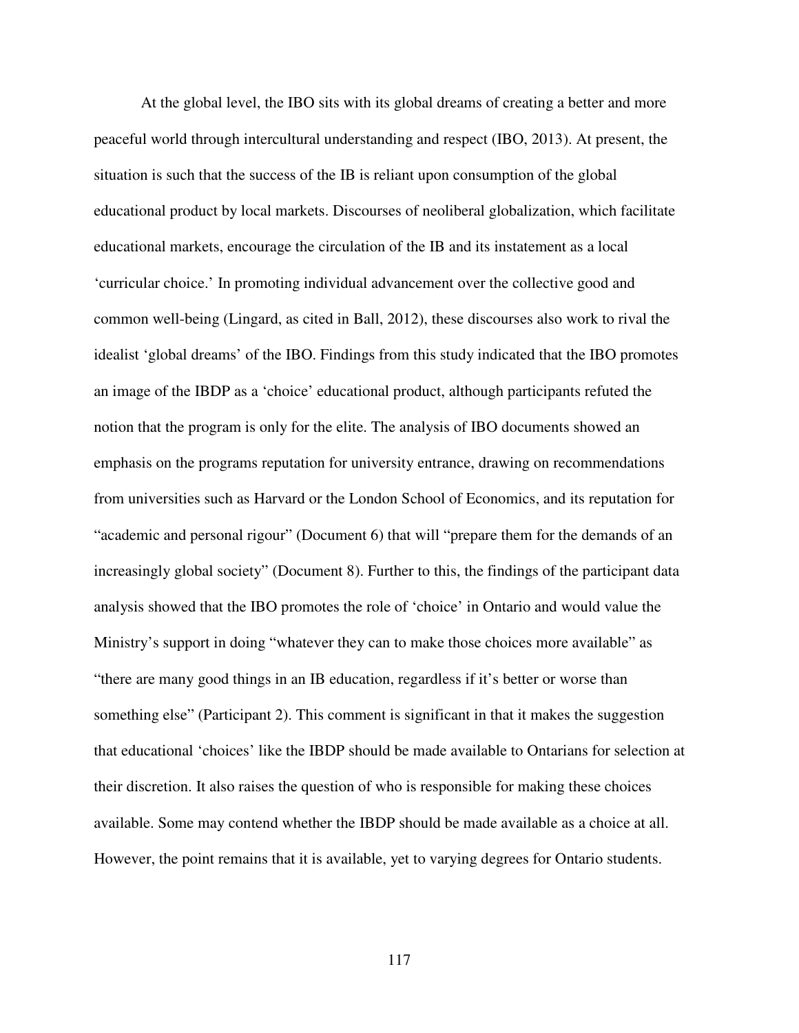At the global level, the IBO sits with its global dreams of creating a better and more peaceful world through intercultural understanding and respect (IBO, 2013). At present, the situation is such that the success of the IB is reliant upon consumption of the global educational product by local markets. Discourses of neoliberal globalization, which facilitate educational markets, encourage the circulation of the IB and its instatement as a local 'curricular choice.' In promoting individual advancement over the collective good and common well-being (Lingard, as cited in Ball, 2012), these discourses also work to rival the idealist 'global dreams' of the IBO. Findings from this study indicated that the IBO promotes an image of the IBDP as a 'choice' educational product, although participants refuted the notion that the program is only for the elite. The analysis of IBO documents showed an emphasis on the programs reputation for university entrance, drawing on recommendations from universities such as Harvard or the London School of Economics, and its reputation for "academic and personal rigour" (Document 6) that will "prepare them for the demands of an increasingly global society" (Document 8). Further to this, the findings of the participant data analysis showed that the IBO promotes the role of 'choice' in Ontario and would value the Ministry's support in doing "whatever they can to make those choices more available" as "there are many good things in an IB education, regardless if it's better or worse than something else" (Participant 2). This comment is significant in that it makes the suggestion that educational 'choices' like the IBDP should be made available to Ontarians for selection at their discretion. It also raises the question of who is responsible for making these choices available. Some may contend whether the IBDP should be made available as a choice at all. However, the point remains that it is available, yet to varying degrees for Ontario students.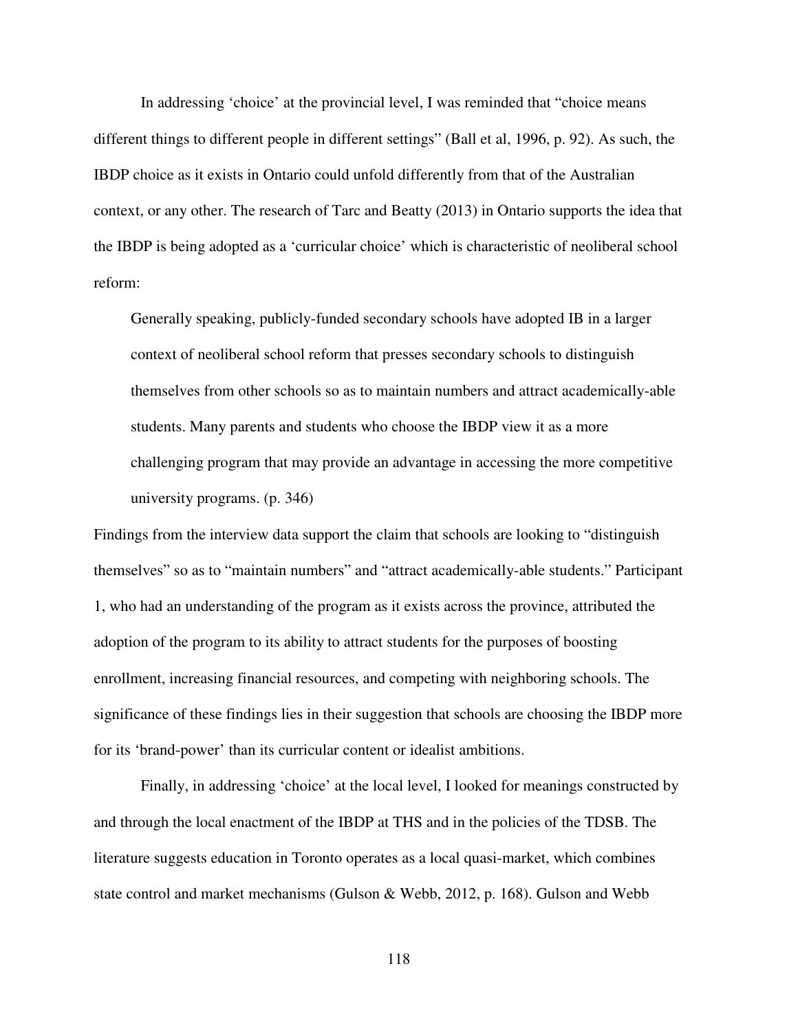In addressing 'choice' at the provincial level, I was reminded that "choice means different things to different people in different settings" (Ball et al, 1996, p. 92). As such, the IBDP choice as it exists in Ontario could unfold differently from that of the Australian context, or any other. The research of Tarc and Beatty (2013) in Ontario supports the idea that the IBDP is being adopted as a 'curricular choice' which is characteristic of neoliberal school reform:

> Generally speaking, publicly-funded secondary schools have adopted IB in a larger context of neoliberal school reform that presses secondary schools to distinguish themselves from other schools so as to maintain numbers and attract academically-able students. Many parents and students who choose the IBDP view it as a more challenging program that may provide an advantage in accessing the more competitive university programs. (p. 346)

Findings from the interview data support the claim that schools are looking to "distinguish themselves" so as to "maintain numbers" and "attract academically-able students." Participant 1, who had an understanding of the program as it exists across the province, attributed the adoption of the program to its ability to attract students for the purposes of boosting enrollment, increasing financial resources, and competing with neighboring schools. The significance of these findings lies in their suggestion that schools are choosing the IBDP more for its 'brand-power' than its curricular content or idealist ambitions.

Finally, in addressing 'choice' at the local level, I looked for meanings constructed by and through the local enactment of the IBDP at THS and in the policies of the TDSB. The literature suggests education in Toronto operates as a local quasi-market, which combines state control and market mechanisms (Gulson & Webb, 2012, p. 168). Gulson and Webb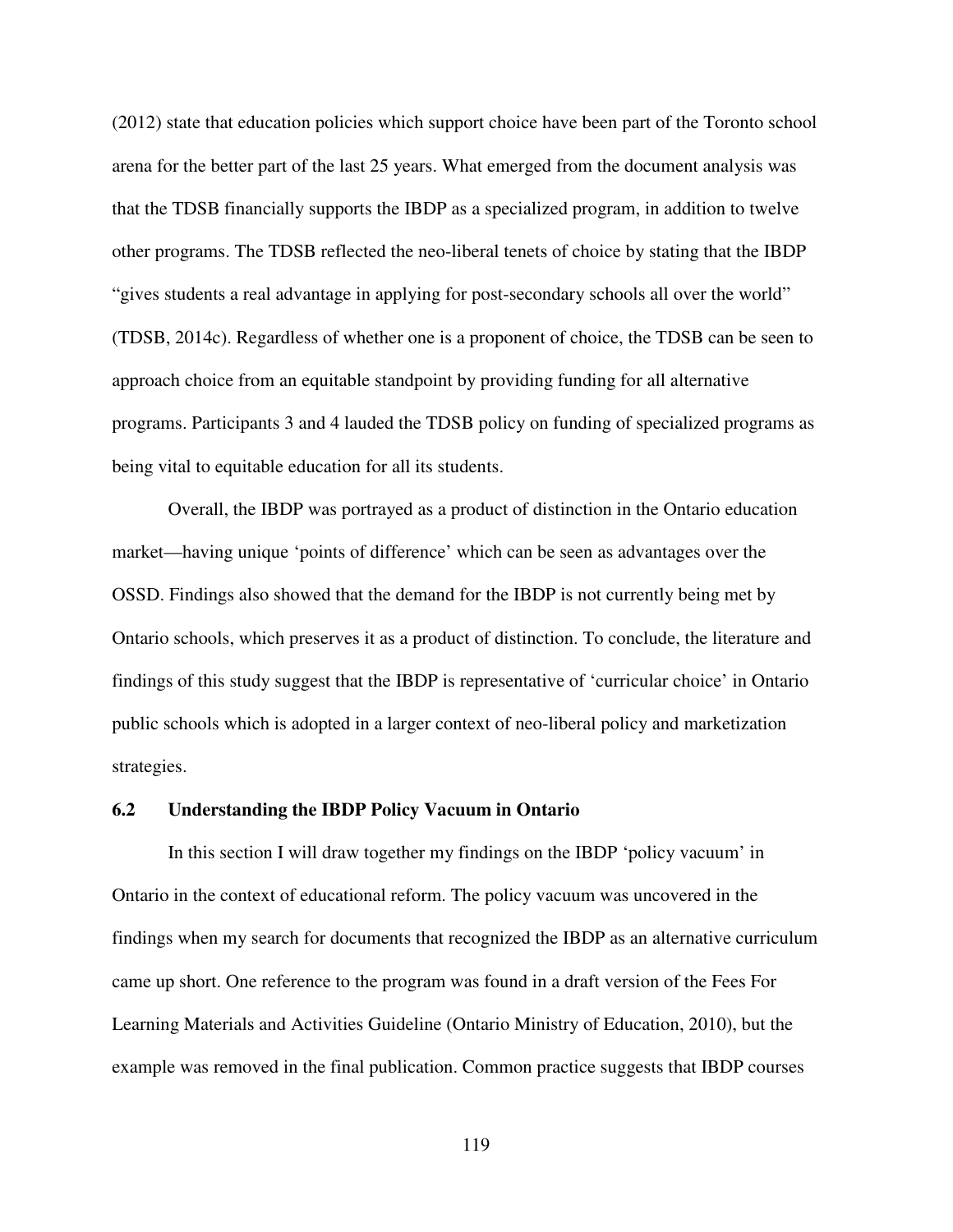(2012) state that education policies which support choice have been part of the Toronto school arena for the better part of the last 25 years. What emerged from the document analysis was that the TDSB financially supports the IBDP as a specialized program, in addition to twelve other programs. The TDSB reflected the neo-liberal tenets of choice by stating that the IBDP "gives students a real advantage in applying for post-secondary schools all over the world" (TDSB, 2014c). Regardless of whether one is a proponent of choice, the TDSB can be seen to approach choice from an equitable standpoint by providing funding for all alternative programs. Participants 3 and 4 lauded the TDSB policy on funding of specialized programs as being vital to equitable education for all its students.

Overall, the IBDP was portrayed as a product of distinction in the Ontario education market—having unique 'points of difference' which can be seen as advantages over the OSSD. Findings also showed that the demand for the IBDP is not currently being met by Ontario schools, which preserves it as a product of distinction. To conclude, the literature and findings of this study suggest that the IBDP is representative of 'curricular choice' in Ontario public schools which is adopted in a larger context of neo-liberal policy and marketization strategies.

### 6.2 Understanding the IBDP Policy Vacuum in Ontario

In this section I will draw together my findings on the IBDP 'policy vacuum' in Ontario in the context of educational reform. The policy vacuum was uncovered in the findings when my search for documents that recognized the IBDP as an alternative curriculum came up short. One reference to the program was found in a draft version of the Fees For Learning Materials and Activities Guideline (Ontario Ministry of Education, 2010), but the example was removed in the final publication. Common practice suggests that IBDP courses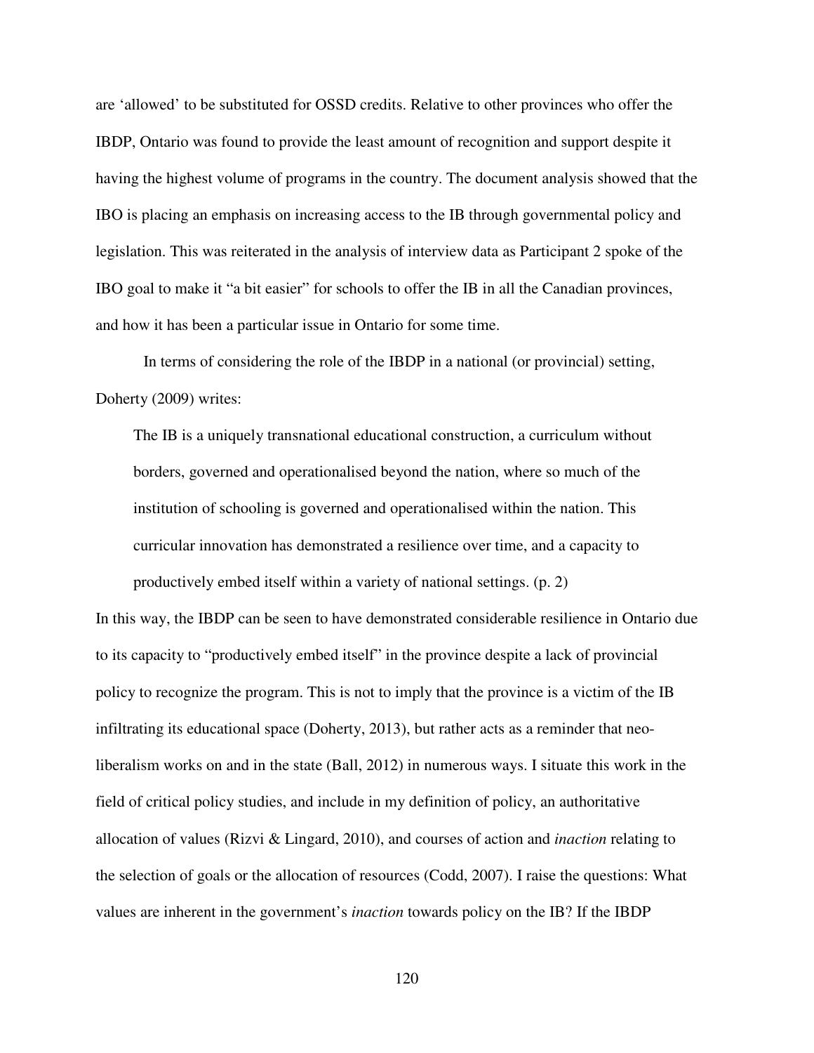are 'allowed' to be substituted for OSSD credits. Relative to other provinces who offer the IBDP, Ontario was found to provide the least amount of recognition and support despite it having the highest volume of programs in the country. The document analysis showed that the IBO is placing an emphasis on increasing access to the IB through governmental policy and legislation. This was reiterated in the analysis of interview data as Participant 2 spoke of the IBO goal to make it "a bit easier" for schools to offer the IB in all the Canadian provinces, and how it has been a particular issue in Ontario for some time.

In terms of considering the role of the IBDP in a national (or provincial) setting, Doherty (2009) writes:

> The IB is a uniquely transnational educational construction, a curriculum without borders, governed and operationalised beyond the nation, where so much of the institution of schooling is governed and operationalised within the nation. This curricular innovation has demonstrated a resilience over time, and a capacity to productively embed itself within a variety of national settings. (p. 2)

In this way, the IBDP can be seen to have demonstrated considerable resilience in Ontario due to its capacity to "productively embed itself" in the province despite a lack of provincial policy to recognize the program. This is not to imply that the province is a victim of the IB infiltrating its educational space (Doherty, 2013), but rather acts as a reminder that neo-liberalism works on and in the state (Ball, 2012) in numerous ways. I situate this work in the field of critical policy studies, and include in my definition of policy, an authoritative allocation of values (Rizvi & Lingard, 2010), and courses of action and *inaction* relating to the selection of goals or the allocation of resources (Codd, 2007). I raise the questions: What values are inherent in the government's *inaction* towards policy on the IB? If the IBDP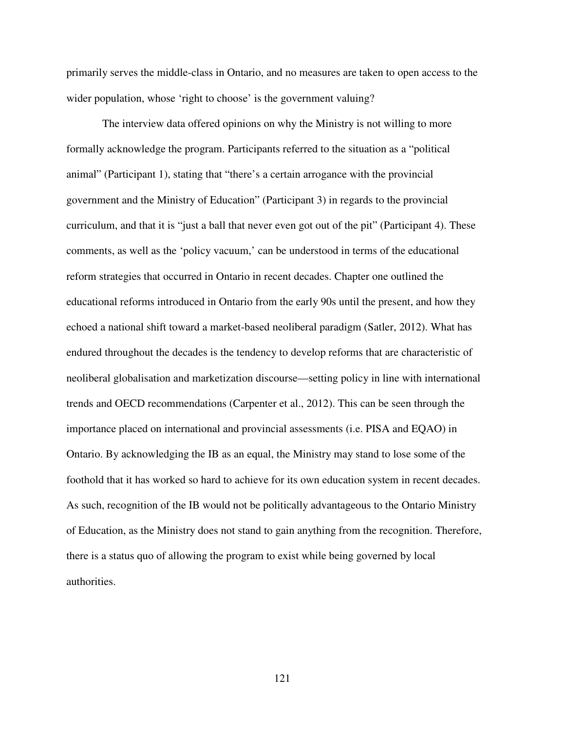primarily serves the middle-class in Ontario, and no measures are taken to open access to the wider population, whose 'right to choose' is the government valuing?

The interview data offered opinions on why the Ministry is not willing to more formally acknowledge the program. Participants referred to the situation as a "political animal" (Participant 1), stating that "there's a certain arrogance with the provincial government and the Ministry of Education" (Participant 3) in regards to the provincial curriculum, and that it is "just a ball that never even got out of the pit" (Participant 4). These comments, as well as the 'policy vacuum,' can be understood in terms of the educational reform strategies that occurred in Ontario in recent decades. Chapter one outlined the educational reforms introduced in Ontario from the early 90s until the present, and how they echoed a national shift toward a market-based neoliberal paradigm (Satler, 2012). What has endured throughout the decades is the tendency to develop reforms that are characteristic of neoliberal globalisation and marketization discourse—setting policy in line with international trends and OECD recommendations (Carpenter et al., 2012). This can be seen through the importance placed on international and provincial assessments (i.e. PISA and EQAO) in Ontario. By acknowledging the IB as an equal, the Ministry may stand to lose some of the foothold that it has worked so hard to achieve for its own education system in recent decades. As such, recognition of the IB would not be politically advantageous to the Ontario Ministry of Education, as the Ministry does not stand to gain anything from the recognition. Therefore, there is a status quo of allowing the program to exist while being governed by local authorities.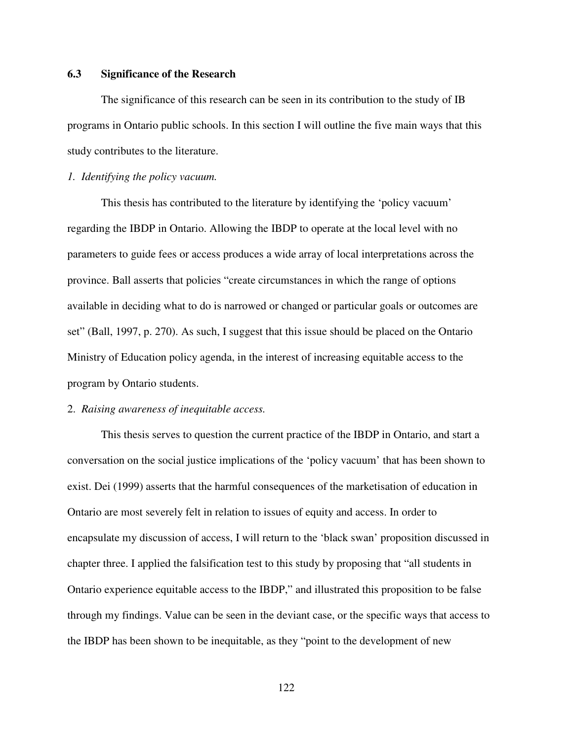### 6.3 Significance of the Research

The significance of this research can be seen in its contribution to the study of IB programs in Ontario public schools. In this section I will outline the five main ways that this study contributes to the literature.

*1. Identifying the policy vacuum.*

This thesis has contributed to the literature by identifying the 'policy vacuum' regarding the IBDP in Ontario. Allowing the IBDP to operate at the local level with no parameters to guide fees or access produces a wide array of local interpretations across the province. Ball asserts that policies "create circumstances in which the range of options available in deciding what to do is narrowed or changed or particular goals or outcomes are set" (Ball, 1997, p. 270). As such, I suggest that this issue should be placed on the Ontario Ministry of Education policy agenda, in the interest of increasing equitable access to the program by Ontario students.

2. *Raising awareness of inequitable access.*

This thesis serves to question the current practice of the IBDP in Ontario, and start a conversation on the social justice implications of the 'policy vacuum' that has been shown to exist. Dei (1999) asserts that the harmful consequences of the marketisation of education in Ontario are most severely felt in relation to issues of equity and access. In order to encapsulate my discussion of access, I will return to the 'black swan' proposition discussed in chapter three. I applied the falsification test to this study by proposing that "all students in Ontario experience equitable access to the IBDP," and illustrated this proposition to be false through my findings. Value can be seen in the deviant case, or the specific ways that access to the IBDP has been shown to be inequitable, as they "point to the development of new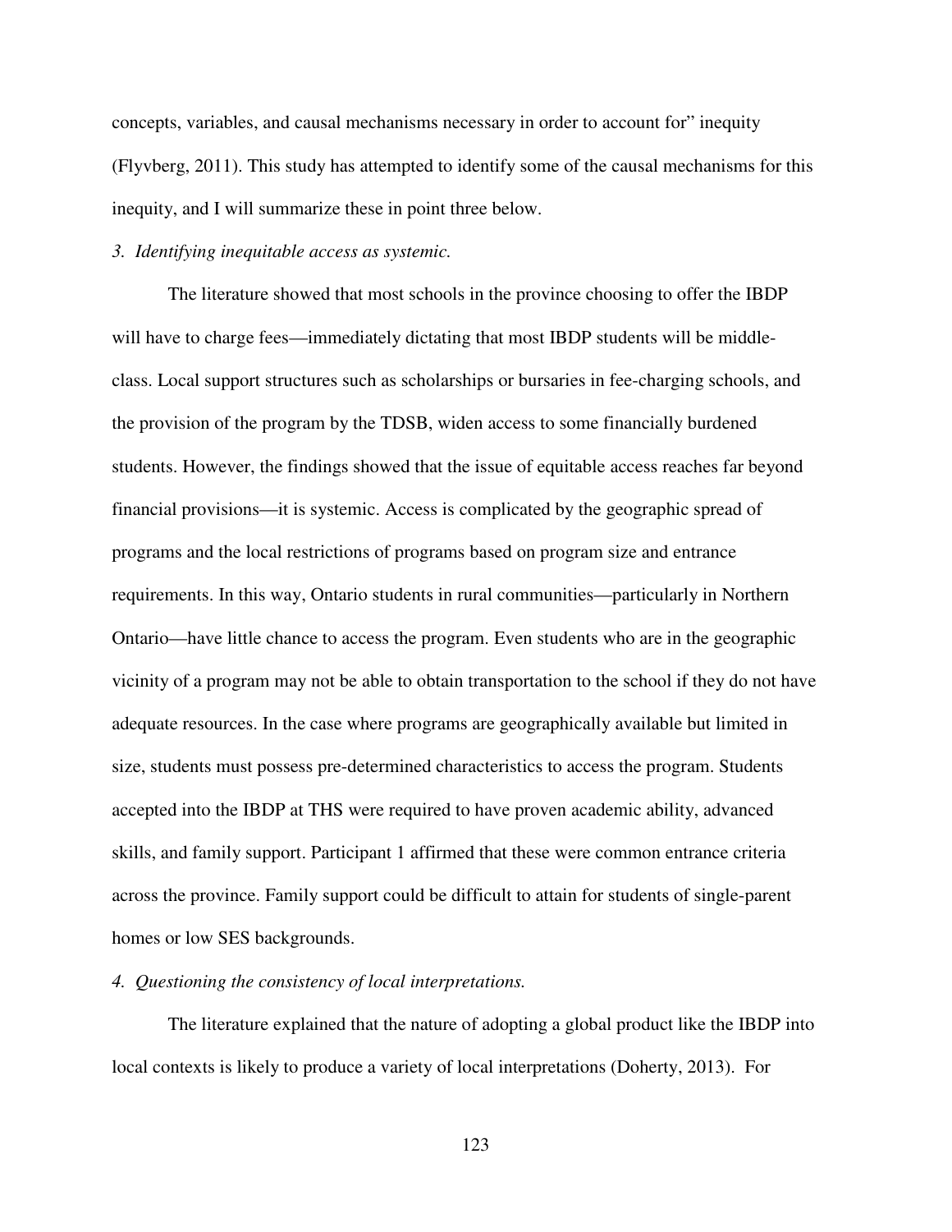concepts, variables, and causal mechanisms necessary in order to account for" inequity (Flyvberg, 2011). This study has attempted to identify some of the causal mechanisms for this inequity, and I will summarize these in point three below.

*3. Identifying inequitable access as systemic.*

The literature showed that most schools in the province choosing to offer the IBDP will have to charge fees—immediately dictating that most IBDP students will be middle-class. Local support structures such as scholarships or bursaries in fee-charging schools, and the provision of the program by the TDSB, widen access to some financially burdened students. However, the findings showed that the issue of equitable access reaches far beyond financial provisions—it is systemic. Access is complicated by the geographic spread of programs and the local restrictions of programs based on program size and entrance requirements. In this way, Ontario students in rural communities—particularly in Northern Ontario—have little chance to access the program. Even students who are in the geographic vicinity of a program may not be able to obtain transportation to the school if they do not have adequate resources. In the case where programs are geographically available but limited in size, students must possess pre-determined characteristics to access the program. Students accepted into the IBDP at THS were required to have proven academic ability, advanced skills, and family support. Participant 1 affirmed that these were common entrance criteria across the province. Family support could be difficult to attain for students of single-parent homes or low SES backgrounds.

*4. Questioning the consistency of local interpretations.*

The literature explained that the nature of adopting a global product like the IBDP into local contexts is likely to produce a variety of local interpretations (Doherty, 2013). For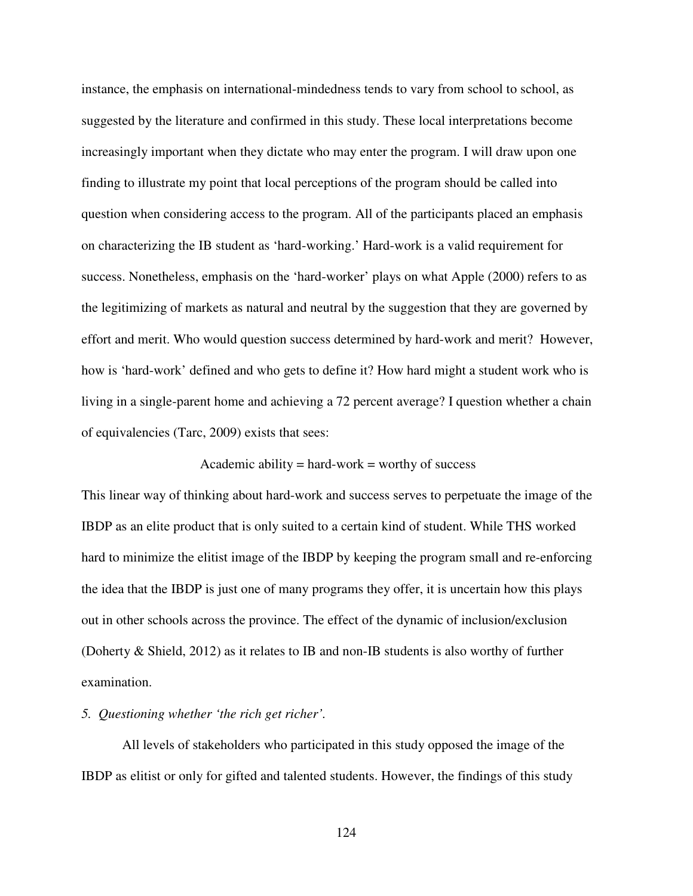instance, the emphasis on international-mindedness tends to vary from school to school, as suggested by the literature and confirmed in this study. These local interpretations become increasingly important when they dictate who may enter the program. I will draw upon one finding to illustrate my point that local perceptions of the program should be called into question when considering access to the program. All of the participants placed an emphasis on characterizing the IB student as 'hard-working.' Hard-work is a valid requirement for success. Nonetheless, emphasis on the 'hard-worker' plays on what Apple (2000) refers to as the legitimizing of markets as natural and neutral by the suggestion that they are governed by effort and merit. Who would question success determined by hard-work and merit? However, how is 'hard-work' defined and who gets to define it? How hard might a student work who is living in a single-parent home and achieving a 72 percent average? I question whether a chain of equivalencies (Tarc, 2009) exists that sees:

Academic ability = hard-work = worthy of success

This linear way of thinking about hard-work and success serves to perpetuate the image of the IBDP as an elite product that is only suited to a certain kind of student. While THS worked hard to minimize the elitist image of the IBDP by keeping the program small and re-enforcing the idea that the IBDP is just one of many programs they offer, it is uncertain how this plays out in other schools across the province. The effect of the dynamic of inclusion/exclusion (Doherty & Shield, 2012) as it relates to IB and non-IB students is also worthy of further examination.

*5. Questioning whether 'the rich get richer'.*

All levels of stakeholders who participated in this study opposed the image of the IBDP as elitist or only for gifted and talented students. However, the findings of this study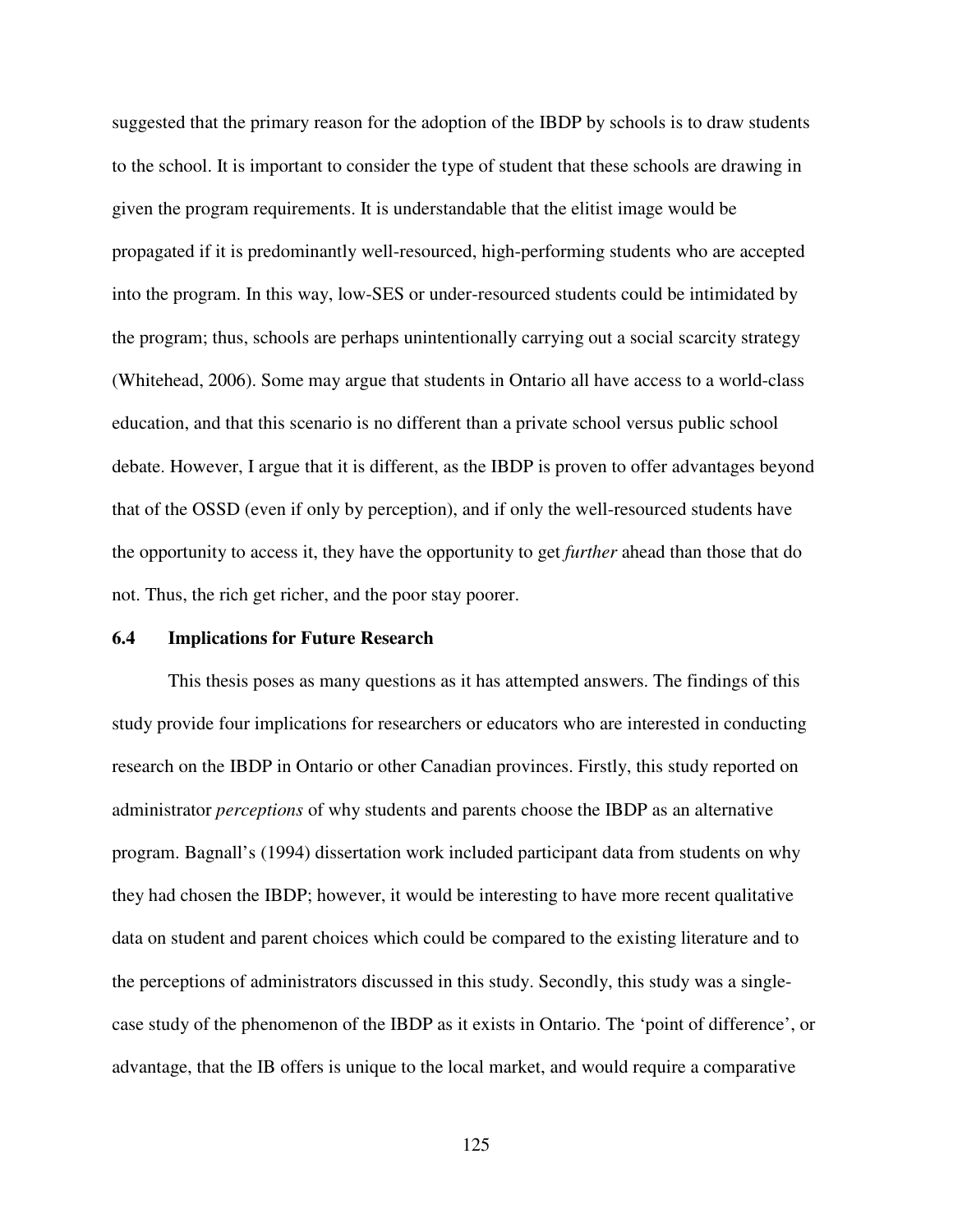suggested that the primary reason for the adoption of the IBDP by schools is to draw students to the school. It is important to consider the type of student that these schools are drawing in given the program requirements. It is understandable that the elitist image would be propagated if it is predominantly well-resourced, high-performing students who are accepted into the program. In this way, low-SES or under-resourced students could be intimidated by the program; thus, schools are perhaps unintentionally carrying out a social scarcity strategy (Whitehead, 2006). Some may argue that students in Ontario all have access to a world-class education, and that this scenario is no different than a private school versus public school debate. However, I argue that it is different, as the IBDP is proven to offer advantages beyond that of the OSSD (even if only by perception), and if only the well-resourced students have the opportunity to access it, they have the opportunity to get *further* ahead than those that do not. Thus, the rich get richer, and the poor stay poorer.

### 6.4 Implications for Future Research

This thesis poses as many questions as it has attempted answers. The findings of this study provide four implications for researchers or educators who are interested in conducting research on the IBDP in Ontario or other Canadian provinces. Firstly, this study reported on administrator *perceptions* of why students and parents choose the IBDP as an alternative program. Bagnall's (1994) dissertation work included participant data from students on why they had chosen the IBDP; however, it would be interesting to have more recent qualitative data on student and parent choices which could be compared to the existing literature and to the perceptions of administrators discussed in this study. Secondly, this study was a single-case study of the phenomenon of the IBDP as it exists in Ontario. The 'point of difference', or advantage, that the IB offers is unique to the local market, and would require a comparative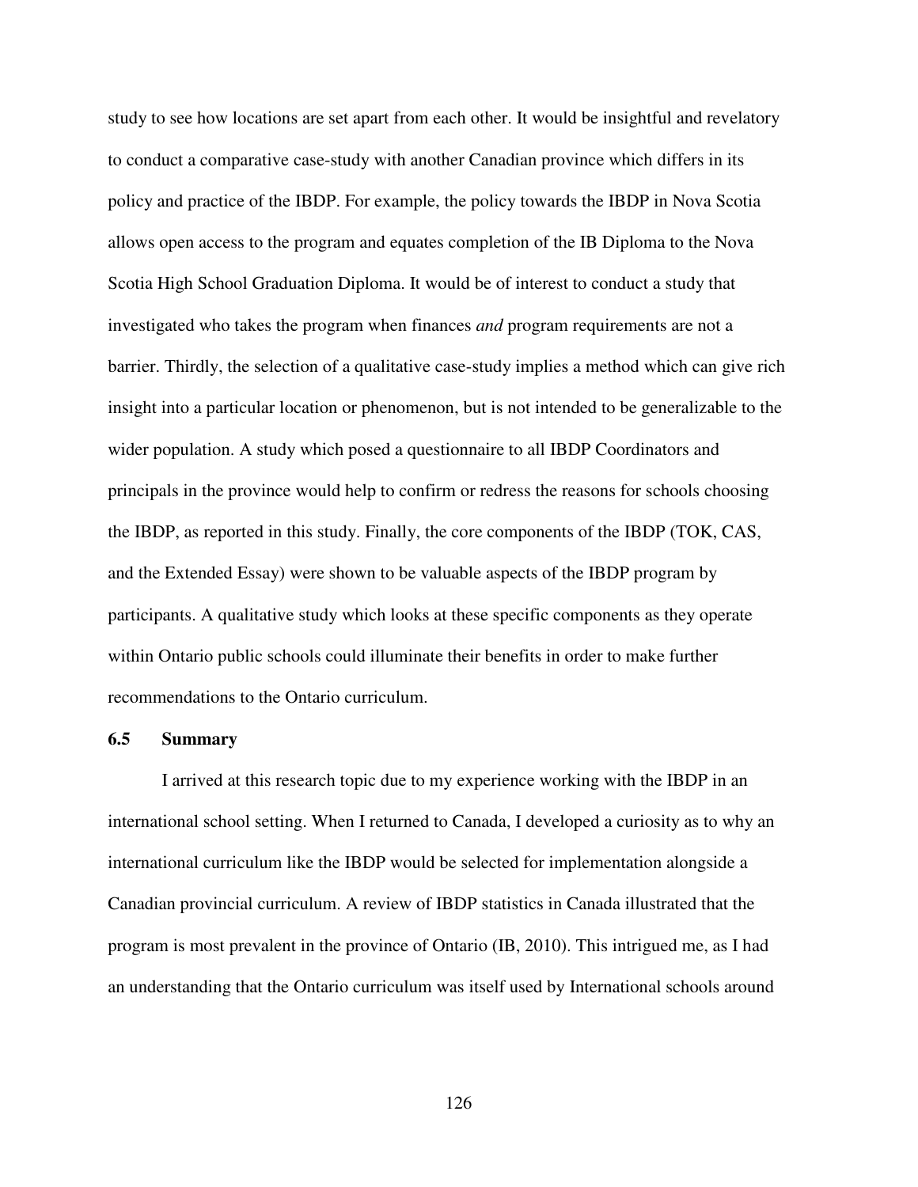study to see how locations are set apart from each other. It would be insightful and revelatory to conduct a comparative case-study with another Canadian province which differs in its policy and practice of the IBDP. For example, the policy towards the IBDP in Nova Scotia allows open access to the program and equates completion of the IB Diploma to the Nova Scotia High School Graduation Diploma. It would be of interest to conduct a study that investigated who takes the program when finances *and* program requirements are not a barrier. Thirdly, the selection of a qualitative case-study implies a method which can give rich insight into a particular location or phenomenon, but is not intended to be generalizable to the wider population. A study which posed a questionnaire to all IBDP Coordinators and principals in the province would help to confirm or redress the reasons for schools choosing the IBDP, as reported in this study. Finally, the core components of the IBDP (TOK, CAS, and the Extended Essay) were shown to be valuable aspects of the IBDP program by participants. A qualitative study which looks at these specific components as they operate within Ontario public schools could illuminate their benefits in order to make further recommendations to the Ontario curriculum.

### 6.5 Summary

I arrived at this research topic due to my experience working with the IBDP in an international school setting. When I returned to Canada, I developed a curiosity as to why an international curriculum like the IBDP would be selected for implementation alongside a Canadian provincial curriculum. A review of IBDP statistics in Canada illustrated that the program is most prevalent in the province of Ontario (IB, 2010). This intrigued me, as I had an understanding that the Ontario curriculum was itself used by International schools around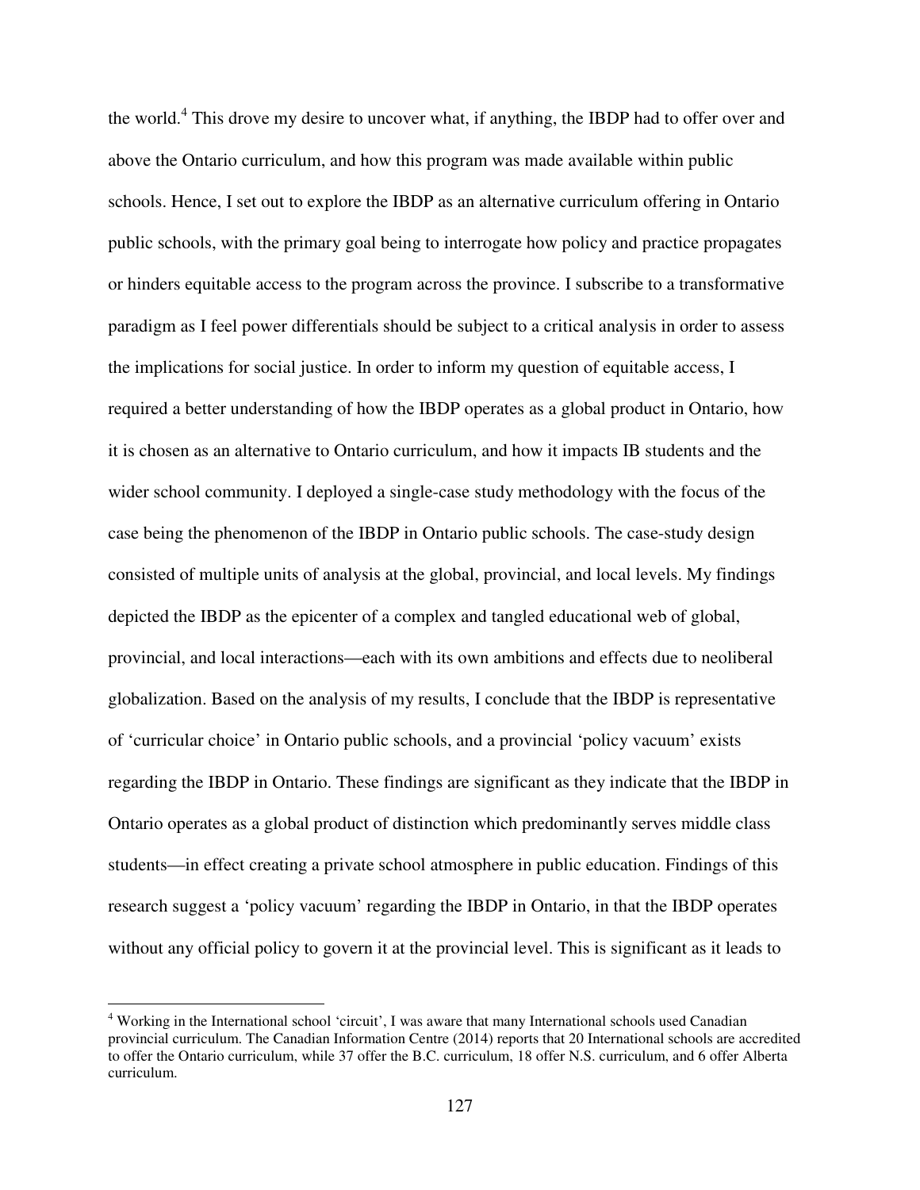the world.[4] This drove my desire to uncover what, if anything, the IBDP had to offer over and above the Ontario curriculum, and how this program was made available within public schools. Hence, I set out to explore the IBDP as an alternative curriculum offering in Ontario public schools, with the primary goal being to interrogate how policy and practice propagates or hinders equitable access to the program across the province. I subscribe to a transformative paradigm as I feel power differentials should be subject to a critical analysis in order to assess the implications for social justice. In order to inform my question of equitable access, I required a better understanding of how the IBDP operates as a global product in Ontario, how it is chosen as an alternative to Ontario curriculum, and how it impacts IB students and the wider school community. I deployed a single-case study methodology with the focus of the case being the phenomenon of the IBDP in Ontario public schools. The case-study design consisted of multiple units of analysis at the global, provincial, and local levels. My findings depicted the IBDP as the epicenter of a complex and tangled educational web of global, provincial, and local interactions—each with its own ambitions and effects due to neoliberal globalization. Based on the analysis of my results, I conclude that the IBDP is representative of 'curricular choice' in Ontario public schools, and a provincial 'policy vacuum' exists regarding the IBDP in Ontario. These findings are significant as they indicate that the IBDP in Ontario operates as a global product of distinction which predominantly serves middle class students—in effect creating a private school atmosphere in public education. Findings of this research suggest a 'policy vacuum' regarding the IBDP in Ontario, in that the IBDP operates without any official policy to govern it at the provincial level. This is significant as it leads to

[4] Working in the International school 'circuit', I was aware that many International schools used Canadian provincial curriculum. The Canadian Information Centre (2014) reports that 20 International schools are accredited to offer the Ontario curriculum, while 37 offer the B.C. curriculum, 18 offer N.S. curriculum, and 6 offer Alberta curriculum.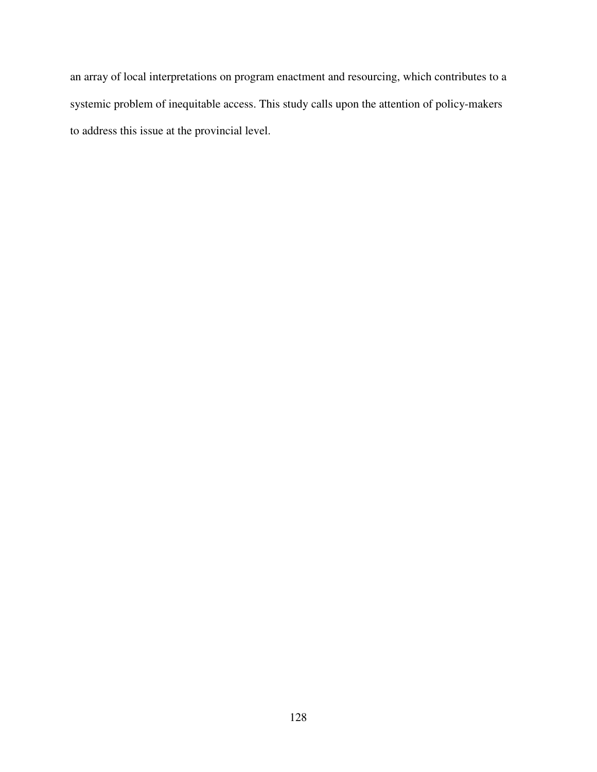an array of local interpretations on program enactment and resourcing, which contributes to a systemic problem of inequitable access. This study calls upon the attention of policy-makers to address this issue at the provincial level.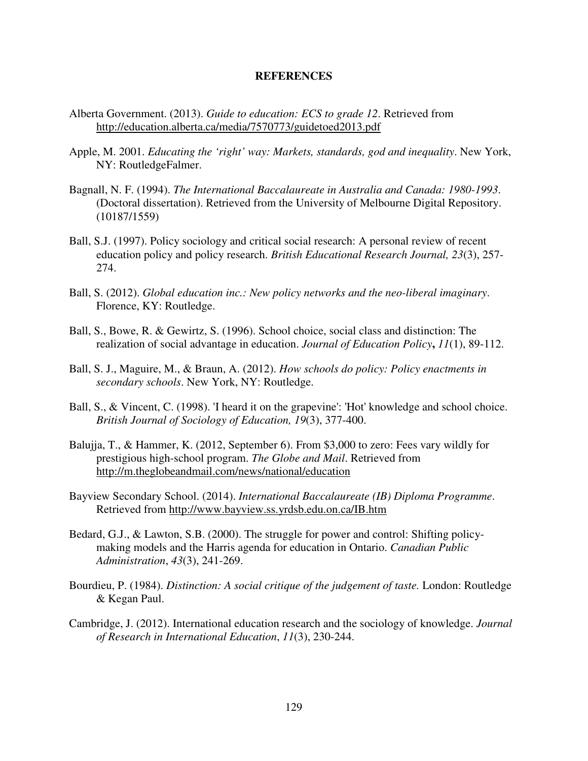# REFERENCES

Alberta Government. (2013). *Guide to education: ECS to grade 12*. Retrieved from http://education.alberta.ca/media/7570773/guidetoed2013.pdf

Apple, M. 2001. *Educating the 'right' way: Markets, standards, god and inequality*. New York, NY: RoutledgeFalmer.

Bagnall, N. F. (1994). *The International Baccalaureate in Australia and Canada: 1980-1993*. (Doctoral dissertation). Retrieved from the University of Melbourne Digital Repository. (10187/1559)

Ball, S.J. (1997). Policy sociology and critical social research: A personal review of recent education policy and policy research. *British Educational Research Journal, 23*(3), 257-274.

Ball, S. (2012). *Global education inc.: New policy networks and the neo-liberal imaginary*. Florence, KY: Routledge.

Ball, S., Bowe, R. & Gewirtz, S. (1996). School choice, social class and distinction: The realization of social advantage in education. *Journal of Education Policy*, *11*(1), 89-112.

Ball, S. J., Maguire, M., & Braun, A. (2012). *How schools do policy: Policy enactments in secondary schools*. New York, NY: Routledge.

Ball, S., & Vincent, C. (1998). 'I heard it on the grapevine': 'Hot' knowledge and school choice. *British Journal of Sociology of Education, 19*(3), 377-400.

Balujja, T., & Hammer, K. (2012, September 6). From $3,000 to zero: Fees vary wildly for prestigious high-school program. *The Globe and Mail*. Retrieved from http://m.theglobeandmail.com/news/national/education

Bayview Secondary School. (2014). *International Baccalaureate (IB) Diploma Programme*. Retrieved from http://www.bayview.ss.yrdsb.edu.on.ca/IB.htm

Bedard, G.J., & Lawton, S.B. (2000). The struggle for power and control: Shifting policy-making models and the Harris agenda for education in Ontario. *Canadian Public Administration*, *43*(3), 241-269.

Bourdieu, P. (1984). *Distinction: A social critique of the judgement of taste.* London: Routledge & Kegan Paul.

Cambridge, J. (2012). International education research and the sociology of knowledge. *Journal of Research in International Education*, *11*(3), 230-244.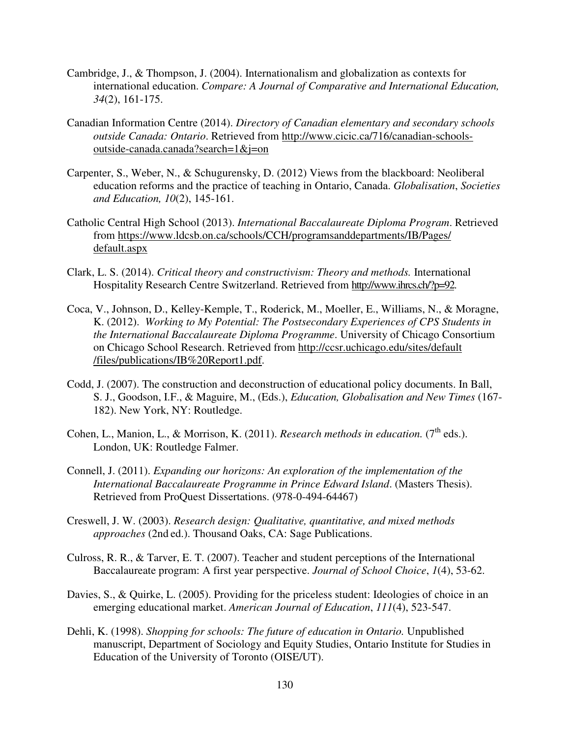Cambridge, J., & Thompson, J. (2004). Internationalism and globalization as contexts for international education. *Compare: A Journal of Comparative and International Education, 34*(2), 161-175.

Canadian Information Centre (2014). *Directory of Canadian elementary and secondary schools outside Canada: Ontario*. Retrieved from http://www.cicic.ca/716/canadian-schools-outside-canada.canada?search=1&j=on

Carpenter, S., Weber, N., & Schugurensky, D. (2012) Views from the blackboard: Neoliberal education reforms and the practice of teaching in Ontario, Canada. *Globalisation*, *Societies and Education, 10*(2), 145-161.

Catholic Central High School (2013). *International Baccalaureate Diploma Program*. Retrieved from https://www.ldcsb.on.ca/schools/CCH/programsanddepartments/IB/Pages/default.aspx

Clark, L. S. (2014). *Critical theory and constructivism: Theory and methods.* International Hospitality Research Centre Switzerland. Retrieved from http://www.ihrcs.ch/?p=92.

Coca, V., Johnson, D., Kelley-Kemple, T., Roderick, M., Moeller, E., Williams, N., & Moragne, K. (2012). *Working to My Potential: The Postsecondary Experiences of CPS Students in the International Baccalaureate Diploma Programme*. University of Chicago Consortium on Chicago School Research. Retrieved from http://ccsr.uchicago.edu/sites/default/files/publications/IB%20Report1.pdf.

Codd, J. (2007). The construction and deconstruction of educational policy documents. In Ball, S. J., Goodson, I.F., & Maguire, M., (Eds.), *Education, Globalisation and New Times* (167-182). New York, NY: Routledge.

Cohen, L., Manion, L., & Morrison, K. (2011). *Research methods in education.* (7th eds.). London, UK: Routledge Falmer.

Connell, J. (2011). *Expanding our horizons: An exploration of the implementation of the International Baccalaureate Programme in Prince Edward Island*. (Masters Thesis). Retrieved from ProQuest Dissertations. (978-0-494-64467)

Creswell, J. W. (2003). *Research design: Qualitative, quantitative, and mixed methods approaches* (2nd ed.). Thousand Oaks, CA: Sage Publications.

Culross, R. R., & Tarver, E. T. (2007). Teacher and student perceptions of the International Baccalaureate program: A first year perspective. *Journal of School Choice*, *1*(4), 53-62.

Davies, S., & Quirke, L. (2005). Providing for the priceless student: Ideologies of choice in an emerging educational market. *American Journal of Education*, *111*(4), 523-547.

Dehli, K. (1998). *Shopping for schools: The future of education in Ontario.* Unpublished manuscript, Department of Sociology and Equity Studies, Ontario Institute for Studies in Education of the University of Toronto (OISE/UT).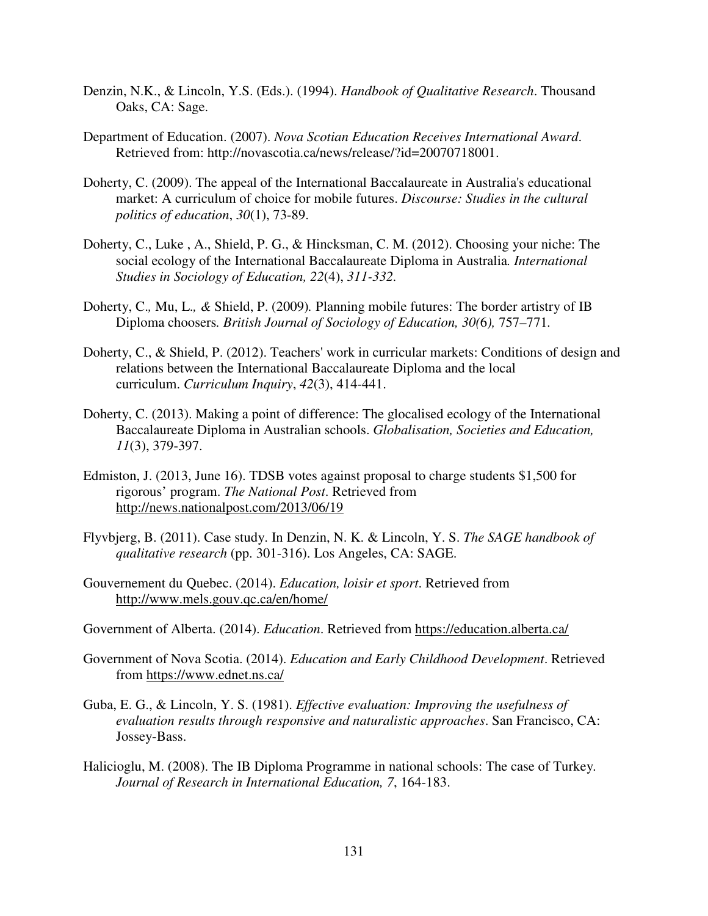Denzin, N.K., & Lincoln, Y.S. (Eds.). (1994). *Handbook of Qualitative Research*. Thousand Oaks, CA: Sage.

Department of Education. (2007). *Nova Scotian Education Receives International Award*. Retrieved from: http://novascotia.ca/news/release/?id=20070718001.

Doherty, C. (2009). The appeal of the International Baccalaureate in Australia's educational market: A curriculum of choice for mobile futures. *Discourse: Studies in the cultural politics of education*, *30*(1), 73-89.

Doherty, C., Luke , A., Shield, P. G., & Hincksman, C. M. (2012). Choosing your niche: The social ecology of the International Baccalaureate Diploma in Australia*. International Studies in Sociology of Education, 22*(4), *311-332*.

Doherty, C*.,* Mu, L*., &* Shield, P. (2009)*.* Planning mobile futures: The border artistry of IB Diploma choosers*. British Journal of Sociology of Education, 30(*6*),* 757–771*.*

Doherty, C., & Shield, P. (2012). Teachers' work in curricular markets: Conditions of design and relations between the International Baccalaureate Diploma and the local curriculum. *Curriculum Inquiry*, *42*(3), 414-441.

Doherty, C. (2013). Making a point of difference: The glocalised ecology of the International Baccalaureate Diploma in Australian schools. *Globalisation, Societies and Education, 11*(3), 379-397.

Edmiston, J. (2013, June 16). TDSB votes against proposal to charge students $1,500 for rigorous' program. *The National Post*. Retrieved from http://news.nationalpost.com/2013/06/19

Flyvbjerg, B. (2011). Case study. In Denzin, N. K. & Lincoln, Y. S. *The SAGE handbook of qualitative research* (pp. 301-316). Los Angeles, CA: SAGE.

Gouvernement du Quebec. (2014). *Education, loisir et sport*. Retrieved from http://www.mels.gouv.qc.ca/en/home/

Government of Alberta. (2014). *Education*. Retrieved from https://education.alberta.ca/

Government of Nova Scotia. (2014). *Education and Early Childhood Development*. Retrieved from https://www.ednet.ns.ca/

Guba, E. G., & Lincoln, Y. S. (1981). *Effective evaluation: Improving the usefulness of evaluation results through responsive and naturalistic approaches*. San Francisco, CA: Jossey-Bass.

Halicioglu, M. (2008). The IB Diploma Programme in national schools: The case of Turkey. *Journal of Research in International Education, 7*, 164-183.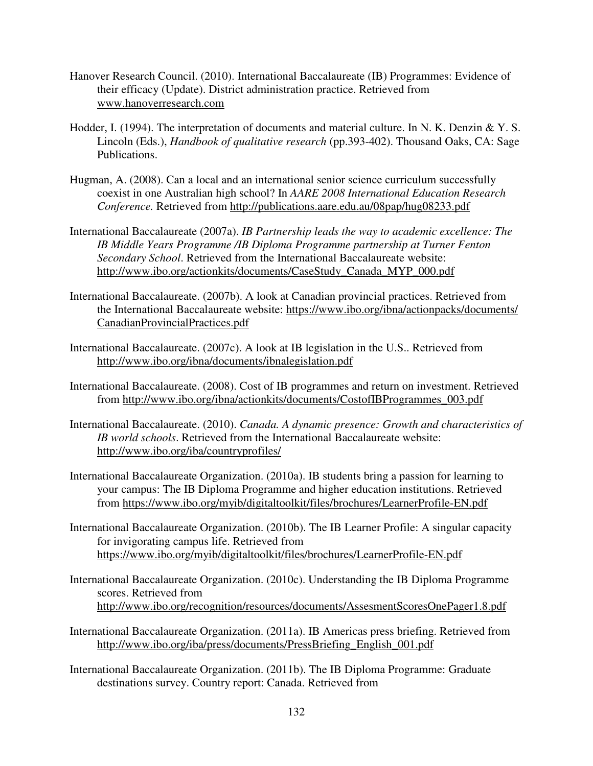Hanover Research Council. (2010). International Baccalaureate (IB) Programmes: Evidence of their efficacy (Update). District administration practice. Retrieved from www.hanoverresearch.com

Hodder, I. (1994). The interpretation of documents and material culture. In N. K. Denzin & Y. S. Lincoln (Eds.), *Handbook of qualitative research* (pp.393-402). Thousand Oaks, CA: Sage Publications.

Hugman, A. (2008). Can a local and an international senior science curriculum successfully coexist in one Australian high school? In *AARE 2008 International Education Research Conference.* Retrieved from http://publications.aare.edu.au/08pap/hug08233.pdf

International Baccalaureate (2007a). *IB Partnership leads the way to academic excellence: The IB Middle Years Programme /IB Diploma Programme partnership at Turner Fenton Secondary School*. Retrieved from the International Baccalaureate website: http://www.ibo.org/actionkits/documents/CaseStudy_Canada_MYP_000.pdf

International Baccalaureate. (2007b). A look at Canadian provincial practices. Retrieved from the International Baccalaureate website: https://www.ibo.org/ibna/actionpacks/documents/CanadianProvincialPractices.pdf

International Baccalaureate. (2007c). A look at IB legislation in the U.S.. Retrieved from http://www.ibo.org/ibna/documents/ibnalegislation.pdf

International Baccalaureate. (2008). Cost of IB programmes and return on investment. Retrieved from http://www.ibo.org/ibna/actionkits/documents/CostofIBProgrammes_003.pdf

International Baccalaureate. (2010). *Canada. A dynamic presence: Growth and characteristics of IB world schools*. Retrieved from the International Baccalaureate website: http://www.ibo.org/iba/countryprofiles/

International Baccalaureate Organization. (2010a). IB students bring a passion for learning to your campus: The IB Diploma Programme and higher education institutions. Retrieved from https://www.ibo.org/myib/digitaltoolkit/files/brochures/LearnerProfile-EN.pdf

International Baccalaureate Organization. (2010b). The IB Learner Profile: A singular capacity for invigorating campus life. Retrieved from https://www.ibo.org/myib/digitaltoolkit/files/brochures/LearnerProfile-EN.pdf

International Baccalaureate Organization. (2010c). Understanding the IB Diploma Programme scores. Retrieved from http://www.ibo.org/recognition/resources/documents/AssesmentScoresOnePager1.8.pdf

International Baccalaureate Organization. (2011a). IB Americas press briefing. Retrieved from http://www.ibo.org/iba/press/documents/PressBriefing_English_001.pdf

International Baccalaureate Organization. (2011b). The IB Diploma Programme: Graduate destinations survey. Country report: Canada. Retrieved from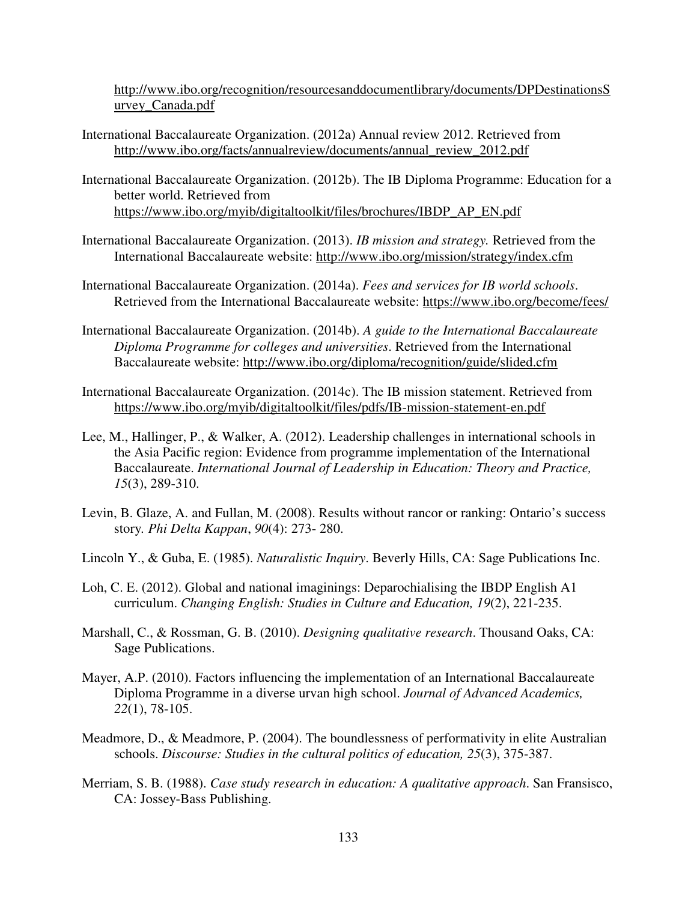http://www.ibo.org/recognition/resourcesanddocumentlibrary/documents/DPDestinationsSurvey_Canada.pdf

International Baccalaureate Organization. (2012a) Annual review 2012. Retrieved from http://www.ibo.org/facts/annualreview/documents/annual_review_2012.pdf

International Baccalaureate Organization. (2012b). The IB Diploma Programme: Education for a better world. Retrieved from https://www.ibo.org/myib/digitaltoolkit/files/brochures/IBDP_AP_EN.pdf

International Baccalaureate Organization. (2013). *IB mission and strategy.* Retrieved from the International Baccalaureate website: http://www.ibo.org/mission/strategy/index.cfm

International Baccalaureate Organization. (2014a). *Fees and services for IB world schools*. Retrieved from the International Baccalaureate website: https://www.ibo.org/become/fees/

International Baccalaureate Organization. (2014b). *A guide to the International Baccalaureate Diploma Programme for colleges and universities*. Retrieved from the International Baccalaureate website: http://www.ibo.org/diploma/recognition/guide/slided.cfm

International Baccalaureate Organization. (2014c). The IB mission statement. Retrieved from https://www.ibo.org/myib/digitaltoolkit/files/pdfs/IB-mission-statement-en.pdf

Lee, M., Hallinger, P., & Walker, A. (2012). Leadership challenges in international schools in the Asia Pacific region: Evidence from programme implementation of the International Baccalaureate. *International Journal of Leadership in Education: Theory and Practice, 15*(3), 289-310.

Levin, B. Glaze, A. and Fullan, M. (2008). Results without rancor or ranking: Ontario's success story. *Phi Delta Kappan*, *90*(4): 273- 280.

Lincoln Y., & Guba, E. (1985). *Naturalistic Inquiry*. Beverly Hills, CA: Sage Publications Inc.

Loh, C. E. (2012). Global and national imaginings: Deparochialising the IBDP English A1 curriculum. *Changing English: Studies in Culture and Education, 19*(2), 221-235.

Marshall, C., & Rossman, G. B. (2010). *Designing qualitative research*. Thousand Oaks, CA: Sage Publications.

Mayer, A.P. (2010). Factors influencing the implementation of an International Baccalaureate Diploma Programme in a diverse urvan high school. *Journal of Advanced Academics, 22*(1), 78-105.

Meadmore, D., & Meadmore, P. (2004). The boundlessness of performativity in elite Australian schools. *Discourse: Studies in the cultural politics of education, 25*(3), 375-387.

Merriam, S. B. (1988). *Case study research in education: A qualitative approach*. San Fransisco, CA: Jossey-Bass Publishing.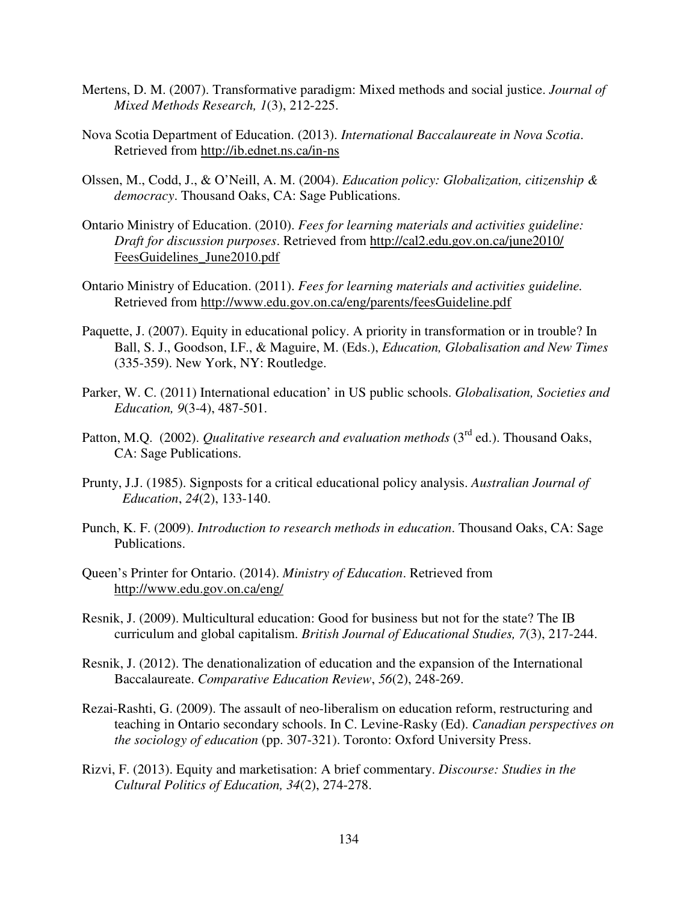Mertens, D. M. (2007). Transformative paradigm: Mixed methods and social justice. *Journal of Mixed Methods Research, 1*(3), 212-225.

Nova Scotia Department of Education. (2013). *International Baccalaureate in Nova Scotia*. Retrieved from http://ib.ednet.ns.ca/in-ns

Olssen, M., Codd, J., & O'Neill, A. M. (2004). *Education policy: Globalization, citizenship & democracy*. Thousand Oaks, CA: Sage Publications.

Ontario Ministry of Education. (2010). *Fees for learning materials and activities guideline: Draft for discussion purposes*. Retrieved from http://cal2.edu.gov.on.ca/june2010/FeesGuidelines_June2010.pdf

Ontario Ministry of Education. (2011). *Fees for learning materials and activities guideline.* Retrieved from http://www.edu.gov.on.ca/eng/parents/feesGuideline.pdf

Paquette, J. (2007). Equity in educational policy. A priority in transformation or in trouble? In Ball, S. J., Goodson, I.F., & Maguire, M. (Eds.), *Education, Globalisation and New Times* (335-359). New York, NY: Routledge.

Parker, W. C. (2011) International education' in US public schools. *Globalisation, Societies and Education, 9*(3-4), 487-501.

Patton, M.Q. (2002). *Qualitative research and evaluation methods* (3rd ed.). Thousand Oaks, CA: Sage Publications.

Prunty, J.J. (1985). Signposts for a critical educational policy analysis. *Australian Journal of Education*, *24*(2), 133-140.

Punch, K. F. (2009). *Introduction to research methods in education*. Thousand Oaks, CA: Sage Publications.

Queen's Printer for Ontario. (2014). *Ministry of Education*. Retrieved from http://www.edu.gov.on.ca/eng/

Resnik, J. (2009). Multicultural education: Good for business but not for the state? The IB curriculum and global capitalism. *British Journal of Educational Studies, 7*(3), 217-244.

Resnik, J. (2012). The denationalization of education and the expansion of the International Baccalaureate. *Comparative Education Review*, *56*(2), 248-269.

Rezai-Rashti, G. (2009). The assault of neo-liberalism on education reform, restructuring and teaching in Ontario secondary schools. In C. Levine-Rasky (Ed). *Canadian perspectives on the sociology of education* (pp. 307-321). Toronto: Oxford University Press.

Rizvi, F. (2013). Equity and marketisation: A brief commentary. *Discourse: Studies in the Cultural Politics of Education, 34*(2), 274-278.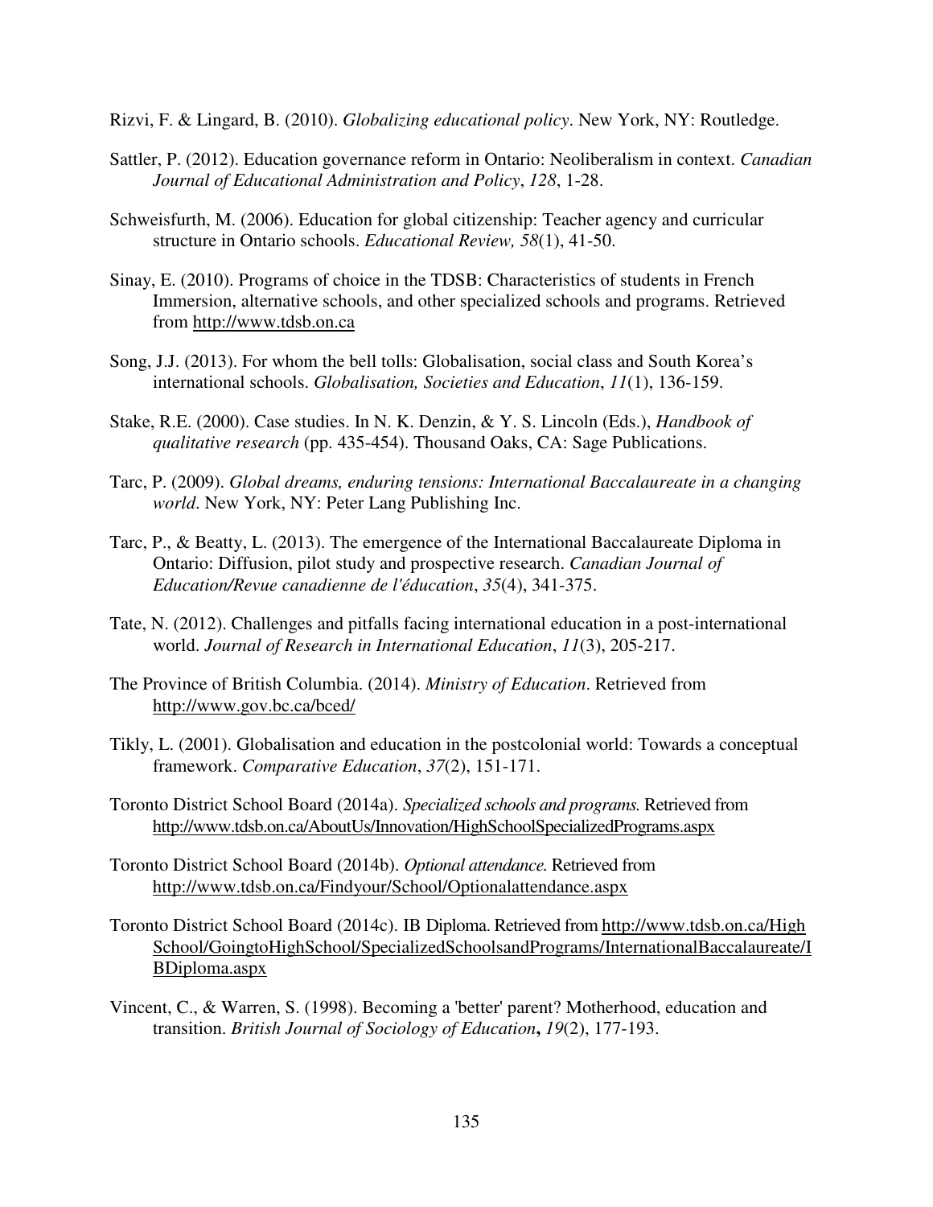Rizvi, F. & Lingard, B. (2010). *Globalizing educational policy*. New York, NY: Routledge.

Sattler, P. (2012). Education governance reform in Ontario: Neoliberalism in context. *Canadian Journal of Educational Administration and Policy*, *128*, 1-28.

Schweisfurth, M. (2006). Education for global citizenship: Teacher agency and curricular structure in Ontario schools. *Educational Review, 58*(1), 41-50.

Sinay, E. (2010). Programs of choice in the TDSB: Characteristics of students in French Immersion, alternative schools, and other specialized schools and programs. Retrieved from http://www.tdsb.on.ca

Song, J.J. (2013). For whom the bell tolls: Globalisation, social class and South Korea's international schools. *Globalisation, Societies and Education*, *11*(1), 136-159.

Stake, R.E. (2000). Case studies. In N. K. Denzin, & Y. S. Lincoln (Eds.), *Handbook of qualitative research* (pp. 435-454). Thousand Oaks, CA: Sage Publications.

Tarc, P. (2009). *Global dreams, enduring tensions: International Baccalaureate in a changing world*. New York, NY: Peter Lang Publishing Inc.

Tarc, P., & Beatty, L. (2013). The emergence of the International Baccalaureate Diploma in Ontario: Diffusion, pilot study and prospective research. *Canadian Journal of Education/Revue canadienne de l'éducation*, *35*(4), 341-375.

Tate, N. (2012). Challenges and pitfalls facing international education in a post-international world. *Journal of Research in International Education*, *11*(3), 205-217.

The Province of British Columbia. (2014). *Ministry of Education*. Retrieved from http://www.gov.bc.ca/bced/

Tikly, L. (2001). Globalisation and education in the postcolonial world: Towards a conceptual framework. *Comparative Education*, *37*(2), 151-171.

Toronto District School Board (2014a). *Specialized schools and programs.* Retrieved from http://www.tdsb.on.ca/AboutUs/Innovation/HighSchoolSpecializedPrograms.aspx

Toronto District School Board (2014b). *Optional attendance.* Retrieved from http://www.tdsb.on.ca/Findyour/School/Optionalattendance.aspx

Toronto District School Board (2014c). IB Diploma. Retrieved from http://www.tdsb.on.ca/High School/GoingtoHighSchool/SpecializedSchoolsandPrograms/InternationalBaccalaureate/IBDiploma.aspx

Vincent, C., & Warren, S. (1998). Becoming a 'better' parent? Motherhood, education and transition. *British Journal of Sociology of Education***,** *19*(2), 177-193.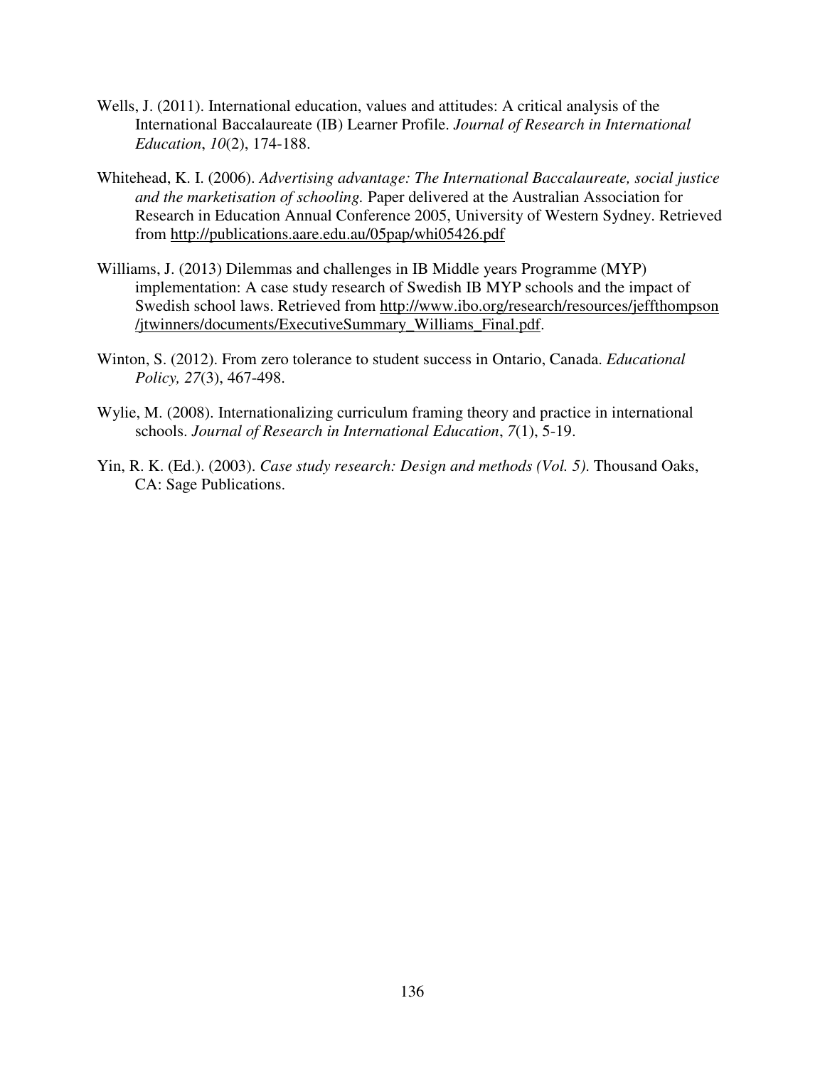Wells, J. (2011). International education, values and attitudes: A critical analysis of the International Baccalaureate (IB) Learner Profile. *Journal of Research in International Education*, *10*(2), 174-188.

Whitehead, K. I. (2006). *Advertising advantage: The International Baccalaureate, social justice and the marketisation of schooling.* Paper delivered at the Australian Association for Research in Education Annual Conference 2005, University of Western Sydney. Retrieved from http://publications.aare.edu.au/05pap/whi05426.pdf

Williams, J. (2013) Dilemmas and challenges in IB Middle years Programme (MYP) implementation: A case study research of Swedish IB MYP schools and the impact of Swedish school laws. Retrieved from http://www.ibo.org/research/resources/jeffthompson/jtwinners/documents/ExecutiveSummary_Williams_Final.pdf.

Winton, S. (2012). From zero tolerance to student success in Ontario, Canada. *Educational Policy, 27*(3), 467-498.

Wylie, M. (2008). Internationalizing curriculum framing theory and practice in international schools. *Journal of Research in International Education*, *7*(1), 5-19.

Yin, R. K. (Ed.). (2003). *Case study research: Design and methods (Vol. 5).* Thousand Oaks, CA: Sage Publications.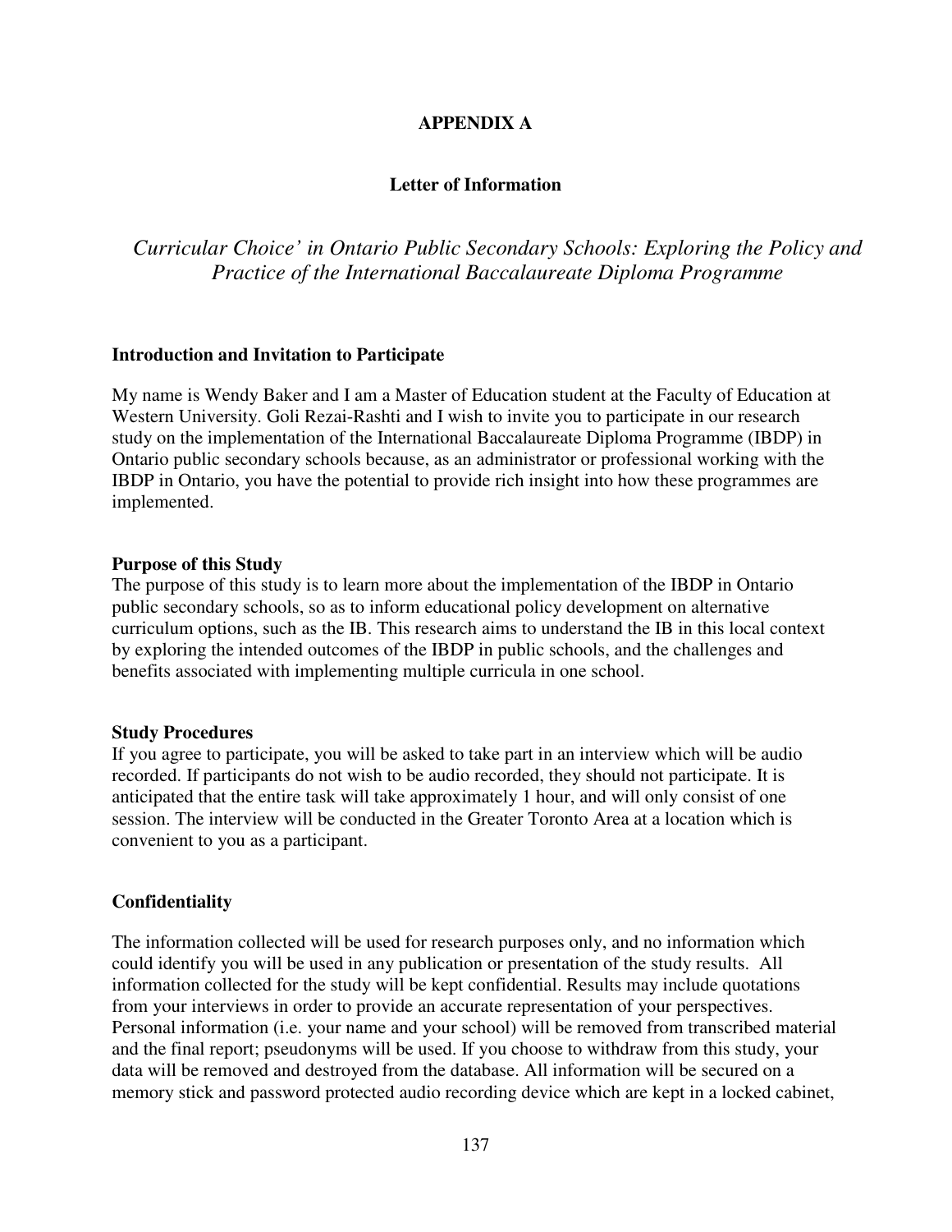# APPENDIX A

## Letter of Information

*Curricular Choice' in Ontario Public Secondary Schools: Exploring the Policy and Practice of the International Baccalaureate Diploma Programme*

### Introduction and Invitation to Participate

My name is Wendy Baker and I am a Master of Education student at the Faculty of Education at Western University. Goli Rezai-Rashti and I wish to invite you to participate in our research study on the implementation of the International Baccalaureate Diploma Programme (IBDP) in Ontario public secondary schools because, as an administrator or professional working with the IBDP in Ontario, you have the potential to provide rich insight into how these programmes are implemented.

### Purpose of this Study

The purpose of this study is to learn more about the implementation of the IBDP in Ontario public secondary schools, so as to inform educational policy development on alternative curriculum options, such as the IB. This research aims to understand the IB in this local context by exploring the intended outcomes of the IBDP in public schools, and the challenges and benefits associated with implementing multiple curricula in one school.

### Study Procedures

If you agree to participate, you will be asked to take part in an interview which will be audio recorded. If participants do not wish to be audio recorded, they should not participate. It is anticipated that the entire task will take approximately 1 hour, and will only consist of one session. The interview will be conducted in the Greater Toronto Area at a location which is convenient to you as a participant.

### Confidentiality

The information collected will be used for research purposes only, and no information which could identify you will be used in any publication or presentation of the study results. All information collected for the study will be kept confidential. Results may include quotations from your interviews in order to provide an accurate representation of your perspectives. Personal information (i.e. your name and your school) will be removed from transcribed material and the final report; pseudonyms will be used. If you choose to withdraw from this study, your data will be removed and destroyed from the database. All information will be secured on a memory stick and password protected audio recording device which are kept in a locked cabinet,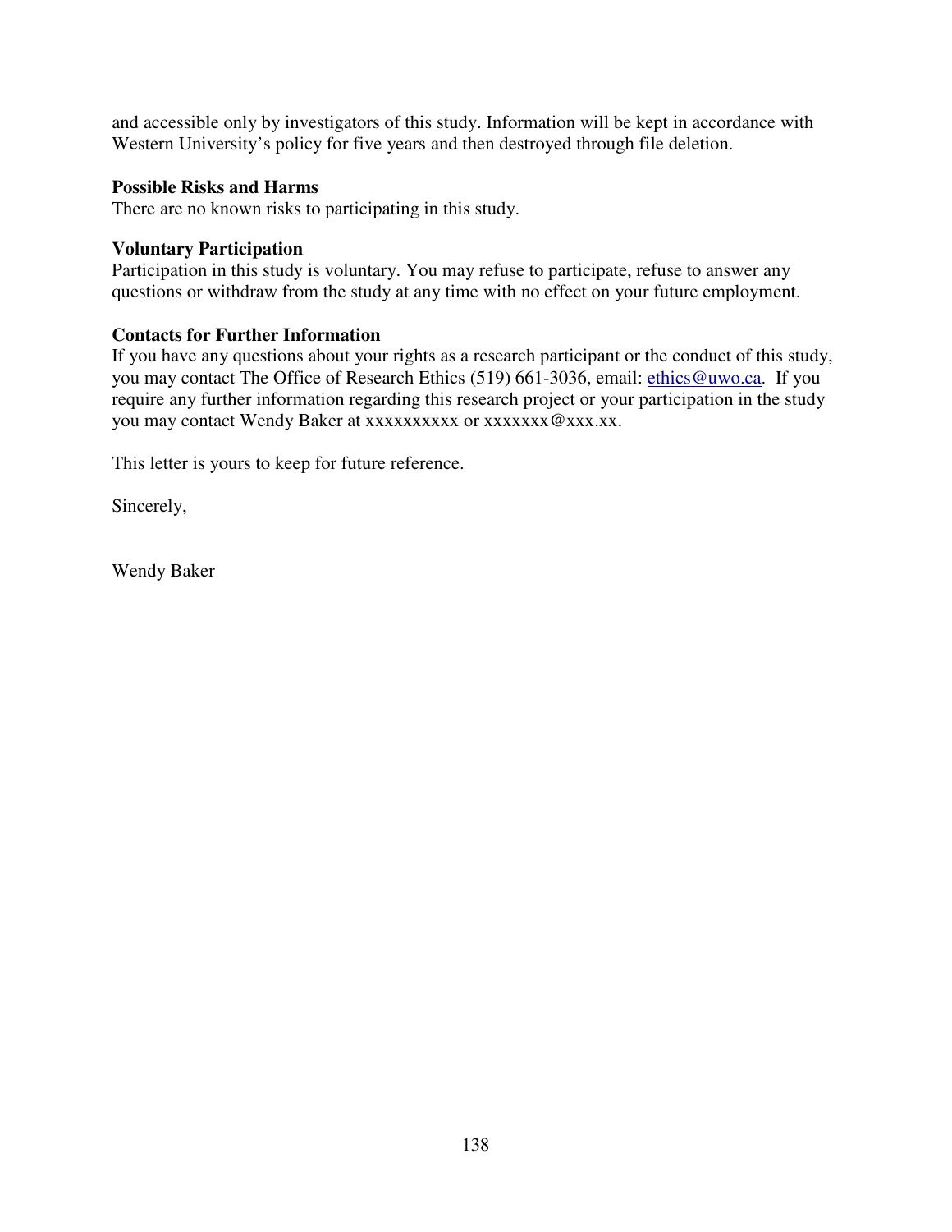and accessible only by investigators of this study. Information will be kept in accordance with Western University's policy for five years and then destroyed through file deletion.

**Possible Risks and Harms**
There are no known risks to participating in this study.

**Voluntary Participation**
Participation in this study is voluntary. You may refuse to participate, refuse to answer any questions or withdraw from the study at any time with no effect on your future employment.

**Contacts for Further Information**
If you have any questions about your rights as a research participant or the conduct of this study, you may contact The Office of Research Ethics (519) 661-3036, email: ethics@uwo.ca. If you require any further information regarding this research project or your participation in the study you may contact Wendy Baker at xxxxxxxxxx or xxxxxxx@xxx.xx.

This letter is yours to keep for future reference.

Sincerely,

Wendy Baker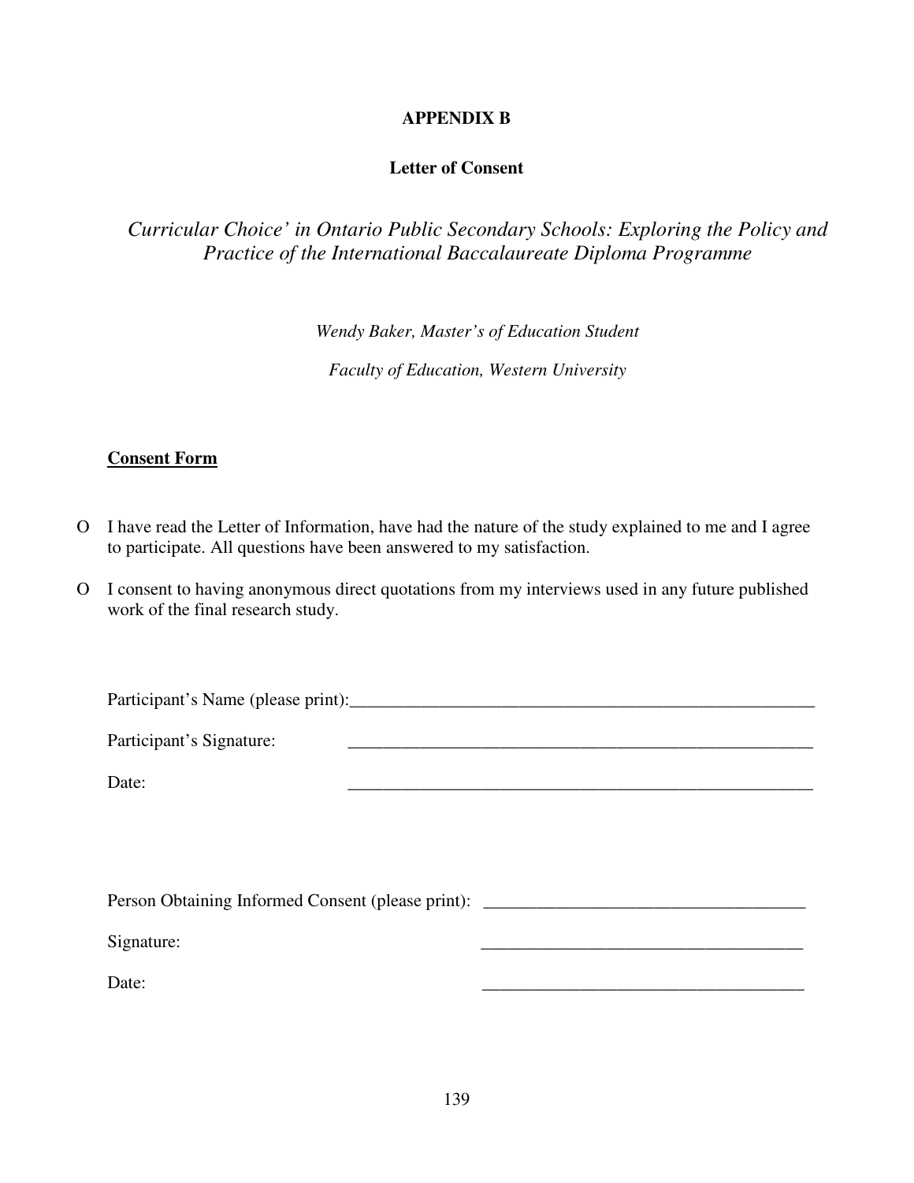**APPENDIX B**

**Letter of Consent**

*Curricular Choice' in Ontario Public Secondary Schools: Exploring the Policy and Practice of the International Baccalaureate Diploma Programme*

*Wendy Baker, Master's of Education Student*

*Faculty of Education, Western University*

**Consent Form**

O I have read the Letter of Information, have had the nature of the study explained to me and I agree to participate. All questions have been answered to my satisfaction.

O I consent to having anonymous direct quotations from my interviews used in any future published work of the final research study.

Participant's Name (please print):_______________________________________________________

Participant's Signature: _______________________________________________________

Date: _______________________________________________________

Person Obtaining Informed Consent (please print): ____________________________________

Signature: ____________________________________

Date: ____________________________________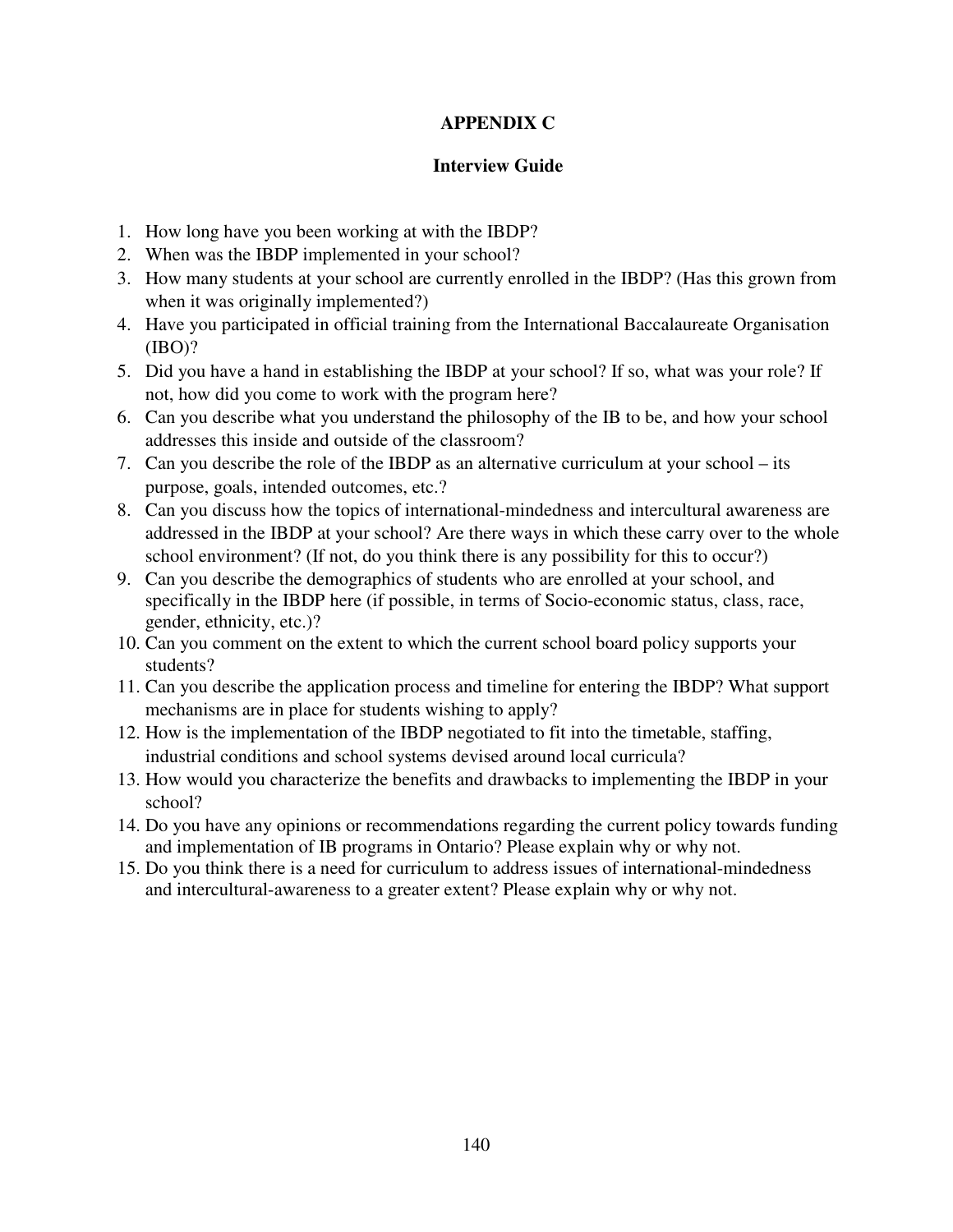# APPENDIX C

## Interview Guide

1. How long have you been working at with the IBDP?
2. When was the IBDP implemented in your school?
3. How many students at your school are currently enrolled in the IBDP? (Has this grown from when it was originally implemented?)
4. Have you participated in official training from the International Baccalaureate Organisation (IBO)?
5. Did you have a hand in establishing the IBDP at your school? If so, what was your role? If not, how did you come to work with the program here?
6. Can you describe what you understand the philosophy of the IB to be, and how your school addresses this inside and outside of the classroom?
7. Can you describe the role of the IBDP as an alternative curriculum at your school – its purpose, goals, intended outcomes, etc.?
8. Can you discuss how the topics of international-mindedness and intercultural awareness are addressed in the IBDP at your school? Are there ways in which these carry over to the whole school environment? (If not, do you think there is any possibility for this to occur?)
9. Can you describe the demographics of students who are enrolled at your school, and specifically in the IBDP here (if possible, in terms of Socio-economic status, class, race, gender, ethnicity, etc.)?
10. Can you comment on the extent to which the current school board policy supports your students?
11. Can you describe the application process and timeline for entering the IBDP? What support mechanisms are in place for students wishing to apply?
12. How is the implementation of the IBDP negotiated to fit into the timetable, staffing, industrial conditions and school systems devised around local curricula?
13. How would you characterize the benefits and drawbacks to implementing the IBDP in your school?
14. Do you have any opinions or recommendations regarding the current policy towards funding and implementation of IB programs in Ontario? Please explain why or why not.
15. Do you think there is a need for curriculum to address issues of international-mindedness and intercultural-awareness to a greater extent? Please explain why or why not.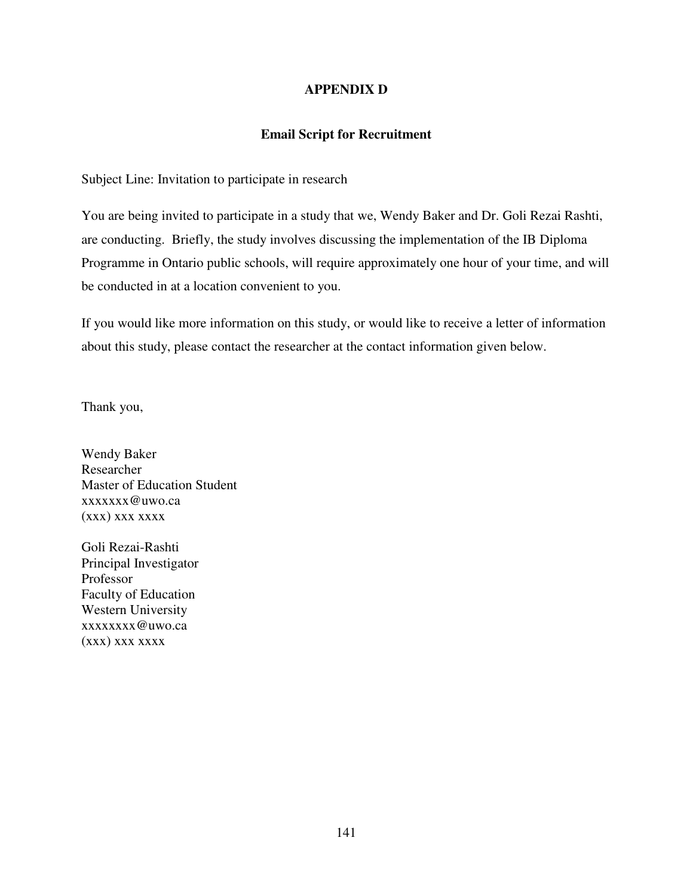# APPENDIX D

## Email Script for Recruitment

Subject Line: Invitation to participate in research

You are being invited to participate in a study that we, Wendy Baker and Dr. Goli Rezai Rashti, are conducting.  Briefly, the study involves discussing the implementation of the IB Diploma Programme in Ontario public schools, will require approximately one hour of your time, and will be conducted in at a location convenient to you.

If you would like more information on this study, or would like to receive a letter of information about this study, please contact the researcher at the contact information given below.

Thank you,

Wendy Baker  
Researcher  
Master of Education Student  
xxxxxxx@uwo.ca  
(xxx) xxx xxxx

Goli Rezai-Rashti  
Principal Investigator  
Professor  
Faculty of Education  
Western University  
xxxxxxxx@uwo.ca  
(xxx) xxx xxxx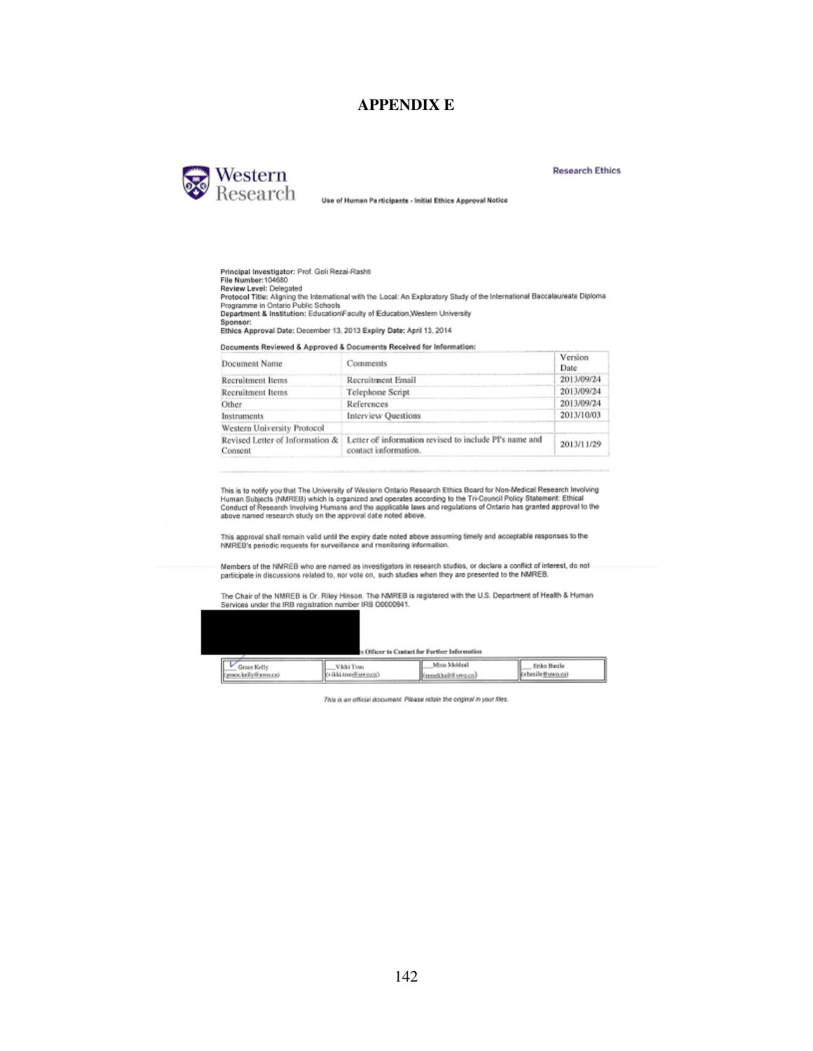# APPENDIX E

Western Research

Research Ethics

Use of Human Participants - Initial Ethics Approval Notice

**Principal Investigator:** Prof. Goli Rezai-Rashti
**File Number:** 104680
**Review Level:** Delegated
**Protocol Title:** Aligning the International with the Local: An Exploratory Study of the International Baccalaureate Diploma Programme in Ontario Public Schools
**Department & Institution:** Education\Faculty of Education,Western University
**Sponsor:**
**Ethics Approval Date:** December 13, 2013 **Expiry Date:** April 13, 2014

**Documents Reviewed & Approved & Documents Received for Information:**

| Document Name | Comments | Version Date |
|---|---|---|
| Recruitment Items | Recruitment Email | 2013/09/24 |
| Recruitment Items | Telephone Script | 2013/09/24 |
| Other | References | 2013/09/24 |
| Instruments | Interview Questions | 2013/10/03 |
| Western University Protocol | | |
| Revised Letter of Information & Consent | Letter of information revised to include PI's name and contact information. | 2013/11/29 |

This is to notify you that The University of Western Ontario Research Ethics Board for Non-Medical Research Involving Human Subjects (NMREB) which is organized and operates according to the Tri-Council Policy Statement: Ethical Conduct of Research Involving Humans and the applicable laws and regulations of Ontario has granted approval to the above named research study on the approval date noted above.

This approval shall remain valid until the expiry date noted above assuming timely and acceptable responses to the NMREB's periodic requests for surveillance and monitoring information.

Members of the NMREB who are named as investigators in research studies, or declare a conflict of interest, do not participate in discussions related to, nor vote on, such studies when they are presented to the NMREB.

The Chair of the NMREB is Dr. Riley Hinson. The NMREB is registered with the U.S. Department of Health & Human Services under the IRB registration number IRB 00000941.

Ethics Officer to Contact for Further Information

| Grace Kelly (grace.kelly@uwo.ca) | Vikki Tran (vikki.tran@uwo.ca) | Mina Mekhail (mmekhail@uwo.ca) | Erika Basile (ebasile@uwo.ca) |
|---|---|---|---|

*This is an official document. Please retain the original in your files.*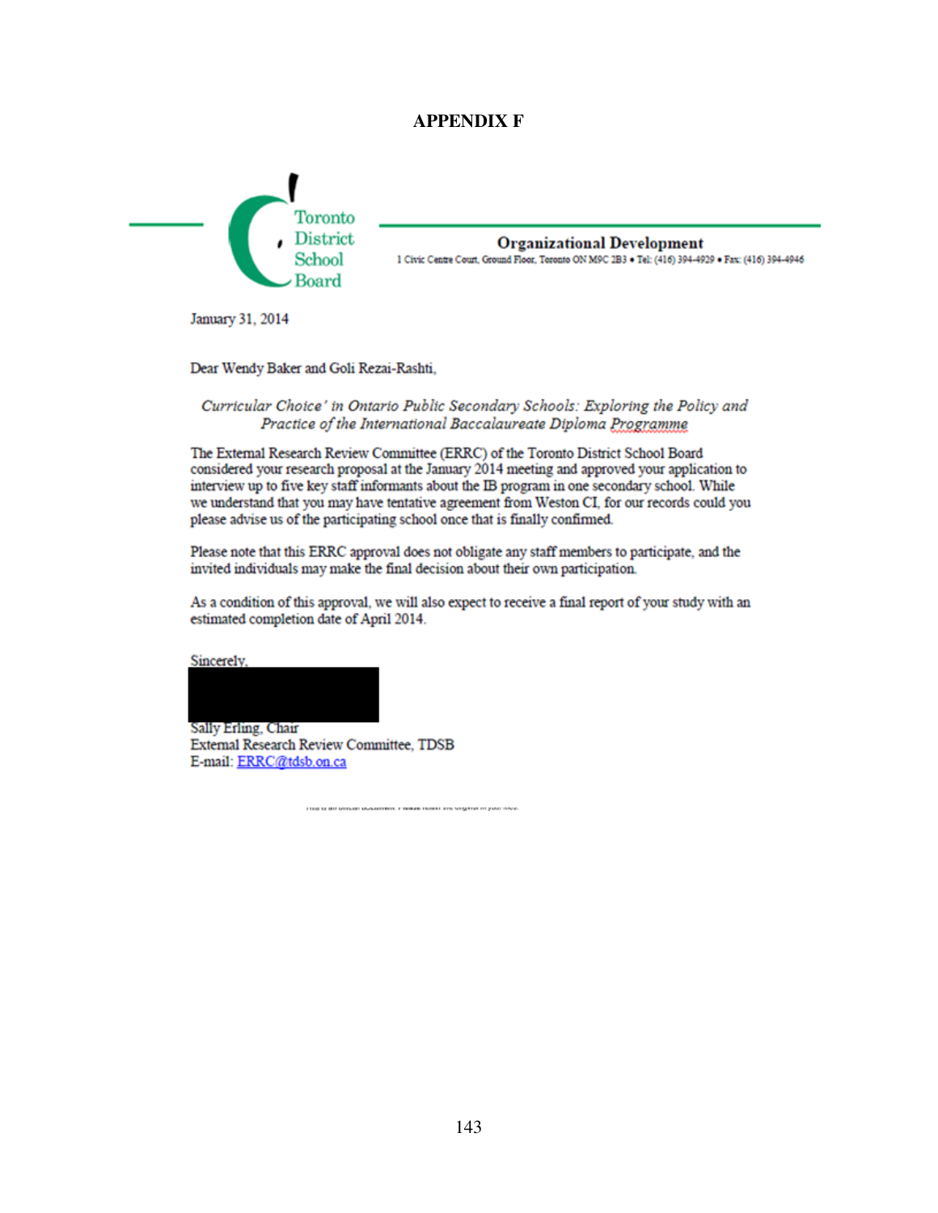# APPENDIX F

Toronto District School Board

**Organizational Development**

1 Civic Centre Court, Ground Floor, Toronto ON M9C 2B3 • Tel: (416) 394-4929 • Fax: (416) 394-4946

January 31, 2014

Dear Wendy Baker and Goli Rezai-Rashti,

*Curricular Choice' in Ontario Public Secondary Schools: Exploring the Policy and Practice of the International Baccalaureate Diploma Programme*

The External Research Review Committee (ERRC) of the Toronto District School Board considered your research proposal at the January 2014 meeting and approved your application to interview up to five key staff informants about the IB program in one secondary school. While we understand that you may have tentative agreement from Weston CI, for our records could you please advise us of the participating school once that is finally confirmed.

Please note that this ERRC approval does not obligate any staff members to participate, and the invited individuals may make the final decision about their own participation.

As a condition of this approval, we will also expect to receive a final report of your study with an estimated completion date of April 2014.

Sincerely,

Sally Erling, Chair
External Research Review Committee, TDSB
E-mail: ERRC@tdsb.on.ca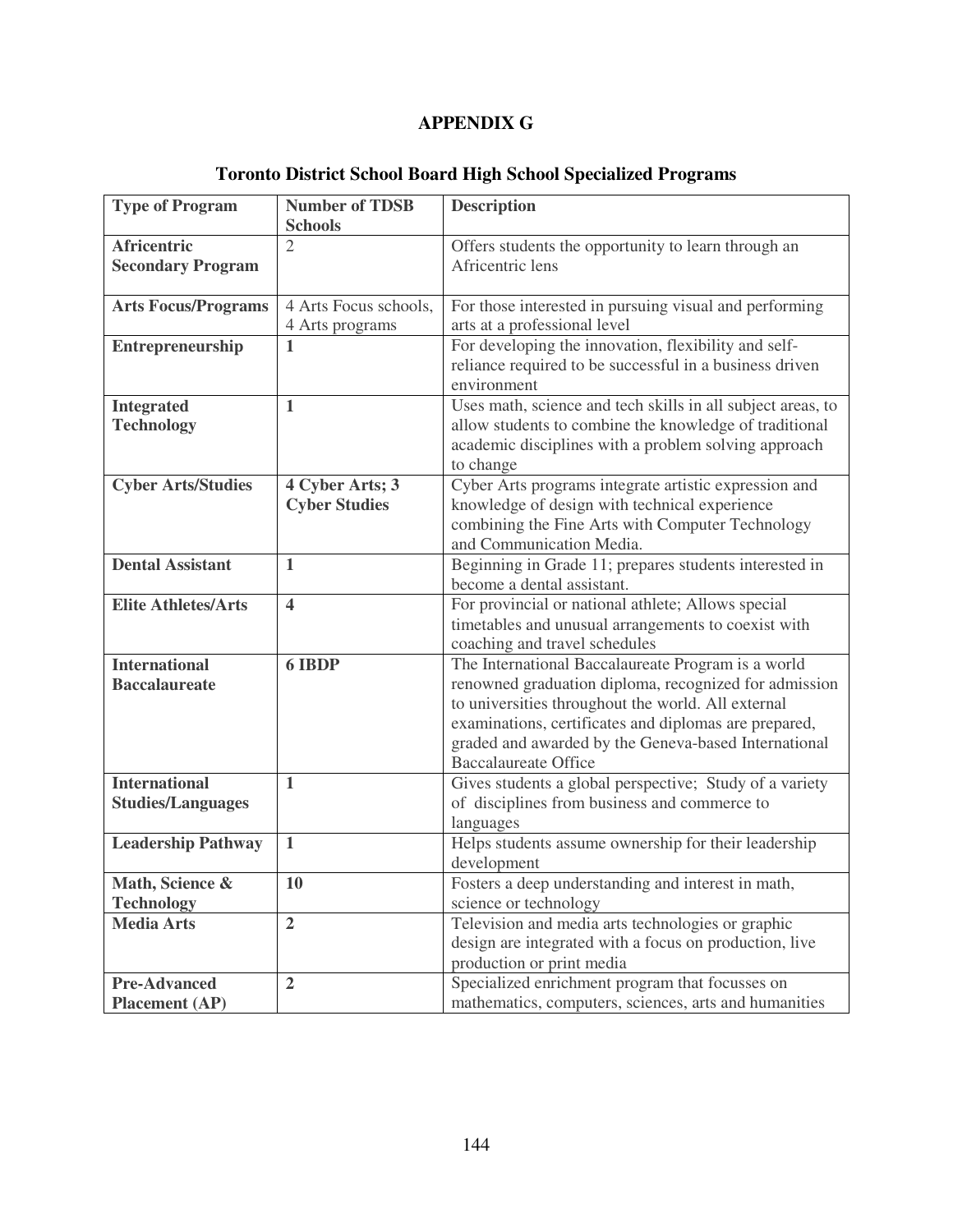## APPENDIX G

### Toronto District School Board High School Specialized Programs

| Type of Program | Number of TDSB Schools | Description |
|---|---|---|
| **Africentric Secondary Program** | 2 | Offers students the opportunity to learn through an Africentric lens |
| **Arts Focus/Programs** | 4 Arts Focus schools, 4 Arts programs | For those interested in pursuing visual and performing arts at a professional level |
| **Entrepreneurship** | **1** | For developing the innovation, flexibility and self-reliance required to be successful in a business driven environment |
| **Integrated Technology** | **1** | Uses math, science and tech skills in all subject areas, to allow students to combine the knowledge of traditional academic disciplines with a problem solving approach to change |
| **Cyber Arts/Studies** | **4 Cyber Arts; 3 Cyber Studies** | Cyber Arts programs integrate artistic expression and knowledge of design with technical experience combining the Fine Arts with Computer Technology and Communication Media. |
| **Dental Assistant** | **1** | Beginning in Grade 11; prepares students interested in become a dental assistant. |
| **Elite Athletes/Arts** | **4** | For provincial or national athlete; Allows special timetables and unusual arrangements to coexist with coaching and travel schedules |
| **International Baccalaureate** | **6 IBDP** | The International Baccalaureate Program is a world renowned graduation diploma, recognized for admission to universities throughout the world. All external examinations, certificates and diplomas are prepared, graded and awarded by the Geneva-based International Baccalaureate Office |
| **International Studies/Languages** | **1** | Gives students a global perspective; Study of a variety of disciplines from business and commerce to languages |
| **Leadership Pathway** | **1** | Helps students assume ownership for their leadership development |
| **Math, Science & Technology** | **10** | Fosters a deep understanding and interest in math, science or technology |
| **Media Arts** | **2** | Television and media arts technologies or graphic design are integrated with a focus on production, live production or print media |
| **Pre-Advanced Placement (AP)** | **2** | Specialized enrichment program that focusses on mathematics, computers, sciences, arts and humanities |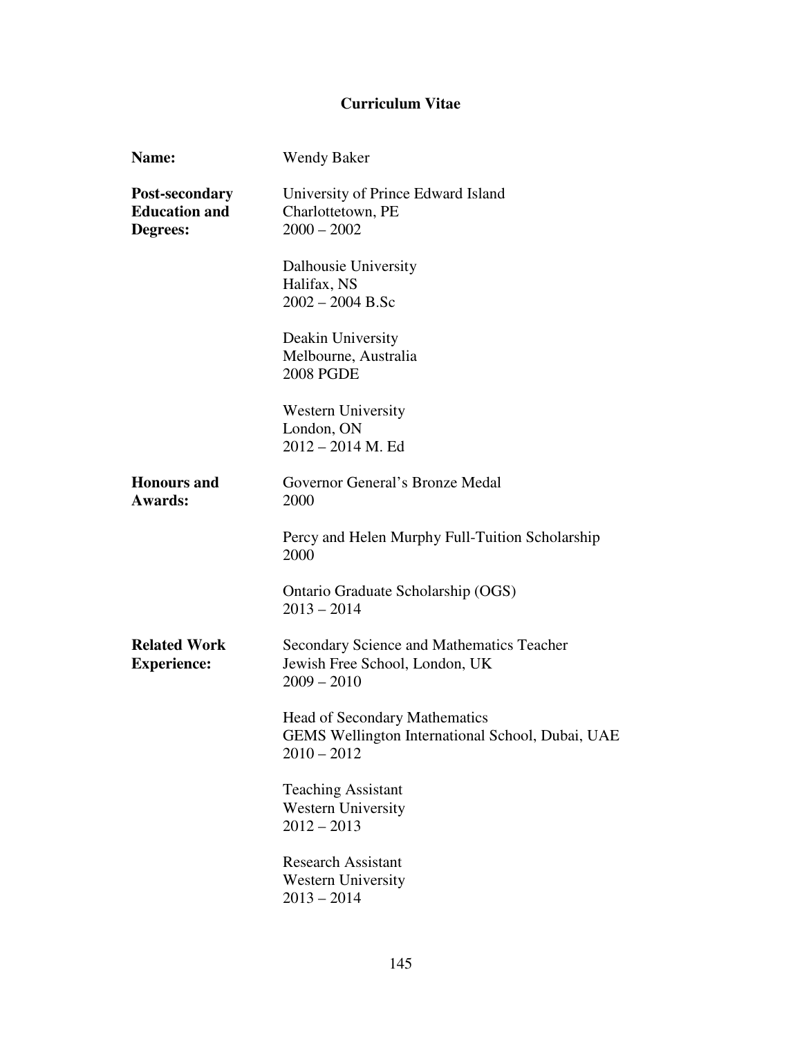# Curriculum Vitae

**Name:** Wendy Baker

**Post-secondary Education and Degrees:**

University of Prince Edward Island
Charlottetown, PE
2000 – 2002

Dalhousie University
Halifax, NS
2002 – 2004 B.Sc

Deakin University
Melbourne, Australia
2008 PGDE

Western University
London, ON
2012 – 2014 M. Ed

**Honours and Awards:**

Governor General's Bronze Medal
2000

Percy and Helen Murphy Full-Tuition Scholarship
2000

Ontario Graduate Scholarship (OGS)
2013 – 2014

**Related Work Experience:**

Secondary Science and Mathematics Teacher
Jewish Free School, London, UK
2009 – 2010

Head of Secondary Mathematics
GEMS Wellington International School, Dubai, UAE
2010 – 2012

Teaching Assistant
Western University
2012 – 2013

Research Assistant
Western University
2013 – 2014